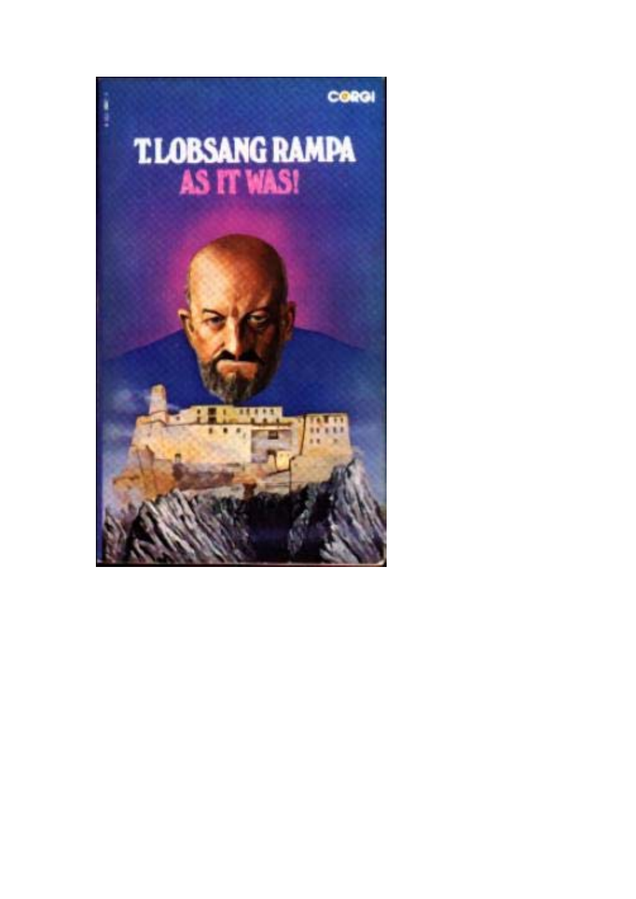CORGI

# T. LOBSANG RAMPA

## AS IT WAS!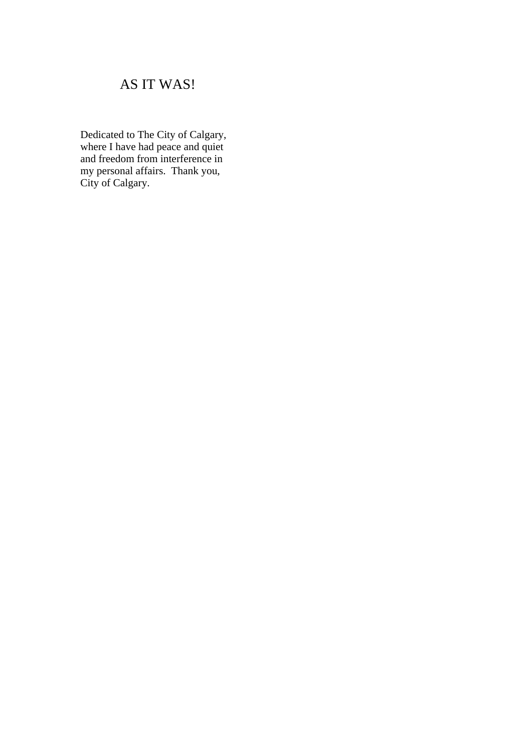# AS IT WAS!

Dedicated to The City of Calgary, where I have had peace and quiet and freedom from interference in my personal affairs. Thank you, City of Calgary.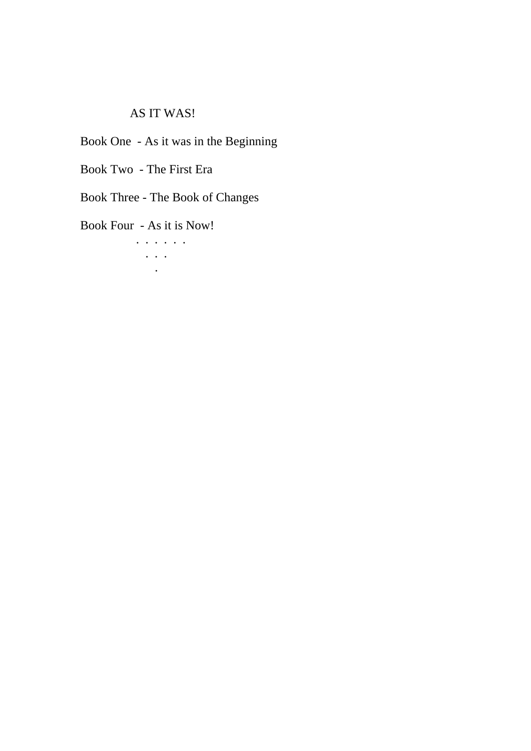# AS IT WAS!

Book One - As it was in the Beginning

Book Two - The First Era

Book Three - The Book of Changes

Book Four - As it is Now!

. . . . . .
. . .
.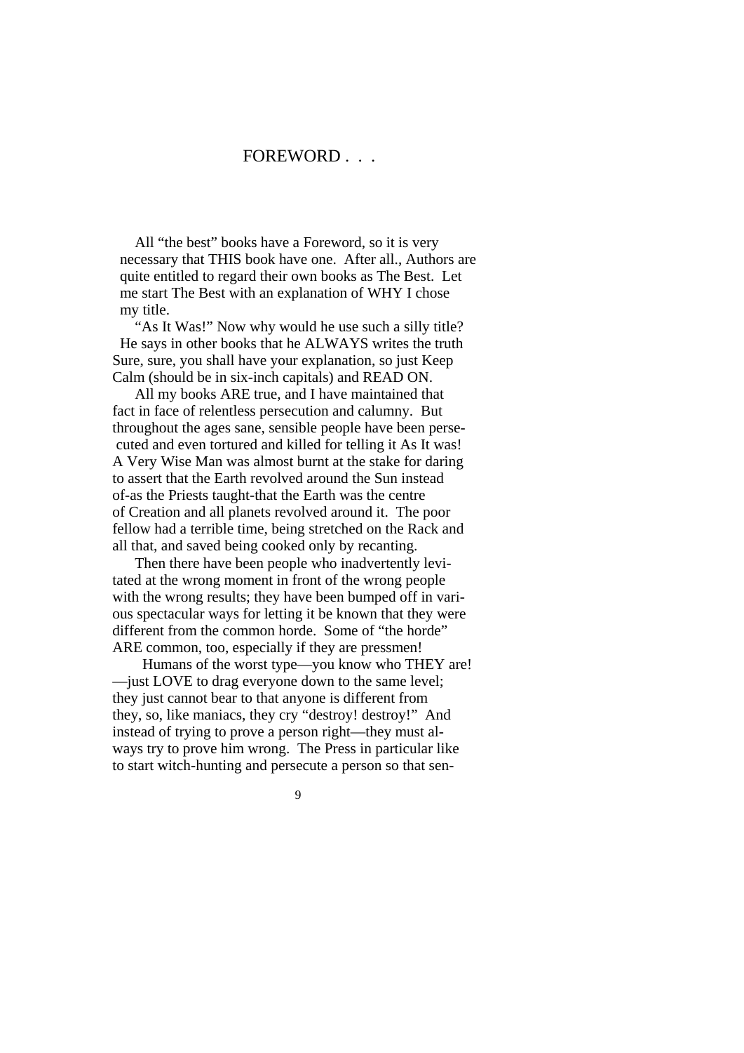# FOREWORD . . .

All "the best" books have a Foreword, so it is very necessary that THIS book have one. After all., Authors are quite entitled to regard their own books as The Best. Let me start The Best with an explanation of WHY I chose my title.

"As It Was!" Now why would he use such a silly title? He says in other books that he ALWAYS writes the truth Sure, sure, you shall have your explanation, so just Keep Calm (should be in six-inch capitals) and READ ON.

All my books ARE true, and I have maintained that fact in face of relentless persecution and calumny. But throughout the ages sane, sensible people have been persecuted and even tortured and killed for telling it As It was! A Very Wise Man was almost burnt at the stake for daring to assert that the Earth revolved around the Sun instead of-as the Priests taught-that the Earth was the centre of Creation and all planets revolved around it. The poor fellow had a terrible time, being stretched on the Rack and all that, and saved being cooked only by recanting.

Then there have been people who inadvertently levitated at the wrong moment in front of the wrong people with the wrong results; they have been bumped off in various spectacular ways for letting it be known that they were different from the common horde. Some of "the horde" ARE common, too, especially if they are pressmen!

Humans of the worst type—you know who THEY are! —just LOVE to drag everyone down to the same level; they just cannot bear to that anyone is different from they, so, like maniacs, they cry "destroy! destroy!" And instead of trying to prove a person right—they must always try to prove him wrong. The Press in particular like to start witch-hunting and persecute a person so that sen-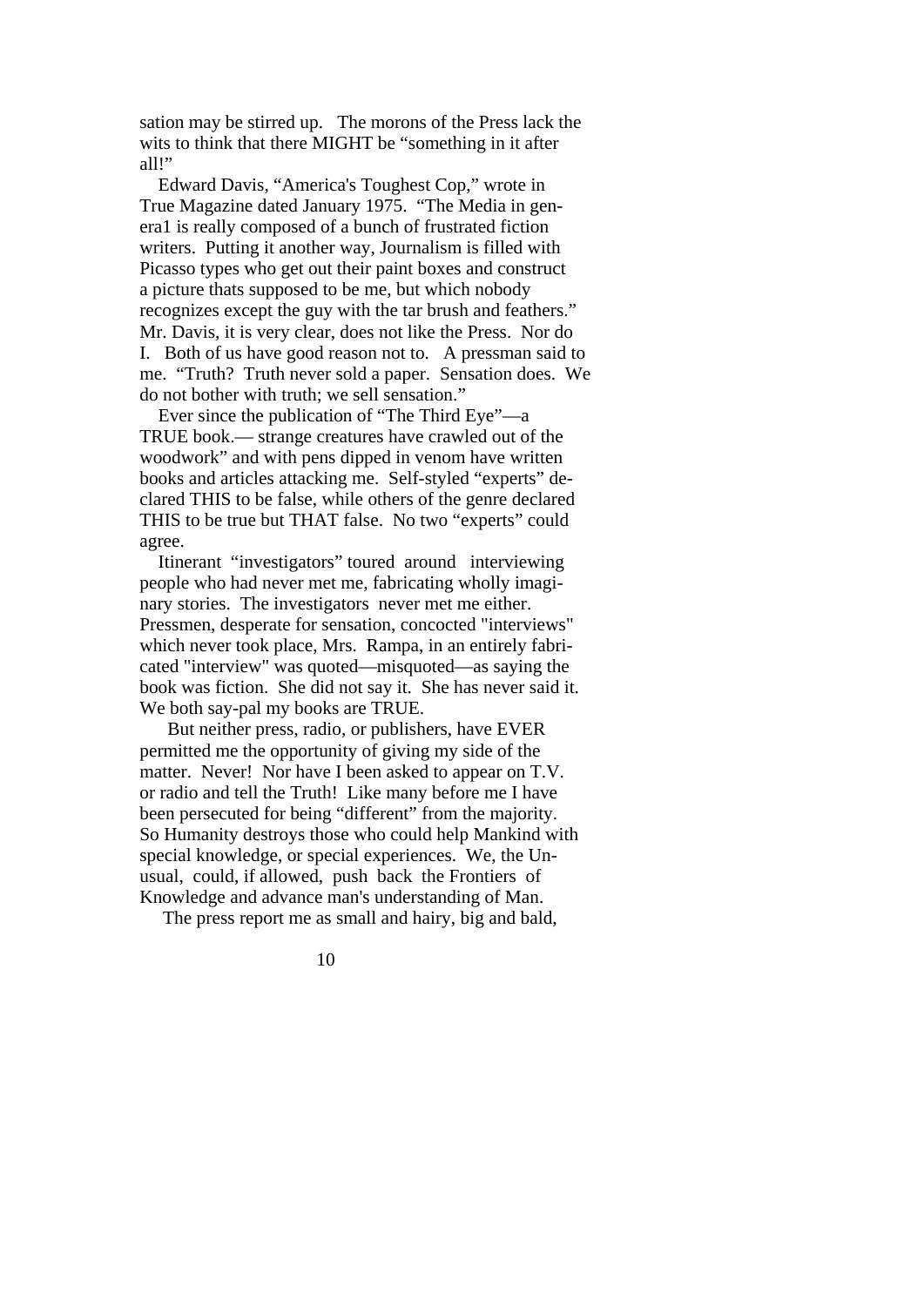sation may be stirred up. The morons of the Press lack the wits to think that there MIGHT be "something in it after all!"

Edward Davis, "America's Toughest Cop," wrote in True Magazine dated January 1975. "The Media in genera1 is really composed of a bunch of frustrated fiction writers. Putting it another way, Journalism is filled with Picasso types who get out their paint boxes and construct a picture thats supposed to be me, but which nobody recognizes except the guy with the tar brush and feathers." Mr. Davis, it is very clear, does not like the Press. Nor do I. Both of us have good reason not to. A pressman said to me. "Truth? Truth never sold a paper. Sensation does. We do not bother with truth; we sell sensation."

Ever since the publication of "The Third Eye"—a TRUE book.— strange creatures have crawled out of the woodwork" and with pens dipped in venom have written books and articles attacking me. Self-styled "experts" declared THIS to be false, while others of the genre declared THIS to be true but THAT false. No two "experts" could agree.

Itinerant "investigators" toured around interviewing people who had never met me, fabricating wholly imaginary stories. The investigators never met me either. Pressmen, desperate for sensation, concocted "interviews" which never took place, Mrs. Rampa, in an entirely fabricated "interview" was quoted—misquoted—as saying the book was fiction. She did not say it. She has never said it. We both say-pal my books are TRUE.

But neither press, radio, or publishers, have EVER permitted me the opportunity of giving my side of the matter. Never! Nor have I been asked to appear on T.V. or radio and tell the Truth! Like many before me I have been persecuted for being "different" from the majority. So Humanity destroys those who could help Mankind with special knowledge, or special experiences. We, the Unusual, could, if allowed, push back the Frontiers of Knowledge and advance man's understanding of Man.

The press report me as small and hairy, big and bald,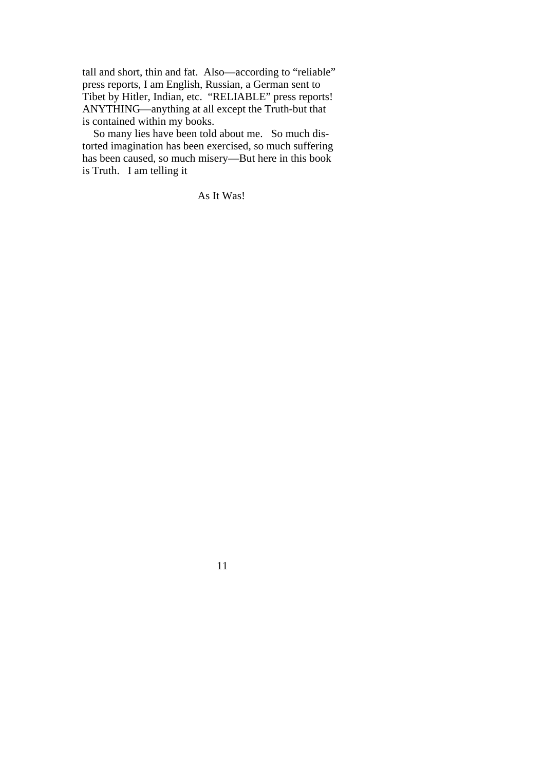tall and short, thin and fat. Also—according to "reliable" press reports, I am English, Russian, a German sent to Tibet by Hitler, Indian, etc. "RELIABLE" press reports! ANYTHING—anything at all except the Truth-but that is contained within my books.

So many lies have been told about me. So much distorted imagination has been exercised, so much suffering has been caused, so much misery—But here in this book is Truth. I am telling it

As It Was!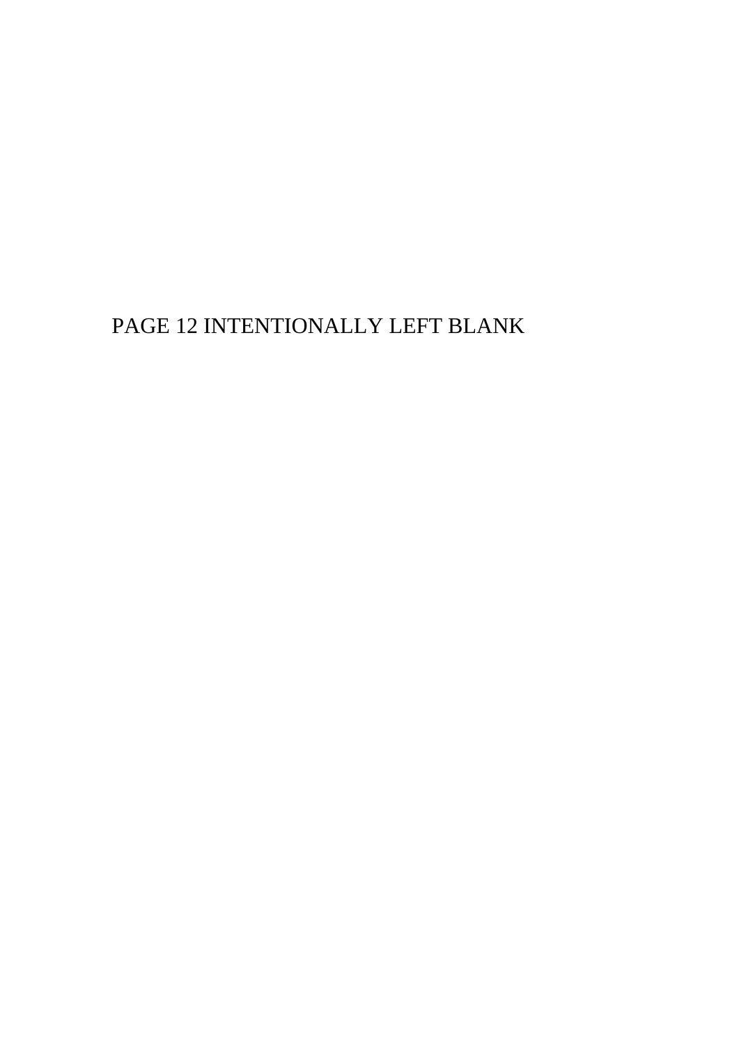PAGE 12 INTENTIONALLY LEFT BLANK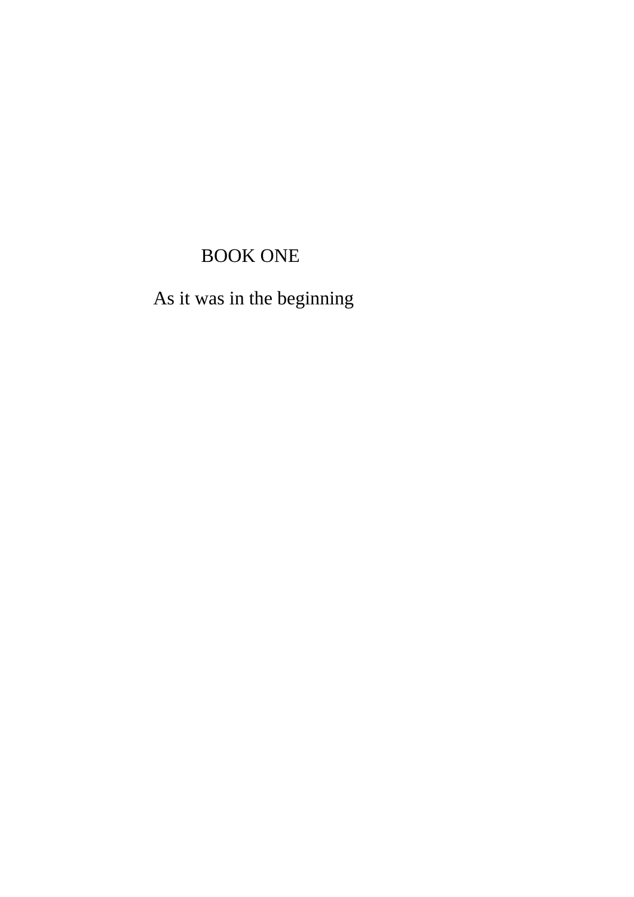# BOOK ONE

## As it was in the beginning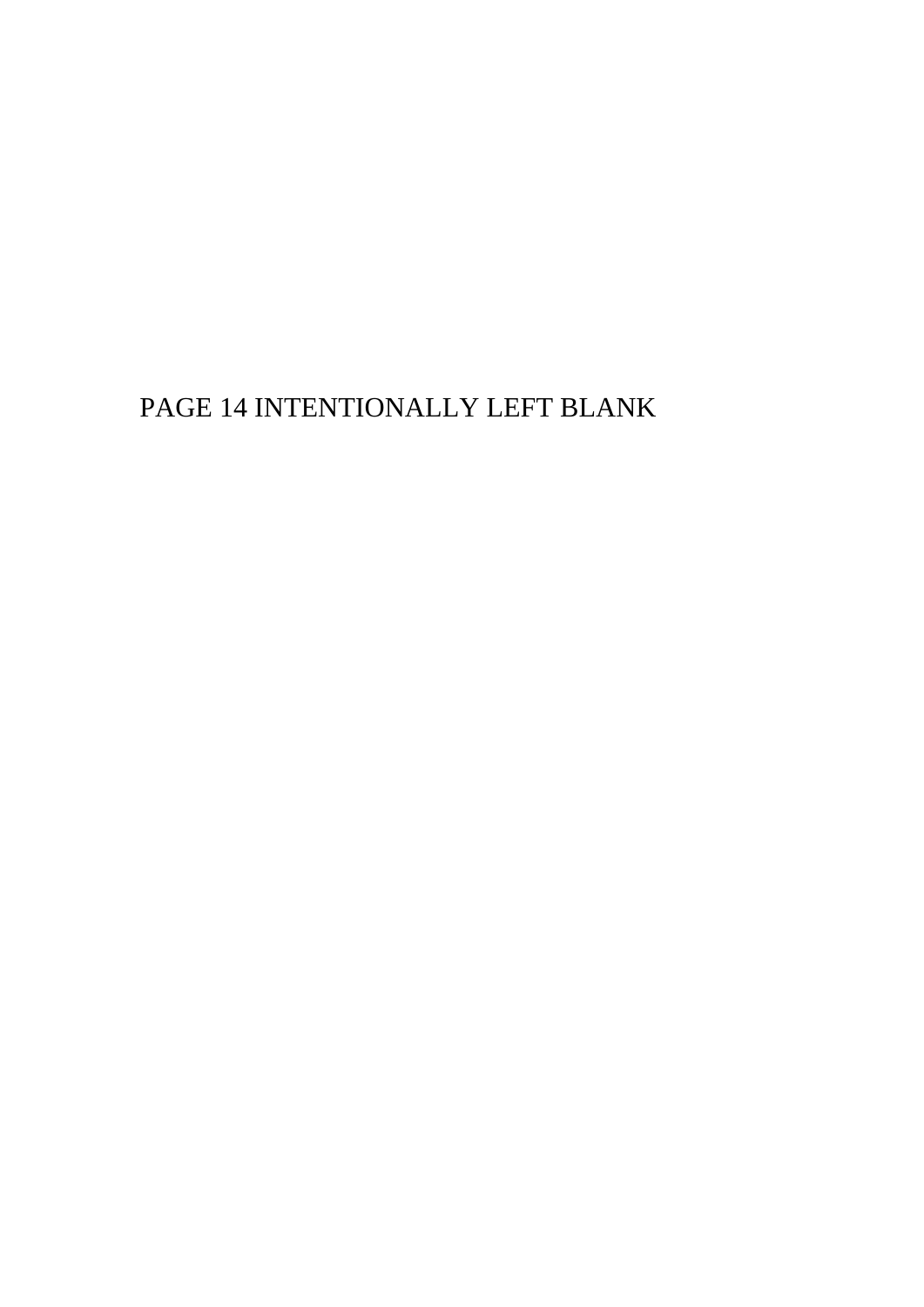PAGE 14 INTENTIONALLY LEFT BLANK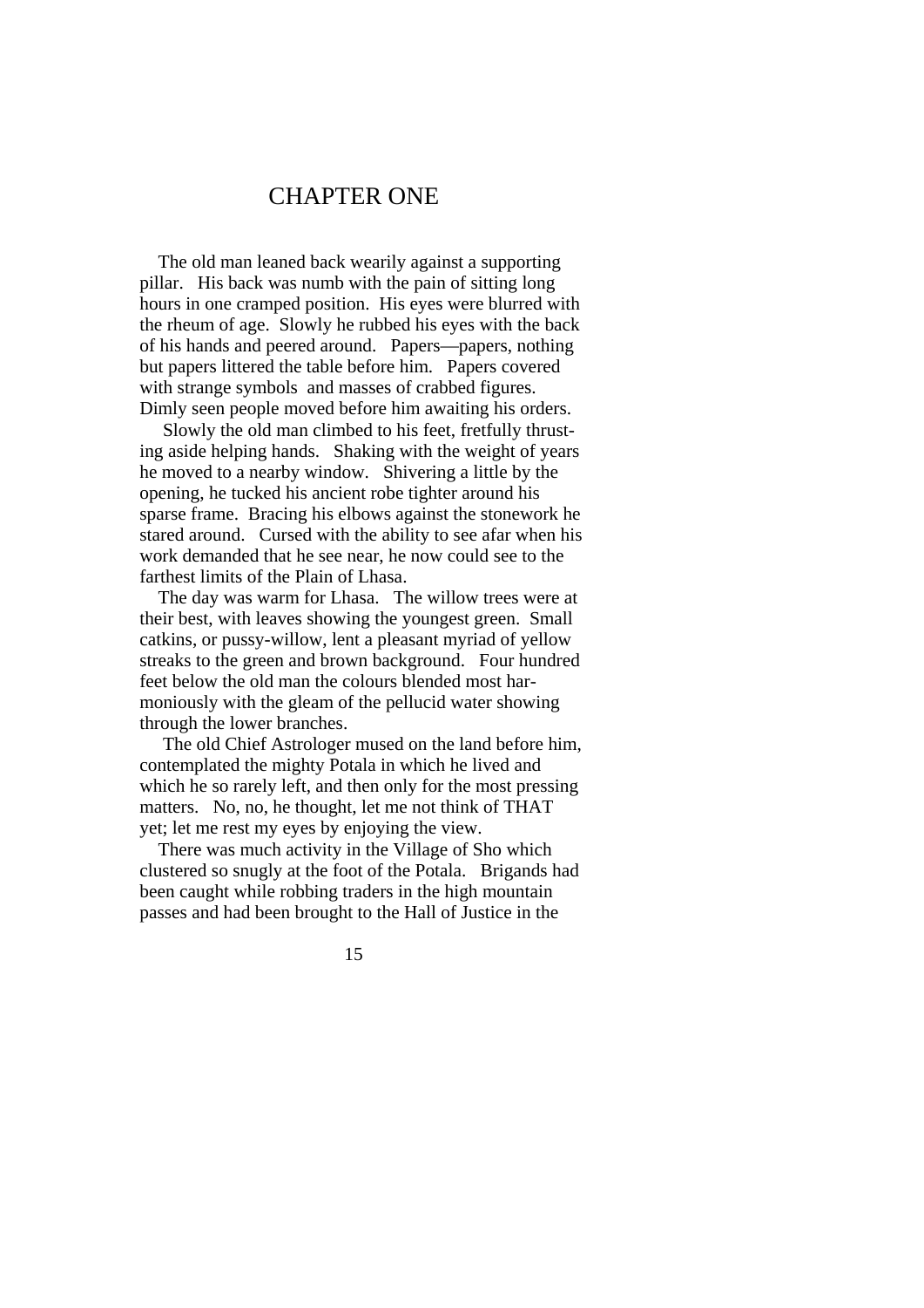# CHAPTER ONE

The old man leaned back wearily against a supporting pillar. His back was numb with the pain of sitting long hours in one cramped position. His eyes were blurred with the rheum of age. Slowly he rubbed his eyes with the back of his hands and peered around. Papers—papers, nothing but papers littered the table before him. Papers covered with strange symbols and masses of crabbed figures. Dimly seen people moved before him awaiting his orders.

Slowly the old man climbed to his feet, fretfully thrusting aside helping hands. Shaking with the weight of years he moved to a nearby window. Shivering a little by the opening, he tucked his ancient robe tighter around his sparse frame. Bracing his elbows against the stonework he stared around. Cursed with the ability to see afar when his work demanded that he see near, he now could see to the farthest limits of the Plain of Lhasa.

The day was warm for Lhasa. The willow trees were at their best, with leaves showing the youngest green. Small catkins, or pussy-willow, lent a pleasant myriad of yellow streaks to the green and brown background. Four hundred feet below the old man the colours blended most harmoniously with the gleam of the pellucid water showing through the lower branches.

The old Chief Astrologer mused on the land before him, contemplated the mighty Potala in which he lived and which he so rarely left, and then only for the most pressing matters. No, no, he thought, let me not think of THAT yet; let me rest my eyes by enjoying the view.

There was much activity in the Village of Sho which clustered so snugly at the foot of the Potala. Brigands had been caught while robbing traders in the high mountain passes and had been brought to the Hall of Justice in the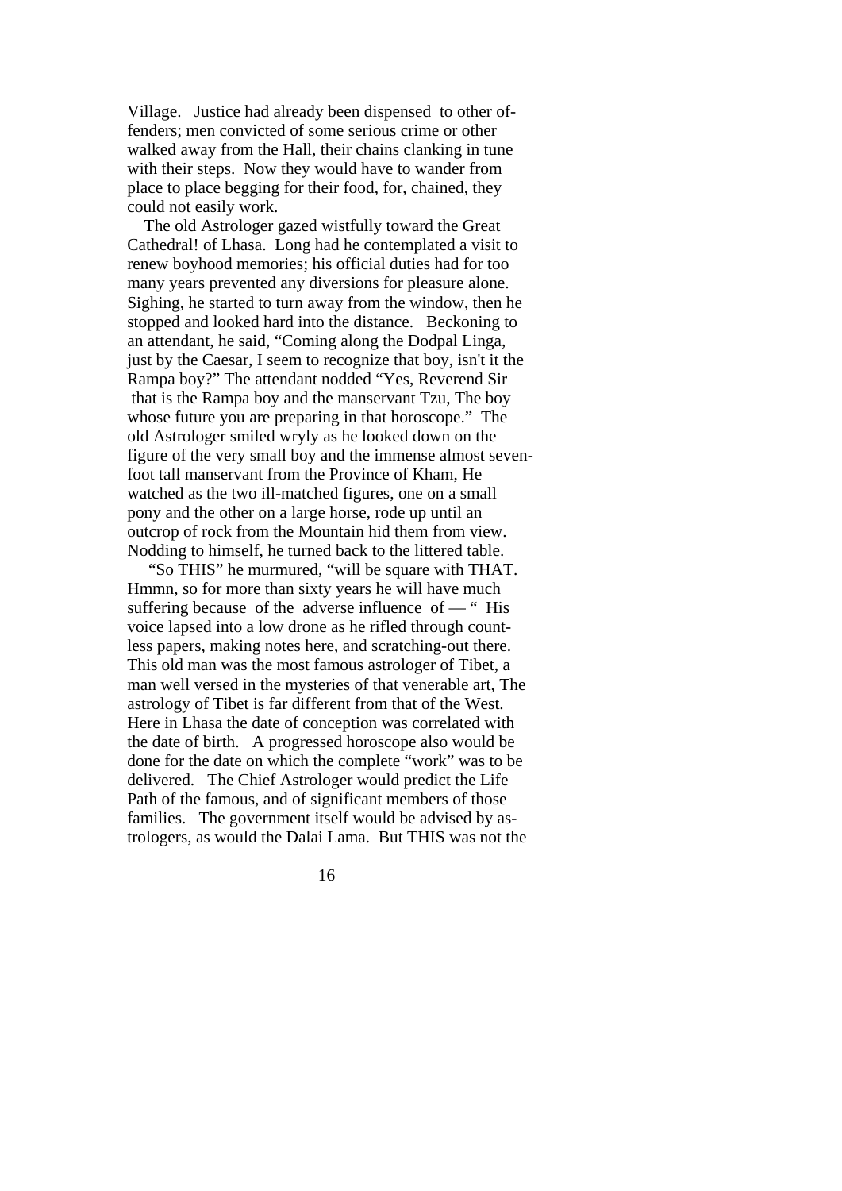Village. Justice had already been dispensed to other offenders; men convicted of some serious crime or other walked away from the Hall, their chains clanking in tune with their steps. Now they would have to wander from place to place begging for their food, for, chained, they could not easily work.

The old Astrologer gazed wistfully toward the Great Cathedral! of Lhasa. Long had he contemplated a visit to renew boyhood memories; his official duties had for too many years prevented any diversions for pleasure alone. Sighing, he started to turn away from the window, then he stopped and looked hard into the distance. Beckoning to an attendant, he said, "Coming along the Dodpal Linga, just by the Caesar, I seem to recognize that boy, isn't it the Rampa boy?" The attendant nodded "Yes, Reverend Sir that is the Rampa boy and the manservant Tzu, The boy whose future you are preparing in that horoscope." The old Astrologer smiled wryly as he looked down on the figure of the very small boy and the immense almost seven-foot tall manservant from the Province of Kham, He watched as the two ill-matched figures, one on a small pony and the other on a large horse, rode up until an outcrop of rock from the Mountain hid them from view. Nodding to himself, he turned back to the littered table.

"So THIS" he murmured, "will be square with THAT. Hmmn, so for more than sixty years he will have much suffering because of the adverse influence of — " His voice lapsed into a low drone as he rifled through countless papers, making notes here, and scratching-out there. This old man was the most famous astrologer of Tibet, a man well versed in the mysteries of that venerable art, The astrology of Tibet is far different from that of the West. Here in Lhasa the date of conception was correlated with the date of birth. A progressed horoscope also would be done for the date on which the complete "work" was to be delivered. The Chief Astrologer would predict the Life Path of the famous, and of significant members of those families. The government itself would be advised by astrologers, as would the Dalai Lama. But THIS was not the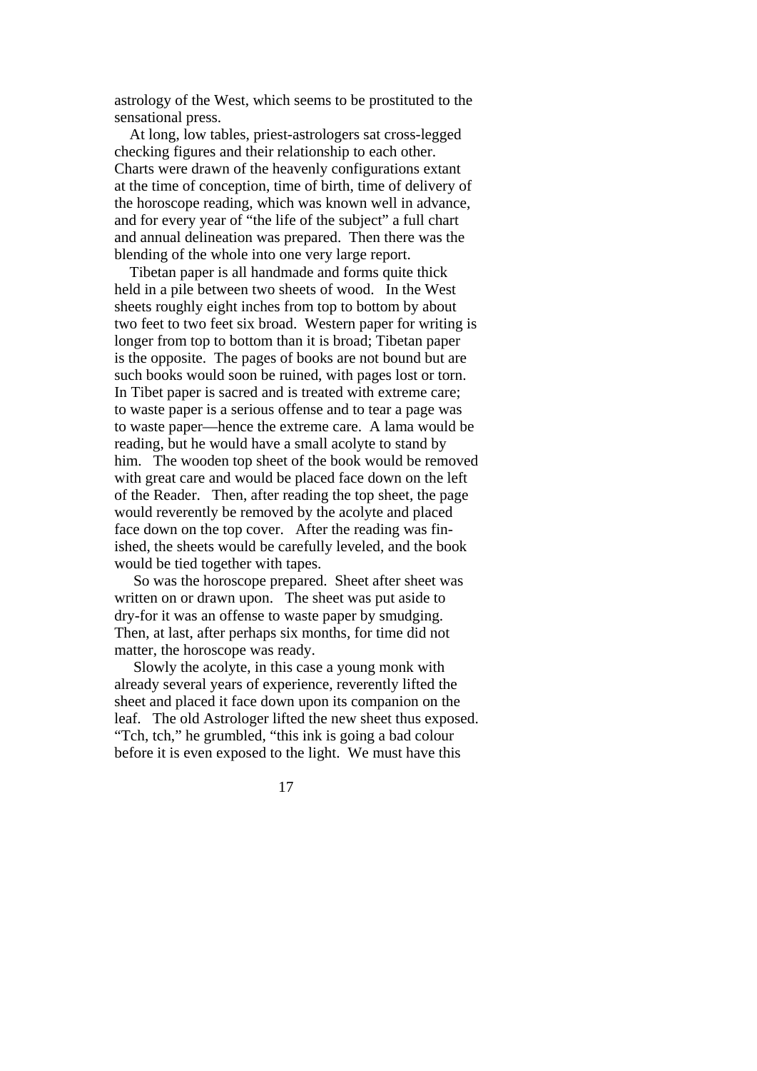astrology of the West, which seems to be prostituted to the sensational press.

At long, low tables, priest-astrologers sat cross-legged checking figures and their relationship to each other. Charts were drawn of the heavenly configurations extant at the time of conception, time of birth, time of delivery of the horoscope reading, which was known well in advance, and for every year of "the life of the subject" a full chart and annual delineation was prepared. Then there was the blending of the whole into one very large report.

Tibetan paper is all handmade and forms quite thick held in a pile between two sheets of wood. In the West sheets roughly eight inches from top to bottom by about two feet to two feet six broad. Western paper for writing is longer from top to bottom than it is broad; Tibetan paper is the opposite. The pages of books are not bound but are such books would soon be ruined, with pages lost or torn. In Tibet paper is sacred and is treated with extreme care; to waste paper is a serious offense and to tear a page was to waste paper—hence the extreme care. A lama would be reading, but he would have a small acolyte to stand by him. The wooden top sheet of the book would be removed with great care and would be placed face down on the left of the Reader. Then, after reading the top sheet, the page would reverently be removed by the acolyte and placed face down on the top cover. After the reading was finished, the sheets would be carefully leveled, and the book would be tied together with tapes.

So was the horoscope prepared. Sheet after sheet was written on or drawn upon. The sheet was put aside to dry-for it was an offense to waste paper by smudging. Then, at last, after perhaps six months, for time did not matter, the horoscope was ready.

Slowly the acolyte, in this case a young monk with already several years of experience, reverently lifted the sheet and placed it face down upon its companion on the leaf. The old Astrologer lifted the new sheet thus exposed. "Tch, tch," he grumbled, "this ink is going a bad colour before it is even exposed to the light. We must have this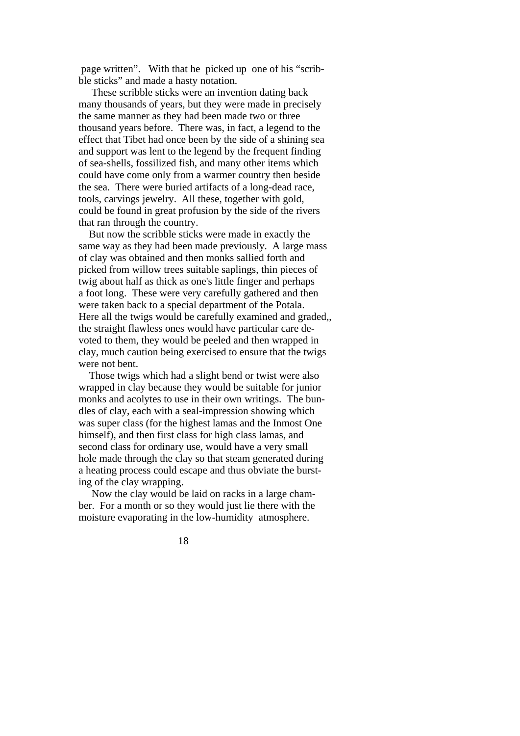page written". With that he picked up one of his "scribble sticks" and made a hasty notation.

These scribble sticks were an invention dating back many thousands of years, but they were made in precisely the same manner as they had been made two or three thousand years before. There was, in fact, a legend to the effect that Tibet had once been by the side of a shining sea and support was lent to the legend by the frequent finding of sea-shells, fossilized fish, and many other items which could have come only from a warmer country then beside the sea. There were buried artifacts of a long-dead race, tools, carvings jewelry. All these, together with gold, could be found in great profusion by the side of the rivers that ran through the country.

But now the scribble sticks were made in exactly the same way as they had been made previously. A large mass of clay was obtained and then monks sallied forth and picked from willow trees suitable saplings, thin pieces of twig about half as thick as one's little finger and perhaps a foot long. These were very carefully gathered and then were taken back to a special department of the Potala. Here all the twigs would be carefully examined and graded,, the straight flawless ones would have particular care devoted to them, they would be peeled and then wrapped in clay, much caution being exercised to ensure that the twigs were not bent.

Those twigs which had a slight bend or twist were also wrapped in clay because they would be suitable for junior monks and acolytes to use in their own writings. The bundles of clay, each with a seal-impression showing which was super class (for the highest lamas and the Inmost One himself), and then first class for high class lamas, and second class for ordinary use, would have a very small hole made through the clay so that steam generated during a heating process could escape and thus obviate the bursting of the clay wrapping.

Now the clay would be laid on racks in a large chamber. For a month or so they would just lie there with the moisture evaporating in the low-humidity atmosphere.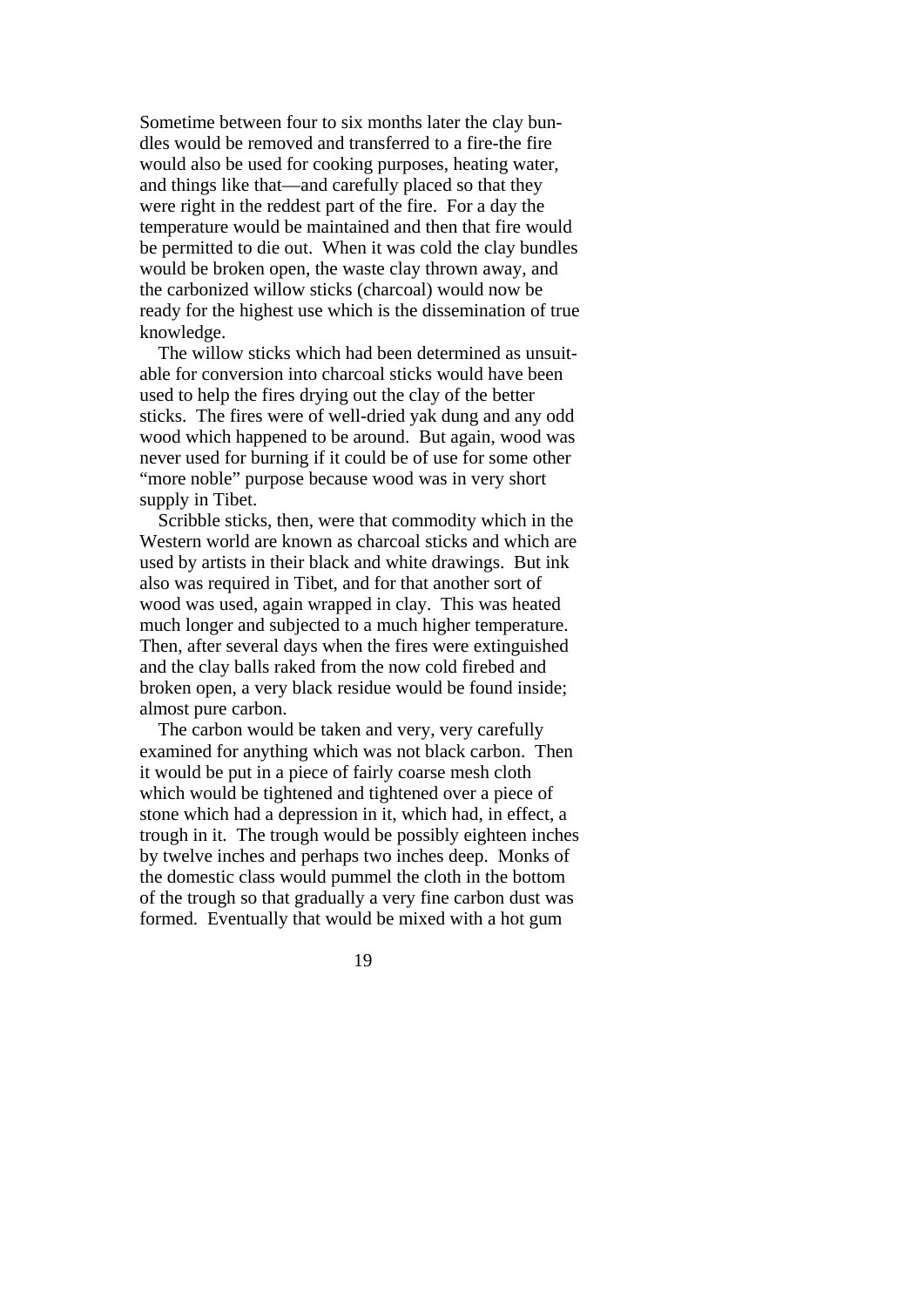Sometime between four to six months later the clay bundles would be removed and transferred to a fire-the fire would also be used for cooking purposes, heating water, and things like that—and carefully placed so that they were right in the reddest part of the fire. For a day the temperature would be maintained and then that fire would be permitted to die out. When it was cold the clay bundles would be broken open, the waste clay thrown away, and the carbonized willow sticks (charcoal) would now be ready for the highest use which is the dissemination of true knowledge.

The willow sticks which had been determined as unsuitable for conversion into charcoal sticks would have been used to help the fires drying out the clay of the better sticks. The fires were of well-dried yak dung and any odd wood which happened to be around. But again, wood was never used for burning if it could be of use for some other "more noble" purpose because wood was in very short supply in Tibet.

Scribble sticks, then, were that commodity which in the Western world are known as charcoal sticks and which are used by artists in their black and white drawings. But ink also was required in Tibet, and for that another sort of wood was used, again wrapped in clay. This was heated much longer and subjected to a much higher temperature. Then, after several days when the fires were extinguished and the clay balls raked from the now cold firebed and broken open, a very black residue would be found inside; almost pure carbon.

The carbon would be taken and very, very carefully examined for anything which was not black carbon. Then it would be put in a piece of fairly coarse mesh cloth which would be tightened and tightened over a piece of stone which had a depression in it, which had, in effect, a trough in it. The trough would be possibly eighteen inches by twelve inches and perhaps two inches deep. Monks of the domestic class would pummel the cloth in the bottom of the trough so that gradually a very fine carbon dust was formed. Eventually that would be mixed with a hot gum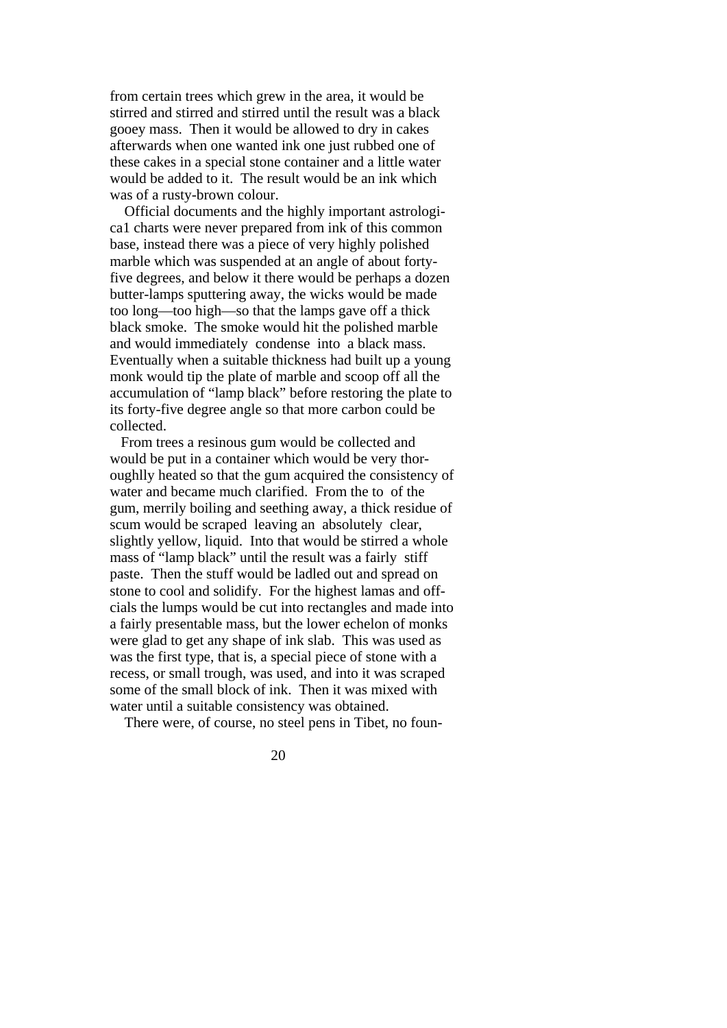from certain trees which grew in the area, it would be stirred and stirred and stirred until the result was a black gooey mass. Then it would be allowed to dry in cakes afterwards when one wanted ink one just rubbed one of these cakes in a special stone container and a little water would be added to it. The result would be an ink which was of a rusty-brown colour.

Official documents and the highly important astrologica1 charts were never prepared from ink of this common base, instead there was a piece of very highly polished marble which was suspended at an angle of about forty-five degrees, and below it there would be perhaps a dozen butter-lamps sputtering away, the wicks would be made too long—too high—so that the lamps gave off a thick black smoke. The smoke would hit the polished marble and would immediately condense into a black mass. Eventually when a suitable thickness had built up a young monk would tip the plate of marble and scoop off all the accumulation of "lamp black" before restoring the plate to its forty-five degree angle so that more carbon could be collected.

From trees a resinous gum would be collected and would be put in a container which would be very thoroughlly heated so that the gum acquired the consistency of water and became much clarified. From the to of the gum, merrily boiling and seething away, a thick residue of scum would be scraped leaving an absolutely clear, slightly yellow, liquid. Into that would be stirred a whole mass of "lamp black" until the result was a fairly stiff paste. Then the stuff would be ladled out and spread on stone to cool and solidify. For the highest lamas and officials the lumps would be cut into rectangles and made into a fairly presentable mass, but the lower echelon of monks were glad to get any shape of ink slab. This was used as was the first type, that is, a special piece of stone with a recess, or small trough, was used, and into it was scraped some of the small block of ink. Then it was mixed with water until a suitable consistency was obtained.

There were, of course, no steel pens in Tibet, no foun-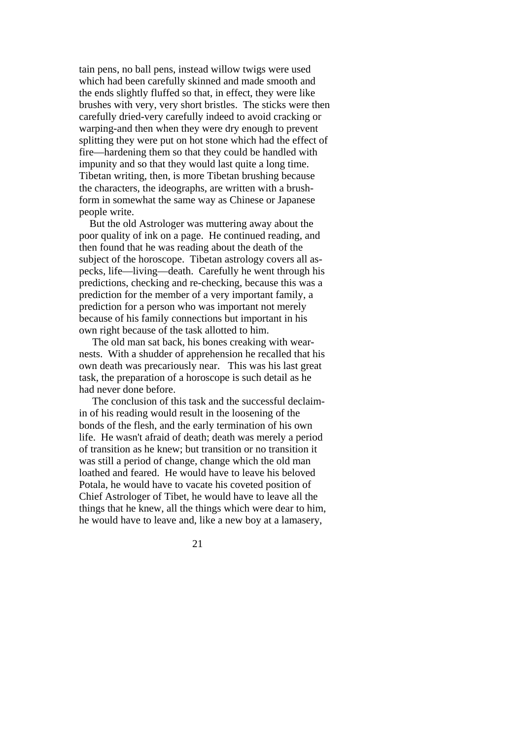tain pens, no ball pens, instead willow twigs were used which had been carefully skinned and made smooth and the ends slightly fluffed so that, in effect, they were like brushes with very, very short bristles. The sticks were then carefully dried-very carefully indeed to avoid cracking or warping-and then when they were dry enough to prevent splitting they were put on hot stone which had the effect of fire—hardening them so that they could be handled with impunity and so that they would last quite a long time. Tibetan writing, then, is more Tibetan brushing because the characters, the ideographs, are written with a brush-form in somewhat the same way as Chinese or Japanese people write.

But the old Astrologer was muttering away about the poor quality of ink on a page. He continued reading, and then found that he was reading about the death of the subject of the horoscope. Tibetan astrology covers all aspecks, life—living—death. Carefully he went through his predictions, checking and re-checking, because this was a prediction for the member of a very important family, a prediction for a person who was important not merely because of his family connections but important in his own right because of the task allotted to him.

The old man sat back, his bones creaking with wearnests. With a shudder of apprehension he recalled that his own death was precariously near. This was his last great task, the preparation of a horoscope is such detail as he had never done before.

The conclusion of this task and the successful declaimin of his reading would result in the loosening of the bonds of the flesh, and the early termination of his own life. He wasn't afraid of death; death was merely a period of transition as he knew; but transition or no transition it was still a period of change, change which the old man loathed and feared. He would have to leave his beloved Potala, he would have to vacate his coveted position of Chief Astrologer of Tibet, he would have to leave all the things that he knew, all the things which were dear to him, he would have to leave and, like a new boy at a lamasery,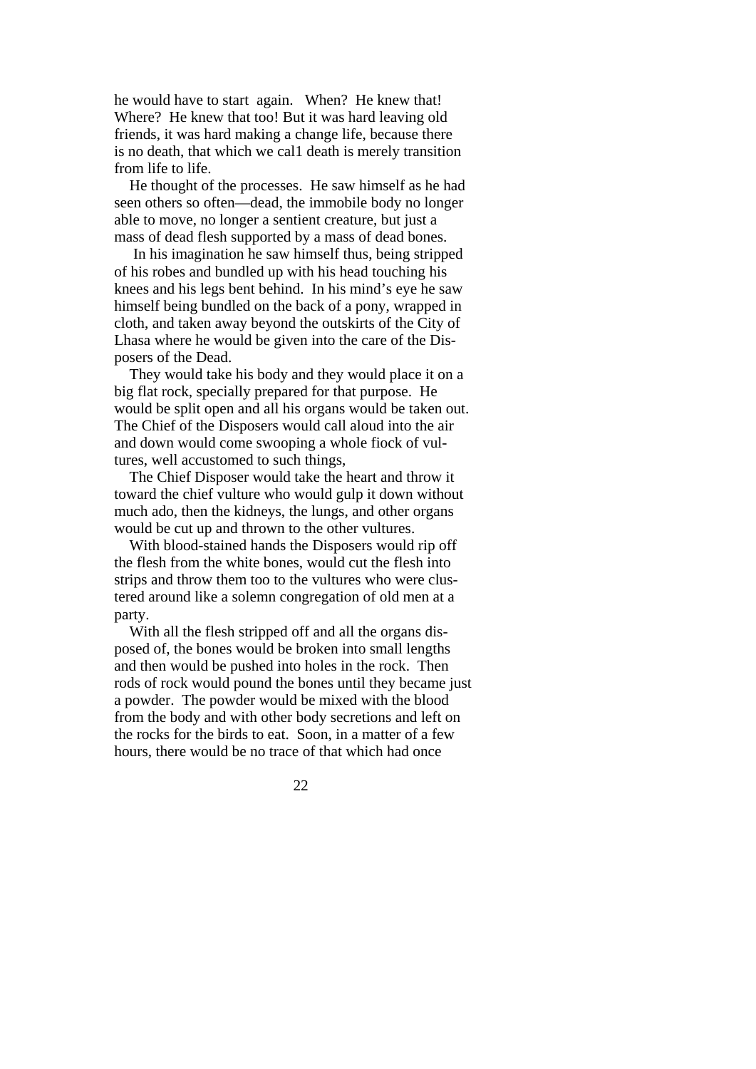he would have to start again. When? He knew that! Where? He knew that too! But it was hard leaving old friends, it was hard making a change life, because there is no death, that which we cal1 death is merely transition from life to life.

He thought of the processes. He saw himself as he had seen others so often—dead, the immobile body no longer able to move, no longer a sentient creature, but just a mass of dead flesh supported by a mass of dead bones.

In his imagination he saw himself thus, being stripped of his robes and bundled up with his head touching his knees and his legs bent behind. In his mind's eye he saw himself being bundled on the back of a pony, wrapped in cloth, and taken away beyond the outskirts of the City of Lhasa where he would be given into the care of the Disposers of the Dead.

They would take his body and they would place it on a big flat rock, specially prepared for that purpose. He would be split open and all his organs would be taken out. The Chief of the Disposers would call aloud into the air and down would come swooping a whole fiock of vultures, well accustomed to such things,

The Chief Disposer would take the heart and throw it toward the chief vulture who would gulp it down without much ado, then the kidneys, the lungs, and other organs would be cut up and thrown to the other vultures.

With blood-stained hands the Disposers would rip off the flesh from the white bones, would cut the flesh into strips and throw them too to the vultures who were clustered around like a solemn congregation of old men at a party.

With all the flesh stripped off and all the organs disposed of, the bones would be broken into small lengths and then would be pushed into holes in the rock. Then rods of rock would pound the bones until they became just a powder. The powder would be mixed with the blood from the body and with other body secretions and left on the rocks for the birds to eat. Soon, in a matter of a few hours, there would be no trace of that which had once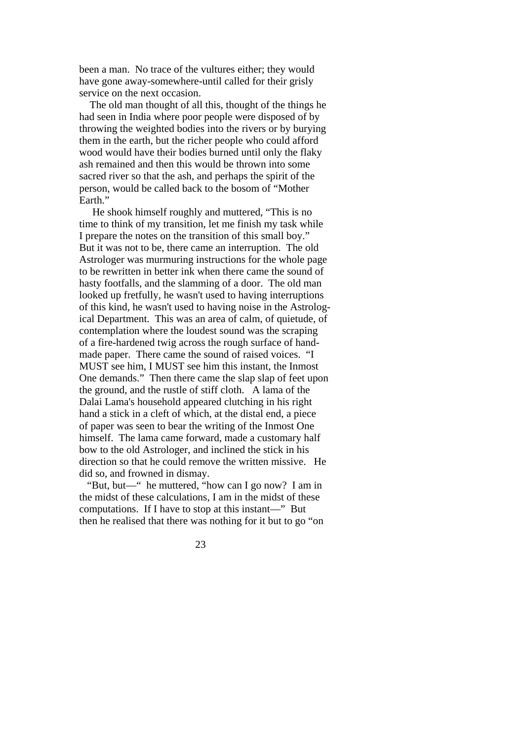been a man. No trace of the vultures either; they would have gone away-somewhere-until called for their grisly service on the next occasion.

The old man thought of all this, thought of the things he had seen in India where poor people were disposed of by throwing the weighted bodies into the rivers or by burying them in the earth, but the richer people who could afford wood would have their bodies burned until only the flaky ash remained and then this would be thrown into some sacred river so that the ash, and perhaps the spirit of the person, would be called back to the bosom of "Mother Earth."

He shook himself roughly and muttered, "This is no time to think of my transition, let me finish my task while I prepare the notes on the transition of this small boy." But it was not to be, there came an interruption. The old Astrologer was murmuring instructions for the whole page to be rewritten in better ink when there came the sound of hasty footfalls, and the slamming of a door. The old man looked up fretfully, he wasn't used to having interruptions of this kind, he wasn't used to having noise in the Astrological Department. This was an area of calm, of quietude, of contemplation where the loudest sound was the scraping of a fire-hardened twig across the rough surface of hand-made paper. There came the sound of raised voices. "I MUST see him, I MUST see him this instant, the Inmost One demands." Then there came the slap slap of feet upon the ground, and the rustle of stiff cloth. A lama of the Dalai Lama's household appeared clutching in his right hand a stick in a cleft of which, at the distal end, a piece of paper was seen to bear the writing of the Inmost One himself. The lama came forward, made a customary half bow to the old Astrologer, and inclined the stick in his direction so that he could remove the written missive. He did so, and frowned in dismay.

"But, but—" he muttered, "how can I go now? I am in the midst of these calculations, I am in the midst of these computations. If I have to stop at this instant—" But then he realised that there was nothing for it but to go "on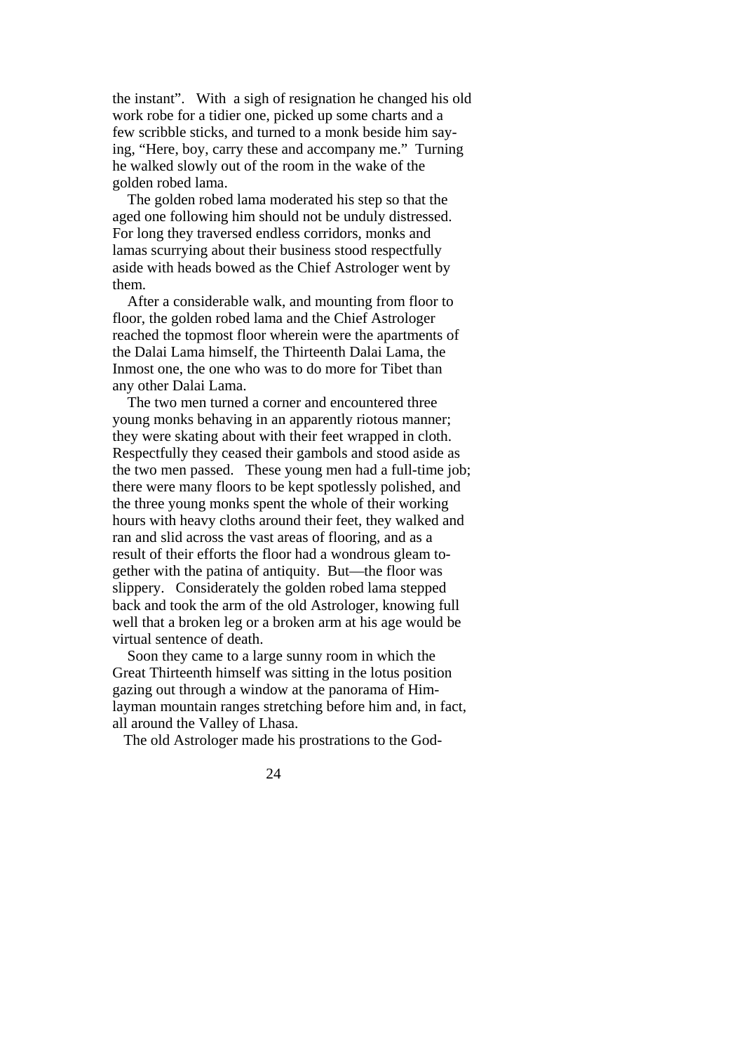the instant". With a sigh of resignation he changed his old work robe for a tidier one, picked up some charts and a few scribble sticks, and turned to a monk beside him saying, "Here, boy, carry these and accompany me." Turning he walked slowly out of the room in the wake of the golden robed lama.

The golden robed lama moderated his step so that the aged one following him should not be unduly distressed. For long they traversed endless corridors, monks and lamas scurrying about their business stood respectfully aside with heads bowed as the Chief Astrologer went by them.

After a considerable walk, and mounting from floor to floor, the golden robed lama and the Chief Astrologer reached the topmost floor wherein were the apartments of the Dalai Lama himself, the Thirteenth Dalai Lama, the Inmost one, the one who was to do more for Tibet than any other Dalai Lama.

The two men turned a corner and encountered three young monks behaving in an apparently riotous manner; they were skating about with their feet wrapped in cloth. Respectfully they ceased their gambols and stood aside as the two men passed. These young men had a full-time job; there were many floors to be kept spotlessly polished, and the three young monks spent the whole of their working hours with heavy cloths around their feet, they walked and ran and slid across the vast areas of flooring, and as a result of their efforts the floor had a wondrous gleam together with the patina of antiquity. But—the floor was slippery. Considerately the golden robed lama stepped back and took the arm of the old Astrologer, knowing full well that a broken leg or a broken arm at his age would be virtual sentence of death.

Soon they came to a large sunny room in which the Great Thirteenth himself was sitting in the lotus position gazing out through a window at the panorama of Himlayman mountain ranges stretching before him and, in fact, all around the Valley of Lhasa.

The old Astrologer made his prostrations to the God-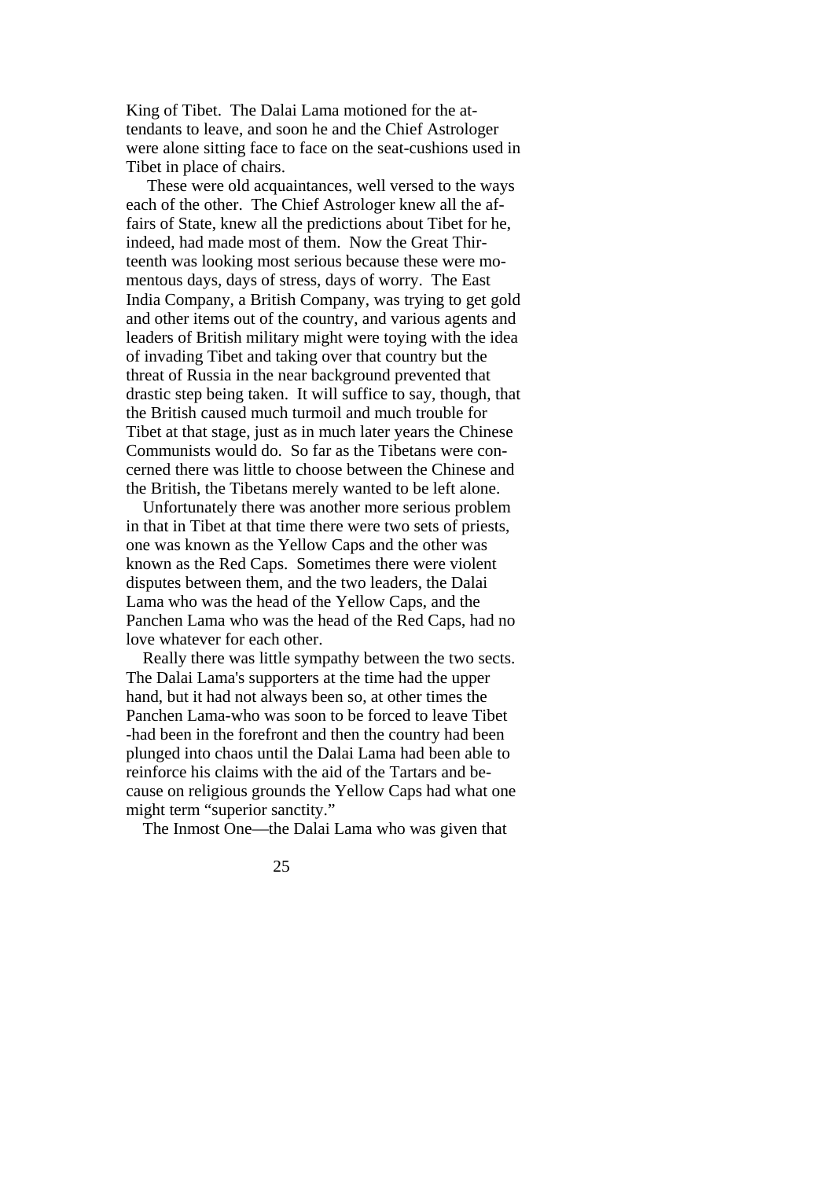King of Tibet. The Dalai Lama motioned for the attendants to leave, and soon he and the Chief Astrologer were alone sitting face to face on the seat-cushions used in Tibet in place of chairs.

These were old acquaintances, well versed to the ways each of the other. The Chief Astrologer knew all the affairs of State, knew all the predictions about Tibet for he, indeed, had made most of them. Now the Great Thirteenth was looking most serious because these were momentous days, days of stress, days of worry. The East India Company, a British Company, was trying to get gold and other items out of the country, and various agents and leaders of British military might were toying with the idea of invading Tibet and taking over that country but the threat of Russia in the near background prevented that drastic step being taken. It will suffice to say, though, that the British caused much turmoil and much trouble for Tibet at that stage, just as in much later years the Chinese Communists would do. So far as the Tibetans were concerned there was little to choose between the Chinese and the British, the Tibetans merely wanted to be left alone.

Unfortunately there was another more serious problem in that in Tibet at that time there were two sets of priests, one was known as the Yellow Caps and the other was known as the Red Caps. Sometimes there were violent disputes between them, and the two leaders, the Dalai Lama who was the head of the Yellow Caps, and the Panchen Lama who was the head of the Red Caps, had no love whatever for each other.

Really there was little sympathy between the two sects. The Dalai Lama's supporters at the time had the upper hand, but it had not always been so, at other times the Panchen Lama-who was soon to be forced to leave Tibet -had been in the forefront and then the country had been plunged into chaos until the Dalai Lama had been able to reinforce his claims with the aid of the Tartars and because on religious grounds the Yellow Caps had what one might term "superior sanctity."

The Inmost One—the Dalai Lama who was given that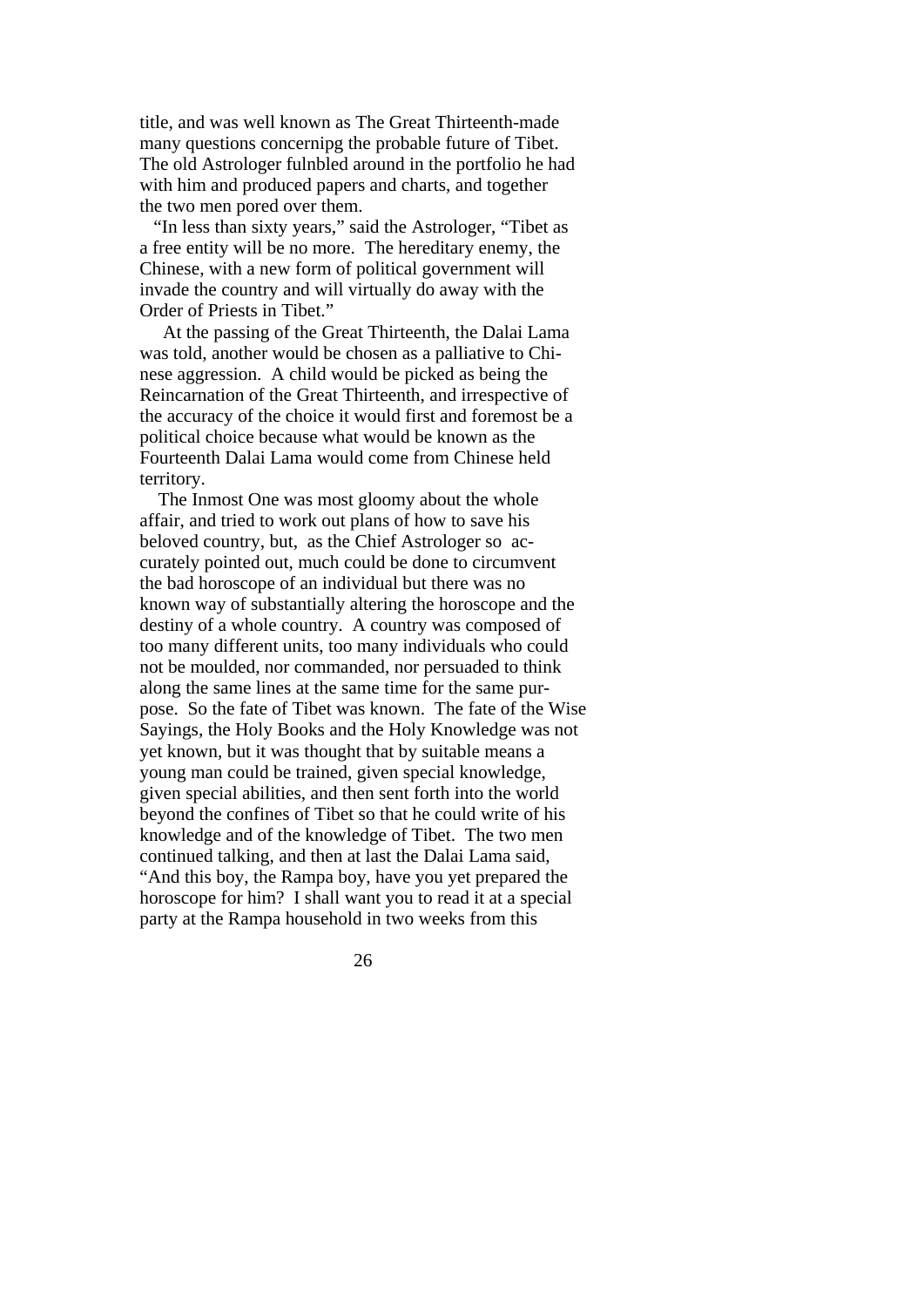title, and was well known as The Great Thirteenth-made many questions concernipg the probable future of Tibet. The old Astrologer fulnbled around in the portfolio he had with him and produced papers and charts, and together the two men pored over them.

"In less than sixty years," said the Astrologer, "Tibet as a free entity will be no more. The hereditary enemy, the Chinese, with a new form of political government will invade the country and will virtually do away with the Order of Priests in Tibet."

At the passing of the Great Thirteenth, the Dalai Lama was told, another would be chosen as a palliative to Chinese aggression. A child would be picked as being the Reincarnation of the Great Thirteenth, and irrespective of the accuracy of the choice it would first and foremost be a political choice because what would be known as the Fourteenth Dalai Lama would come from Chinese held territory.

The Inmost One was most gloomy about the whole affair, and tried to work out plans of how to save his beloved country, but, as the Chief Astrologer so accurately pointed out, much could be done to circumvent the bad horoscope of an individual but there was no known way of substantially altering the horoscope and the destiny of a whole country. A country was composed of too many different units, too many individuals who could not be moulded, nor commanded, nor persuaded to think along the same lines at the same time for the same purpose. So the fate of Tibet was known. The fate of the Wise Sayings, the Holy Books and the Holy Knowledge was not yet known, but it was thought that by suitable means a young man could be trained, given special knowledge, given special abilities, and then sent forth into the world beyond the confines of Tibet so that he could write of his knowledge and of the knowledge of Tibet. The two men continued talking, and then at last the Dalai Lama said, "And this boy, the Rampa boy, have you yet prepared the horoscope for him? I shall want you to read it at a special party at the Rampa household in two weeks from this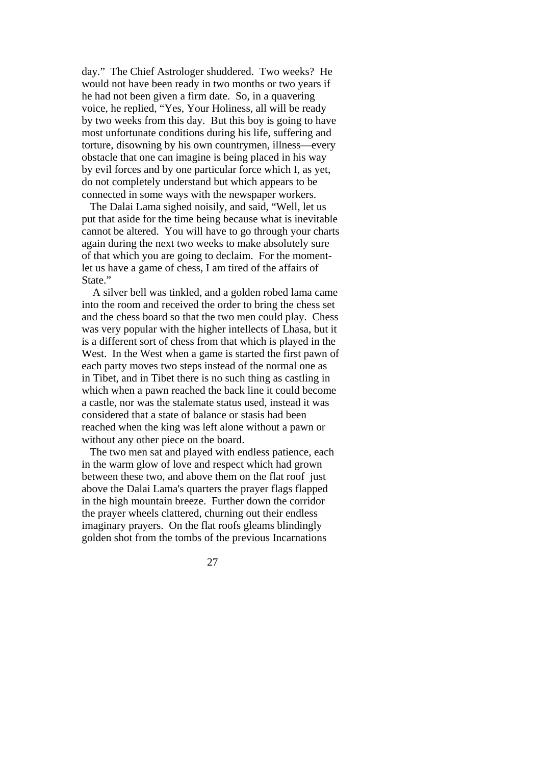day." The Chief Astrologer shuddered. Two weeks? He would not have been ready in two months or two years if he had not been given a firm date. So, in a quavering voice, he replied, "Yes, Your Holiness, all will be ready by two weeks from this day. But this boy is going to have most unfortunate conditions during his life, suffering and torture, disowning by his own countrymen, illness—every obstacle that one can imagine is being placed in his way by evil forces and by one particular force which I, as yet, do not completely understand but which appears to be connected in some ways with the newspaper workers.

The Dalai Lama sighed noisily, and said, "Well, let us put that aside for the time being because what is inevitable cannot be altered. You will have to go through your charts again during the next two weeks to make absolutely sure of that which you are going to declaim. For the moment- let us have a game of chess, I am tired of the affairs of State."

A silver bell was tinkled, and a golden robed lama came into the room and received the order to bring the chess set and the chess board so that the two men could play. Chess was very popular with the higher intellects of Lhasa, but it is a different sort of chess from that which is played in the West. In the West when a game is started the first pawn of each party moves two steps instead of the normal one as in Tibet, and in Tibet there is no such thing as castling in which when a pawn reached the back line it could become a castle, nor was the stalemate status used, instead it was considered that a state of balance or stasis had been reached when the king was left alone without a pawn or without any other piece on the board.

The two men sat and played with endless patience, each in the warm glow of love and respect which had grown between these two, and above them on the flat roof just above the Dalai Lama's quarters the prayer flags flapped in the high mountain breeze. Further down the corridor the prayer wheels clattered, churning out their endless imaginary prayers. On the flat roofs gleams blindingly golden shot from the tombs of the previous Incarnations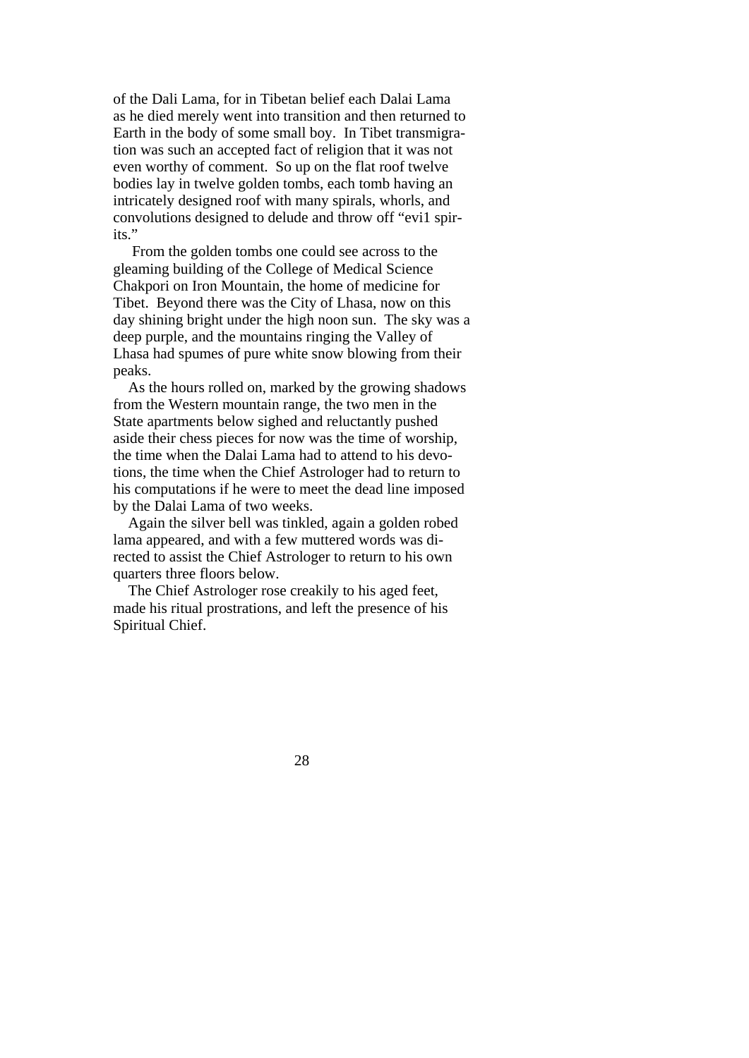of the Dali Lama, for in Tibetan belief each Dalai Lama as he died merely went into transition and then returned to Earth in the body of some small boy. In Tibet transmigration was such an accepted fact of religion that it was not even worthy of comment. So up on the flat roof twelve bodies lay in twelve golden tombs, each tomb having an intricately designed roof with many spirals, whorls, and convolutions designed to delude and throw off “evi1 spirits.”

From the golden tombs one could see across to the gleaming building of the College of Medical Science Chakpori on Iron Mountain, the home of medicine for Tibet. Beyond there was the City of Lhasa, now on this day shining bright under the high noon sun. The sky was a deep purple, and the mountains ringing the Valley of Lhasa had spumes of pure white snow blowing from their peaks.

As the hours rolled on, marked by the growing shadows from the Western mountain range, the two men in the State apartments below sighed and reluctantly pushed aside their chess pieces for now was the time of worship, the time when the Dalai Lama had to attend to his devotions, the time when the Chief Astrologer had to return to his computations if he were to meet the dead line imposed by the Dalai Lama of two weeks.

Again the silver bell was tinkled, again a golden robed lama appeared, and with a few muttered words was directed to assist the Chief Astrologer to return to his own quarters three floors below.

The Chief Astrologer rose creakily to his aged feet, made his ritual prostrations, and left the presence of his Spiritual Chief.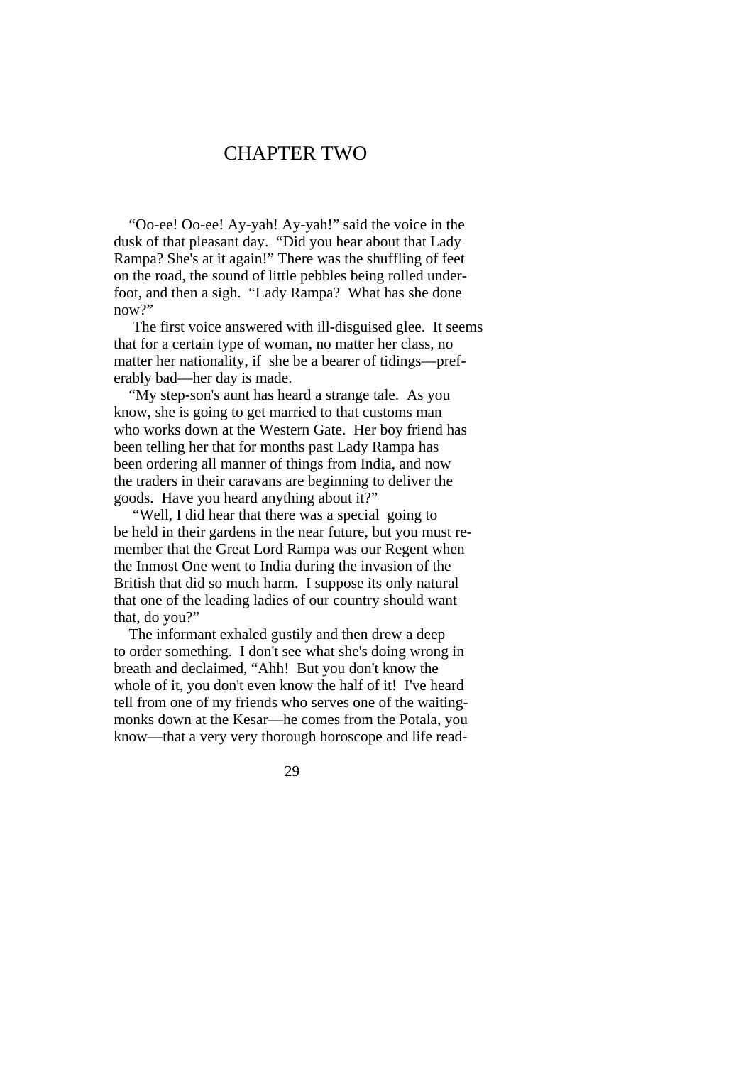# CHAPTER TWO

"Oo-ee! Oo-ee! Ay-yah! Ay-yah!" said the voice in the dusk of that pleasant day. "Did you hear about that Lady Rampa? She's at it again!" There was the shuffling of feet on the road, the sound of little pebbles being rolled underfoot, and then a sigh. "Lady Rampa? What has she done now?"

The first voice answered with ill-disguised glee. It seems that for a certain type of woman, no matter her class, no matter her nationality, if she be a bearer of tidings—preferably bad—her day is made.

"My step-son's aunt has heard a strange tale. As you know, she is going to get married to that customs man who works down at the Western Gate. Her boy friend has been telling her that for months past Lady Rampa has been ordering all manner of things from India, and now the traders in their caravans are beginning to deliver the goods. Have you heard anything about it?"

"Well, I did hear that there was a special going to be held in their gardens in the near future, but you must remember that the Great Lord Rampa was our Regent when the Inmost One went to India during the invasion of the British that did so much harm. I suppose its only natural that one of the leading ladies of our country should want that, do you?"

The informant exhaled gustily and then drew a deep to order something. I don't see what she's doing wrong in breath and declaimed, "Ahh! But you don't know the whole of it, you don't even know the half of it! I've heard tell from one of my friends who serves one of the waiting-monks down at the Kesar—he comes from the Potala, you know—that a very very thorough horoscope and life read-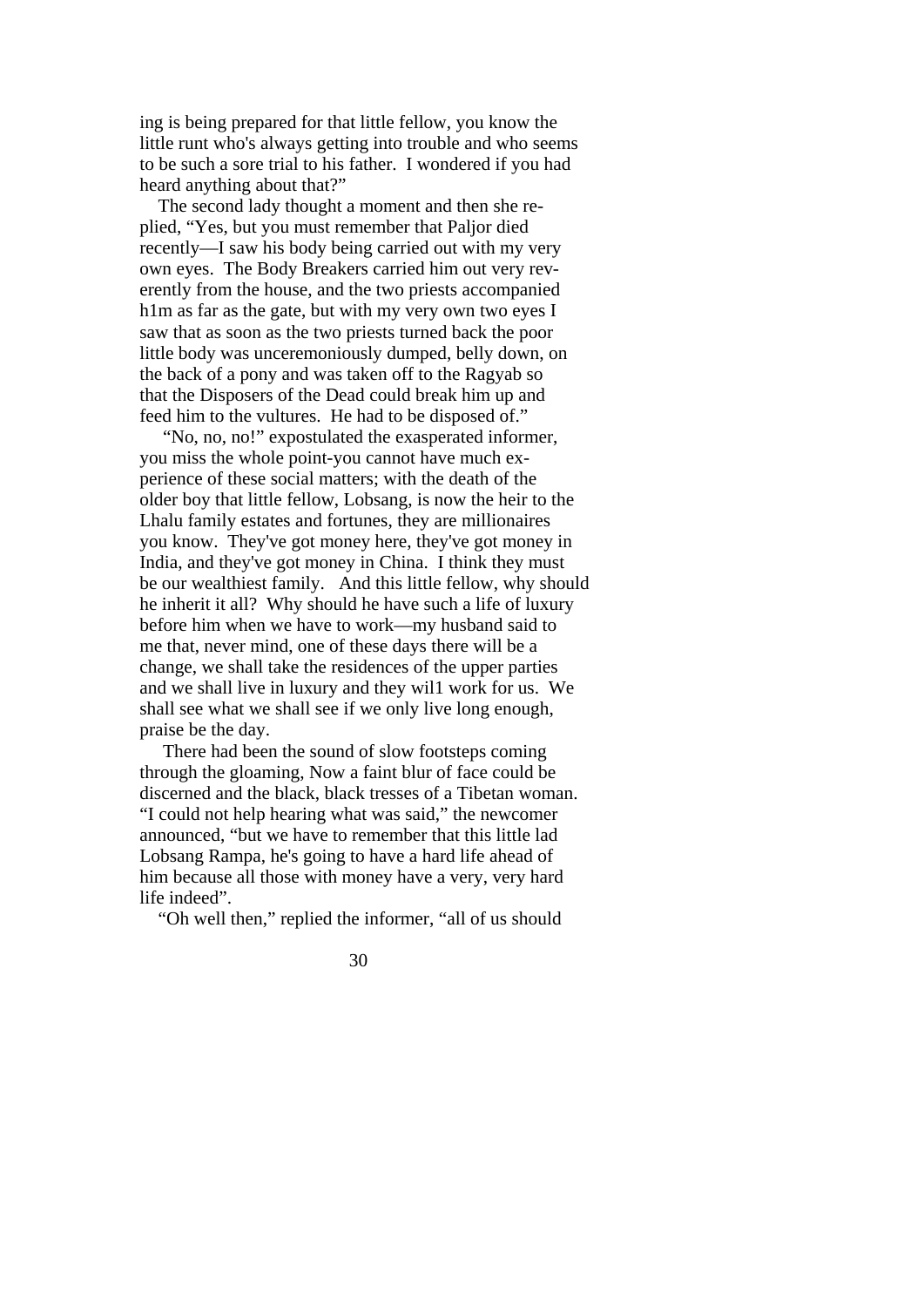ing is being prepared for that little fellow, you know the little runt who's always getting into trouble and who seems to be such a sore trial to his father. I wondered if you had heard anything about that?"

The second lady thought a moment and then she replied, "Yes, but you must remember that Paljor died recently—I saw his body being carried out with my very own eyes. The Body Breakers carried him out very reverently from the house, and the two priests accompanied h1m as far as the gate, but with my very own two eyes I saw that as soon as the two priests turned back the poor little body was unceremoniously dumped, belly down, on the back of a pony and was taken off to the Ragyab so that the Disposers of the Dead could break him up and feed him to the vultures. He had to be disposed of."

"No, no, no!" expostulated the exasperated informer, you miss the whole point-you cannot have much experience of these social matters; with the death of the older boy that little fellow, Lobsang, is now the heir to the Lhalu family estates and fortunes, they are millionaires you know. They've got money here, they've got money in India, and they've got money in China. I think they must be our wealthiest family. And this little fellow, why should he inherit it all? Why should he have such a life of luxury before him when we have to work—my husband said to me that, never mind, one of these days there will be a change, we shall take the residences of the upper parties and we shall live in luxury and they wil1 work for us. We shall see what we shall see if we only live long enough, praise be the day.

There had been the sound of slow footsteps coming through the gloaming, Now a faint blur of face could be discerned and the black, black tresses of a Tibetan woman. "I could not help hearing what was said," the newcomer announced, "but we have to remember that this little lad Lobsang Rampa, he's going to have a hard life ahead of him because all those with money have a very, very hard life indeed".

"Oh well then," replied the informer, "all of us should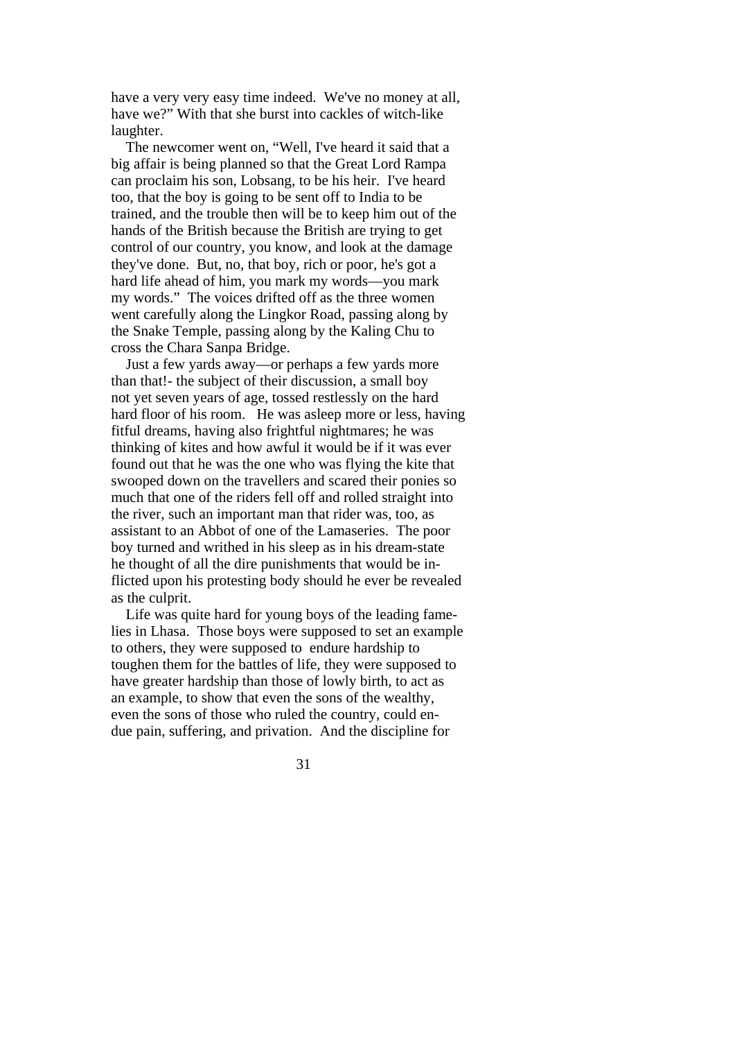have a very very easy time indeed. We've no money at all, have we?" With that she burst into cackles of witch-like laughter.

The newcomer went on, "Well, I've heard it said that a big affair is being planned so that the Great Lord Rampa can proclaim his son, Lobsang, to be his heir. I've heard too, that the boy is going to be sent off to India to be trained, and the trouble then will be to keep him out of the hands of the British because the British are trying to get control of our country, you know, and look at the damage they've done. But, no, that boy, rich or poor, he's got a hard life ahead of him, you mark my words—you mark my words." The voices drifted off as the three women went carefully along the Lingkor Road, passing along by the Snake Temple, passing along by the Kaling Chu to cross the Chara Sanpa Bridge.

Just a few yards away—or perhaps a few yards more than that!- the subject of their discussion, a small boy not yet seven years of age, tossed restlessly on the hard hard floor of his room. He was asleep more or less, having fitful dreams, having also frightful nightmares; he was thinking of kites and how awful it would be if it was ever found out that he was the one who was flying the kite that swooped down on the travellers and scared their ponies so much that one of the riders fell off and rolled straight into the river, such an important man that rider was, too, as assistant to an Abbot of one of the Lamaseries. The poor boy turned and writhed in his sleep as in his dream-state he thought of all the dire punishments that would be inflicted upon his protesting body should he ever be revealed as the culprit.

Life was quite hard for young boys of the leading famelies in Lhasa. Those boys were supposed to set an example to others, they were supposed to endure hardship to toughen them for the battles of life, they were supposed to have greater hardship than those of lowly birth, to act as an example, to show that even the sons of the wealthy, even the sons of those who ruled the country, could endue pain, suffering, and privation. And the discipline for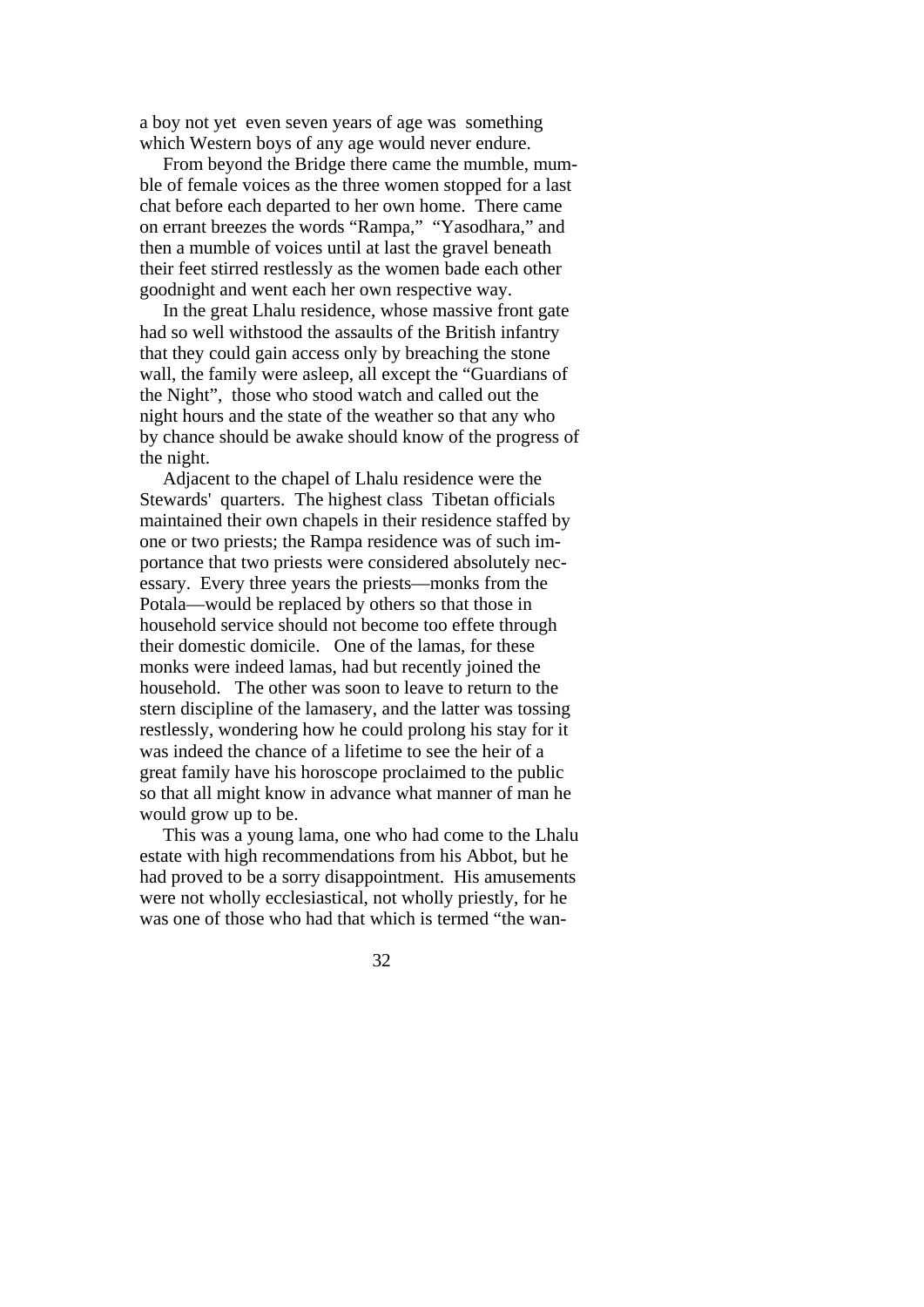a boy not yet even seven years of age was something which Western boys of any age would never endure.

From beyond the Bridge there came the mumble, mumble of female voices as the three women stopped for a last chat before each departed to her own home. There came on errant breezes the words "Rampa," "Yasodhara," and then a mumble of voices until at last the gravel beneath their feet stirred restlessly as the women bade each other goodnight and went each her own respective way.

In the great Lhalu residence, whose massive front gate had so well withstood the assaults of the British infantry that they could gain access only by breaching the stone wall, the family were asleep, all except the "Guardians of the Night", those who stood watch and called out the night hours and the state of the weather so that any who by chance should be awake should know of the progress of the night.

Adjacent to the chapel of Lhalu residence were the Stewards' quarters. The highest class Tibetan officials maintained their own chapels in their residence staffed by one or two priests; the Rampa residence was of such importance that two priests were considered absolutely necessary. Every three years the priests—monks from the Potala—would be replaced by others so that those in household service should not become too effete through their domestic domicile. One of the lamas, for these monks were indeed lamas, had but recently joined the household. The other was soon to leave to return to the stern discipline of the lamasery, and the latter was tossing restlessly, wondering how he could prolong his stay for it was indeed the chance of a lifetime to see the heir of a great family have his horoscope proclaimed to the public so that all might know in advance what manner of man he would grow up to be.

This was a young lama, one who had come to the Lhalu estate with high recommendations from his Abbot, but he had proved to be a sorry disappointment. His amusements were not wholly ecclesiastical, not wholly priestly, for he was one of those who had that which is termed "the wan-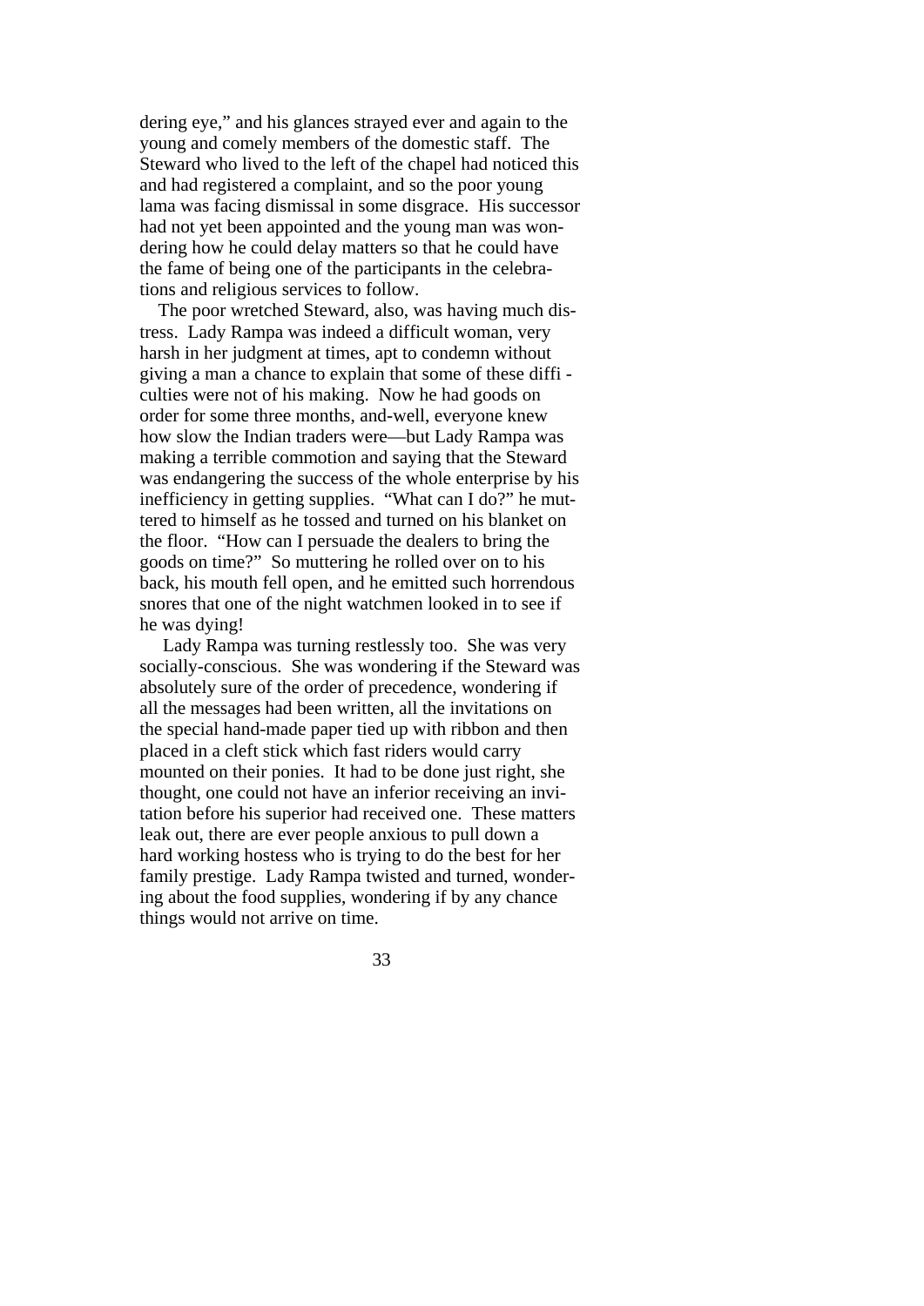dering eye," and his glances strayed ever and again to the young and comely members of the domestic staff. The Steward who lived to the left of the chapel had noticed this and had registered a complaint, and so the poor young lama was facing dismissal in some disgrace. His successor had not yet been appointed and the young man was wondering how he could delay matters so that he could have the fame of being one of the participants in the celebrations and religious services to follow.

The poor wretched Steward, also, was having much distress. Lady Rampa was indeed a difficult woman, very harsh in her judgment at times, apt to condemn without giving a man a chance to explain that some of these difficulties were not of his making. Now he had goods on order for some three months, and-well, everyone knew how slow the Indian traders were—but Lady Rampa was making a terrible commotion and saying that the Steward was endangering the success of the whole enterprise by his inefficiency in getting supplies. "What can I do?" he muttered to himself as he tossed and turned on his blanket on the floor. "How can I persuade the dealers to bring the goods on time?" So muttering he rolled over on to his back, his mouth fell open, and he emitted such horrendous snores that one of the night watchmen looked in to see if he was dying!

Lady Rampa was turning restlessly too. She was very socially-conscious. She was wondering if the Steward was absolutely sure of the order of precedence, wondering if all the messages had been written, all the invitations on the special hand-made paper tied up with ribbon and then placed in a cleft stick which fast riders would carry mounted on their ponies. It had to be done just right, she thought, one could not have an inferior receiving an invitation before his superior had received one. These matters leak out, there are ever people anxious to pull down a hard working hostess who is trying to do the best for her family prestige. Lady Rampa twisted and turned, wondering about the food supplies, wondering if by any chance things would not arrive on time.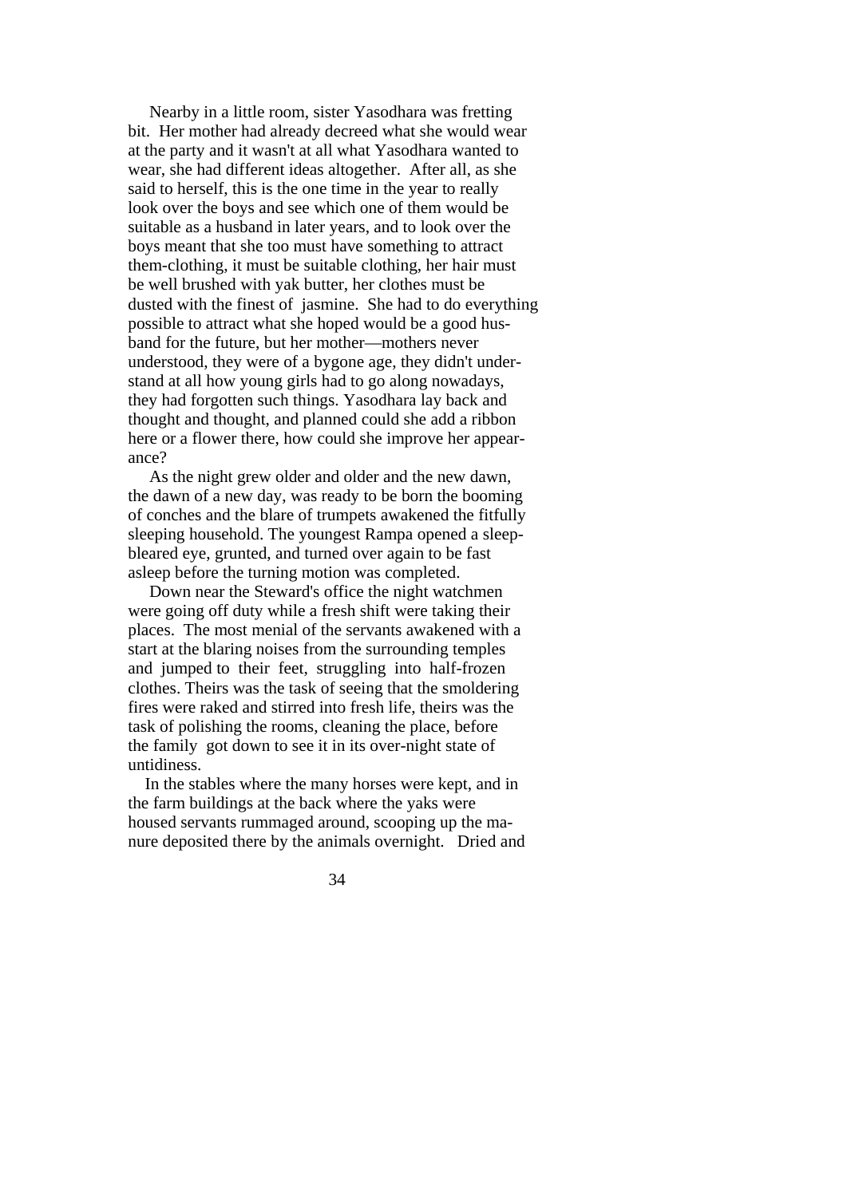Nearby in a little room, sister Yasodhara was fretting bit. Her mother had already decreed what she would wear at the party and it wasn't at all what Yasodhara wanted to wear, she had different ideas altogether. After all, as she said to herself, this is the one time in the year to really look over the boys and see which one of them would be suitable as a husband in later years, and to look over the boys meant that she too must have something to attract them-clothing, it must be suitable clothing, her hair must be well brushed with yak butter, her clothes must be dusted with the finest of jasmine. She had to do everything possible to attract what she hoped would be a good husband for the future, but her mother—mothers never understood, they were of a bygone age, they didn't understand at all how young girls had to go along nowadays, they had forgotten such things. Yasodhara lay back and thought and thought, and planned could she add a ribbon here or a flower there, how could she improve her appearance?

As the night grew older and older and the new dawn, the dawn of a new day, was ready to be born the booming of conches and the blare of trumpets awakened the fitfully sleeping household. The youngest Rampa opened a sleep-bleared eye, grunted, and turned over again to be fast asleep before the turning motion was completed.

Down near the Steward's office the night watchmen were going off duty while a fresh shift were taking their places. The most menial of the servants awakened with a start at the blaring noises from the surrounding temples and jumped to their feet, struggling into half-frozen clothes. Theirs was the task of seeing that the smoldering fires were raked and stirred into fresh life, theirs was the task of polishing the rooms, cleaning the place, before the family got down to see it in its over-night state of untidiness.

In the stables where the many horses were kept, and in the farm buildings at the back where the yaks were housed servants rummaged around, scooping up the manure deposited there by the animals overnight. Dried and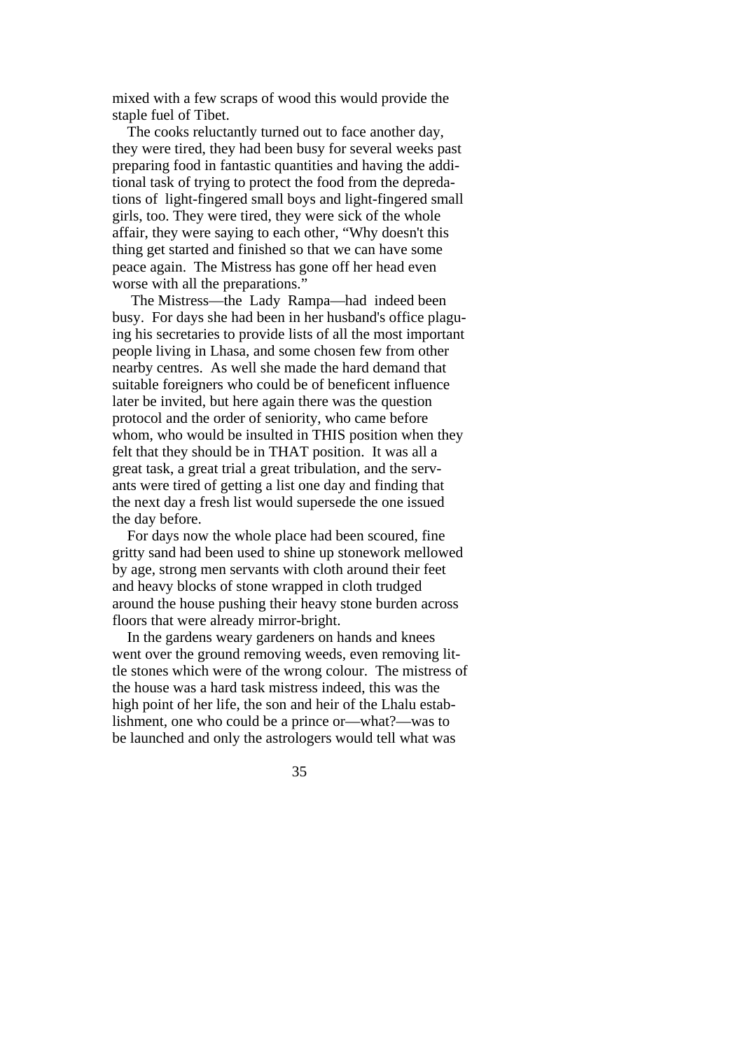mixed with a few scraps of wood this would provide the staple fuel of Tibet.

The cooks reluctantly turned out to face another day, they were tired, they had been busy for several weeks past preparing food in fantastic quantities and having the additional task of trying to protect the food from the depredations of light-fingered small boys and light-fingered small girls, too. They were tired, they were sick of the whole affair, they were saying to each other, "Why doesn't this thing get started and finished so that we can have some peace again. The Mistress has gone off her head even worse with all the preparations."

The Mistress—the Lady Rampa—had indeed been busy. For days she had been in her husband's office plaguing his secretaries to provide lists of all the most important people living in Lhasa, and some chosen few from other nearby centres. As well she made the hard demand that suitable foreigners who could be of beneficent influence later be invited, but here again there was the question protocol and the order of seniority, who came before whom, who would be insulted in THIS position when they felt that they should be in THAT position. It was all a great task, a great trial a great tribulation, and the servants were tired of getting a list one day and finding that the next day a fresh list would supersede the one issued the day before.

For days now the whole place had been scoured, fine gritty sand had been used to shine up stonework mellowed by age, strong men servants with cloth around their feet and heavy blocks of stone wrapped in cloth trudged around the house pushing their heavy stone burden across floors that were already mirror-bright.

In the gardens weary gardeners on hands and knees went over the ground removing weeds, even removing little stones which were of the wrong colour. The mistress of the house was a hard task mistress indeed, this was the high point of her life, the son and heir of the Lhalu establishment, one who could be a prince or—what?—was to be launched and only the astrologers would tell what was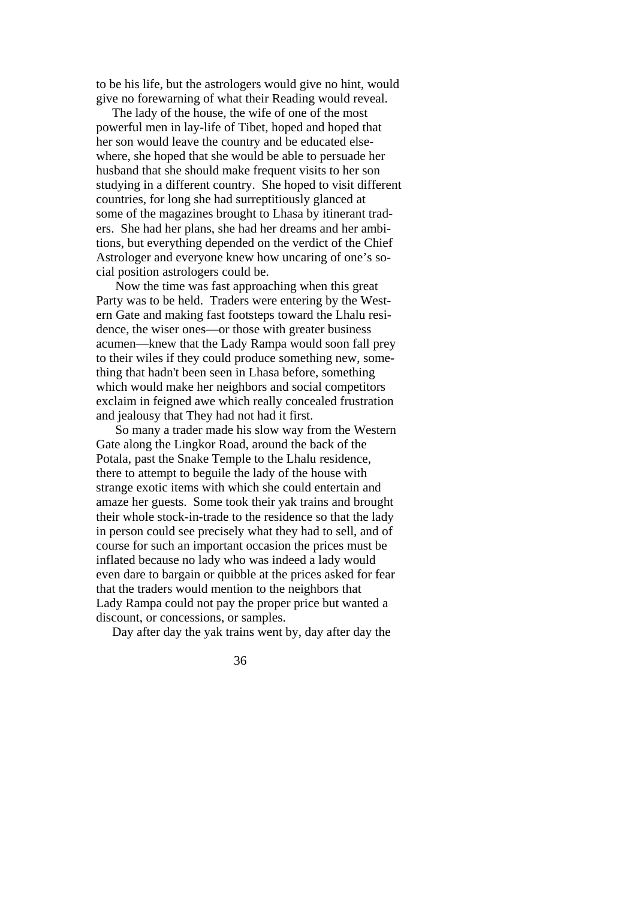to be his life, but the astrologers would give no hint, would give no forewarning of what their Reading would reveal.

The lady of the house, the wife of one of the most powerful men in lay-life of Tibet, hoped and hoped that her son would leave the country and be educated elsewhere, she hoped that she would be able to persuade her husband that she should make frequent visits to her son studying in a different country. She hoped to visit different countries, for long she had surreptitiously glanced at some of the magazines brought to Lhasa by itinerant traders. She had her plans, she had her dreams and her ambitions, but everything depended on the verdict of the Chief Astrologer and everyone knew how uncaring of one's social position astrologers could be.

Now the time was fast approaching when this great Party was to be held. Traders were entering by the Western Gate and making fast footsteps toward the Lhalu residence, the wiser ones—or those with greater business acumen—knew that the Lady Rampa would soon fall prey to their wiles if they could produce something new, something that hadn't been seen in Lhasa before, something which would make her neighbors and social competitors exclaim in feigned awe which really concealed frustration and jealousy that They had not had it first.

So many a trader made his slow way from the Western Gate along the Lingkor Road, around the back of the Potala, past the Snake Temple to the Lhalu residence, there to attempt to beguile the lady of the house with strange exotic items with which she could entertain and amaze her guests. Some took their yak trains and brought their whole stock-in-trade to the residence so that the lady in person could see precisely what they had to sell, and of course for such an important occasion the prices must be inflated because no lady who was indeed a lady would even dare to bargain or quibble at the prices asked for fear that the traders would mention to the neighbors that Lady Rampa could not pay the proper price but wanted a discount, or concessions, or samples.

Day after day the yak trains went by, day after day the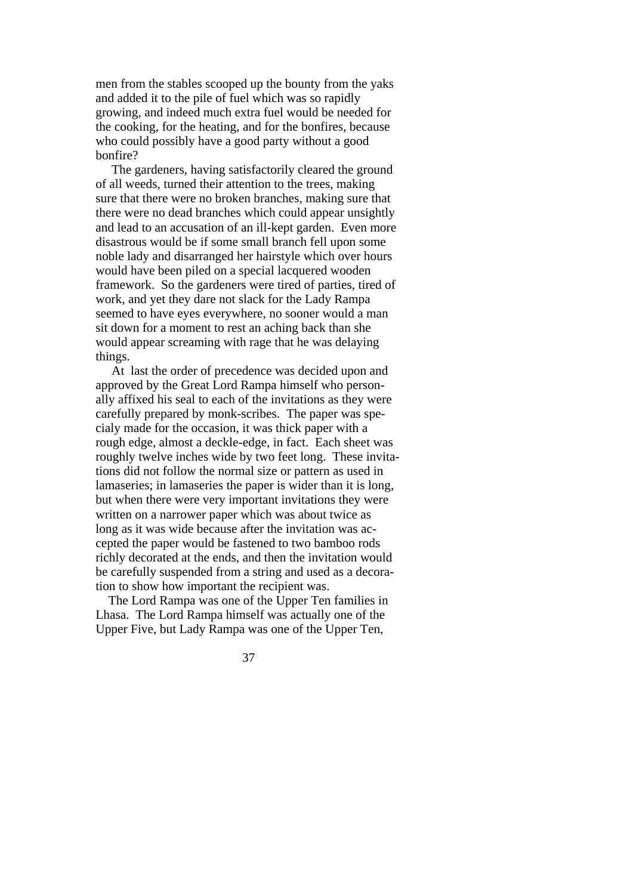men from the stables scooped up the bounty from the yaks and added it to the pile of fuel which was so rapidly growing, and indeed much extra fuel would be needed for the cooking, for the heating, and for the bonfires, because who could possibly have a good party without a good bonfire?

The gardeners, having satisfactorily cleared the ground of all weeds, turned their attention to the trees, making sure that there were no broken branches, making sure that there were no dead branches which could appear unsightly and lead to an accusation of an ill-kept garden. Even more disastrous would be if some small branch fell upon some noble lady and disarranged her hairstyle which over hours would have been piled on a special lacquered wooden framework. So the gardeners were tired of parties, tired of work, and yet they dare not slack for the Lady Rampa seemed to have eyes everywhere, no sooner would a man sit down for a moment to rest an aching back than she would appear screaming with rage that he was delaying things.

At last the order of precedence was decided upon and approved by the Great Lord Rampa himself who personally affixed his seal to each of the invitations as they were carefully prepared by monk-scribes. The paper was specialy made for the occasion, it was thick paper with a rough edge, almost a deckle-edge, in fact. Each sheet was roughly twelve inches wide by two feet long. These invitations did not follow the normal size or pattern as used in lamaseries; in lamaseries the paper is wider than it is long, but when there were very important invitations they were written on a narrower paper which was about twice as long as it was wide because after the invitation was accepted the paper would be fastened to two bamboo rods richly decorated at the ends, and then the invitation would be carefully suspended from a string and used as a decoration to show how important the recipient was.

The Lord Rampa was one of the Upper Ten families in Lhasa. The Lord Rampa himself was actually one of the Upper Five, but Lady Rampa was one of the Upper Ten,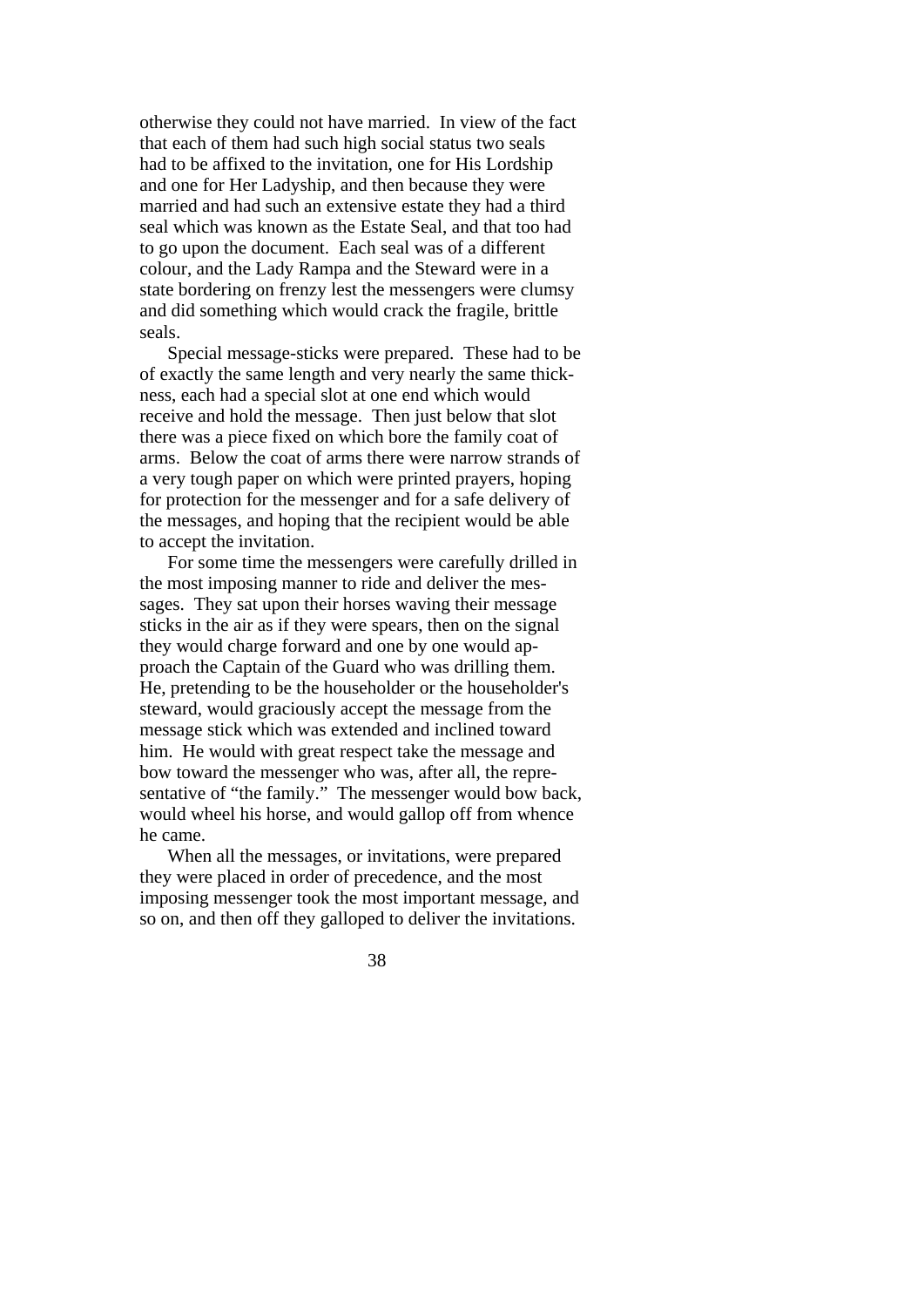otherwise they could not have married. In view of the fact that each of them had such high social status two seals had to be affixed to the invitation, one for His Lordship and one for Her Ladyship, and then because they were married and had such an extensive estate they had a third seal which was known as the Estate Seal, and that too had to go upon the document. Each seal was of a different colour, and the Lady Rampa and the Steward were in a state bordering on frenzy lest the messengers were clumsy and did something which would crack the fragile, brittle seals.

Special message-sticks were prepared. These had to be of exactly the same length and very nearly the same thickness, each had a special slot at one end which would receive and hold the message. Then just below that slot there was a piece fixed on which bore the family coat of arms. Below the coat of arms there were narrow strands of a very tough paper on which were printed prayers, hoping for protection for the messenger and for a safe delivery of the messages, and hoping that the recipient would be able to accept the invitation.

For some time the messengers were carefully drilled in the most imposing manner to ride and deliver the messages. They sat upon their horses waving their message sticks in the air as if they were spears, then on the signal they would charge forward and one by one would approach the Captain of the Guard who was drilling them. He, pretending to be the householder or the householder's steward, would graciously accept the message from the message stick which was extended and inclined toward him. He would with great respect take the message and bow toward the messenger who was, after all, the representative of "the family." The messenger would bow back, would wheel his horse, and would gallop off from whence he came.

When all the messages, or invitations, were prepared they were placed in order of precedence, and the most imposing messenger took the most important message, and so on, and then off they galloped to deliver the invitations.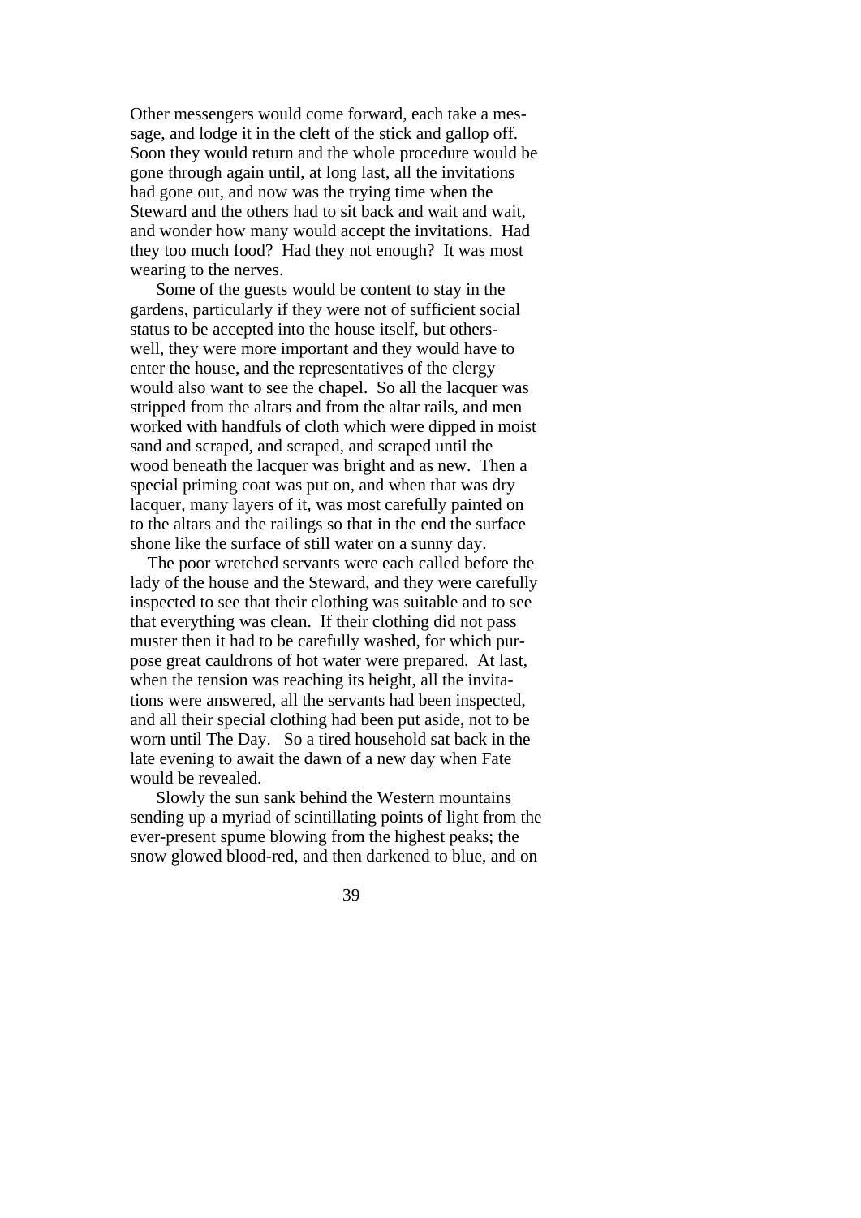Other messengers would come forward, each take a message, and lodge it in the cleft of the stick and gallop off. Soon they would return and the whole procedure would be gone through again until, at long last, all the invitations had gone out, and now was the trying time when the Steward and the others had to sit back and wait and wait, and wonder how many would accept the invitations. Had they too much food? Had they not enough? It was most wearing to the nerves.

Some of the guests would be content to stay in the gardens, particularly if they were not of sufficient social status to be accepted into the house itself, but others- well, they were more important and they would have to enter the house, and the representatives of the clergy would also want to see the chapel. So all the lacquer was stripped from the altars and from the altar rails, and men worked with handfuls of cloth which were dipped in moist sand and scraped, and scraped, and scraped until the wood beneath the lacquer was bright and as new. Then a special priming coat was put on, and when that was dry lacquer, many layers of it, was most carefully painted on to the altars and the railings so that in the end the surface shone like the surface of still water on a sunny day.

The poor wretched servants were each called before the lady of the house and the Steward, and they were carefully inspected to see that their clothing was suitable and to see that everything was clean. If their clothing did not pass muster then it had to be carefully washed, for which purpose great cauldrons of hot water were prepared. At last, when the tension was reaching its height, all the invitations were answered, all the servants had been inspected, and all their special clothing had been put aside, not to be worn until The Day. So a tired household sat back in the late evening to await the dawn of a new day when Fate would be revealed.

Slowly the sun sank behind the Western mountains sending up a myriad of scintillating points of light from the ever-present spume blowing from the highest peaks; the snow glowed blood-red, and then darkened to blue, and on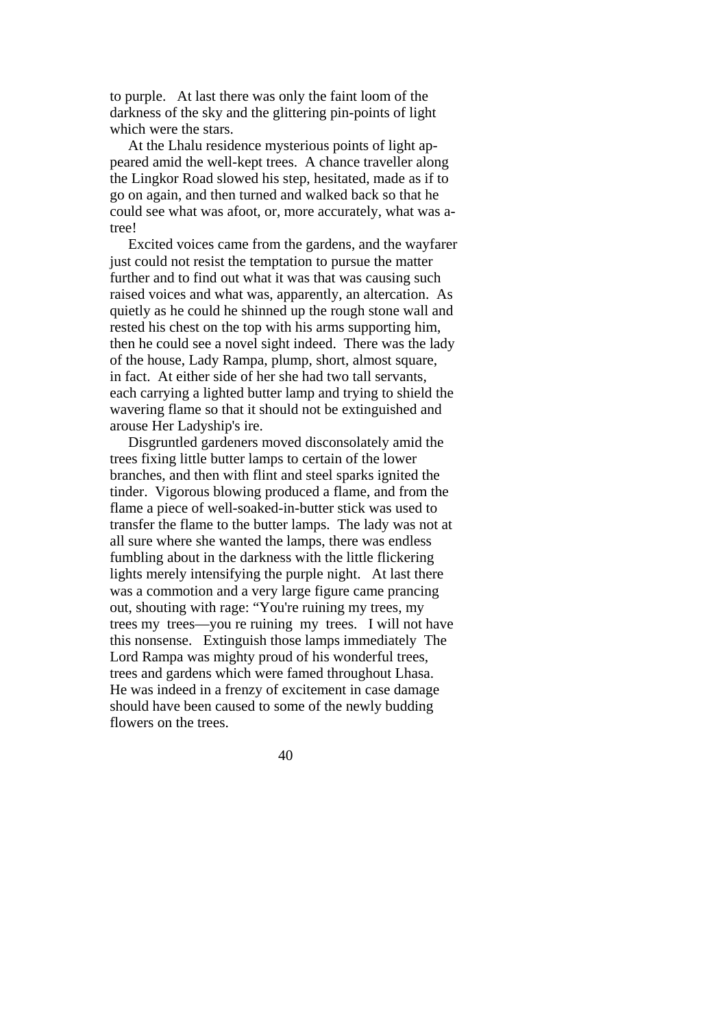to purple. At last there was only the faint loom of the darkness of the sky and the glittering pin-points of light which were the stars.

At the Lhalu residence mysterious points of light appeared amid the well-kept trees. A chance traveller along the Lingkor Road slowed his step, hesitated, made as if to go on again, and then turned and walked back so that he could see what was afoot, or, more accurately, what was a-tree!

Excited voices came from the gardens, and the wayfarer just could not resist the temptation to pursue the matter further and to find out what it was that was causing such raised voices and what was, apparently, an altercation. As quietly as he could he shinned up the rough stone wall and rested his chest on the top with his arms supporting him, then he could see a novel sight indeed. There was the lady of the house, Lady Rampa, plump, short, almost square, in fact. At either side of her she had two tall servants, each carrying a lighted butter lamp and trying to shield the wavering flame so that it should not be extinguished and arouse Her Ladyship's ire.

Disgruntled gardeners moved disconsolately amid the trees fixing little butter lamps to certain of the lower branches, and then with flint and steel sparks ignited the tinder. Vigorous blowing produced a flame, and from the flame a piece of well-soaked-in-butter stick was used to transfer the flame to the butter lamps. The lady was not at all sure where she wanted the lamps, there was endless fumbling about in the darkness with the little flickering lights merely intensifying the purple night. At last there was a commotion and a very large figure came prancing out, shouting with rage: “You're ruining my trees, my trees my trees—you re ruining my trees. I will not have this nonsense. Extinguish those lamps immediately The Lord Rampa was mighty proud of his wonderful trees, trees and gardens which were famed throughout Lhasa. He was indeed in a frenzy of excitement in case damage should have been caused to some of the newly budding flowers on the trees.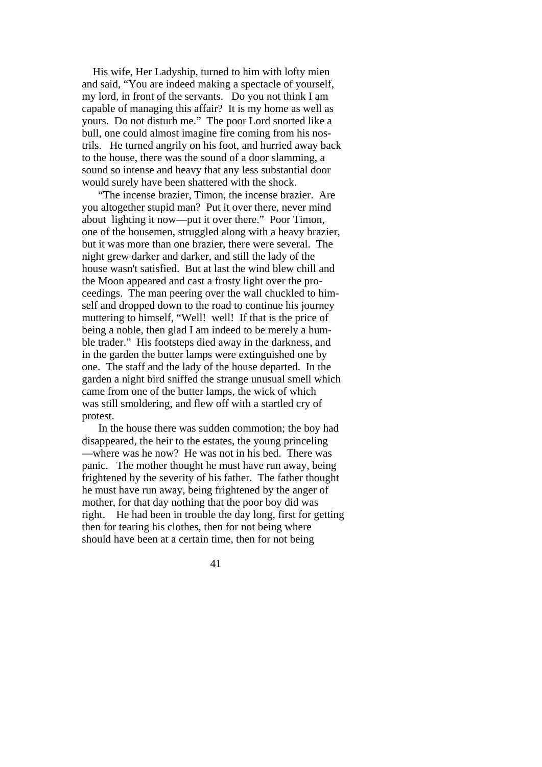His wife, Her Ladyship, turned to him with lofty mien and said, "You are indeed making a spectacle of yourself, my lord, in front of the servants. Do you not think I am capable of managing this affair? It is my home as well as yours. Do not disturb me." The poor Lord snorted like a bull, one could almost imagine fire coming from his nostrils. He turned angrily on his foot, and hurried away back to the house, there was the sound of a door slamming, a sound so intense and heavy that any less substantial door would surely have been shattered with the shock.

"The incense brazier, Timon, the incense brazier. Are you altogether stupid man? Put it over there, never mind about lighting it now—put it over there." Poor Timon, one of the housemen, struggled along with a heavy brazier, but it was more than one brazier, there were several. The night grew darker and darker, and still the lady of the house wasn't satisfied. But at last the wind blew chill and the Moon appeared and cast a frosty light over the proceedings. The man peering over the wall chuckled to himself and dropped down to the road to continue his journey muttering to himself, "Well! well! If that is the price of being a noble, then glad I am indeed to be merely a humble trader." His footsteps died away in the darkness, and in the garden the butter lamps were extinguished one by one. The staff and the lady of the house departed. In the garden a night bird sniffed the strange unusual smell which came from one of the butter lamps, the wick of which was still smoldering, and flew off with a startled cry of protest.

In the house there was sudden commotion; the boy had disappeared, the heir to the estates, the young princeling—where was he now? He was not in his bed. There was panic. The mother thought he must have run away, being frightened by the severity of his father. The father thought he must have run away, being frightened by the anger of mother, for that day nothing that the poor boy did was right. He had been in trouble the day long, first for getting then for tearing his clothes, then for not being where should have been at a certain time, then for not being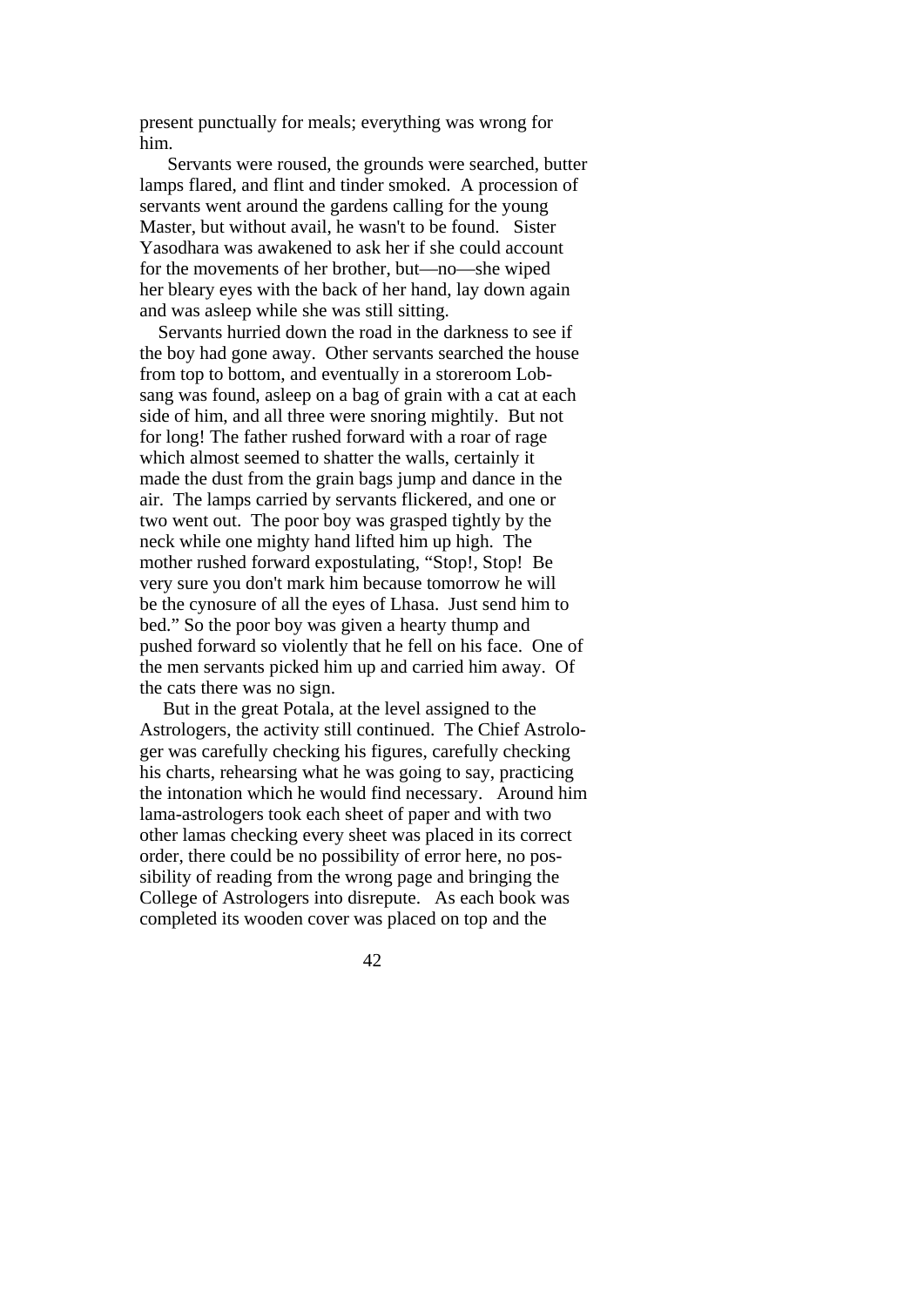present punctually for meals; everything was wrong for him.

Servants were roused, the grounds were searched, butter lamps flared, and flint and tinder smoked. A procession of servants went around the gardens calling for the young Master, but without avail, he wasn't to be found. Sister Yasodhara was awakened to ask her if she could account for the movements of her brother, but—no—she wiped her bleary eyes with the back of her hand, lay down again and was asleep while she was still sitting.

Servants hurried down the road in the darkness to see if the boy had gone away. Other servants searched the house from top to bottom, and eventually in a storeroom Lobsang was found, asleep on a bag of grain with a cat at each side of him, and all three were snoring mightily. But not for long! The father rushed forward with a roar of rage which almost seemed to shatter the walls, certainly it made the dust from the grain bags jump and dance in the air. The lamps carried by servants flickered, and one or two went out. The poor boy was grasped tightly by the neck while one mighty hand lifted him up high. The mother rushed forward expostulating, "Stop!, Stop! Be very sure you don't mark him because tomorrow he will be the cynosure of all the eyes of Lhasa. Just send him to bed." So the poor boy was given a hearty thump and pushed forward so violently that he fell on his face. One of the men servants picked him up and carried him away. Of the cats there was no sign.

But in the great Potala, at the level assigned to the Astrologers, the activity still continued. The Chief Astrologer was carefully checking his figures, carefully checking his charts, rehearsing what he was going to say, practicing the intonation which he would find necessary. Around him lama-astrologers took each sheet of paper and with two other lamas checking every sheet was placed in its correct order, there could be no possibility of error here, no possibility of reading from the wrong page and bringing the College of Astrologers into disrepute. As each book was completed its wooden cover was placed on top and the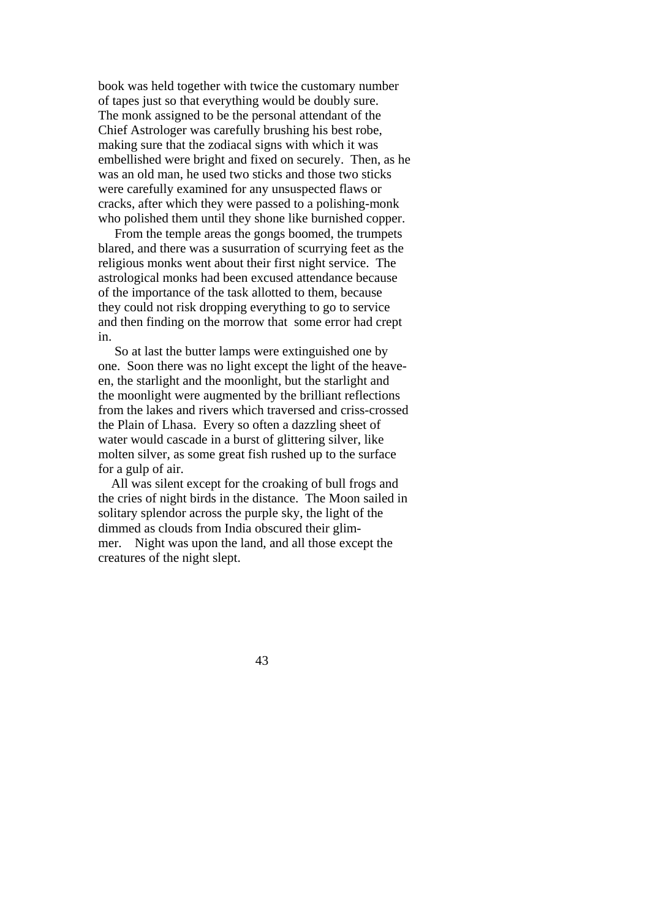book was held together with twice the customary number of tapes just so that everything would be doubly sure. The monk assigned to be the personal attendant of the Chief Astrologer was carefully brushing his best robe, making sure that the zodiacal signs with which it was embellished were bright and fixed on securely. Then, as he was an old man, he used two sticks and those two sticks were carefully examined for any unsuspected flaws or cracks, after which they were passed to a polishing-monk who polished them until they shone like burnished copper.

From the temple areas the gongs boomed, the trumpets blared, and there was a susurration of scurrying feet as the religious monks went about their first night service. The astrological monks had been excused attendance because of the importance of the task allotted to them, because they could not risk dropping everything to go to service and then finding on the morrow that some error had crept in.

So at last the butter lamps were extinguished one by one. Soon there was no light except the light of the heaveen, the starlight and the moonlight, but the starlight and the moonlight were augmented by the brilliant reflections from the lakes and rivers which traversed and criss-crossed the Plain of Lhasa. Every so often a dazzling sheet of water would cascade in a burst of glittering silver, like molten silver, as some great fish rushed up to the surface for a gulp of air.

All was silent except for the croaking of bull frogs and the cries of night birds in the distance. The Moon sailed in solitary splendor across the purple sky, the light of the dimmed as clouds from India obscured their glimmer. Night was upon the land, and all those except the creatures of the night slept.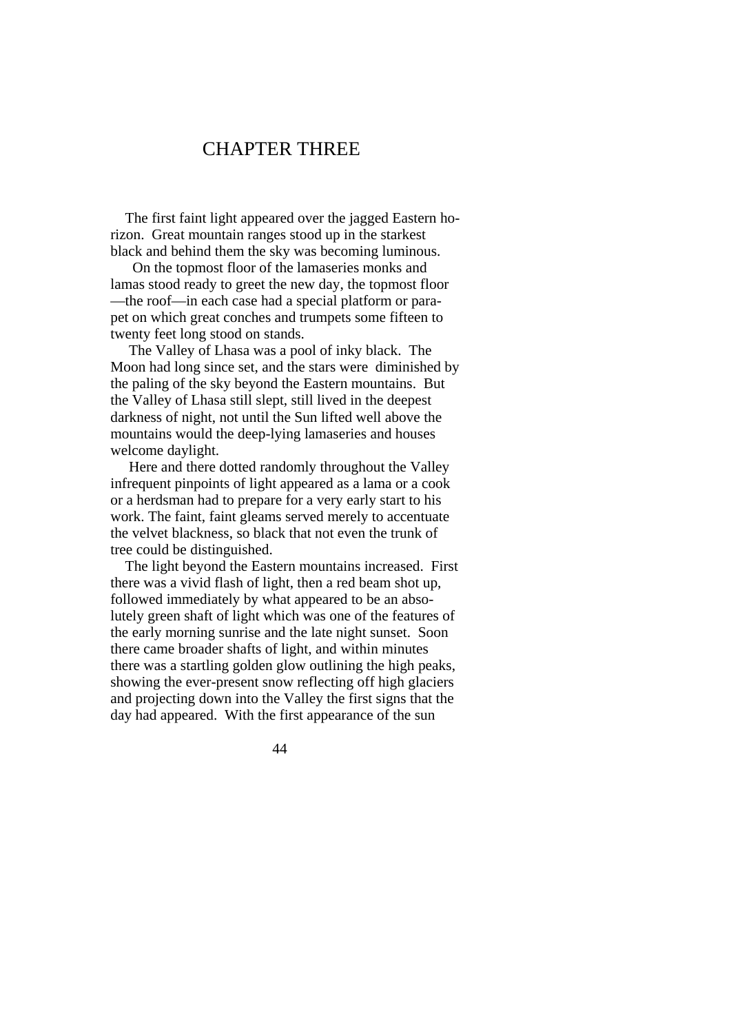# CHAPTER THREE

The first faint light appeared over the jagged Eastern horizon. Great mountain ranges stood up in the starkest black and behind them the sky was becoming luminous.

On the topmost floor of the lamaseries monks and lamas stood ready to greet the new day, the topmost floor —the roof—in each case had a special platform or parapet on which great conches and trumpets some fifteen to twenty feet long stood on stands.

The Valley of Lhasa was a pool of inky black. The Moon had long since set, and the stars were diminished by the paling of the sky beyond the Eastern mountains. But the Valley of Lhasa still slept, still lived in the deepest darkness of night, not until the Sun lifted well above the mountains would the deep-lying lamaseries and houses welcome daylight.

Here and there dotted randomly throughout the Valley infrequent pinpoints of light appeared as a lama or a cook or a herdsman had to prepare for a very early start to his work. The faint, faint gleams served merely to accentuate the velvet blackness, so black that not even the trunk of tree could be distinguished.

The light beyond the Eastern mountains increased. First there was a vivid flash of light, then a red beam shot up, followed immediately by what appeared to be an absolutely green shaft of light which was one of the features of the early morning sunrise and the late night sunset. Soon there came broader shafts of light, and within minutes there was a startling golden glow outlining the high peaks, showing the ever-present snow reflecting off high glaciers and projecting down into the Valley the first signs that the day had appeared. With the first appearance of the sun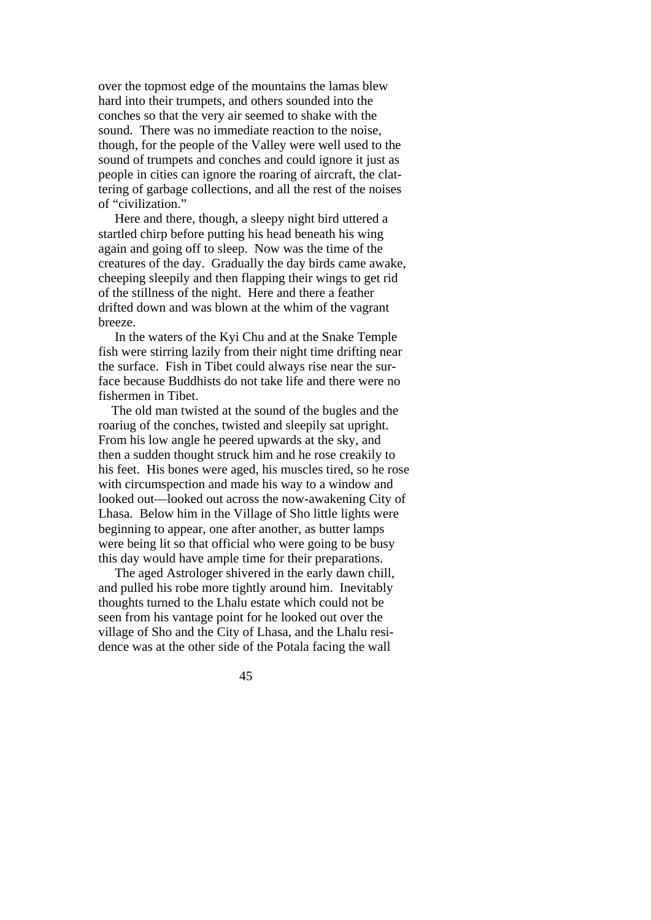over the topmost edge of the mountains the lamas blew hard into their trumpets, and others sounded into the conches so that the very air seemed to shake with the sound. There was no immediate reaction to the noise, though, for the people of the Valley were well used to the sound of trumpets and conches and could ignore it just as people in cities can ignore the roaring of aircraft, the clattering of garbage collections, and all the rest of the noises of "civilization."

Here and there, though, a sleepy night bird uttered a startled chirp before putting his head beneath his wing again and going off to sleep. Now was the time of the creatures of the day. Gradually the day birds came awake, cheeping sleepily and then flapping their wings to get rid of the stillness of the night. Here and there a feather drifted down and was blown at the whim of the vagrant breeze.

In the waters of the Kyi Chu and at the Snake Temple fish were stirring lazily from their night time drifting near the surface. Fish in Tibet could always rise near the surface because Buddhists do not take life and there were no fishermen in Tibet.

The old man twisted at the sound of the bugles and the roariug of the conches, twisted and sleepily sat upright. From his low angle he peered upwards at the sky, and then a sudden thought struck him and he rose creakily to his feet. His bones were aged, his muscles tired, so he rose with circumspection and made his way to a window and looked out—looked out across the now-awakening City of Lhasa. Below him in the Village of Sho little lights were beginning to appear, one after another, as butter lamps were being lit so that official who were going to be busy this day would have ample time for their preparations.

The aged Astrologer shivered in the early dawn chill, and pulled his robe more tightly around him. Inevitably thoughts turned to the Lhalu estate which could not be seen from his vantage point for he looked out over the village of Sho and the City of Lhasa, and the Lhalu residence was at the other side of the Potala facing the wall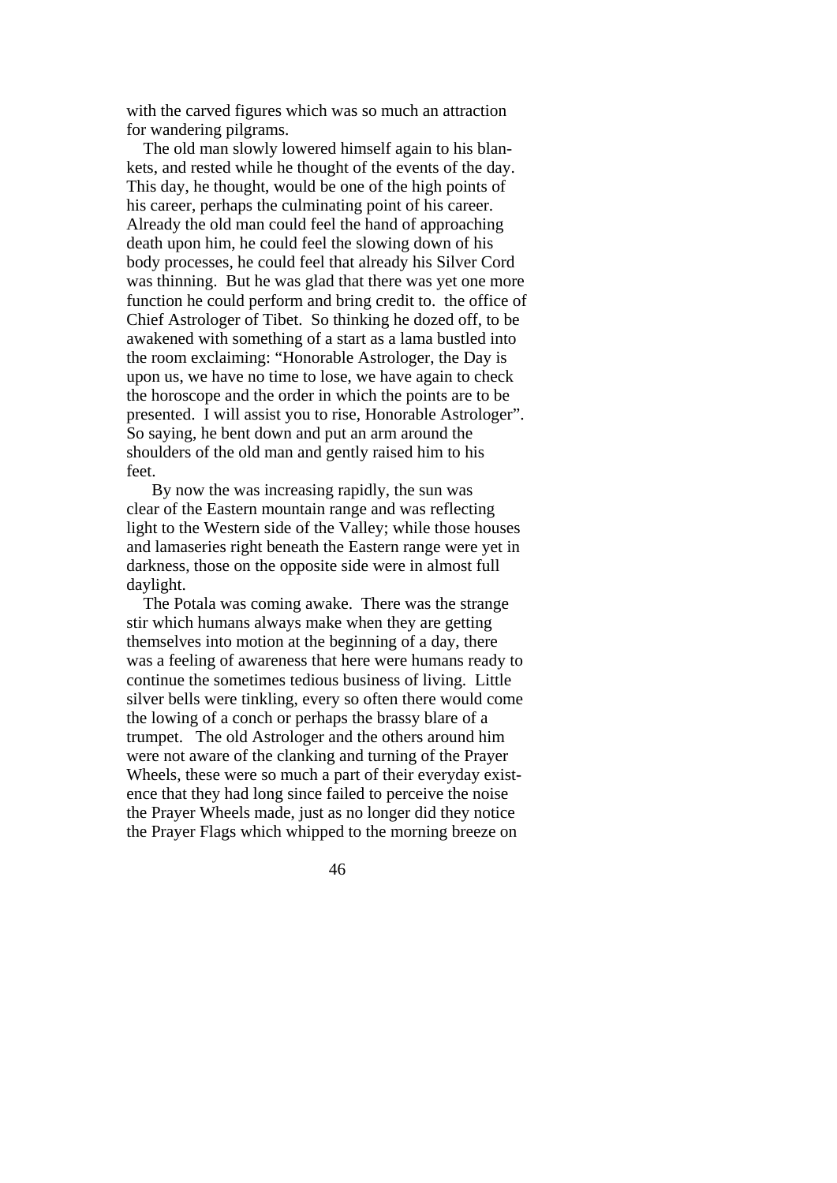with the carved figures which was so much an attraction for wandering pilgrams.

The old man slowly lowered himself again to his blankets, and rested while he thought of the events of the day. This day, he thought, would be one of the high points of his career, perhaps the culminating point of his career. Already the old man could feel the hand of approaching death upon him, he could feel the slowing down of his body processes, he could feel that already his Silver Cord was thinning. But he was glad that there was yet one more function he could perform and bring credit to. the office of Chief Astrologer of Tibet. So thinking he dozed off, to be awakened with something of a start as a lama bustled into the room exclaiming: "Honorable Astrologer, the Day is upon us, we have no time to lose, we have again to check the horoscope and the order in which the points are to be presented. I will assist you to rise, Honorable Astrologer". So saying, he bent down and put an arm around the shoulders of the old man and gently raised him to his feet.

By now the was increasing rapidly, the sun was clear of the Eastern mountain range and was reflecting light to the Western side of the Valley; while those houses and lamaseries right beneath the Eastern range were yet in darkness, those on the opposite side were in almost full daylight.

The Potala was coming awake. There was the strange stir which humans always make when they are getting themselves into motion at the beginning of a day, there was a feeling of awareness that here were humans ready to continue the sometimes tedious business of living. Little silver bells were tinkling, every so often there would come the lowing of a conch or perhaps the brassy blare of a trumpet. The old Astrologer and the others around him were not aware of the clanking and turning of the Prayer Wheels, these were so much a part of their everyday existence that they had long since failed to perceive the noise the Prayer Wheels made, just as no longer did they notice the Prayer Flags which whipped to the morning breeze on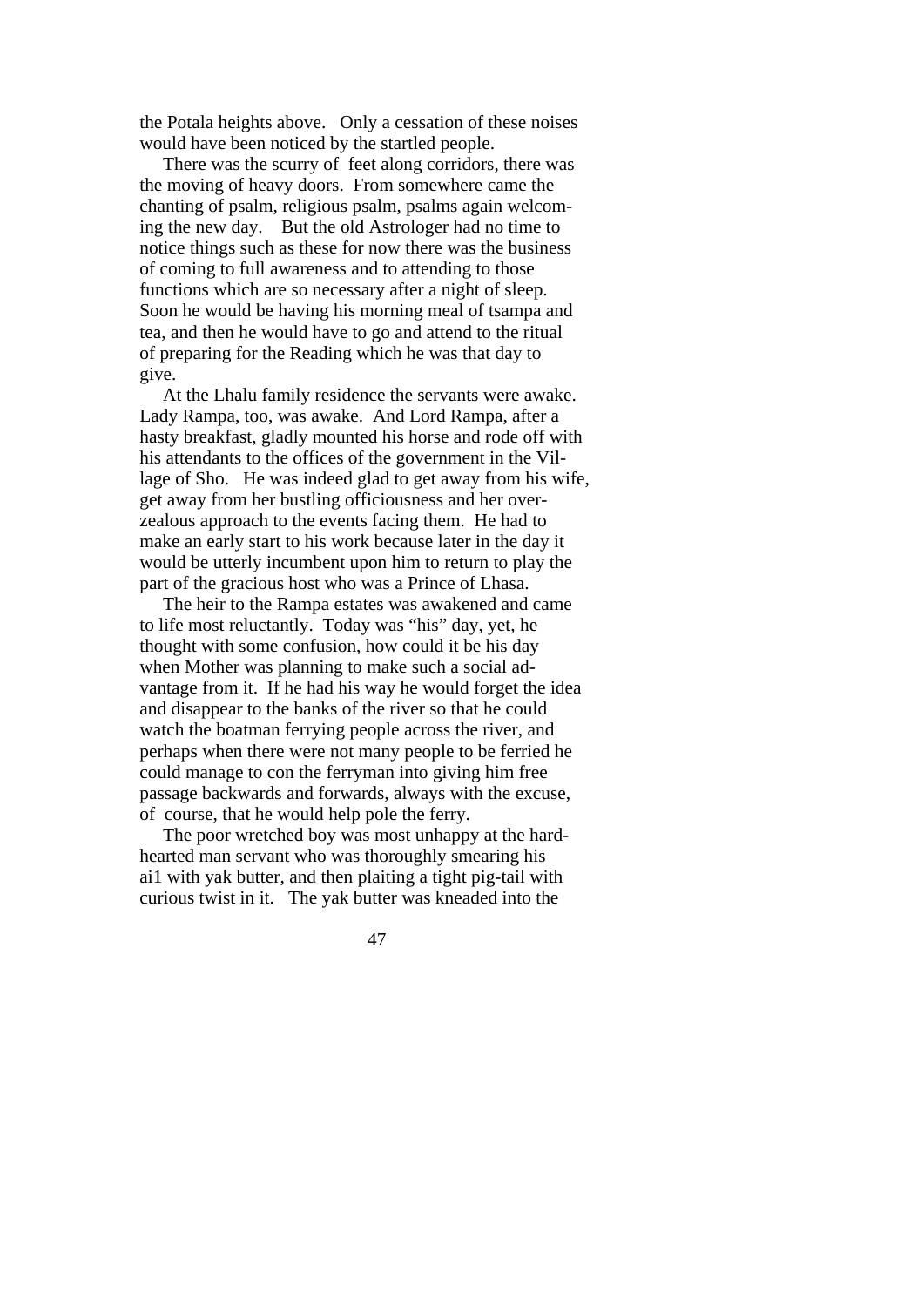the Potala heights above. Only a cessation of these noises would have been noticed by the startled people.

There was the scurry of feet along corridors, there was the moving of heavy doors. From somewhere came the chanting of psalm, religious psalm, psalms again welcoming the new day. But the old Astrologer had no time to notice things such as these for now there was the business of coming to full awareness and to attending to those functions which are so necessary after a night of sleep. Soon he would be having his morning meal of tsampa and tea, and then he would have to go and attend to the ritual of preparing for the Reading which he was that day to give.

At the Lhalu family residence the servants were awake. Lady Rampa, too, was awake. And Lord Rampa, after a hasty breakfast, gladly mounted his horse and rode off with his attendants to the offices of the government in the Village of Sho. He was indeed glad to get away from his wife, get away from her bustling officiousness and her over-zealous approach to the events facing them. He had to make an early start to his work because later in the day it would be utterly incumbent upon him to return to play the part of the gracious host who was a Prince of Lhasa.

The heir to the Rampa estates was awakened and came to life most reluctantly. Today was "his" day, yet, he thought with some confusion, how could it be his day when Mother was planning to make such a social advantage from it. If he had his way he would forget the idea and disappear to the banks of the river so that he could watch the boatman ferrying people across the river, and perhaps when there were not many people to be ferried he could manage to con the ferryman into giving him free passage backwards and forwards, always with the excuse, of course, that he would help pole the ferry.

The poor wretched boy was most unhappy at the hard-hearted man servant who was thoroughly smearing his ai1 with yak butter, and then plaiting a tight pig-tail with curious twist in it. The yak butter was kneaded into the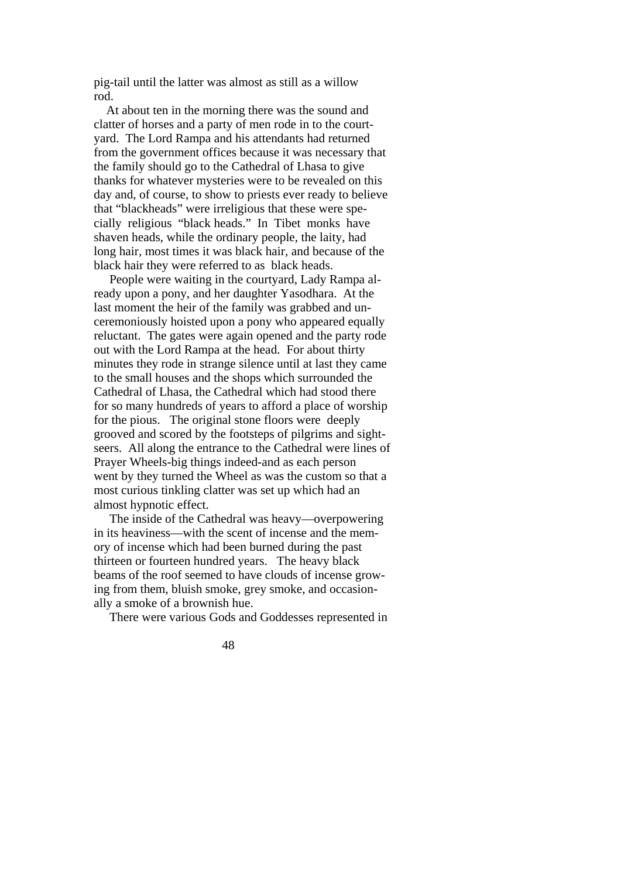pig-tail until the latter was almost as still as a willow rod.

At about ten in the morning there was the sound and clatter of horses and a party of men rode in to the courtyard. The Lord Rampa and his attendants had returned from the government offices because it was necessary that the family should go to the Cathedral of Lhasa to give thanks for whatever mysteries were to be revealed on this day and, of course, to show to priests ever ready to believe that "blackheads" were irreligious that these were specially religious "black heads." In Tibet monks have shaven heads, while the ordinary people, the laity, had long hair, most times it was black hair, and because of the black hair they were referred to as black heads.

People were waiting in the courtyard, Lady Rampa already upon a pony, and her daughter Yasodhara. At the last moment the heir of the family was grabbed and unceremoniously hoisted upon a pony who appeared equally reluctant. The gates were again opened and the party rode out with the Lord Rampa at the head. For about thirty minutes they rode in strange silence until at last they came to the small houses and the shops which surrounded the Cathedral of Lhasa, the Cathedral which had stood there for so many hundreds of years to afford a place of worship for the pious. The original stone floors were deeply grooved and scored by the footsteps of pilgrims and sightseers. All along the entrance to the Cathedral were lines of Prayer Wheels-big things indeed-and as each person went by they turned the Wheel as was the custom so that a most curious tinkling clatter was set up which had an almost hypnotic effect.

The inside of the Cathedral was heavy—overpowering in its heaviness—with the scent of incense and the memory of incense which had been burned during the past thirteen or fourteen hundred years. The heavy black beams of the roof seemed to have clouds of incense growing from them, bluish smoke, grey smoke, and occasionally a smoke of a brownish hue.

There were various Gods and Goddesses represented in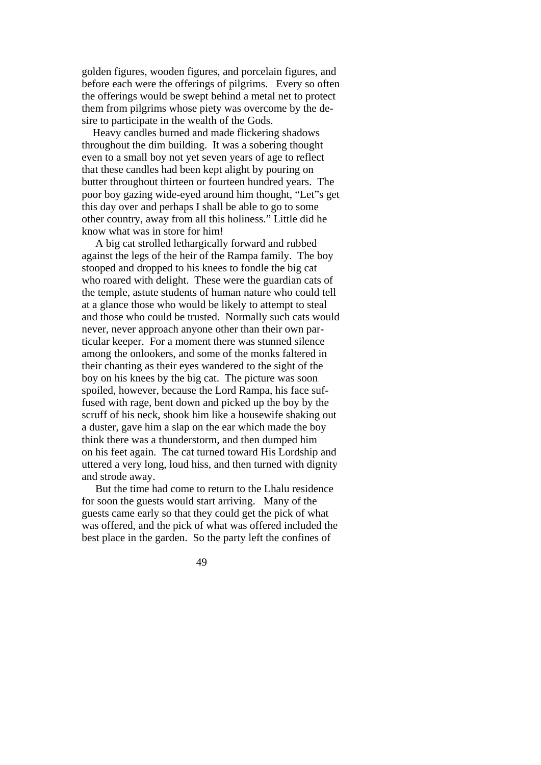golden figures, wooden figures, and porcelain figures, and before each were the offerings of pilgrims. Every so often the offerings would be swept behind a metal net to protect them from pilgrims whose piety was overcome by the desire to participate in the wealth of the Gods.

Heavy candles burned and made flickering shadows throughout the dim building. It was a sobering thought even to a small boy not yet seven years of age to reflect that these candles had been kept alight by pouring on butter throughout thirteen or fourteen hundred years. The poor boy gazing wide-eyed around him thought, "Let"s get this day over and perhaps I shall be able to go to some other country, away from all this holiness." Little did he know what was in store for him!

A big cat strolled lethargically forward and rubbed against the legs of the heir of the Rampa family. The boy stooped and dropped to his knees to fondle the big cat who roared with delight. These were the guardian cats of the temple, astute students of human nature who could tell at a glance those who would be likely to attempt to steal and those who could be trusted. Normally such cats would never, never approach anyone other than their own particular keeper. For a moment there was stunned silence among the onlookers, and some of the monks faltered in their chanting as their eyes wandered to the sight of the boy on his knees by the big cat. The picture was soon spoiled, however, because the Lord Rampa, his face suffused with rage, bent down and picked up the boy by the scruff of his neck, shook him like a housewife shaking out a duster, gave him a slap on the ear which made the boy think there was a thunderstorm, and then dumped him on his feet again. The cat turned toward His Lordship and uttered a very long, loud hiss, and then turned with dignity and strode away.

But the time had come to return to the Lhalu residence for soon the guests would start arriving. Many of the guests came early so that they could get the pick of what was offered, and the pick of what was offered included the best place in the garden. So the party left the confines of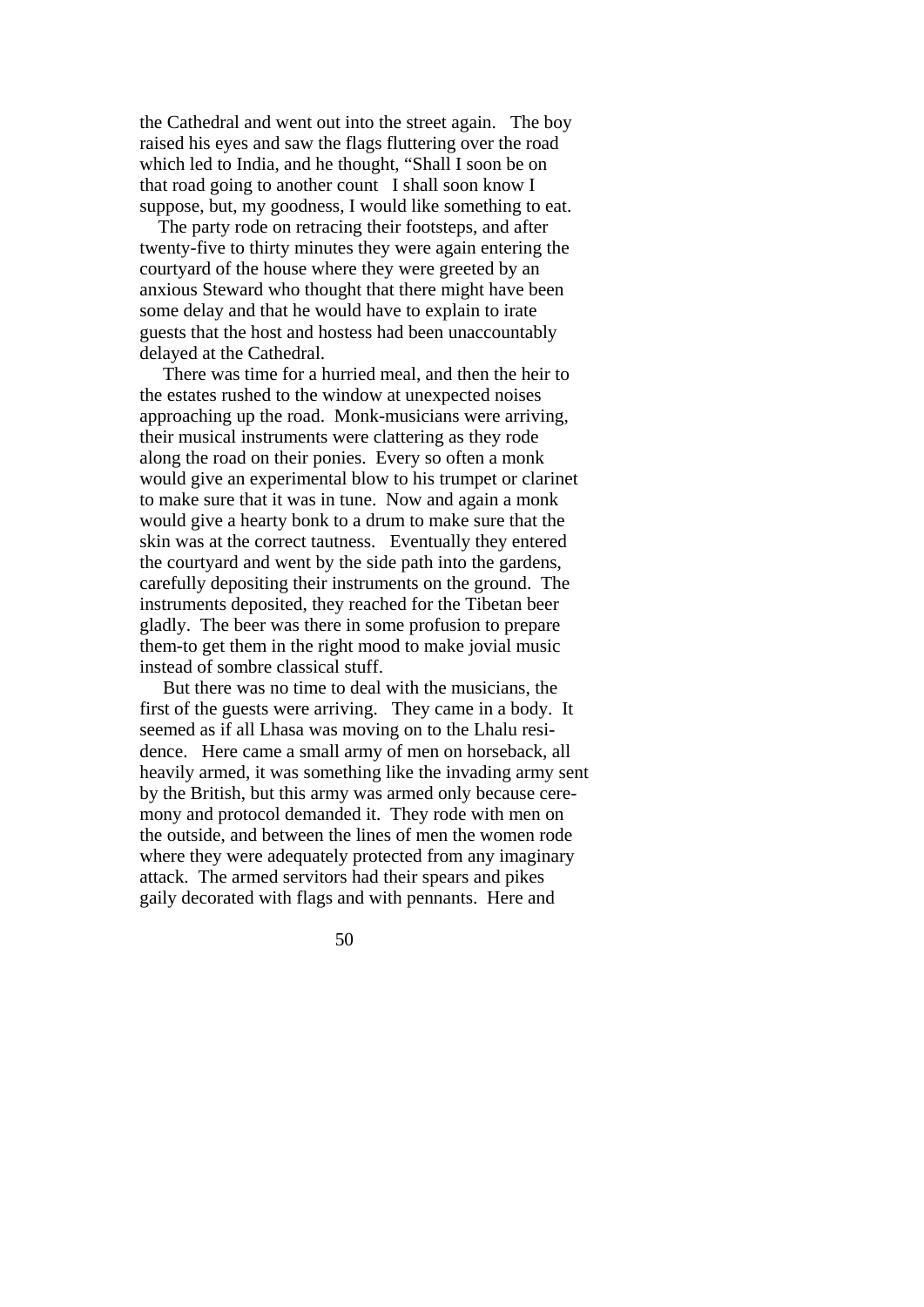the Cathedral and went out into the street again. The boy raised his eyes and saw the flags fluttering over the road which led to India, and he thought, "Shall I soon be on that road going to another count I shall soon know I suppose, but, my goodness, I would like something to eat.

The party rode on retracing their footsteps, and after twenty-five to thirty minutes they were again entering the courtyard of the house where they were greeted by an anxious Steward who thought that there might have been some delay and that he would have to explain to irate guests that the host and hostess had been unaccountably delayed at the Cathedral.

There was time for a hurried meal, and then the heir to the estates rushed to the window at unexpected noises approaching up the road. Monk-musicians were arriving, their musical instruments were clattering as they rode along the road on their ponies. Every so often a monk would give an experimental blow to his trumpet or clarinet to make sure that it was in tune. Now and again a monk would give a hearty bonk to a drum to make sure that the skin was at the correct tautness. Eventually they entered the courtyard and went by the side path into the gardens, carefully depositing their instruments on the ground. The instruments deposited, they reached for the Tibetan beer gladly. The beer was there in some profusion to prepare them-to get them in the right mood to make jovial music instead of sombre classical stuff.

But there was no time to deal with the musicians, the first of the guests were arriving. They came in a body. It seemed as if all Lhasa was moving on to the Lhalu residence. Here came a small army of men on horseback, all heavily armed, it was something like the invading army sent by the British, but this army was armed only because ceremony and protocol demanded it. They rode with men on the outside, and between the lines of men the women rode where they were adequately protected from any imaginary attack. The armed servitors had their spears and pikes gaily decorated with flags and with pennants. Here and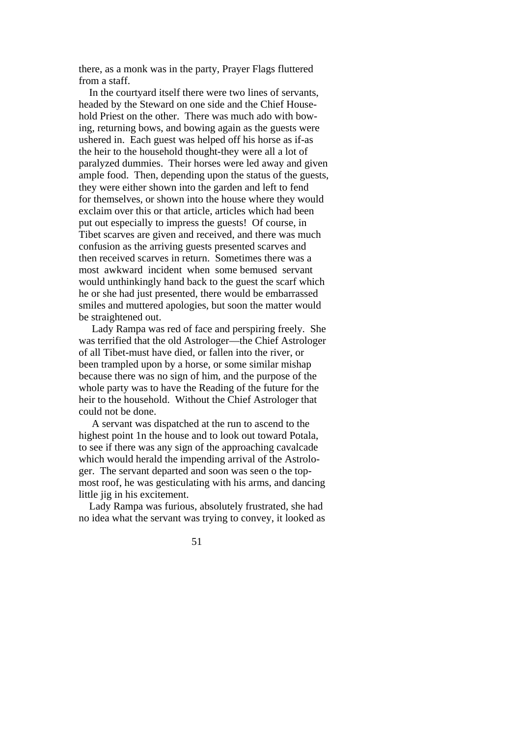there, as a monk was in the party, Prayer Flags fluttered from a staff.

In the courtyard itself there were two lines of servants, headed by the Steward on one side and the Chief Household Priest on the other. There was much ado with bowing, returning bows, and bowing again as the guests were ushered in. Each guest was helped off his horse as if-as the heir to the household thought-they were all a lot of paralyzed dummies. Their horses were led away and given ample food. Then, depending upon the status of the guests, they were either shown into the garden and left to fend for themselves, or shown into the house where they would exclaim over this or that article, articles which had been put out especially to impress the guests! Of course, in Tibet scarves are given and received, and there was much confusion as the arriving guests presented scarves and then received scarves in return. Sometimes there was a most awkward incident when some bemused servant would unthinkingly hand back to the guest the scarf which he or she had just presented, there would be embarrassed smiles and muttered apologies, but soon the matter would be straightened out.

Lady Rampa was red of face and perspiring freely. She was terrified that the old Astrologer—the Chief Astrologer of all Tibet-must have died, or fallen into the river, or been trampled upon by a horse, or some similar mishap because there was no sign of him, and the purpose of the whole party was to have the Reading of the future for the heir to the household. Without the Chief Astrologer that could not be done.

A servant was dispatched at the run to ascend to the highest point 1n the house and to look out toward Potala, to see if there was any sign of the approaching cavalcade which would herald the impending arrival of the Astrologer. The servant departed and soon was seen o the topmost roof, he was gesticulating with his arms, and dancing little jig in his excitement.

Lady Rampa was furious, absolutely frustrated, she had no idea what the servant was trying to convey, it looked as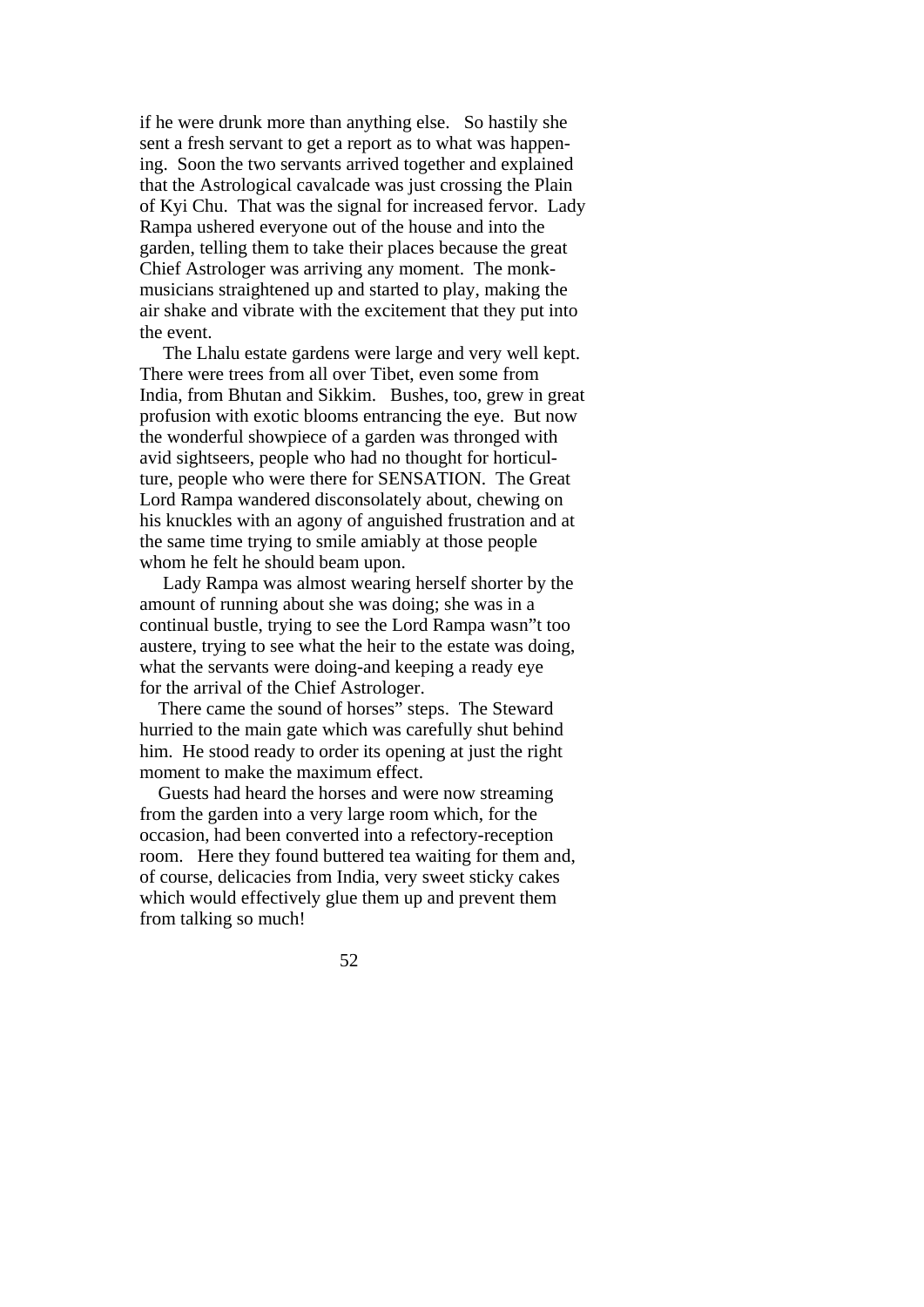if he were drunk more than anything else. So hastily she sent a fresh servant to get a report as to what was happening. Soon the two servants arrived together and explained that the Astrological cavalcade was just crossing the Plain of Kyi Chu. That was the signal for increased fervor. Lady Rampa ushered everyone out of the house and into the garden, telling them to take their places because the great Chief Astrologer was arriving any moment. The monk-musicians straightened up and started to play, making the air shake and vibrate with the excitement that they put into the event.

The Lhalu estate gardens were large and very well kept. There were trees from all over Tibet, even some from India, from Bhutan and Sikkim. Bushes, too, grew in great profusion with exotic blooms entrancing the eye. But now the wonderful showpiece of a garden was thronged with avid sightseers, people who had no thought for horticulture, people who were there for SENSATION. The Great Lord Rampa wandered disconsolately about, chewing on his knuckles with an agony of anguished frustration and at the same time trying to smile amiably at those people whom he felt he should beam upon.

Lady Rampa was almost wearing herself shorter by the amount of running about she was doing; she was in a continual bustle, trying to see the Lord Rampa wasn"t too austere, trying to see what the heir to the estate was doing, what the servants were doing-and keeping a ready eye for the arrival of the Chief Astrologer.

There came the sound of horses" steps. The Steward hurried to the main gate which was carefully shut behind him. He stood ready to order its opening at just the right moment to make the maximum effect.

Guests had heard the horses and were now streaming from the garden into a very large room which, for the occasion, had been converted into a refectory-reception room. Here they found buttered tea waiting for them and, of course, delicacies from India, very sweet sticky cakes which would effectively glue them up and prevent them from talking so much!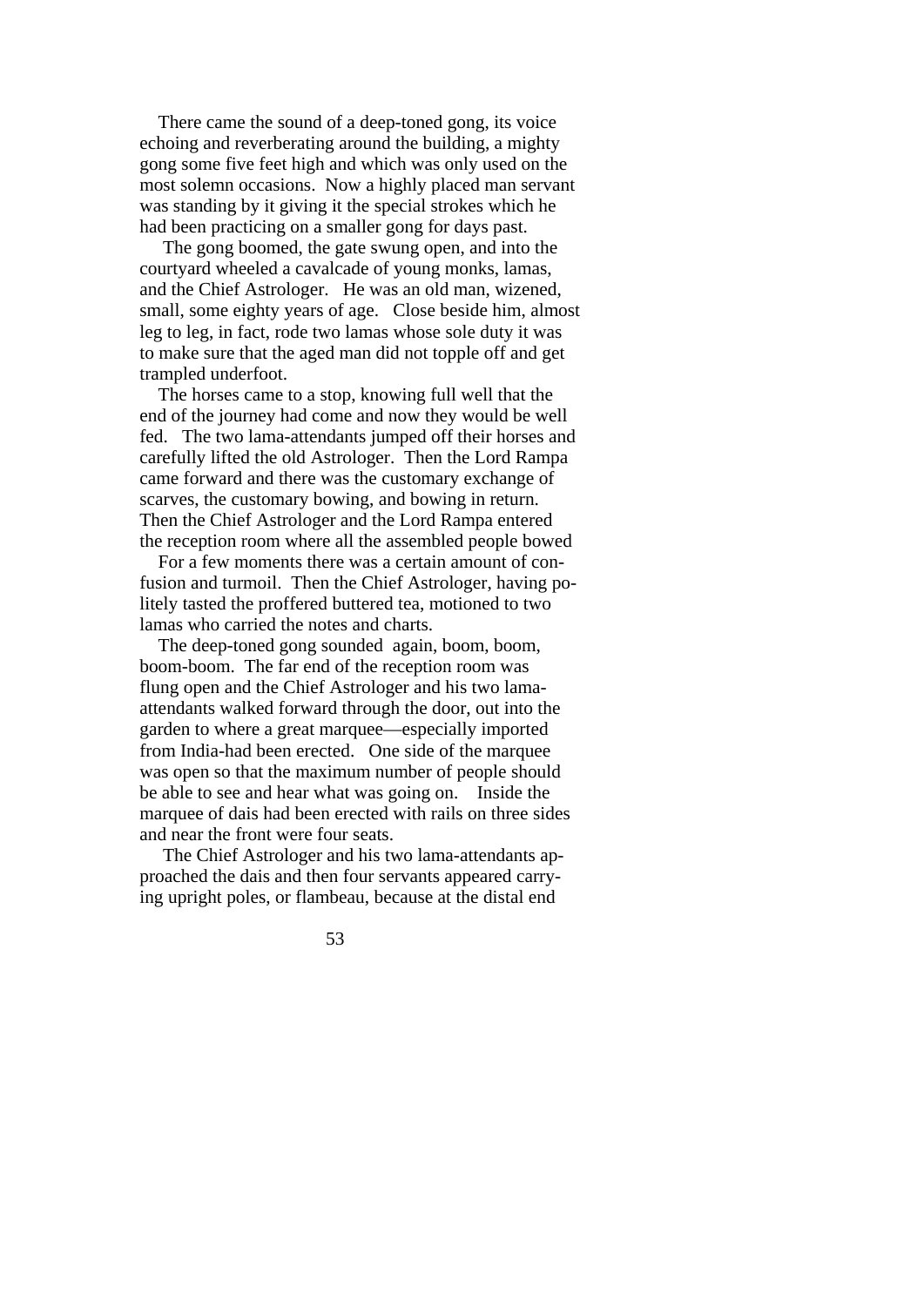There came the sound of a deep-toned gong, its voice echoing and reverberating around the building, a mighty gong some five feet high and which was only used on the most solemn occasions. Now a highly placed man servant was standing by it giving it the special strokes which he had been practicing on a smaller gong for days past.

The gong boomed, the gate swung open, and into the courtyard wheeled a cavalcade of young monks, lamas, and the Chief Astrologer. He was an old man, wizened, small, some eighty years of age. Close beside him, almost leg to leg, in fact, rode two lamas whose sole duty it was to make sure that the aged man did not topple off and get trampled underfoot.

The horses came to a stop, knowing full well that the end of the journey had come and now they would be well fed. The two lama-attendants jumped off their horses and carefully lifted the old Astrologer. Then the Lord Rampa came forward and there was the customary exchange of scarves, the customary bowing, and bowing in return. Then the Chief Astrologer and the Lord Rampa entered the reception room where all the assembled people bowed

For a few moments there was a certain amount of confusion and turmoil. Then the Chief Astrologer, having politely tasted the proffered buttered tea, motioned to two lamas who carried the notes and charts.

The deep-toned gong sounded again, boom, boom, boom-boom. The far end of the reception room was flung open and the Chief Astrologer and his two lama-attendants walked forward through the door, out into the garden to where a great marquee—especially imported from India-had been erected. One side of the marquee was open so that the maximum number of people should be able to see and hear what was going on. Inside the marquee of dais had been erected with rails on three sides and near the front were four seats.

The Chief Astrologer and his two lama-attendants approached the dais and then four servants appeared carrying upright poles, or flambeau, because at the distal end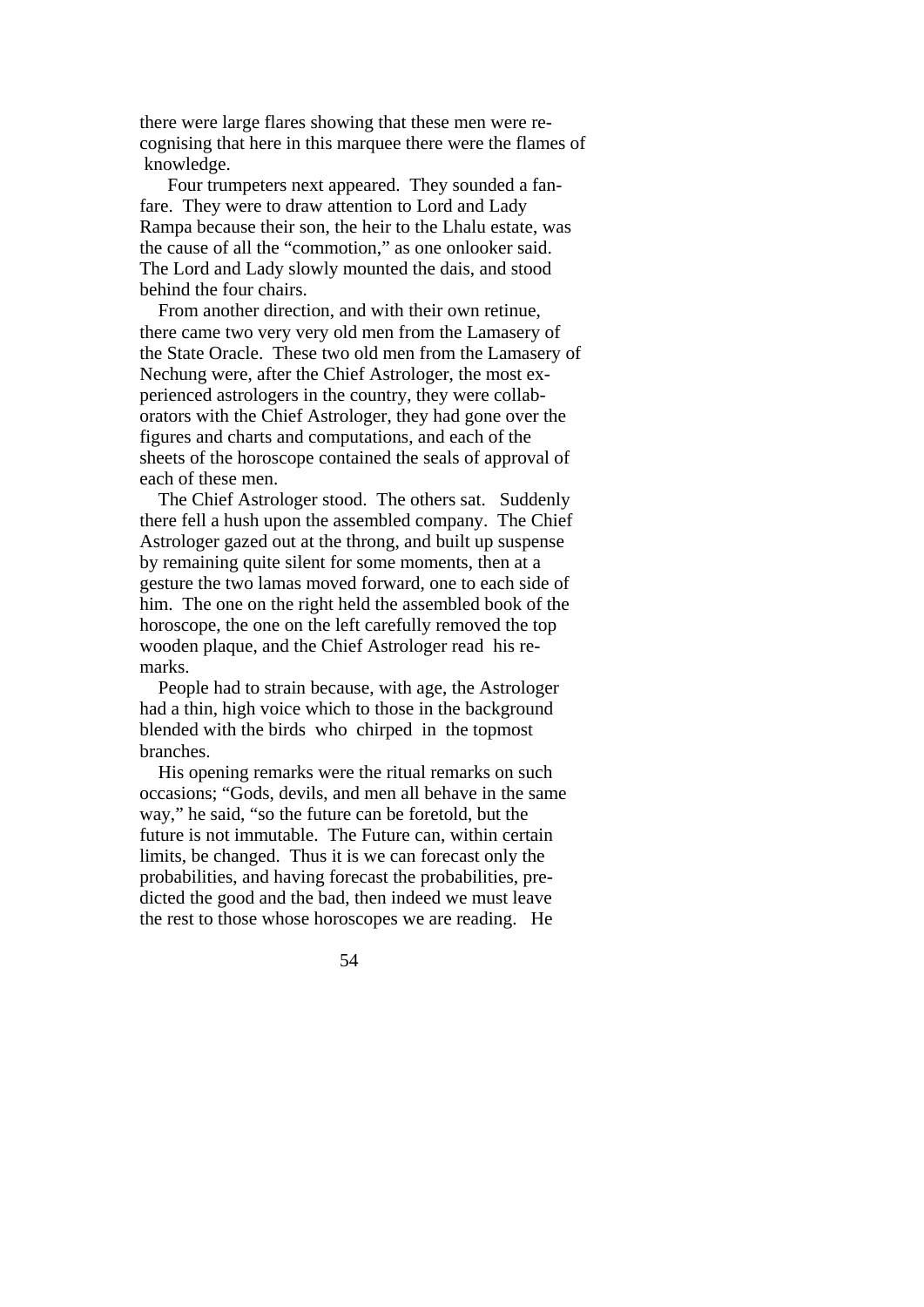there were large flares showing that these men were recognising that here in this marquee there were the flames of knowledge.

Four trumpeters next appeared. They sounded a fanfare. They were to draw attention to Lord and Lady Rampa because their son, the heir to the Lhalu estate, was the cause of all the "commotion," as one onlooker said. The Lord and Lady slowly mounted the dais, and stood behind the four chairs.

From another direction, and with their own retinue, there came two very very old men from the Lamasery of the State Oracle. These two old men from the Lamasery of Nechung were, after the Chief Astrologer, the most experienced astrologers in the country, they were collaborators with the Chief Astrologer, they had gone over the figures and charts and computations, and each of the sheets of the horoscope contained the seals of approval of each of these men.

The Chief Astrologer stood. The others sat. Suddenly there fell a hush upon the assembled company. The Chief Astrologer gazed out at the throng, and built up suspense by remaining quite silent for some moments, then at a gesture the two lamas moved forward, one to each side of him. The one on the right held the assembled book of the horoscope, the one on the left carefully removed the top wooden plaque, and the Chief Astrologer read his remarks.

People had to strain because, with age, the Astrologer had a thin, high voice which to those in the background blended with the birds who chirped in the topmost branches.

His opening remarks were the ritual remarks on such occasions; "Gods, devils, and men all behave in the same way," he said, "so the future can be foretold, but the future is not immutable. The Future can, within certain limits, be changed. Thus it is we can forecast only the probabilities, and having forecast the probabilities, predicted the good and the bad, then indeed we must leave the rest to those whose horoscopes we are reading. He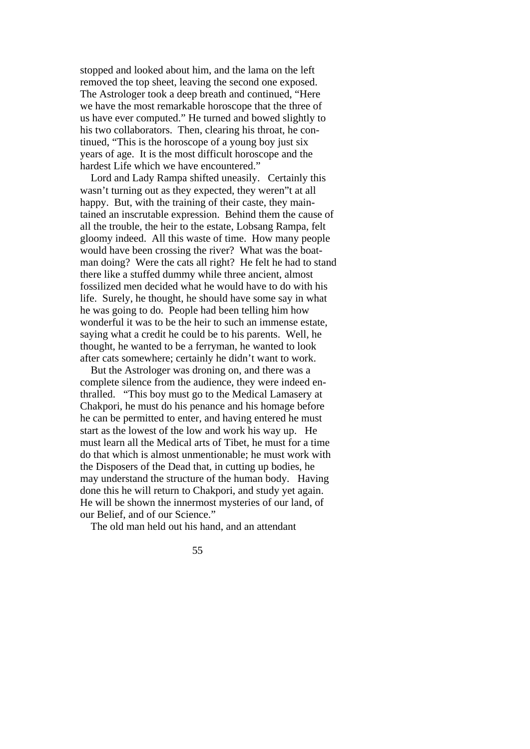stopped and looked about him, and the lama on the left removed the top sheet, leaving the second one exposed. The Astrologer took a deep breath and continued, "Here we have the most remarkable horoscope that the three of us have ever computed." He turned and bowed slightly to his two collaborators. Then, clearing his throat, he continued, "This is the horoscope of a young boy just six years of age. It is the most difficult horoscope and the hardest Life which we have encountered."

Lord and Lady Rampa shifted uneasily. Certainly this wasn't turning out as they expected, they weren"t at all happy. But, with the training of their caste, they maintained an inscrutable expression. Behind them the cause of all the trouble, the heir to the estate, Lobsang Rampa, felt gloomy indeed. All this waste of time. How many people would have been crossing the river? What was the boatman doing? Were the cats all right? He felt he had to stand there like a stuffed dummy while three ancient, almost fossilized men decided what he would have to do with his life. Surely, he thought, he should have some say in what he was going to do. People had been telling him how wonderful it was to be the heir to such an immense estate, saying what a credit he could be to his parents. Well, he thought, he wanted to be a ferryman, he wanted to look after cats somewhere; certainly he didn't want to work.

But the Astrologer was droning on, and there was a complete silence from the audience, they were indeed enthralled. "This boy must go to the Medical Lamasery at Chakpori, he must do his penance and his homage before he can be permitted to enter, and having entered he must start as the lowest of the low and work his way up. He must learn all the Medical arts of Tibet, he must for a time do that which is almost unmentionable; he must work with the Disposers of the Dead that, in cutting up bodies, he may understand the structure of the human body. Having done this he will return to Chakpori, and study yet again. He will be shown the innermost mysteries of our land, of our Belief, and of our Science."

The old man held out his hand, and an attendant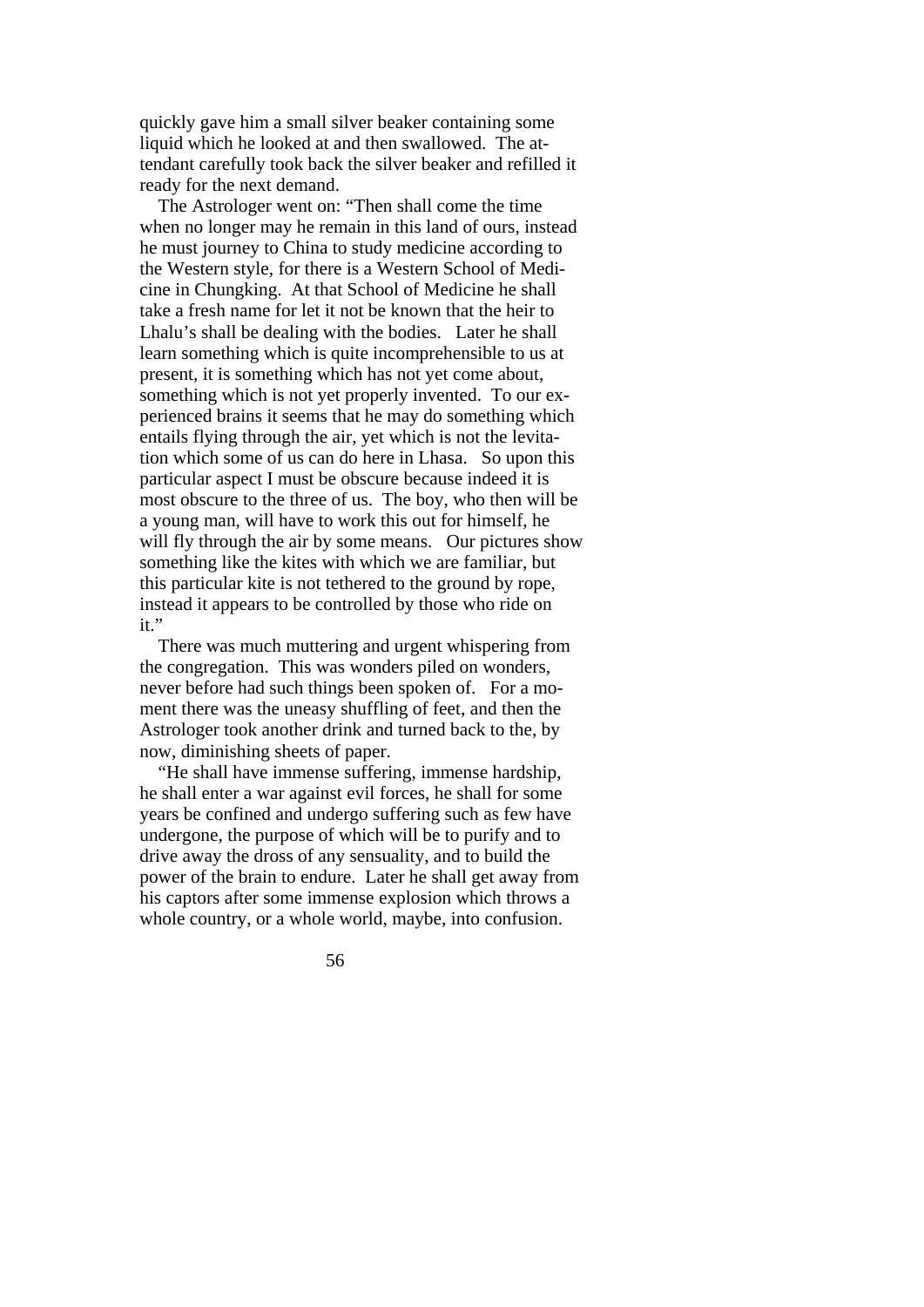quickly gave him a small silver beaker containing some liquid which he looked at and then swallowed. The attendant carefully took back the silver beaker and refilled it ready for the next demand.

The Astrologer went on: "Then shall come the time when no longer may he remain in this land of ours, instead he must journey to China to study medicine according to the Western style, for there is a Western School of Medicine in Chungking. At that School of Medicine he shall take a fresh name for let it not be known that the heir to Lhalu's shall be dealing with the bodies. Later he shall learn something which is quite incomprehensible to us at present, it is something which has not yet come about, something which is not yet properly invented. To our experienced brains it seems that he may do something which entails flying through the air, yet which is not the levitation which some of us can do here in Lhasa. So upon this particular aspect I must be obscure because indeed it is most obscure to the three of us. The boy, who then will be a young man, will have to work this out for himself, he will fly through the air by some means. Our pictures show something like the kites with which we are familiar, but this particular kite is not tethered to the ground by rope, instead it appears to be controlled by those who ride on it."

There was much muttering and urgent whispering from the congregation. This was wonders piled on wonders, never before had such things been spoken of. For a moment there was the uneasy shuffling of feet, and then the Astrologer took another drink and turned back to the, by now, diminishing sheets of paper.

"He shall have immense suffering, immense hardship, he shall enter a war against evil forces, he shall for some years be confined and undergo suffering such as few have undergone, the purpose of which will be to purify and to drive away the dross of any sensuality, and to build the power of the brain to endure. Later he shall get away from his captors after some immense explosion which throws a whole country, or a whole world, maybe, into confusion.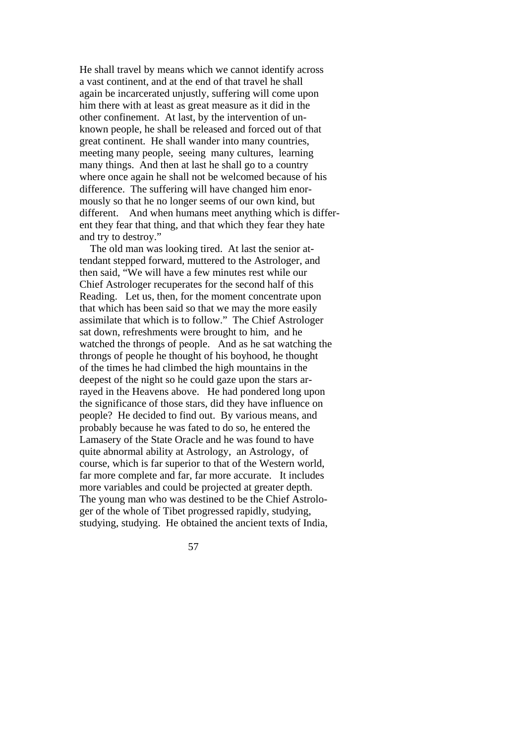He shall travel by means which we cannot identify across a vast continent, and at the end of that travel he shall again be incarcerated unjustly, suffering will come upon him there with at least as great measure as it did in the other confinement. At last, by the intervention of unknown people, he shall be released and forced out of that great continent. He shall wander into many countries, meeting many people, seeing many cultures, learning many things. And then at last he shall go to a country where once again he shall not be welcomed because of his difference. The suffering will have changed him enormously so that he no longer seems of our own kind, but different. And when humans meet anything which is different they fear that thing, and that which they fear they hate and try to destroy."

The old man was looking tired. At last the senior attendant stepped forward, muttered to the Astrologer, and then said, "We will have a few minutes rest while our Chief Astrologer recuperates for the second half of this Reading. Let us, then, for the moment concentrate upon that which has been said so that we may the more easily assimilate that which is to follow." The Chief Astrologer sat down, refreshments were brought to him, and he watched the throngs of people. And as he sat watching the throngs of people he thought of his boyhood, he thought of the times he had climbed the high mountains in the deepest of the night so he could gaze upon the stars arrayed in the Heavens above. He had pondered long upon the significance of those stars, did they have influence on people? He decided to find out. By various means, and probably because he was fated to do so, he entered the Lamasery of the State Oracle and he was found to have quite abnormal ability at Astrology, an Astrology, of course, which is far superior to that of the Western world, far more complete and far, far more accurate. It includes more variables and could be projected at greater depth. The young man who was destined to be the Chief Astrologer of the whole of Tibet progressed rapidly, studying, studying, studying. He obtained the ancient texts of India,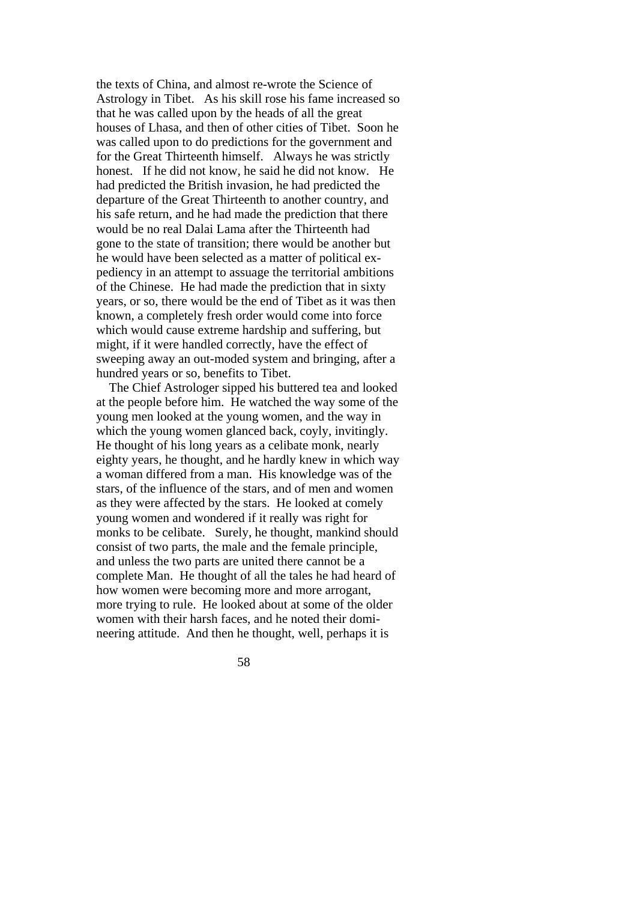the texts of China, and almost re-wrote the Science of Astrology in Tibet. As his skill rose his fame increased so that he was called upon by the heads of all the great houses of Lhasa, and then of other cities of Tibet. Soon he was called upon to do predictions for the government and for the Great Thirteenth himself. Always he was strictly honest. If he did not know, he said he did not know. He had predicted the British invasion, he had predicted the departure of the Great Thirteenth to another country, and his safe return, and he had made the prediction that there would be no real Dalai Lama after the Thirteenth had gone to the state of transition; there would be another but he would have been selected as a matter of political expediency in an attempt to assuage the territorial ambitions of the Chinese. He had made the prediction that in sixty years, or so, there would be the end of Tibet as it was then known, a completely fresh order would come into force which would cause extreme hardship and suffering, but might, if it were handled correctly, have the effect of sweeping away an out-moded system and bringing, after a hundred years or so, benefits to Tibet.

The Chief Astrologer sipped his buttered tea and looked at the people before him. He watched the way some of the young men looked at the young women, and the way in which the young women glanced back, coyly, invitingly. He thought of his long years as a celibate monk, nearly eighty years, he thought, and he hardly knew in which way a woman differed from a man. His knowledge was of the stars, of the influence of the stars, and of men and women as they were affected by the stars. He looked at comely young women and wondered if it really was right for monks to be celibate. Surely, he thought, mankind should consist of two parts, the male and the female principle, and unless the two parts are united there cannot be a complete Man. He thought of all the tales he had heard of how women were becoming more and more arrogant, more trying to rule. He looked about at some of the older women with their harsh faces, and he noted their domineering attitude. And then he thought, well, perhaps it is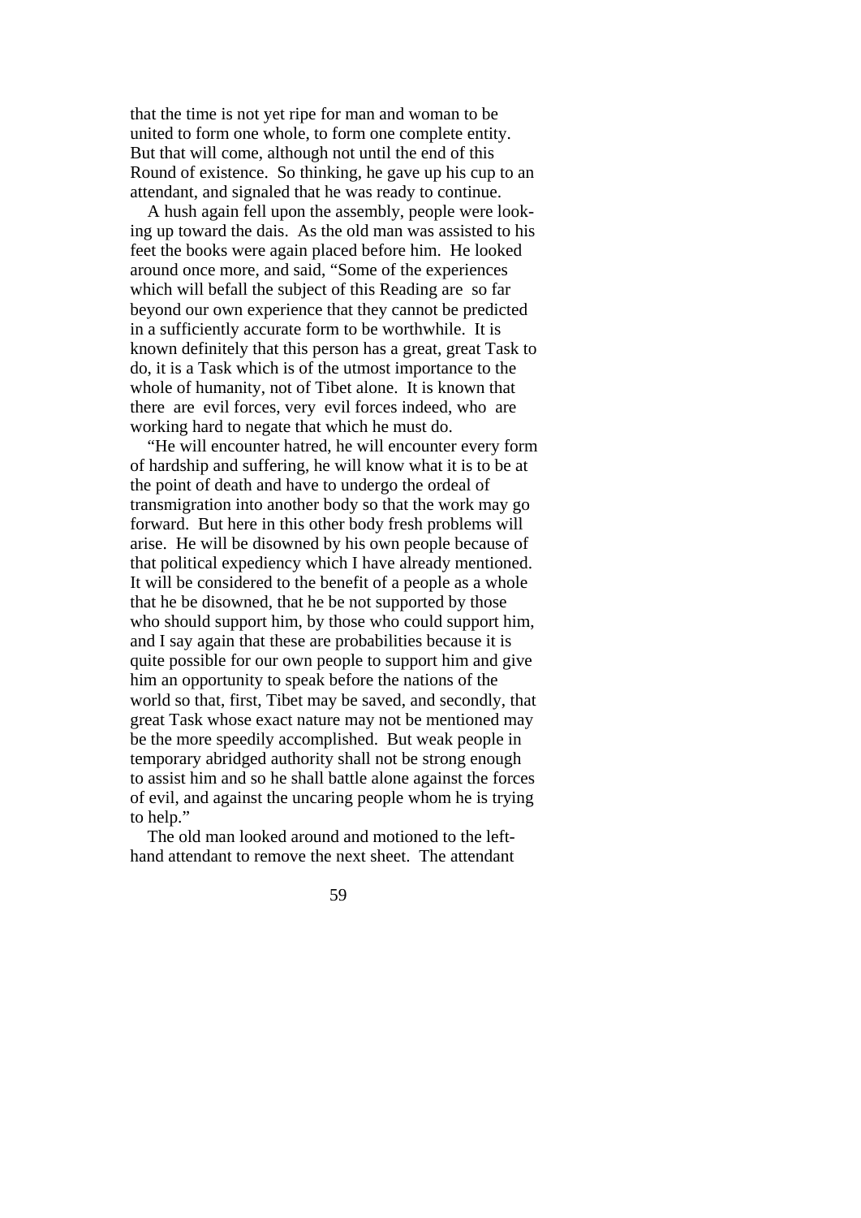that the time is not yet ripe for man and woman to be united to form one whole, to form one complete entity. But that will come, although not until the end of this Round of existence. So thinking, he gave up his cup to an attendant, and signaled that he was ready to continue.

A hush again fell upon the assembly, people were looking up toward the dais. As the old man was assisted to his feet the books were again placed before him. He looked around once more, and said, "Some of the experiences which will befall the subject of this Reading are so far beyond our own experience that they cannot be predicted in a sufficiently accurate form to be worthwhile. It is known definitely that this person has a great, great Task to do, it is a Task which is of the utmost importance to the whole of humanity, not of Tibet alone. It is known that there are evil forces, very evil forces indeed, who are working hard to negate that which he must do.

"He will encounter hatred, he will encounter every form of hardship and suffering, he will know what it is to be at the point of death and have to undergo the ordeal of transmigration into another body so that the work may go forward. But here in this other body fresh problems will arise. He will be disowned by his own people because of that political expediency which I have already mentioned. It will be considered to the benefit of a people as a whole that he be disowned, that he be not supported by those who should support him, by those who could support him, and I say again that these are probabilities because it is quite possible for our own people to support him and give him an opportunity to speak before the nations of the world so that, first, Tibet may be saved, and secondly, that great Task whose exact nature may not be mentioned may be the more speedily accomplished. But weak people in temporary abridged authority shall not be strong enough to assist him and so he shall battle alone against the forces of evil, and against the uncaring people whom he is trying to help."

The old man looked around and motioned to the left-hand attendant to remove the next sheet. The attendant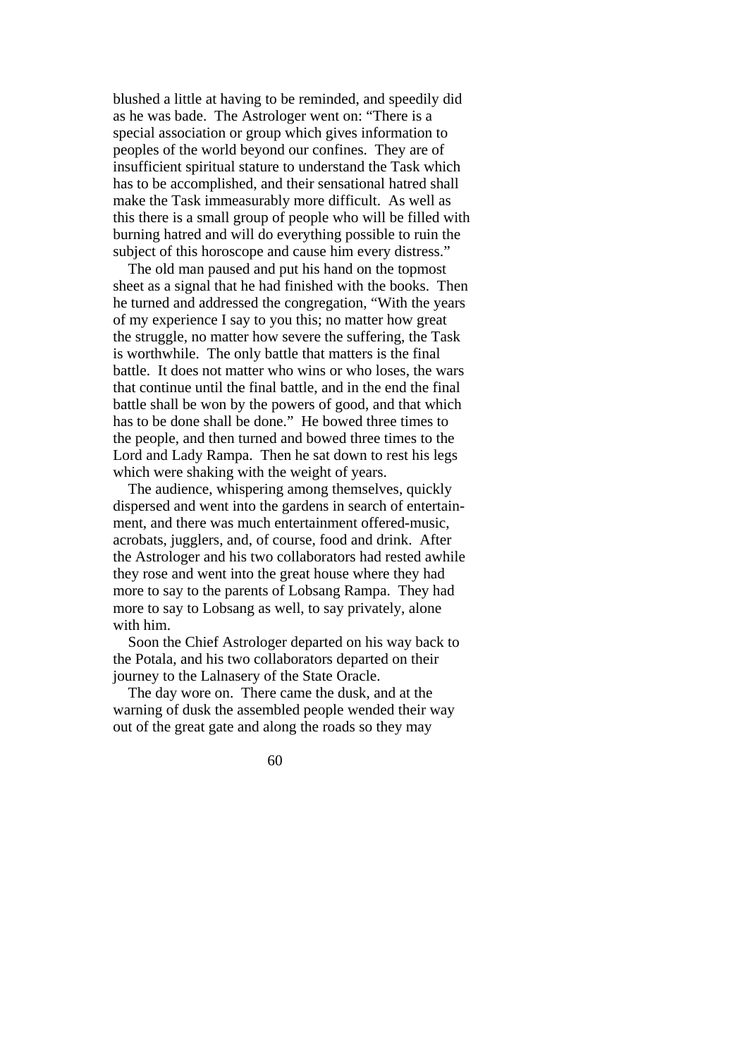blushed a little at having to be reminded, and speedily did as he was bade. The Astrologer went on: "There is a special association or group which gives information to peoples of the world beyond our confines. They are of insufficient spiritual stature to understand the Task which has to be accomplished, and their sensational hatred shall make the Task immeasurably more difficult. As well as this there is a small group of people who will be filled with burning hatred and will do everything possible to ruin the subject of this horoscope and cause him every distress."

The old man paused and put his hand on the topmost sheet as a signal that he had finished with the books. Then he turned and addressed the congregation, "With the years of my experience I say to you this; no matter how great the struggle, no matter how severe the suffering, the Task is worthwhile. The only battle that matters is the final battle. It does not matter who wins or who loses, the wars that continue until the final battle, and in the end the final battle shall be won by the powers of good, and that which has to be done shall be done." He bowed three times to the people, and then turned and bowed three times to the Lord and Lady Rampa. Then he sat down to rest his legs which were shaking with the weight of years.

The audience, whispering among themselves, quickly dispersed and went into the gardens in search of entertainment, and there was much entertainment offered-music, acrobats, jugglers, and, of course, food and drink. After the Astrologer and his two collaborators had rested awhile they rose and went into the great house where they had more to say to the parents of Lobsang Rampa. They had more to say to Lobsang as well, to say privately, alone with him.

Soon the Chief Astrologer departed on his way back to the Potala, and his two collaborators departed on their journey to the Lalnasery of the State Oracle.

The day wore on. There came the dusk, and at the warning of dusk the assembled people wended their way out of the great gate and along the roads so they may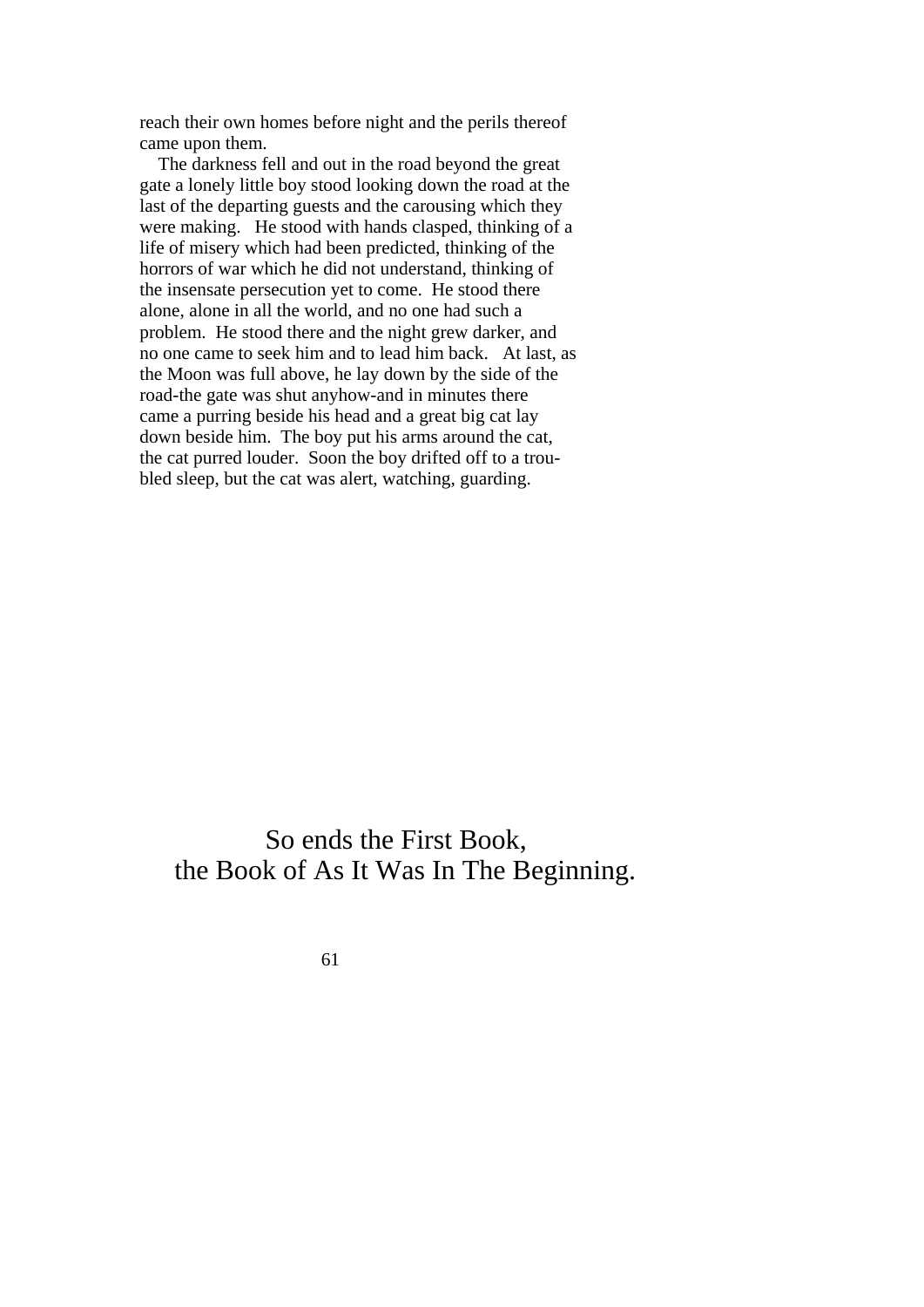reach their own homes before night and the perils thereof came upon them.

The darkness fell and out in the road beyond the great gate a lonely little boy stood looking down the road at the last of the departing guests and the carousing which they were making. He stood with hands clasped, thinking of a life of misery which had been predicted, thinking of the horrors of war which he did not understand, thinking of the insensate persecution yet to come. He stood there alone, alone in all the world, and no one had such a problem. He stood there and the night grew darker, and no one came to seek him and to lead him back. At last, as the Moon was full above, he lay down by the side of the road-the gate was shut anyhow-and in minutes there came a purring beside his head and a great big cat lay down beside him. The boy put his arms around the cat, the cat purred louder. Soon the boy drifted off to a troubled sleep, but the cat was alert, watching, guarding.

So ends the First Book,
the Book of As It Was In The Beginning.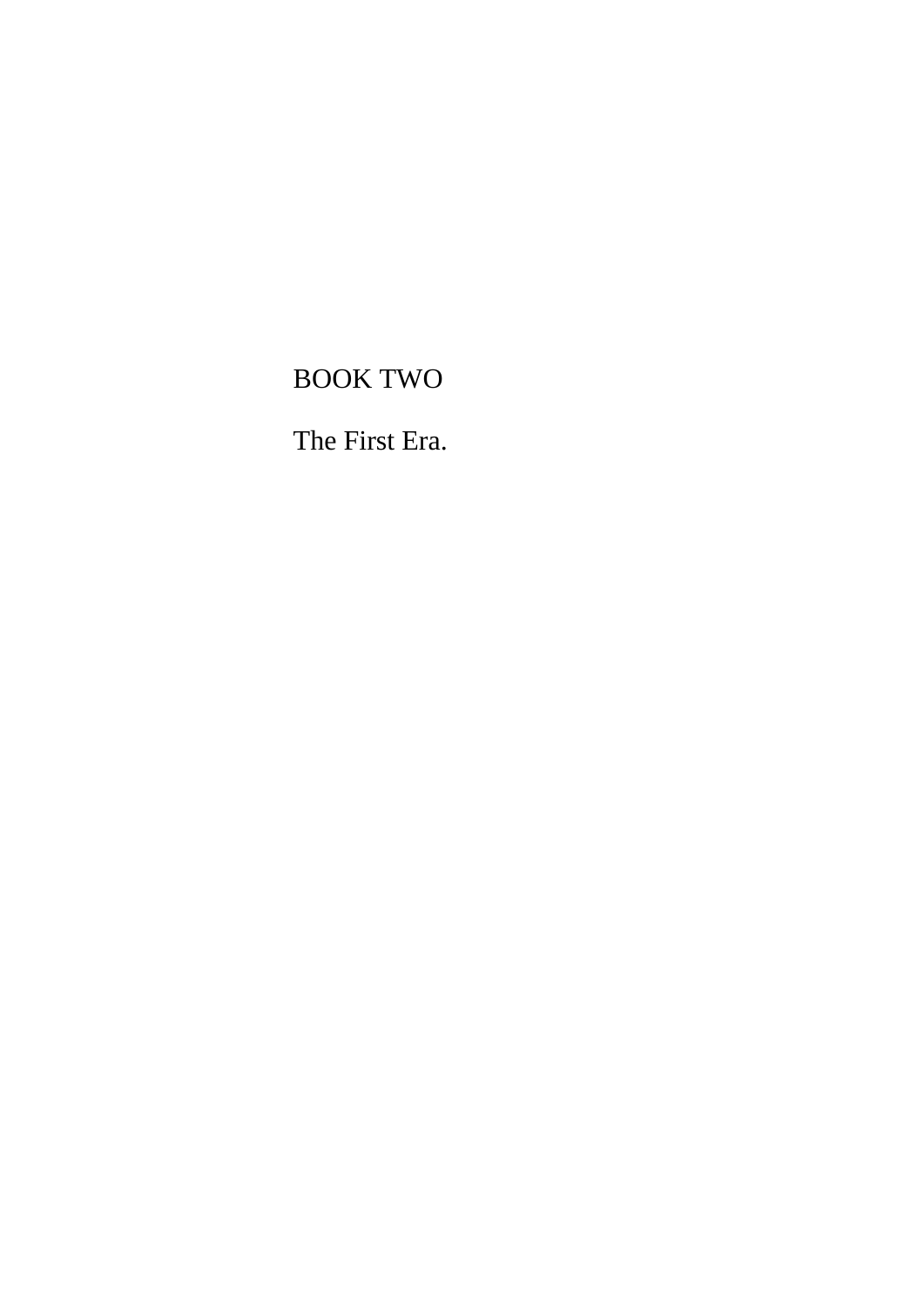# BOOK TWO

## The First Era.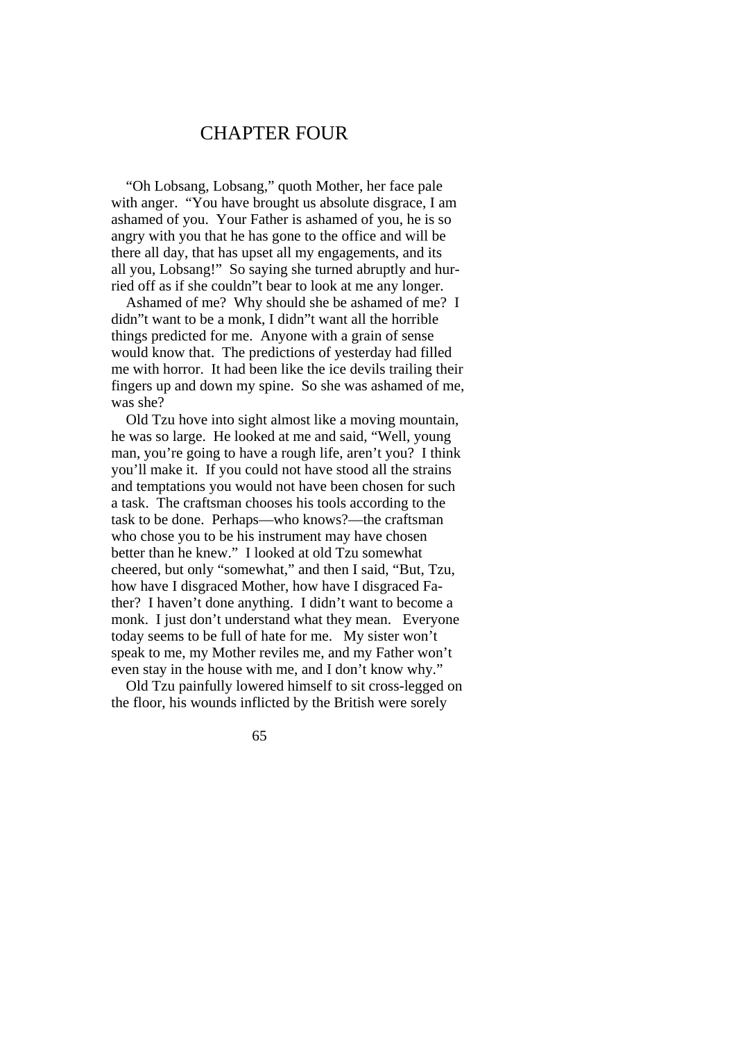# CHAPTER FOUR

"Oh Lobsang, Lobsang," quoth Mother, her face pale with anger. "You have brought us absolute disgrace, I am ashamed of you. Your Father is ashamed of you, he is so angry with you that he has gone to the office and will be there all day, that has upset all my engagements, and its all you, Lobsang!" So saying she turned abruptly and hurried off as if she couldn"t bear to look at me any longer.

Ashamed of me? Why should she be ashamed of me? I didn"t want to be a monk, I didn"t want all the horrible things predicted for me. Anyone with a grain of sense would know that. The predictions of yesterday had filled me with horror. It had been like the ice devils trailing their fingers up and down my spine. So she was ashamed of me, was she?

Old Tzu hove into sight almost like a moving mountain, he was so large. He looked at me and said, "Well, young man, you're going to have a rough life, aren't you? I think you'll make it. If you could not have stood all the strains and temptations you would not have been chosen for such a task. The craftsman chooses his tools according to the task to be done. Perhaps—who knows?—the craftsman who chose you to be his instrument may have chosen better than he knew." I looked at old Tzu somewhat cheered, but only "somewhat," and then I said, "But, Tzu, how have I disgraced Mother, how have I disgraced Father? I haven't done anything. I didn't want to become a monk. I just don't understand what they mean. Everyone today seems to be full of hate for me. My sister won't speak to me, my Mother reviles me, and my Father won't even stay in the house with me, and I don't know why."

Old Tzu painfully lowered himself to sit cross-legged on the floor, his wounds inflicted by the British were sorely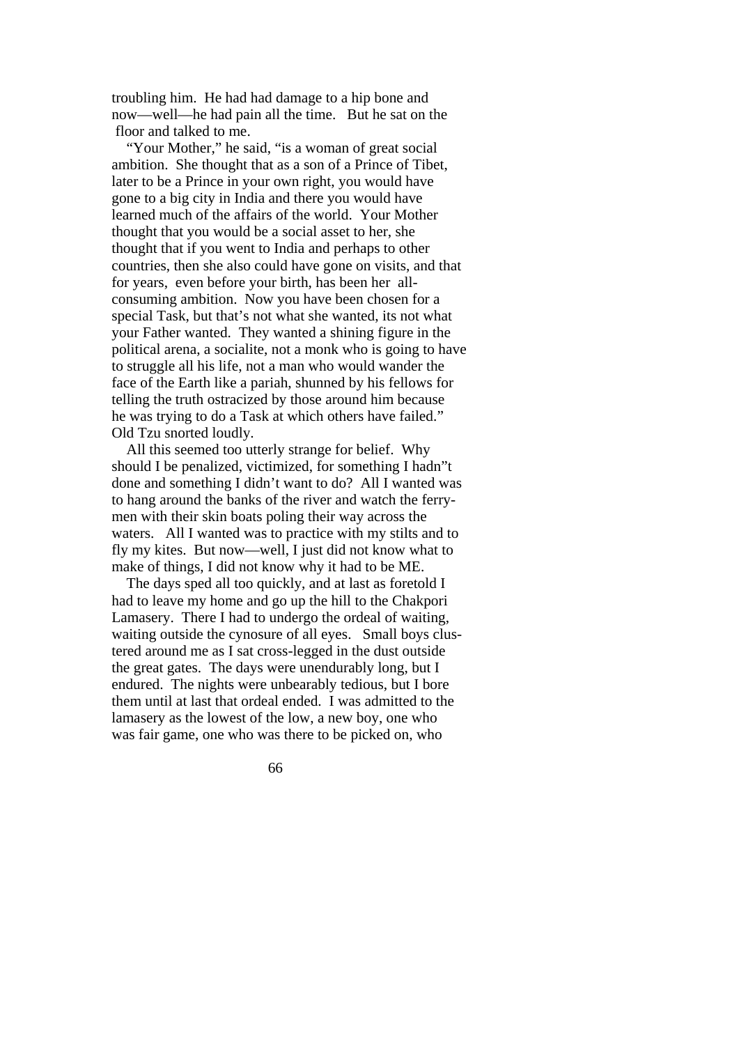troubling him. He had had damage to a hip bone and now—well—he had pain all the time. But he sat on the floor and talked to me.

"Your Mother," he said, "is a woman of great social ambition. She thought that as a son of a Prince of Tibet, later to be a Prince in your own right, you would have gone to a big city in India and there you would have learned much of the affairs of the world. Your Mother thought that you would be a social asset to her, she thought that if you went to India and perhaps to other countries, then she also could have gone on visits, and that for years, even before your birth, has been her all-consuming ambition. Now you have been chosen for a special Task, but that's not what she wanted, its not what your Father wanted. They wanted a shining figure in the political arena, a socialite, not a monk who is going to have to struggle all his life, not a man who would wander the face of the Earth like a pariah, shunned by his fellows for telling the truth ostracized by those around him because he was trying to do a Task at which others have failed." Old Tzu snorted loudly.

All this seemed too utterly strange for belief. Why should I be penalized, victimized, for something I hadn"t done and something I didn't want to do? All I wanted was to hang around the banks of the river and watch the ferry-men with their skin boats poling their way across the waters. All I wanted was to practice with my stilts and to fly my kites. But now—well, I just did not know what to make of things, I did not know why it had to be ME.

The days sped all too quickly, and at last as foretold I had to leave my home and go up the hill to the Chakpori Lamasery. There I had to undergo the ordeal of waiting, waiting outside the cynosure of all eyes. Small boys clustered around me as I sat cross-legged in the dust outside the great gates. The days were unendurably long, but I endured. The nights were unbearably tedious, but I bore them until at last that ordeal ended. I was admitted to the lamasery as the lowest of the low, a new boy, one who was fair game, one who was there to be picked on, who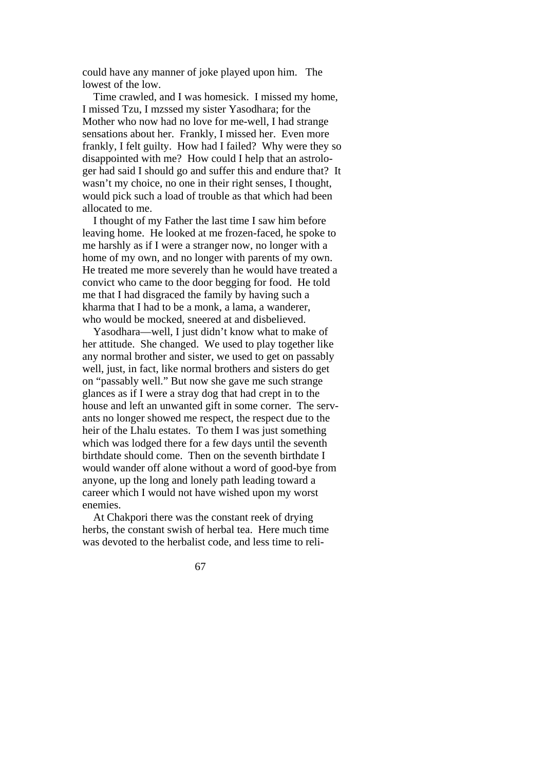could have any manner of joke played upon him. The lowest of the low.

Time crawled, and I was homesick. I missed my home, I missed Tzu, I mzssed my sister Yasodhara; for the Mother who now had no love for me-well, I had strange sensations about her. Frankly, I missed her. Even more frankly, I felt guilty. How had I failed? Why were they so disappointed with me? How could I help that an astrologer had said I should go and suffer this and endure that? It wasn't my choice, no one in their right senses, I thought, would pick such a load of trouble as that which had been allocated to me.

I thought of my Father the last time I saw him before leaving home. He looked at me frozen-faced, he spoke to me harshly as if I were a stranger now, no longer with a home of my own, and no longer with parents of my own. He treated me more severely than he would have treated a convict who came to the door begging for food. He told me that I had disgraced the family by having such a kharma that I had to be a monk, a lama, a wanderer, who would be mocked, sneered at and disbelieved.

Yasodhara—well, I just didn't know what to make of her attitude. She changed. We used to play together like any normal brother and sister, we used to get on passably well, just, in fact, like normal brothers and sisters do get on "passably well." But now she gave me such strange glances as if I were a stray dog that had crept in to the house and left an unwanted gift in some corner. The servants no longer showed me respect, the respect due to the heir of the Lhalu estates. To them I was just something which was lodged there for a few days until the seventh birthdate should come. Then on the seventh birthdate I would wander off alone without a word of good-bye from anyone, up the long and lonely path leading toward a career which I would not have wished upon my worst enemies.

At Chakpori there was the constant reek of drying herbs, the constant swish of herbal tea. Here much time was devoted to the herbalist code, and less time to reli-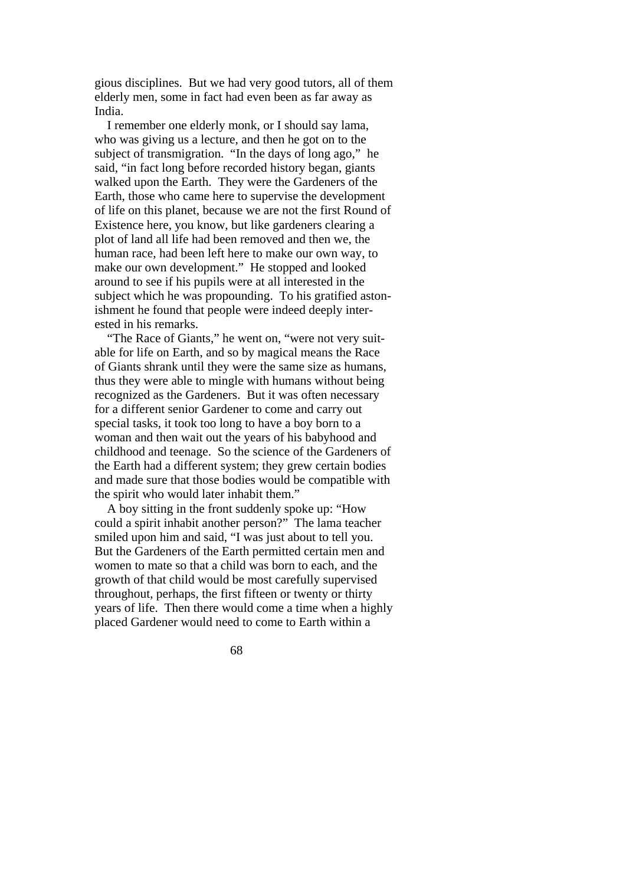gious disciplines. But we had very good tutors, all of them elderly men, some in fact had even been as far away as India.

I remember one elderly monk, or I should say lama, who was giving us a lecture, and then he got on to the subject of transmigration. "In the days of long ago," he said, "in fact long before recorded history began, giants walked upon the Earth. They were the Gardeners of the Earth, those who came here to supervise the development of life on this planet, because we are not the first Round of Existence here, you know, but like gardeners clearing a plot of land all life had been removed and then we, the human race, had been left here to make our own way, to make our own development." He stopped and looked around to see if his pupils were at all interested in the subject which he was propounding. To his gratified astonishment he found that people were indeed deeply interested in his remarks.

"The Race of Giants," he went on, "were not very suitable for life on Earth, and so by magical means the Race of Giants shrank until they were the same size as humans, thus they were able to mingle with humans without being recognized as the Gardeners. But it was often necessary for a different senior Gardener to come and carry out special tasks, it took too long to have a boy born to a woman and then wait out the years of his babyhood and childhood and teenage. So the science of the Gardeners of the Earth had a different system; they grew certain bodies and made sure that those bodies would be compatible with the spirit who would later inhabit them."

A boy sitting in the front suddenly spoke up: "How could a spirit inhabit another person?" The lama teacher smiled upon him and said, "I was just about to tell you. But the Gardeners of the Earth permitted certain men and women to mate so that a child was born to each, and the growth of that child would be most carefully supervised throughout, perhaps, the first fifteen or twenty or thirty years of life. Then there would come a time when a highly placed Gardener would need to come to Earth within a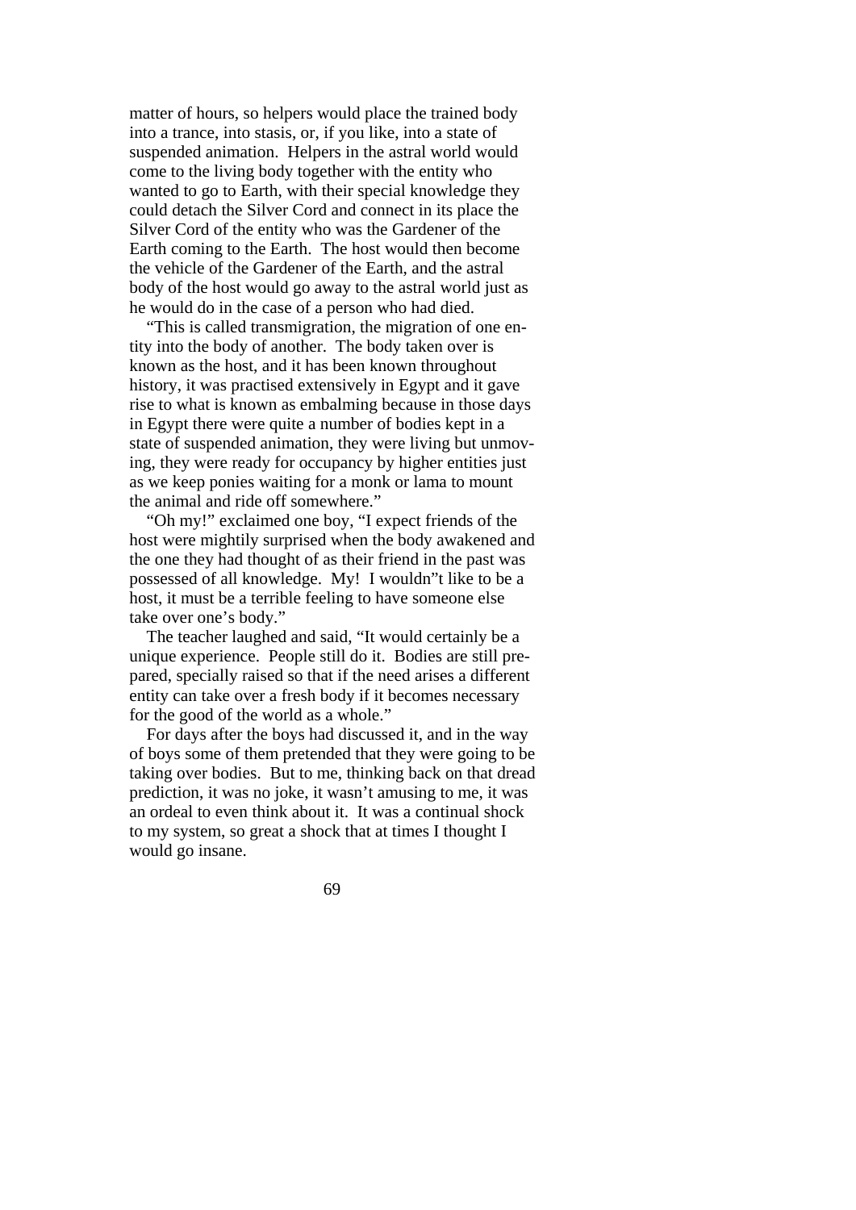matter of hours, so helpers would place the trained body into a trance, into stasis, or, if you like, into a state of suspended animation. Helpers in the astral world would come to the living body together with the entity who wanted to go to Earth, with their special knowledge they could detach the Silver Cord and connect in its place the Silver Cord of the entity who was the Gardener of the Earth coming to the Earth. The host would then become the vehicle of the Gardener of the Earth, and the astral body of the host would go away to the astral world just as he would do in the case of a person who had died.

"This is called transmigration, the migration of one entity into the body of another. The body taken over is known as the host, and it has been known throughout history, it was practised extensively in Egypt and it gave rise to what is known as embalming because in those days in Egypt there were quite a number of bodies kept in a state of suspended animation, they were living but unmoving, they were ready for occupancy by higher entities just as we keep ponies waiting for a monk or lama to mount the animal and ride off somewhere."

"Oh my!" exclaimed one boy, "I expect friends of the host were mightily surprised when the body awakened and the one they had thought of as their friend in the past was possessed of all knowledge. My! I wouldn"t like to be a host, it must be a terrible feeling to have someone else take over one's body."

The teacher laughed and said, "It would certainly be a unique experience. People still do it. Bodies are still prepared, specially raised so that if the need arises a different entity can take over a fresh body if it becomes necessary for the good of the world as a whole."

For days after the boys had discussed it, and in the way of boys some of them pretended that they were going to be taking over bodies. But to me, thinking back on that dread prediction, it was no joke, it wasn't amusing to me, it was an ordeal to even think about it. It was a continual shock to my system, so great a shock that at times I thought I would go insane.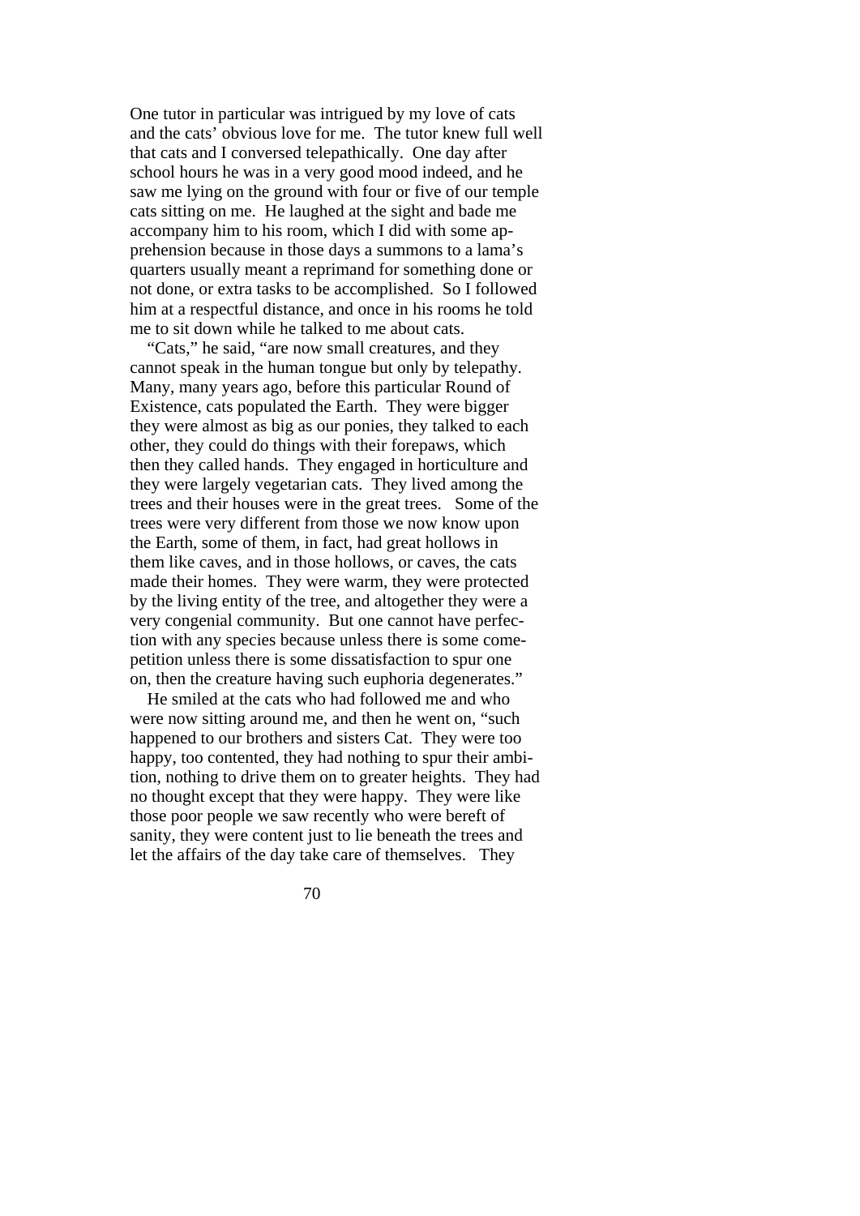One tutor in particular was intrigued by my love of cats and the cats' obvious love for me. The tutor knew full well that cats and I conversed telepathically. One day after school hours he was in a very good mood indeed, and he saw me lying on the ground with four or five of our temple cats sitting on me. He laughed at the sight and bade me accompany him to his room, which I did with some apprehension because in those days a summons to a lama's quarters usually meant a reprimand for something done or not done, or extra tasks to be accomplished. So I followed him at a respectful distance, and once in his rooms he told me to sit down while he talked to me about cats.

"Cats," he said, "are now small creatures, and they cannot speak in the human tongue but only by telepathy. Many, many years ago, before this particular Round of Existence, cats populated the Earth. They were bigger they were almost as big as our ponies, they talked to each other, they could do things with their forepaws, which then they called hands. They engaged in horticulture and they were largely vegetarian cats. They lived among the trees and their houses were in the great trees. Some of the trees were very different from those we now know upon the Earth, some of them, in fact, had great hollows in them like caves, and in those hollows, or caves, the cats made their homes. They were warm, they were protected by the living entity of the tree, and altogether they were a very congenial community. But one cannot have perfection with any species because unless there is some comepetition unless there is some dissatisfaction to spur one on, then the creature having such euphoria degenerates."

He smiled at the cats who had followed me and who were now sitting around me, and then he went on, "such happened to our brothers and sisters Cat. They were too happy, too contented, they had nothing to spur their ambition, nothing to drive them on to greater heights. They had no thought except that they were happy. They were like those poor people we saw recently who were bereft of sanity, they were content just to lie beneath the trees and let the affairs of the day take care of themselves. They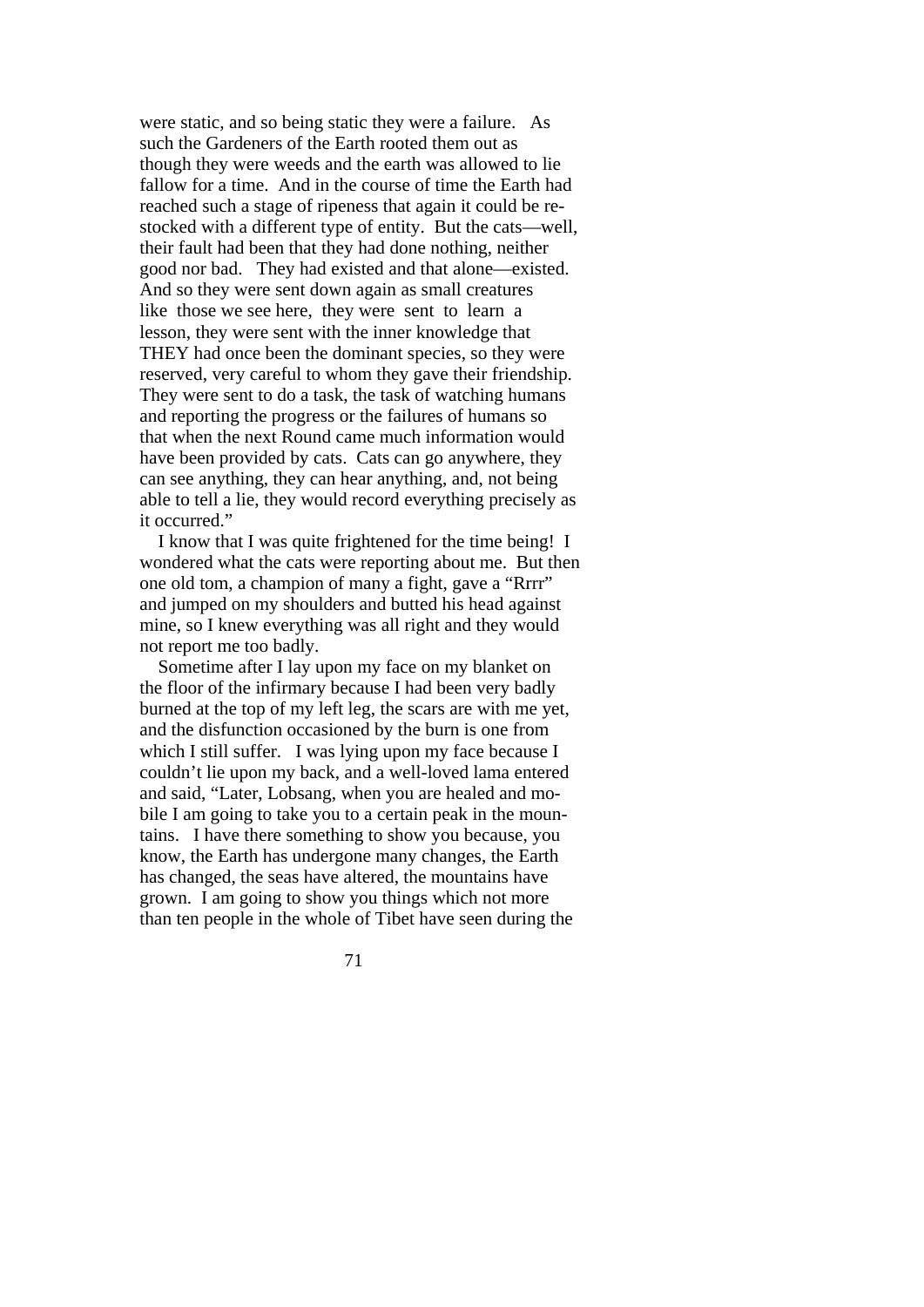were static, and so being static they were a failure. As such the Gardeners of the Earth rooted them out as though they were weeds and the earth was allowed to lie fallow for a time. And in the course of time the Earth had reached such a stage of ripeness that again it could be re-stocked with a different type of entity. But the cats—well, their fault had been that they had done nothing, neither good nor bad. They had existed and that alone—existed. And so they were sent down again as small creatures like those we see here, they were sent to learn a lesson, they were sent with the inner knowledge that THEY had once been the dominant species, so they were reserved, very careful to whom they gave their friendship. They were sent to do a task, the task of watching humans and reporting the progress or the failures of humans so that when the next Round came much information would have been provided by cats. Cats can go anywhere, they can see anything, they can hear anything, and, not being able to tell a lie, they would record everything precisely as it occurred."

I know that I was quite frightened for the time being! I wondered what the cats were reporting about me. But then one old tom, a champion of many a fight, gave a "Rrrr" and jumped on my shoulders and butted his head against mine, so I knew everything was all right and they would not report me too badly.

Sometime after I lay upon my face on my blanket on the floor of the infirmary because I had been very badly burned at the top of my left leg, the scars are with me yet, and the disfunction occasioned by the burn is one from which I still suffer. I was lying upon my face because I couldn't lie upon my back, and a well-loved lama entered and said, "Later, Lobsang, when you are healed and mobile I am going to take you to a certain peak in the mountains. I have there something to show you because, you know, the Earth has undergone many changes, the Earth has changed, the seas have altered, the mountains have grown. I am going to show you things which not more than ten people in the whole of Tibet have seen during the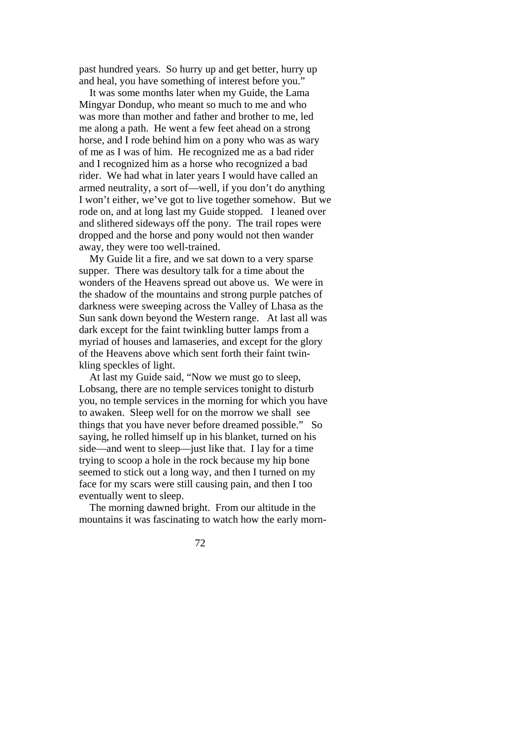past hundred years. So hurry up and get better, hurry up and heal, you have something of interest before you."

It was some months later when my Guide, the Lama Mingyar Dondup, who meant so much to me and who was more than mother and father and brother to me, led me along a path. He went a few feet ahead on a strong horse, and I rode behind him on a pony who was as wary of me as I was of him. He recognized me as a bad rider and I recognized him as a horse who recognized a bad rider. We had what in later years I would have called an armed neutrality, a sort of—well, if you don't do anything I won't either, we've got to live together somehow. But we rode on, and at long last my Guide stopped. I leaned over and slithered sideways off the pony. The trail ropes were dropped and the horse and pony would not then wander away, they were too well-trained.

My Guide lit a fire, and we sat down to a very sparse supper. There was desultory talk for a time about the wonders of the Heavens spread out above us. We were in the shadow of the mountains and strong purple patches of darkness were sweeping across the Valley of Lhasa as the Sun sank down beyond the Western range. At last all was dark except for the faint twinkling butter lamps from a myriad of houses and lamaseries, and except for the glory of the Heavens above which sent forth their faint twinkling speckles of light.

At last my Guide said, "Now we must go to sleep, Lobsang, there are no temple services tonight to disturb you, no temple services in the morning for which you have to awaken. Sleep well for on the morrow we shall see things that you have never before dreamed possible." So saying, he rolled himself up in his blanket, turned on his side—and went to sleep—just like that. I lay for a time trying to scoop a hole in the rock because my hip bone seemed to stick out a long way, and then I turned on my face for my scars were still causing pain, and then I too eventually went to sleep.

The morning dawned bright. From our altitude in the mountains it was fascinating to watch how the early morn-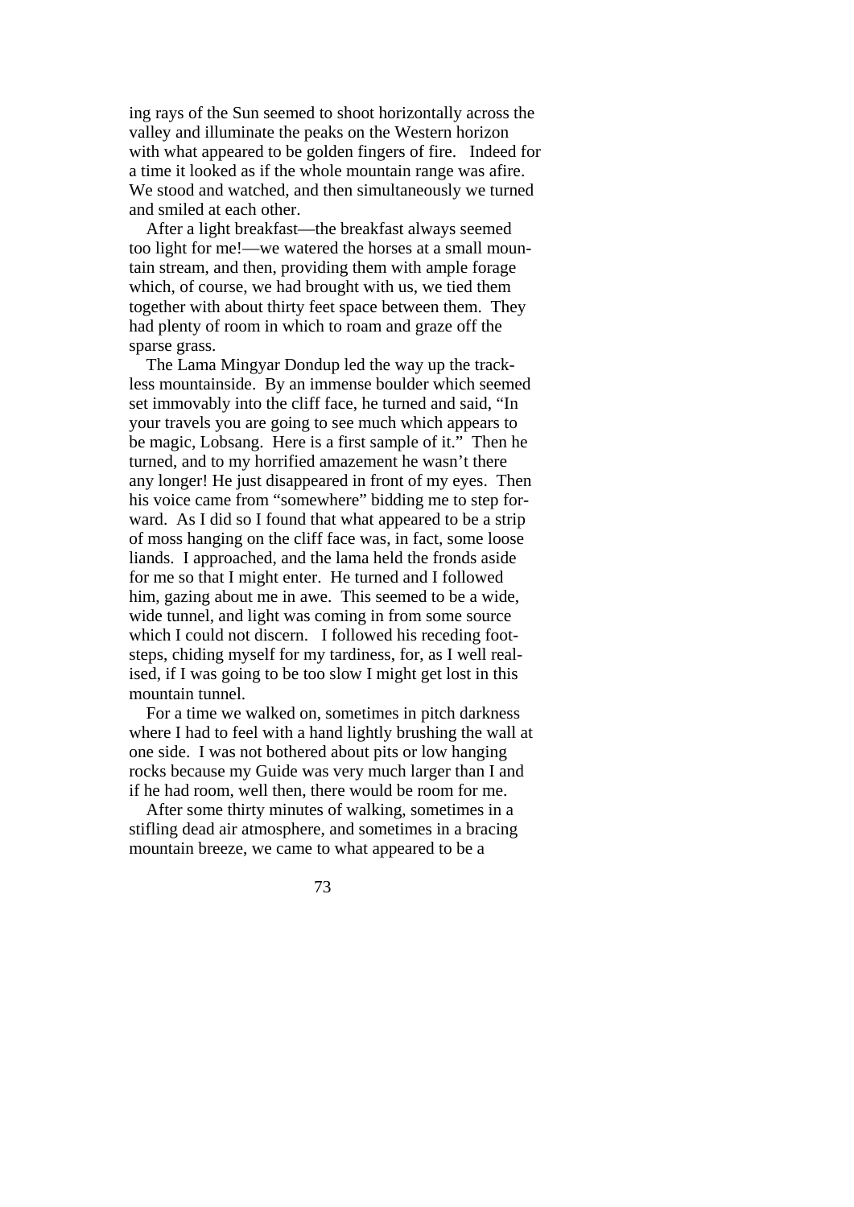ing rays of the Sun seemed to shoot horizontally across the valley and illuminate the peaks on the Western horizon with what appeared to be golden fingers of fire. Indeed for a time it looked as if the whole mountain range was afire. We stood and watched, and then simultaneously we turned and smiled at each other.

After a light breakfast—the breakfast always seemed too light for me!—we watered the horses at a small mountain stream, and then, providing them with ample forage which, of course, we had brought with us, we tied them together with about thirty feet space between them. They had plenty of room in which to roam and graze off the sparse grass.

The Lama Mingyar Dondup led the way up the trackless mountainside. By an immense boulder which seemed set immovably into the cliff face, he turned and said, "In your travels you are going to see much which appears to be magic, Lobsang. Here is a first sample of it." Then he turned, and to my horrified amazement he wasn't there any longer! He just disappeared in front of my eyes. Then his voice came from "somewhere" bidding me to step forward. As I did so I found that what appeared to be a strip of moss hanging on the cliff face was, in fact, some loose liands. I approached, and the lama held the fronds aside for me so that I might enter. He turned and I followed him, gazing about me in awe. This seemed to be a wide, wide tunnel, and light was coming in from some source which I could not discern. I followed his receding footsteps, chiding myself for my tardiness, for, as I well realised, if I was going to be too slow I might get lost in this mountain tunnel.

For a time we walked on, sometimes in pitch darkness where I had to feel with a hand lightly brushing the wall at one side. I was not bothered about pits or low hanging rocks because my Guide was very much larger than I and if he had room, well then, there would be room for me.

After some thirty minutes of walking, sometimes in a stifling dead air atmosphere, and sometimes in a bracing mountain breeze, we came to what appeared to be a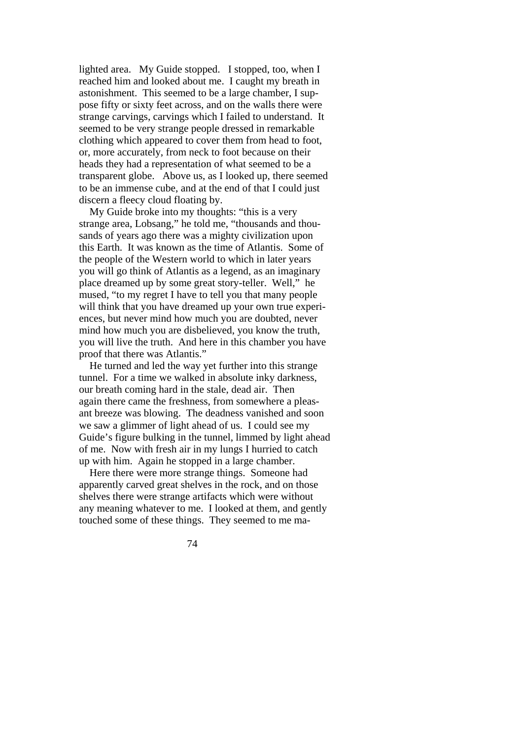lighted area. My Guide stopped. I stopped, too, when I reached him and looked about me. I caught my breath in astonishment. This seemed to be a large chamber, I suppose fifty or sixty feet across, and on the walls there were strange carvings, carvings which I failed to understand. It seemed to be very strange people dressed in remarkable clothing which appeared to cover them from head to foot, or, more accurately, from neck to foot because on their heads they had a representation of what seemed to be a transparent globe. Above us, as I looked up, there seemed to be an immense cube, and at the end of that I could just discern a fleecy cloud floating by.

My Guide broke into my thoughts: "this is a very strange area, Lobsang," he told me, "thousands and thousands of years ago there was a mighty civilization upon this Earth. It was known as the time of Atlantis. Some of the people of the Western world to which in later years you will go think of Atlantis as a legend, as an imaginary place dreamed up by some great story-teller. Well," he mused, "to my regret I have to tell you that many people will think that you have dreamed up your own true experiences, but never mind how much you are doubted, never mind how much you are disbelieved, you know the truth, you will live the truth. And here in this chamber you have proof that there was Atlantis."

He turned and led the way yet further into this strange tunnel. For a time we walked in absolute inky darkness, our breath coming hard in the stale, dead air. Then again there came the freshness, from somewhere a pleasant breeze was blowing. The deadness vanished and soon we saw a glimmer of light ahead of us. I could see my Guide's figure bulking in the tunnel, limmed by light ahead of me. Now with fresh air in my lungs I hurried to catch up with him. Again he stopped in a large chamber.

Here there were more strange things. Someone had apparently carved great shelves in the rock, and on those shelves there were strange artifacts which were without any meaning whatever to me. I looked at them, and gently touched some of these things. They seemed to me ma-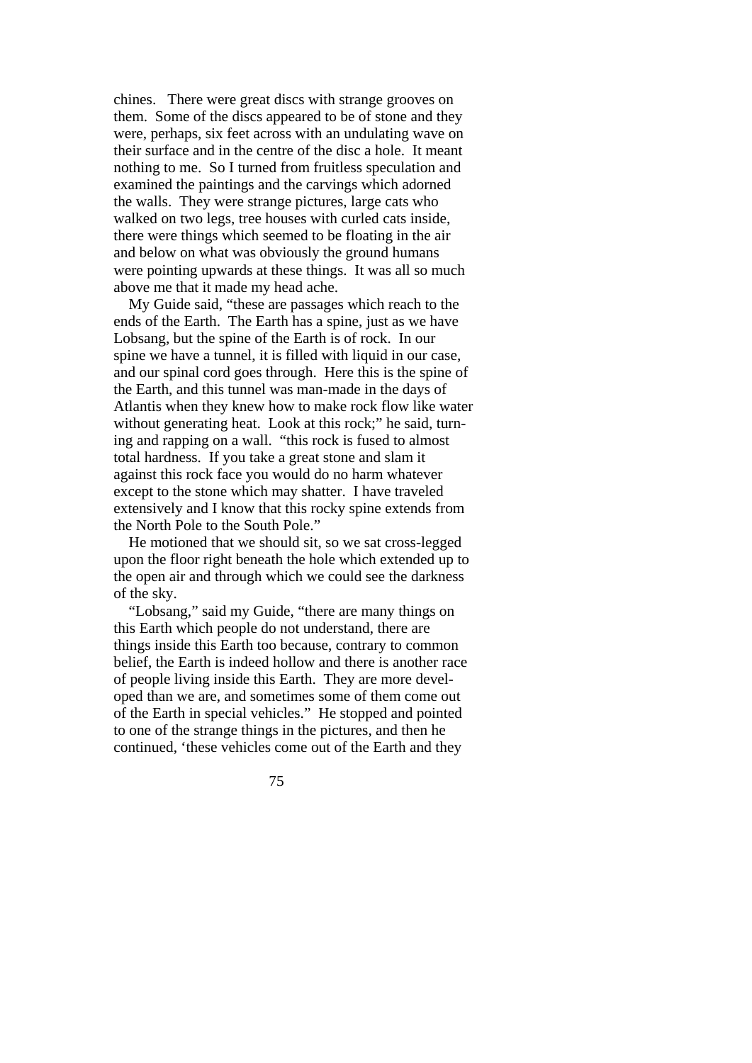chines. There were great discs with strange grooves on them. Some of the discs appeared to be of stone and they were, perhaps, six feet across with an undulating wave on their surface and in the centre of the disc a hole. It meant nothing to me. So I turned from fruitless speculation and examined the paintings and the carvings which adorned the walls. They were strange pictures, large cats who walked on two legs, tree houses with curled cats inside, there were things which seemed to be floating in the air and below on what was obviously the ground humans were pointing upwards at these things. It was all so much above me that it made my head ache.

My Guide said, "these are passages which reach to the ends of the Earth. The Earth has a spine, just as we have Lobsang, but the spine of the Earth is of rock. In our spine we have a tunnel, it is filled with liquid in our case, and our spinal cord goes through. Here this is the spine of the Earth, and this tunnel was man-made in the days of Atlantis when they knew how to make rock flow like water without generating heat. Look at this rock;" he said, turning and rapping on a wall. "this rock is fused to almost total hardness. If you take a great stone and slam it against this rock face you would do no harm whatever except to the stone which may shatter. I have traveled extensively and I know that this rocky spine extends from the North Pole to the South Pole."

He motioned that we should sit, so we sat cross-legged upon the floor right beneath the hole which extended up to the open air and through which we could see the darkness of the sky.

"Lobsang," said my Guide, "there are many things on this Earth which people do not understand, there are things inside this Earth too because, contrary to common belief, the Earth is indeed hollow and there is another race of people living inside this Earth. They are more developed than we are, and sometimes some of them come out of the Earth in special vehicles." He stopped and pointed to one of the strange things in the pictures, and then he continued, 'these vehicles come out of the Earth and they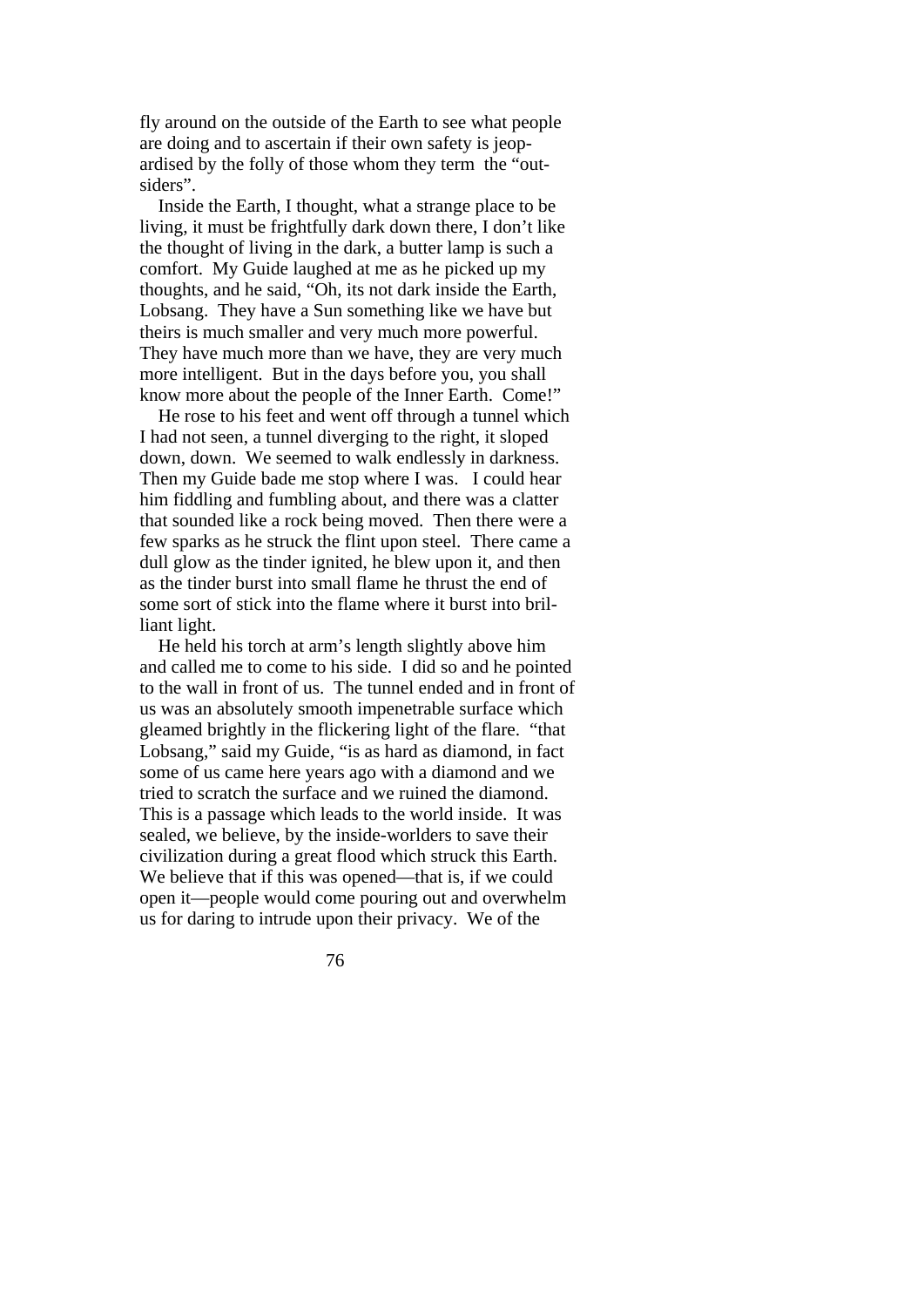fly around on the outside of the Earth to see what people are doing and to ascertain if their own safety is jeopardised by the folly of those whom they term the "outsiders".

Inside the Earth, I thought, what a strange place to be living, it must be frightfully dark down there, I don't like the thought of living in the dark, a butter lamp is such a comfort. My Guide laughed at me as he picked up my thoughts, and he said, "Oh, its not dark inside the Earth, Lobsang. They have a Sun something like we have but theirs is much smaller and very much more powerful. They have much more than we have, they are very much more intelligent. But in the days before you, you shall know more about the people of the Inner Earth. Come!"

He rose to his feet and went off through a tunnel which I had not seen, a tunnel diverging to the right, it sloped down, down. We seemed to walk endlessly in darkness. Then my Guide bade me stop where I was. I could hear him fiddling and fumbling about, and there was a clatter that sounded like a rock being moved. Then there were a few sparks as he struck the flint upon steel. There came a dull glow as the tinder ignited, he blew upon it, and then as the tinder burst into small flame he thrust the end of some sort of stick into the flame where it burst into brilliant light.

He held his torch at arm's length slightly above him and called me to come to his side. I did so and he pointed to the wall in front of us. The tunnel ended and in front of us was an absolutely smooth impenetrable surface which gleamed brightly in the flickering light of the flare. "that Lobsang," said my Guide, "is as hard as diamond, in fact some of us came here years ago with a diamond and we tried to scratch the surface and we ruined the diamond. This is a passage which leads to the world inside. It was sealed, we believe, by the inside-worlders to save their civilization during a great flood which struck this Earth. We believe that if this was opened—that is, if we could open it—people would come pouring out and overwhelm us for daring to intrude upon their privacy. We of the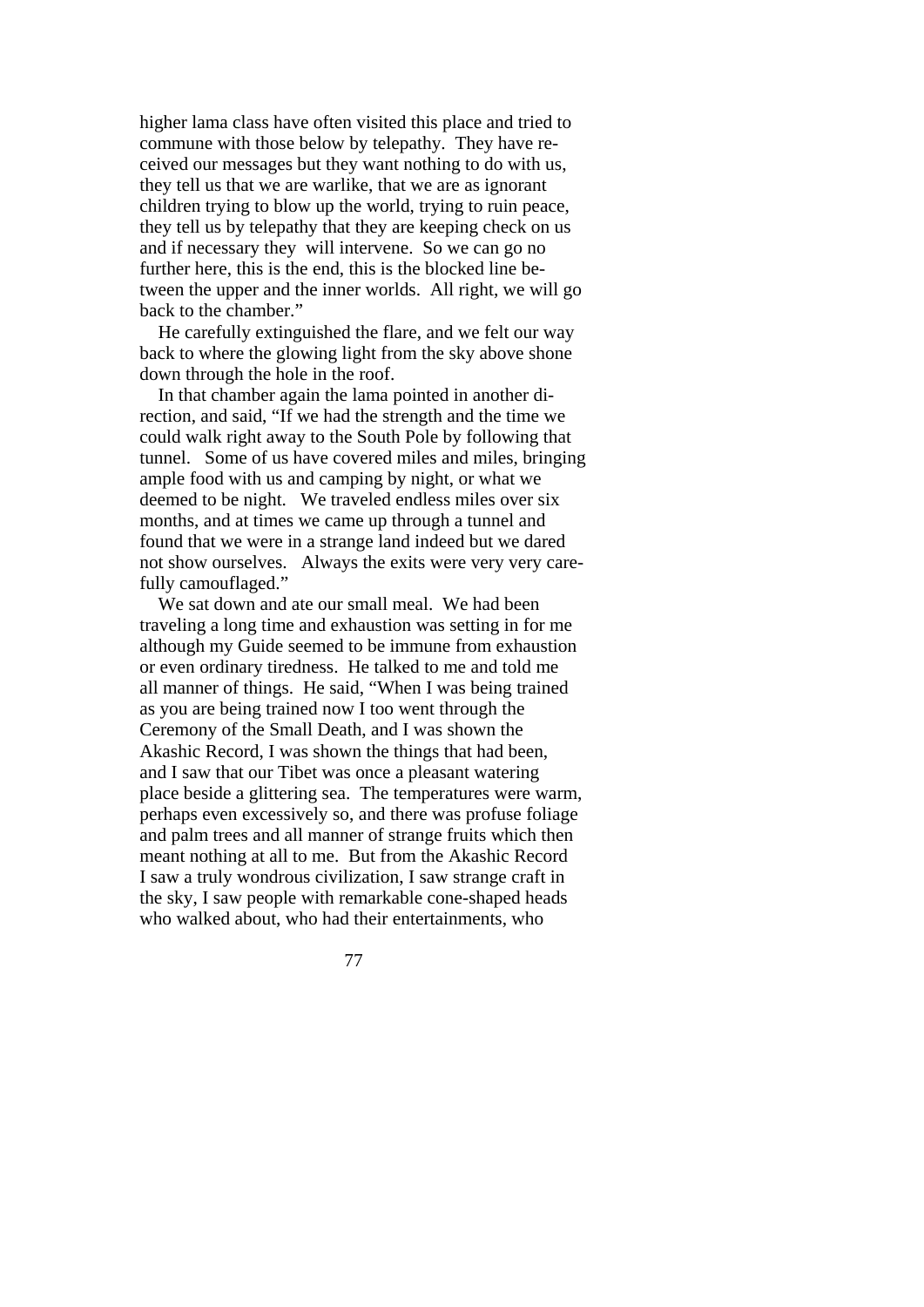higher lama class have often visited this place and tried to commune with those below by telepathy. They have received our messages but they want nothing to do with us, they tell us that we are warlike, that we are as ignorant children trying to blow up the world, trying to ruin peace, they tell us by telepathy that they are keeping check on us and if necessary they will intervene. So we can go no further here, this is the end, this is the blocked line between the upper and the inner worlds. All right, we will go back to the chamber."

He carefully extinguished the flare, and we felt our way back to where the glowing light from the sky above shone down through the hole in the roof.

In that chamber again the lama pointed in another direction, and said, "If we had the strength and the time we could walk right away to the South Pole by following that tunnel. Some of us have covered miles and miles, bringing ample food with us and camping by night, or what we deemed to be night. We traveled endless miles over six months, and at times we came up through a tunnel and found that we were in a strange land indeed but we dared not show ourselves. Always the exits were very very carefully camouflaged."

We sat down and ate our small meal. We had been traveling a long time and exhaustion was setting in for me although my Guide seemed to be immune from exhaustion or even ordinary tiredness. He talked to me and told me all manner of things. He said, "When I was being trained as you are being trained now I too went through the Ceremony of the Small Death, and I was shown the Akashic Record, I was shown the things that had been, and I saw that our Tibet was once a pleasant watering place beside a glittering sea. The temperatures were warm, perhaps even excessively so, and there was profuse foliage and palm trees and all manner of strange fruits which then meant nothing at all to me. But from the Akashic Record I saw a truly wondrous civilization, I saw strange craft in the sky, I saw people with remarkable cone-shaped heads who walked about, who had their entertainments, who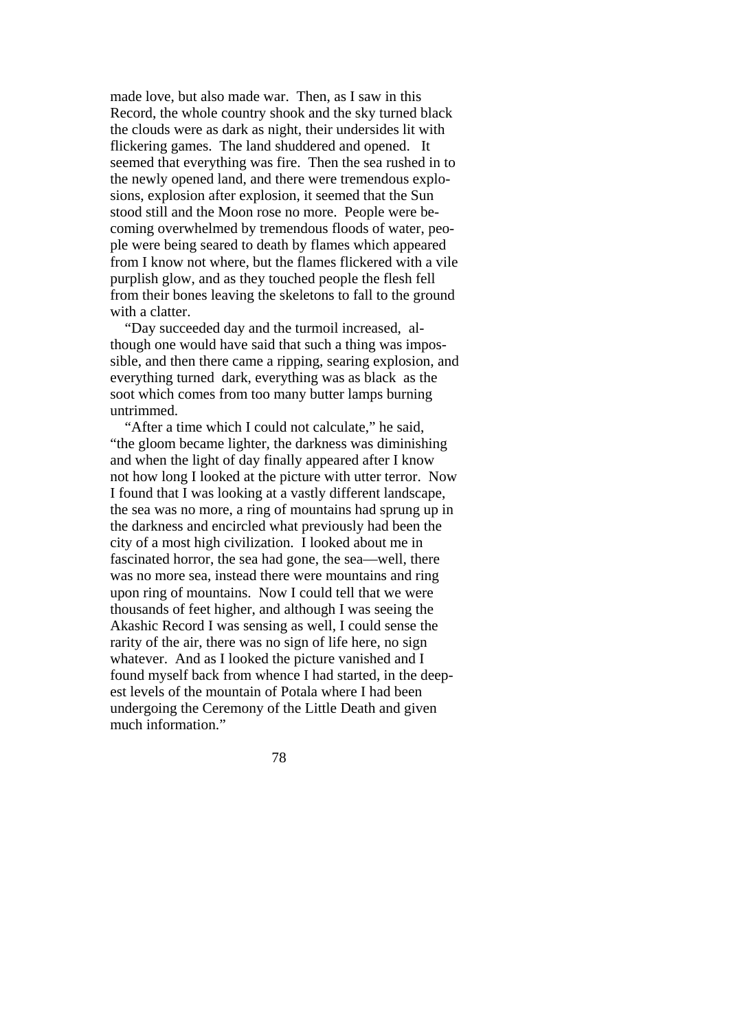made love, but also made war. Then, as I saw in this Record, the whole country shook and the sky turned black the clouds were as dark as night, their undersides lit with flickering games. The land shuddered and opened. It seemed that everything was fire. Then the sea rushed in to the newly opened land, and there were tremendous explosions, explosion after explosion, it seemed that the Sun stood still and the Moon rose no more. People were becoming overwhelmed by tremendous floods of water, people were being seared to death by flames which appeared from I know not where, but the flames flickered with a vile purplish glow, and as they touched people the flesh fell from their bones leaving the skeletons to fall to the ground with a clatter.

"Day succeeded day and the turmoil increased, although one would have said that such a thing was impossible, and then there came a ripping, searing explosion, and everything turned dark, everything was as black as the soot which comes from too many butter lamps burning untrimmed.

"After a time which I could not calculate," he said, "the gloom became lighter, the darkness was diminishing and when the light of day finally appeared after I know not how long I looked at the picture with utter terror. Now I found that I was looking at a vastly different landscape, the sea was no more, a ring of mountains had sprung up in the darkness and encircled what previously had been the city of a most high civilization. I looked about me in fascinated horror, the sea had gone, the sea—well, there was no more sea, instead there were mountains and ring upon ring of mountains. Now I could tell that we were thousands of feet higher, and although I was seeing the Akashic Record I was sensing as well, I could sense the rarity of the air, there was no sign of life here, no sign whatever. And as I looked the picture vanished and I found myself back from whence I had started, in the deepest levels of the mountain of Potala where I had been undergoing the Ceremony of the Little Death and given much information."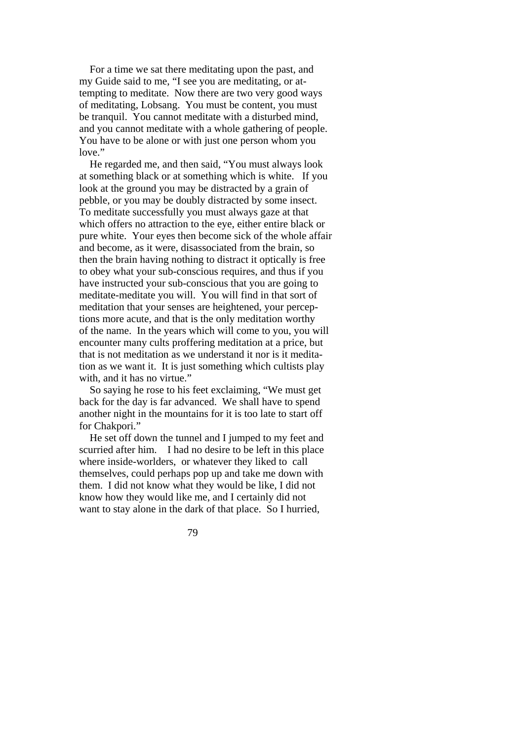For a time we sat there meditating upon the past, and my Guide said to me, "I see you are meditating, or attempting to meditate. Now there are two very good ways of meditating, Lobsang. You must be content, you must be tranquil. You cannot meditate with a disturbed mind, and you cannot meditate with a whole gathering of people. You have to be alone or with just one person whom you love."

He regarded me, and then said, "You must always look at something black or at something which is white. If you look at the ground you may be distracted by a grain of pebble, or you may be doubly distracted by some insect. To meditate successfully you must always gaze at that which offers no attraction to the eye, either entire black or pure white. Your eyes then become sick of the whole affair and become, as it were, disassociated from the brain, so then the brain having nothing to distract it optically is free to obey what your sub-conscious requires, and thus if you have instructed your sub-conscious that you are going to meditate-meditate you will. You will find in that sort of meditation that your senses are heightened, your perceptions more acute, and that is the only meditation worthy of the name. In the years which will come to you, you will encounter many cults proffering meditation at a price, but that is not meditation as we understand it nor is it meditation as we want it. It is just something which cultists play with, and it has no virtue."

So saying he rose to his feet exclaiming, "We must get back for the day is far advanced. We shall have to spend another night in the mountains for it is too late to start off for Chakpori."

He set off down the tunnel and I jumped to my feet and scurried after him. I had no desire to be left in this place where inside-worlders, or whatever they liked to call themselves, could perhaps pop up and take me down with them. I did not know what they would be like, I did not know how they would like me, and I certainly did not want to stay alone in the dark of that place. So I hurried,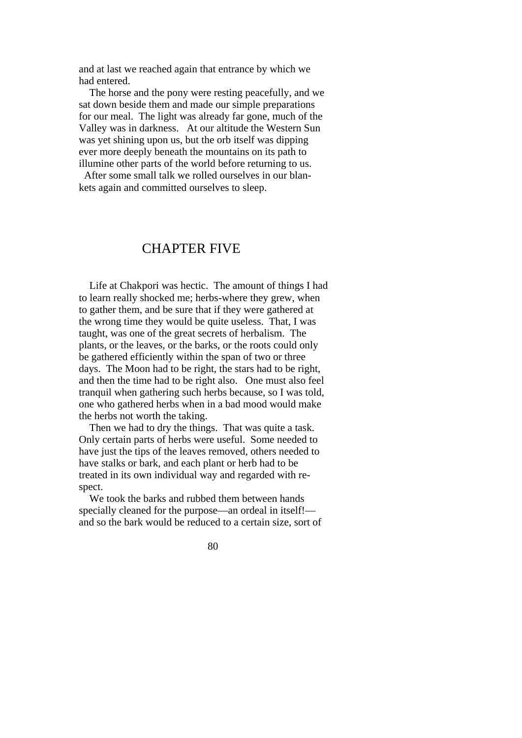and at last we reached again that entrance by which we had entered.

The horse and the pony were resting peacefully, and we sat down beside them and made our simple preparations for our meal. The light was already far gone, much of the Valley was in darkness. At our altitude the Western Sun was yet shining upon us, but the orb itself was dipping ever more deeply beneath the mountains on its path to illumine other parts of the world before returning to us.

After some small talk we rolled ourselves in our blankets again and committed ourselves to sleep.

## CHAPTER FIVE

Life at Chakpori was hectic. The amount of things I had to learn really shocked me; herbs-where they grew, when to gather them, and be sure that if they were gathered at the wrong time they would be quite useless. That, I was taught, was one of the great secrets of herbalism. The plants, or the leaves, or the barks, or the roots could only be gathered efficiently within the span of two or three days. The Moon had to be right, the stars had to be right, and then the time had to be right also. One must also feel tranquil when gathering such herbs because, so I was told, one who gathered herbs when in a bad mood would make the herbs not worth the taking.

Then we had to dry the things. That was quite a task. Only certain parts of herbs were useful. Some needed to have just the tips of the leaves removed, others needed to have stalks or bark, and each plant or herb had to be treated in its own individual way and regarded with respect.

We took the barks and rubbed them between hands specially cleaned for the purpose—an ordeal in itself!—and so the bark would be reduced to a certain size, sort of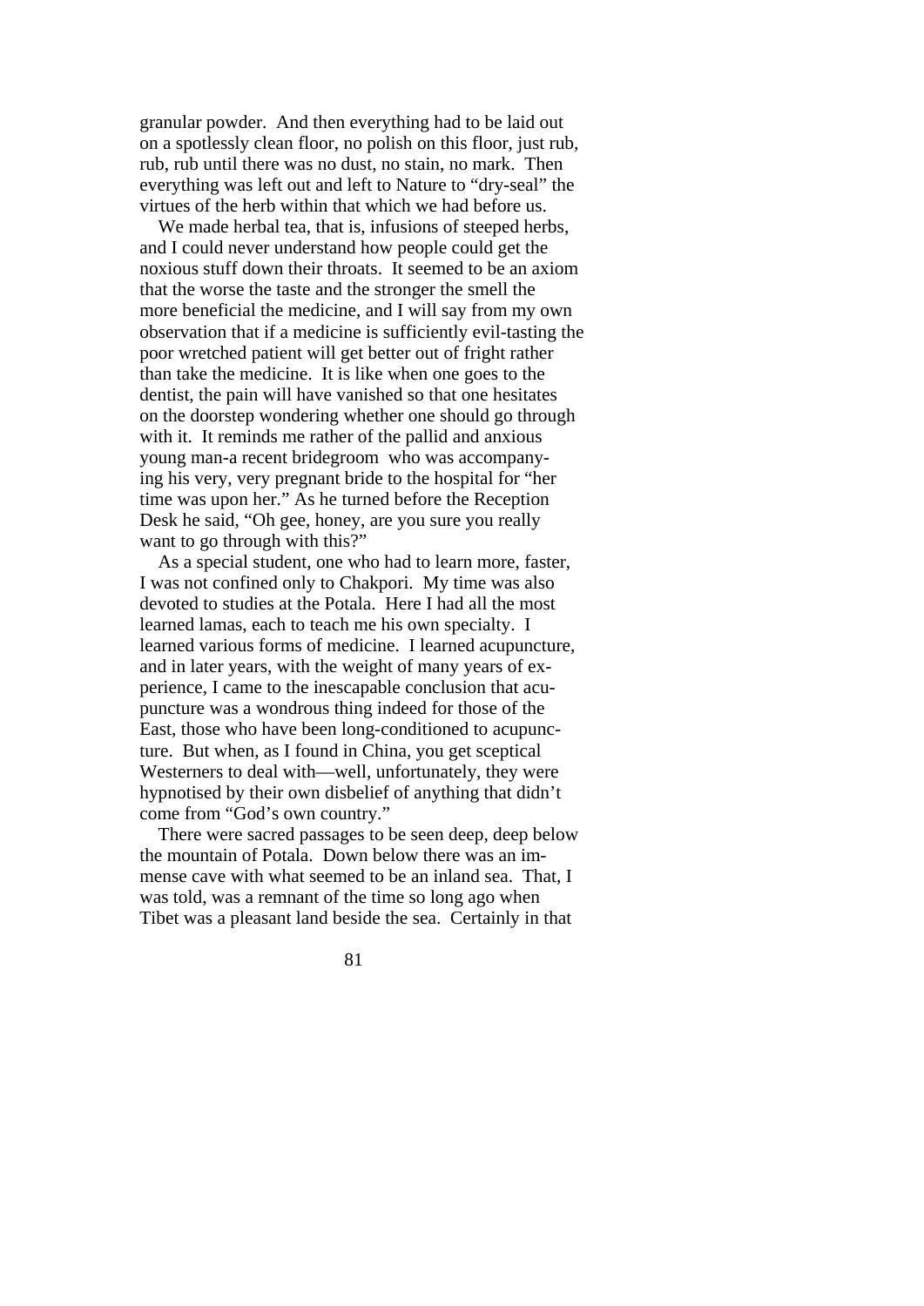granular powder. And then everything had to be laid out on a spotlessly clean floor, no polish on this floor, just rub, rub, rub until there was no dust, no stain, no mark. Then everything was left out and left to Nature to "dry-seal" the virtues of the herb within that which we had before us.

We made herbal tea, that is, infusions of steeped herbs, and I could never understand how people could get the noxious stuff down their throats. It seemed to be an axiom that the worse the taste and the stronger the smell the more beneficial the medicine, and I will say from my own observation that if a medicine is sufficiently evil-tasting the poor wretched patient will get better out of fright rather than take the medicine. It is like when one goes to the dentist, the pain will have vanished so that one hesitates on the doorstep wondering whether one should go through with it. It reminds me rather of the pallid and anxious young man-a recent bridegroom who was accompanying his very, very pregnant bride to the hospital for "her time was upon her." As he turned before the Reception Desk he said, "Oh gee, honey, are you sure you really want to go through with this?"

As a special student, one who had to learn more, faster, I was not confined only to Chakpori. My time was also devoted to studies at the Potala. Here I had all the most learned lamas, each to teach me his own specialty. I learned various forms of medicine. I learned acupuncture, and in later years, with the weight of many years of experience, I came to the inescapable conclusion that acupuncture was a wondrous thing indeed for those of the East, those who have been long-conditioned to acupuncture. But when, as I found in China, you get sceptical Westerners to deal with—well, unfortunately, they were hypnotised by their own disbelief of anything that didn't come from "God's own country."

There were sacred passages to be seen deep, deep below the mountain of Potala. Down below there was an immense cave with what seemed to be an inland sea. That, I was told, was a remnant of the time so long ago when Tibet was a pleasant land beside the sea. Certainly in that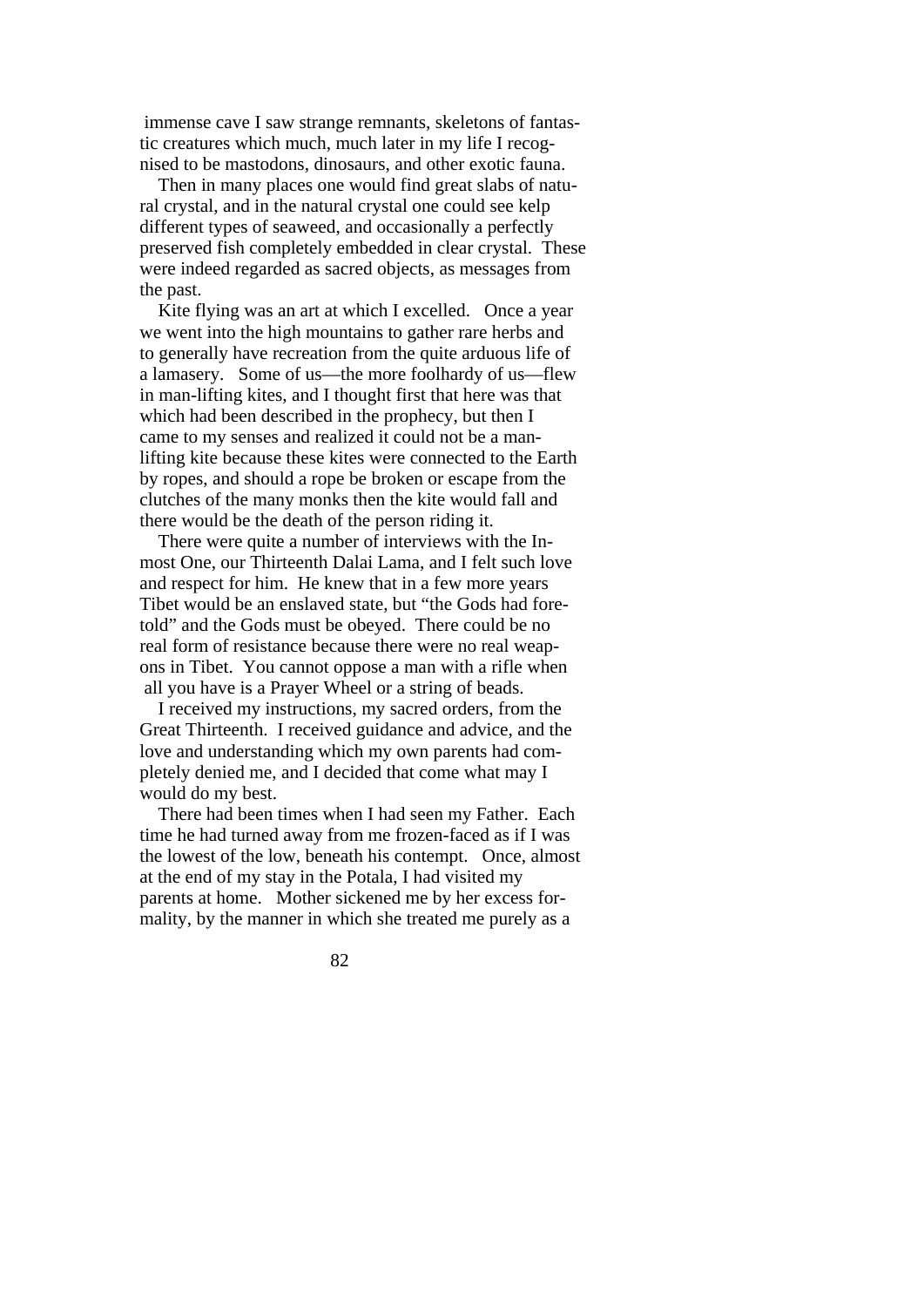immense cave I saw strange remnants, skeletons of fantastic creatures which much, much later in my life I recognised to be mastodons, dinosaurs, and other exotic fauna.

Then in many places one would find great slabs of natural crystal, and in the natural crystal one could see kelp different types of seaweed, and occasionally a perfectly preserved fish completely embedded in clear crystal. These were indeed regarded as sacred objects, as messages from the past.

Kite flying was an art at which I excelled. Once a year we went into the high mountains to gather rare herbs and to generally have recreation from the quite arduous life of a lamasery. Some of us—the more foolhardy of us—flew in man-lifting kites, and I thought first that here was that which had been described in the prophecy, but then I came to my senses and realized it could not be a man-lifting kite because these kites were connected to the Earth by ropes, and should a rope be broken or escape from the clutches of the many monks then the kite would fall and there would be the death of the person riding it.

There were quite a number of interviews with the Inmost One, our Thirteenth Dalai Lama, and I felt such love and respect for him. He knew that in a few more years Tibet would be an enslaved state, but "the Gods had foretold" and the Gods must be obeyed. There could be no real form of resistance because there were no real weapons in Tibet. You cannot oppose a man with a rifle when all you have is a Prayer Wheel or a string of beads.

I received my instructions, my sacred orders, from the Great Thirteenth. I received guidance and advice, and the love and understanding which my own parents had completely denied me, and I decided that come what may I would do my best.

There had been times when I had seen my Father. Each time he had turned away from me frozen-faced as if I was the lowest of the low, beneath his contempt. Once, almost at the end of my stay in the Potala, I had visited my parents at home. Mother sickened me by her excess formality, by the manner in which she treated me purely as a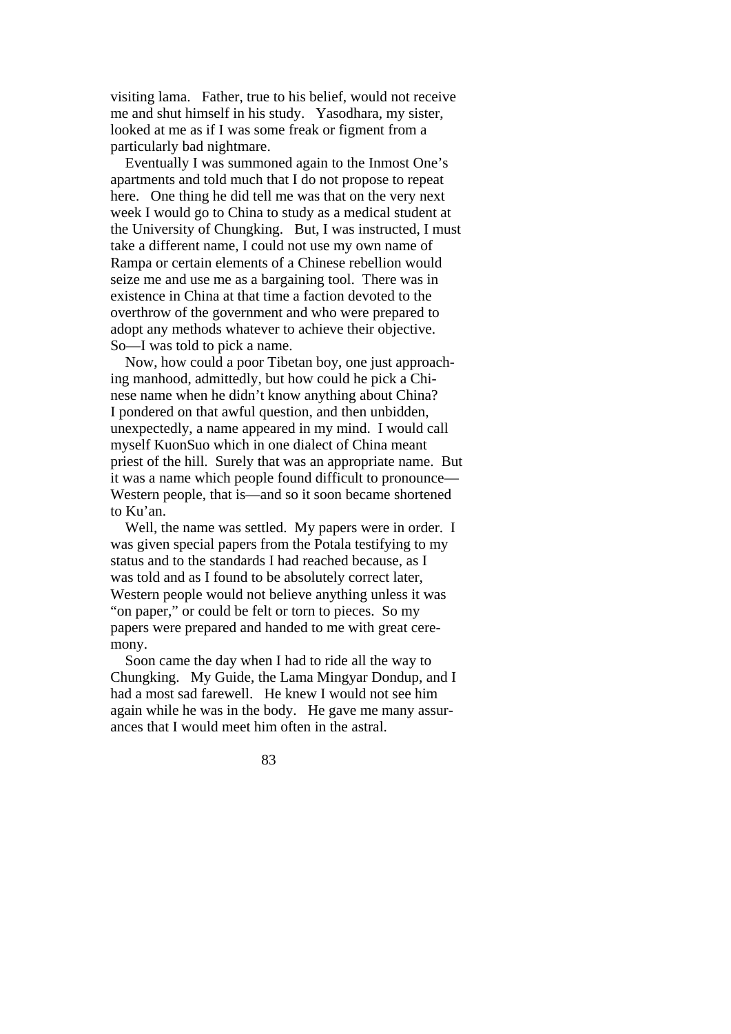visiting lama. Father, true to his belief, would not receive me and shut himself in his study. Yasodhara, my sister, looked at me as if I was some freak or figment from a particularly bad nightmare.

Eventually I was summoned again to the Inmost One's apartments and told much that I do not propose to repeat here. One thing he did tell me was that on the very next week I would go to China to study as a medical student at the University of Chungking. But, I was instructed, I must take a different name, I could not use my own name of Rampa or certain elements of a Chinese rebellion would seize me and use me as a bargaining tool. There was in existence in China at that time a faction devoted to the overthrow of the government and who were prepared to adopt any methods whatever to achieve their objective. So—I was told to pick a name.

Now, how could a poor Tibetan boy, one just approaching manhood, admittedly, but how could he pick a Chinese name when he didn't know anything about China? I pondered on that awful question, and then unbidden, unexpectedly, a name appeared in my mind. I would call myself KuonSuo which in one dialect of China meant priest of the hill. Surely that was an appropriate name. But it was a name which people found difficult to pronounce—Western people, that is—and so it soon became shortened to Ku'an.

Well, the name was settled. My papers were in order. I was given special papers from the Potala testifying to my status and to the standards I had reached because, as I was told and as I found to be absolutely correct later, Western people would not believe anything unless it was "on paper," or could be felt or torn to pieces. So my papers were prepared and handed to me with great ceremony.

Soon came the day when I had to ride all the way to Chungking. My Guide, the Lama Mingyar Dondup, and I had a most sad farewell. He knew I would not see him again while he was in the body. He gave me many assurances that I would meet him often in the astral.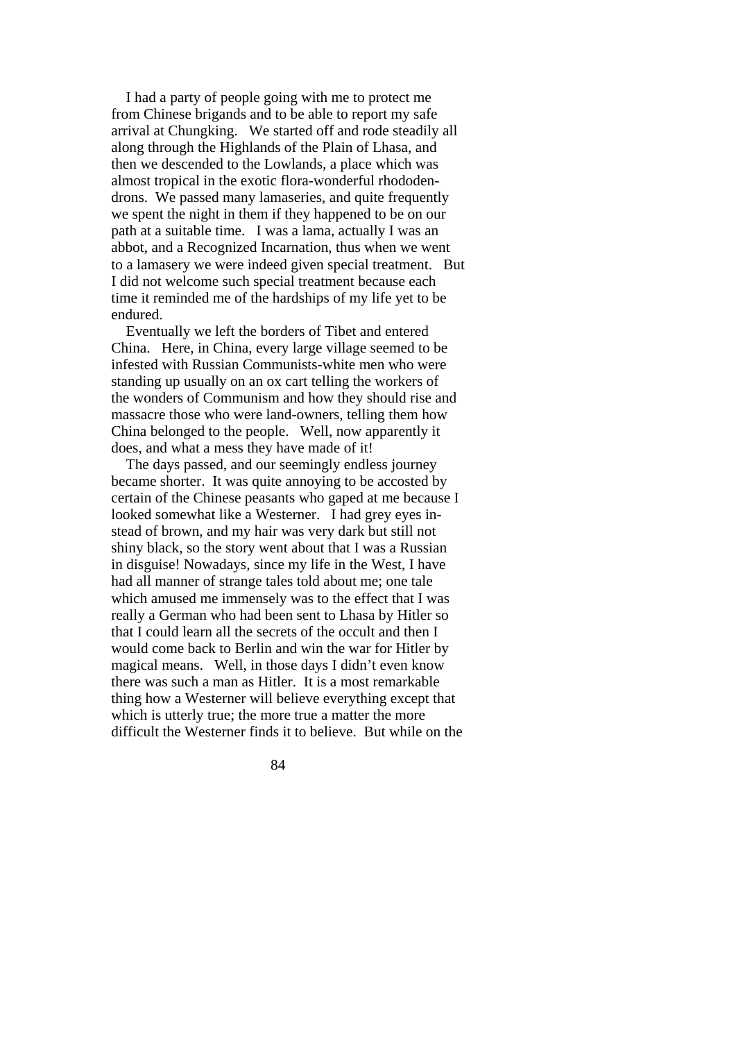I had a party of people going with me to protect me from Chinese brigands and to be able to report my safe arrival at Chungking. We started off and rode steadily all along through the Highlands of the Plain of Lhasa, and then we descended to the Lowlands, a place which was almost tropical in the exotic flora-wonderful rhododendrons. We passed many lamaseries, and quite frequently we spent the night in them if they happened to be on our path at a suitable time. I was a lama, actually I was an abbot, and a Recognized Incarnation, thus when we went to a lamasery we were indeed given special treatment. But I did not welcome such special treatment because each time it reminded me of the hardships of my life yet to be endured.

Eventually we left the borders of Tibet and entered China. Here, in China, every large village seemed to be infested with Russian Communists-white men who were standing up usually on an ox cart telling the workers of the wonders of Communism and how they should rise and massacre those who were land-owners, telling them how China belonged to the people. Well, now apparently it does, and what a mess they have made of it!

The days passed, and our seemingly endless journey became shorter. It was quite annoying to be accosted by certain of the Chinese peasants who gaped at me because I looked somewhat like a Westerner. I had grey eyes instead of brown, and my hair was very dark but still not shiny black, so the story went about that I was a Russian in disguise! Nowadays, since my life in the West, I have had all manner of strange tales told about me; one tale which amused me immensely was to the effect that I was really a German who had been sent to Lhasa by Hitler so that I could learn all the secrets of the occult and then I would come back to Berlin and win the war for Hitler by magical means. Well, in those days I didn't even know there was such a man as Hitler. It is a most remarkable thing how a Westerner will believe everything except that which is utterly true; the more true a matter the more difficult the Westerner finds it to believe. But while on the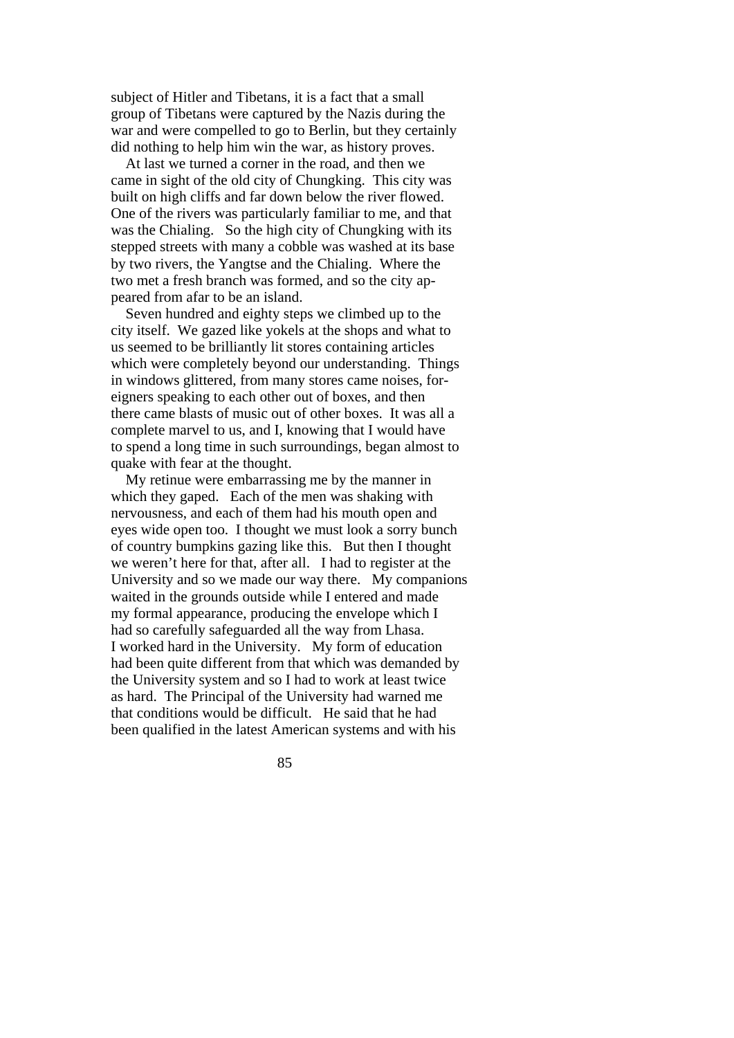subject of Hitler and Tibetans, it is a fact that a small group of Tibetans were captured by the Nazis during the war and were compelled to go to Berlin, but they certainly did nothing to help him win the war, as history proves.

At last we turned a corner in the road, and then we came in sight of the old city of Chungking. This city was built on high cliffs and far down below the river flowed. One of the rivers was particularly familiar to me, and that was the Chialing. So the high city of Chungking with its stepped streets with many a cobble was washed at its base by two rivers, the Yangtse and the Chialing. Where the two met a fresh branch was formed, and so the city appeared from afar to be an island.

Seven hundred and eighty steps we climbed up to the city itself. We gazed like yokels at the shops and what to us seemed to be brilliantly lit stores containing articles which were completely beyond our understanding. Things in windows glittered, from many stores came noises, foreigners speaking to each other out of boxes, and then there came blasts of music out of other boxes. It was all a complete marvel to us, and I, knowing that I would have to spend a long time in such surroundings, began almost to quake with fear at the thought.

My retinue were embarrassing me by the manner in which they gaped. Each of the men was shaking with nervousness, and each of them had his mouth open and eyes wide open too. I thought we must look a sorry bunch of country bumpkins gazing like this. But then I thought we weren't here for that, after all. I had to register at the University and so we made our way there. My companions waited in the grounds outside while I entered and made my formal appearance, producing the envelope which I had so carefully safeguarded all the way from Lhasa.

I worked hard in the University. My form of education had been quite different from that which was demanded by the University system and so I had to work at least twice as hard. The Principal of the University had warned me that conditions would be difficult. He said that he had been qualified in the latest American systems and with his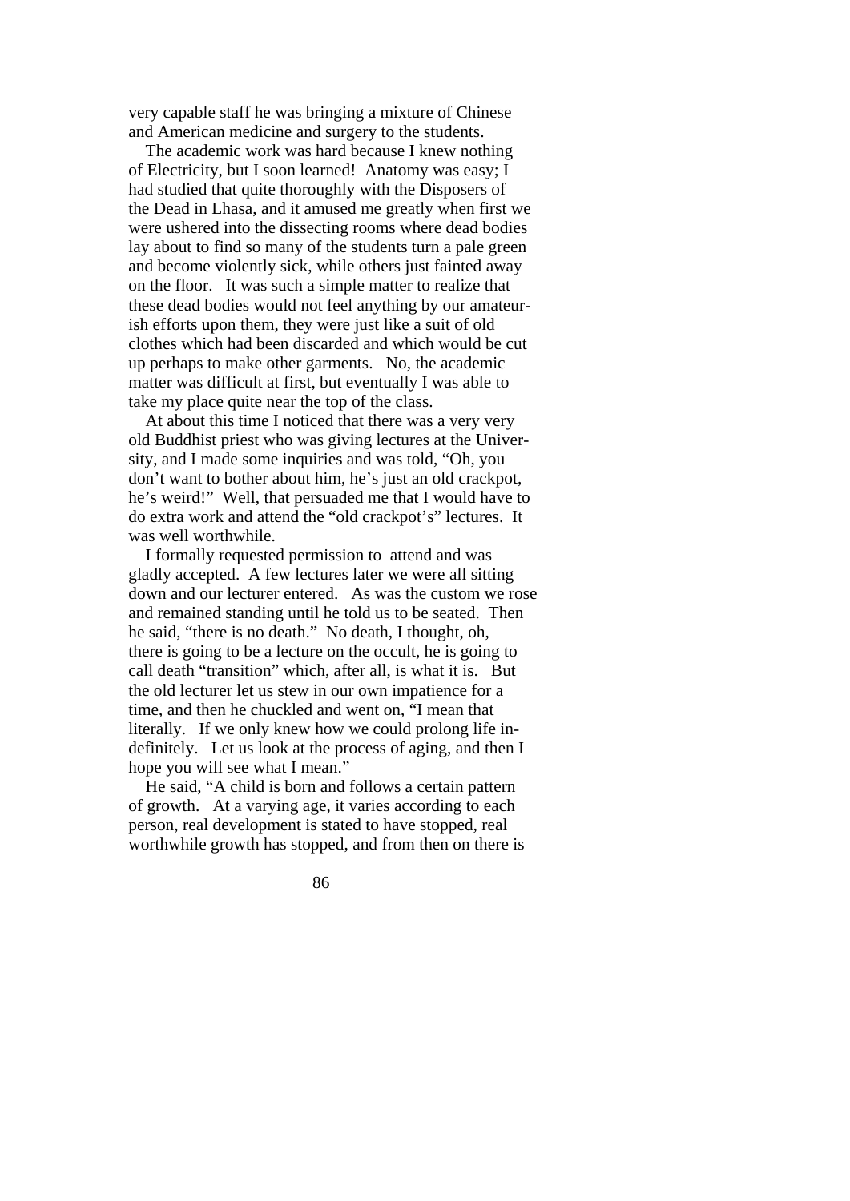very capable staff he was bringing a mixture of Chinese and American medicine and surgery to the students.

The academic work was hard because I knew nothing of Electricity, but I soon learned! Anatomy was easy; I had studied that quite thoroughly with the Disposers of the Dead in Lhasa, and it amused me greatly when first we were ushered into the dissecting rooms where dead bodies lay about to find so many of the students turn a pale green and become violently sick, while others just fainted away on the floor. It was such a simple matter to realize that these dead bodies would not feel anything by our amateurish efforts upon them, they were just like a suit of old clothes which had been discarded and which would be cut up perhaps to make other garments. No, the academic matter was difficult at first, but eventually I was able to take my place quite near the top of the class.

At about this time I noticed that there was a very very old Buddhist priest who was giving lectures at the University, and I made some inquiries and was told, "Oh, you don't want to bother about him, he's just an old crackpot, he's weird!" Well, that persuaded me that I would have to do extra work and attend the "old crackpot's" lectures. It was well worthwhile.

I formally requested permission to attend and was gladly accepted. A few lectures later we were all sitting down and our lecturer entered. As was the custom we rose and remained standing until he told us to be seated. Then he said, "there is no death." No death, I thought, oh, there is going to be a lecture on the occult, he is going to call death "transition" which, after all, is what it is. But the old lecturer let us stew in our own impatience for a time, and then he chuckled and went on, "I mean that literally. If we only knew how we could prolong life indefinitely. Let us look at the process of aging, and then I hope you will see what I mean."

He said, "A child is born and follows a certain pattern of growth. At a varying age, it varies according to each person, real development is stated to have stopped, real worthwhile growth has stopped, and from then on there is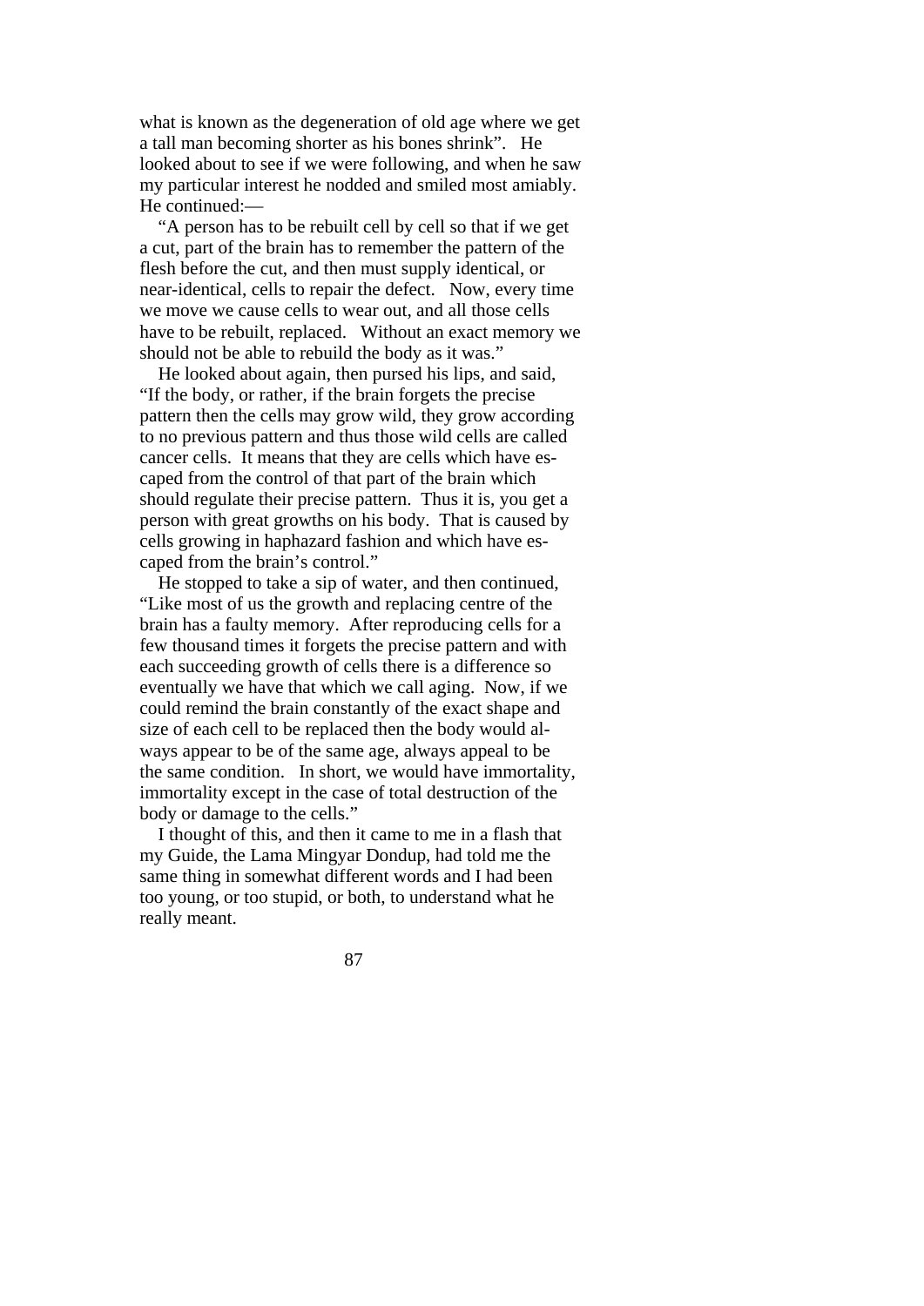what is known as the degeneration of old age where we get a tall man becoming shorter as his bones shrink". He looked about to see if we were following, and when he saw my particular interest he nodded and smiled most amiably. He continued:—

"A person has to be rebuilt cell by cell so that if we get a cut, part of the brain has to remember the pattern of the flesh before the cut, and then must supply identical, or near-identical, cells to repair the defect. Now, every time we move we cause cells to wear out, and all those cells have to be rebuilt, replaced. Without an exact memory we should not be able to rebuild the body as it was."

He looked about again, then pursed his lips, and said, "If the body, or rather, if the brain forgets the precise pattern then the cells may grow wild, they grow according to no previous pattern and thus those wild cells are called cancer cells. It means that they are cells which have escaped from the control of that part of the brain which should regulate their precise pattern. Thus it is, you get a person with great growths on his body. That is caused by cells growing in haphazard fashion and which have escaped from the brain's control."

He stopped to take a sip of water, and then continued, "Like most of us the growth and replacing centre of the brain has a faulty memory. After reproducing cells for a few thousand times it forgets the precise pattern and with each succeeding growth of cells there is a difference so eventually we have that which we call aging. Now, if we could remind the brain constantly of the exact shape and size of each cell to be replaced then the body would always appear to be of the same age, always appeal to be the same condition. In short, we would have immortality, immortality except in the case of total destruction of the body or damage to the cells."

I thought of this, and then it came to me in a flash that my Guide, the Lama Mingyar Dondup, had told me the same thing in somewhat different words and I had been too young, or too stupid, or both, to understand what he really meant.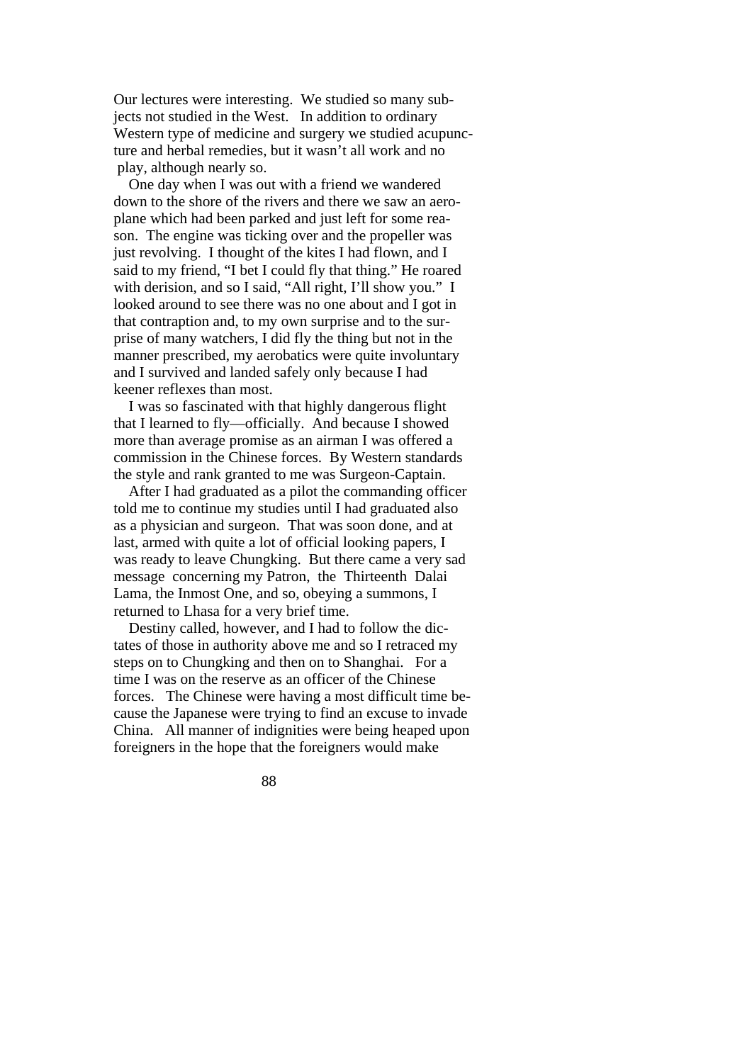Our lectures were interesting. We studied so many subjects not studied in the West. In addition to ordinary Western type of medicine and surgery we studied acupuncture and herbal remedies, but it wasn't all work and no play, although nearly so.

One day when I was out with a friend we wandered down to the shore of the rivers and there we saw an aeroplane which had been parked and just left for some reason. The engine was ticking over and the propeller was just revolving. I thought of the kites I had flown, and I said to my friend, "I bet I could fly that thing." He roared with derision, and so I said, "All right, I'll show you." I looked around to see there was no one about and I got in that contraption and, to my own surprise and to the surprise of many watchers, I did fly the thing but not in the manner prescribed, my aerobatics were quite involuntary and I survived and landed safely only because I had keener reflexes than most.

I was so fascinated with that highly dangerous flight that I learned to fly—officially. And because I showed more than average promise as an airman I was offered a commission in the Chinese forces. By Western standards the style and rank granted to me was Surgeon-Captain.

After I had graduated as a pilot the commanding officer told me to continue my studies until I had graduated also as a physician and surgeon. That was soon done, and at last, armed with quite a lot of official looking papers, I was ready to leave Chungking. But there came a very sad message concerning my Patron, the Thirteenth Dalai Lama, the Inmost One, and so, obeying a summons, I returned to Lhasa for a very brief time.

Destiny called, however, and I had to follow the dictates of those in authority above me and so I retraced my steps on to Chungking and then on to Shanghai. For a time I was on the reserve as an officer of the Chinese forces. The Chinese were having a most difficult time because the Japanese were trying to find an excuse to invade China. All manner of indignities were being heaped upon foreigners in the hope that the foreigners would make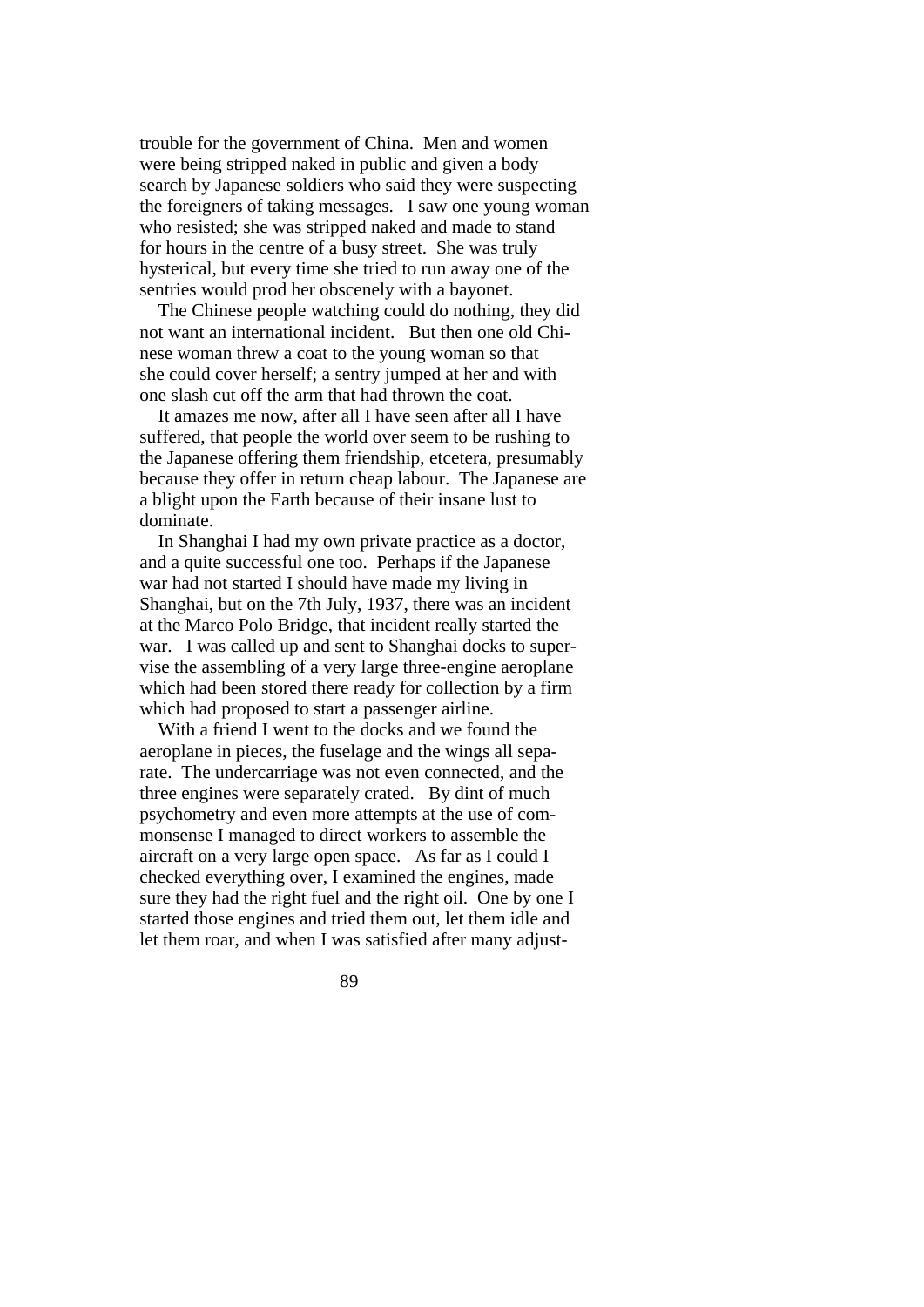trouble for the government of China. Men and women were being stripped naked in public and given a body search by Japanese soldiers who said they were suspecting the foreigners of taking messages. I saw one young woman who resisted; she was stripped naked and made to stand for hours in the centre of a busy street. She was truly hysterical, but every time she tried to run away one of the sentries would prod her obscenely with a bayonet.

The Chinese people watching could do nothing, they did not want an international incident. But then one old Chinese woman threw a coat to the young woman so that she could cover herself; a sentry jumped at her and with one slash cut off the arm that had thrown the coat.

It amazes me now, after all I have seen after all I have suffered, that people the world over seem to be rushing to the Japanese offering them friendship, etcetera, presumably because they offer in return cheap labour. The Japanese are a blight upon the Earth because of their insane lust to dominate.

In Shanghai I had my own private practice as a doctor, and a quite successful one too. Perhaps if the Japanese war had not started I should have made my living in Shanghai, but on the 7th July, 1937, there was an incident at the Marco Polo Bridge, that incident really started the war. I was called up and sent to Shanghai docks to supervise the assembling of a very large three-engine aeroplane which had been stored there ready for collection by a firm which had proposed to start a passenger airline.

With a friend I went to the docks and we found the aeroplane in pieces, the fuselage and the wings all separate. The undercarriage was not even connected, and the three engines were separately crated. By dint of much psychometry and even more attempts at the use of commonsense I managed to direct workers to assemble the aircraft on a very large open space. As far as I could I checked everything over, I examined the engines, made sure they had the right fuel and the right oil. One by one I started those engines and tried them out, let them idle and let them roar, and when I was satisfied after many adjust-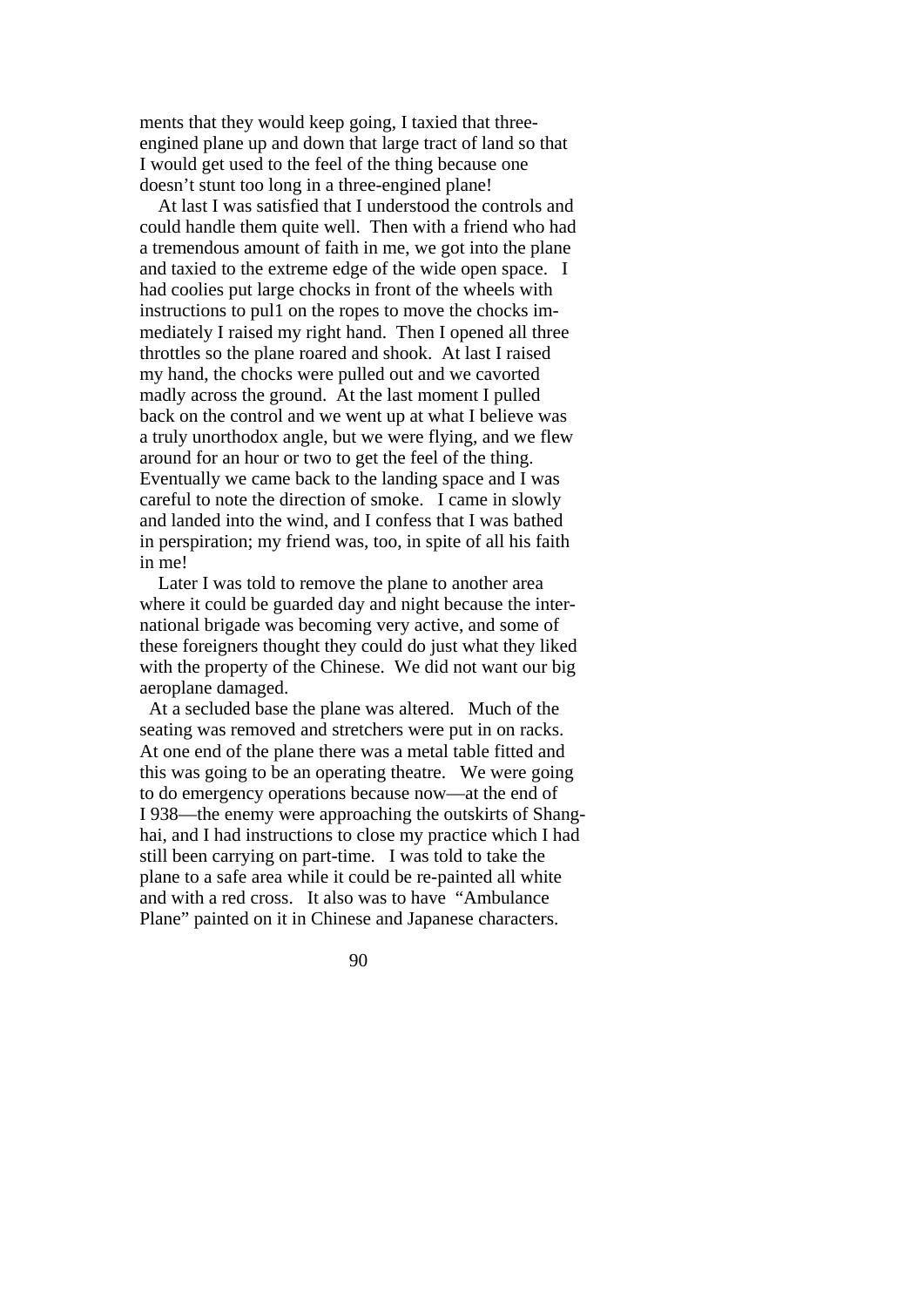ments that they would keep going, I taxied that three-engined plane up and down that large tract of land so that I would get used to the feel of the thing because one doesn't stunt too long in a three-engined plane!

At last I was satisfied that I understood the controls and could handle them quite well. Then with a friend who had a tremendous amount of faith in me, we got into the plane and taxied to the extreme edge of the wide open space. I had coolies put large chocks in front of the wheels with instructions to pul1 on the ropes to move the chocks immediately I raised my right hand. Then I opened all three throttles so the plane roared and shook. At last I raised my hand, the chocks were pulled out and we cavorted madly across the ground. At the last moment I pulled back on the control and we went up at what I believe was a truly unorthodox angle, but we were flying, and we flew around for an hour or two to get the feel of the thing. Eventually we came back to the landing space and I was careful to note the direction of smoke. I came in slowly and landed into the wind, and I confess that I was bathed in perspiration; my friend was, too, in spite of all his faith in me!

Later I was told to remove the plane to another area where it could be guarded day and night because the international brigade was becoming very active, and some of these foreigners thought they could do just what they liked with the property of the Chinese. We did not want our big aeroplane damaged.

At a secluded base the plane was altered. Much of the seating was removed and stretchers were put in on racks. At one end of the plane there was a metal table fitted and this was going to be an operating theatre. We were going to do emergency operations because now—at the end of I 938—the enemy were approaching the outskirts of Shanghai, and I had instructions to close my practice which I had still been carrying on part-time. I was told to take the plane to a safe area while it could be re-painted all white and with a red cross. It also was to have "Ambulance Plane" painted on it in Chinese and Japanese characters.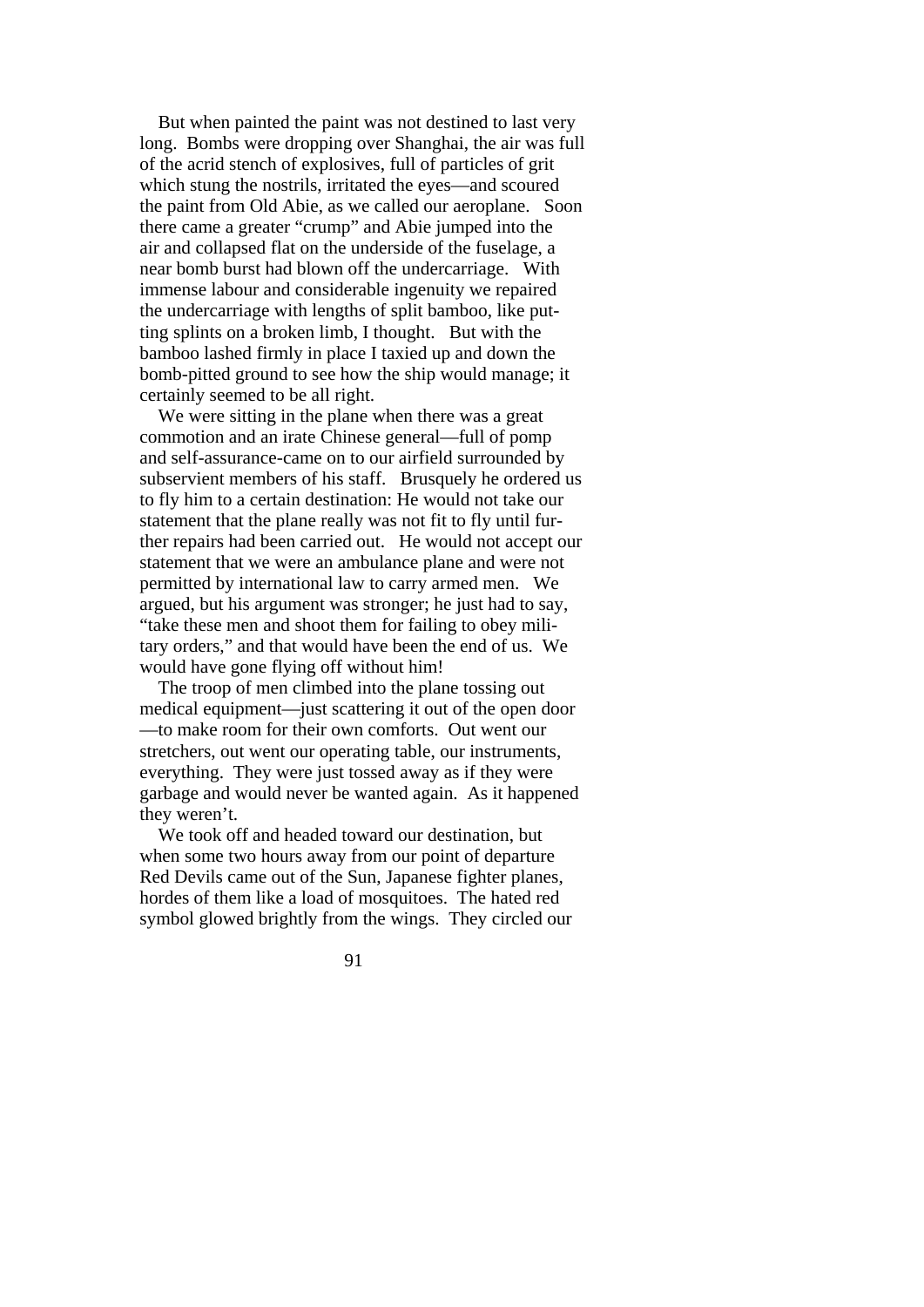But when painted the paint was not destined to last very long. Bombs were dropping over Shanghai, the air was full of the acrid stench of explosives, full of particles of grit which stung the nostrils, irritated the eyes—and scoured the paint from Old Abie, as we called our aeroplane. Soon there came a greater "crump" and Abie jumped into the air and collapsed flat on the underside of the fuselage, a near bomb burst had blown off the undercarriage. With immense labour and considerable ingenuity we repaired the undercarriage with lengths of split bamboo, like putting splints on a broken limb, I thought. But with the bamboo lashed firmly in place I taxied up and down the bomb-pitted ground to see how the ship would manage; it certainly seemed to be all right.

We were sitting in the plane when there was a great commotion and an irate Chinese general—full of pomp and self-assurance-came on to our airfield surrounded by subservient members of his staff. Brusquely he ordered us to fly him to a certain destination: He would not take our statement that the plane really was not fit to fly until further repairs had been carried out. He would not accept our statement that we were an ambulance plane and were not permitted by international law to carry armed men. We argued, but his argument was stronger; he just had to say, "take these men and shoot them for failing to obey military orders," and that would have been the end of us. We would have gone flying off without him!

The troop of men climbed into the plane tossing out medical equipment—just scattering it out of the open door—to make room for their own comforts. Out went our stretchers, out went our operating table, our instruments, everything. They were just tossed away as if they were garbage and would never be wanted again. As it happened they weren't.

We took off and headed toward our destination, but when some two hours away from our point of departure Red Devils came out of the Sun, Japanese fighter planes, hordes of them like a load of mosquitoes. The hated red symbol glowed brightly from the wings. They circled our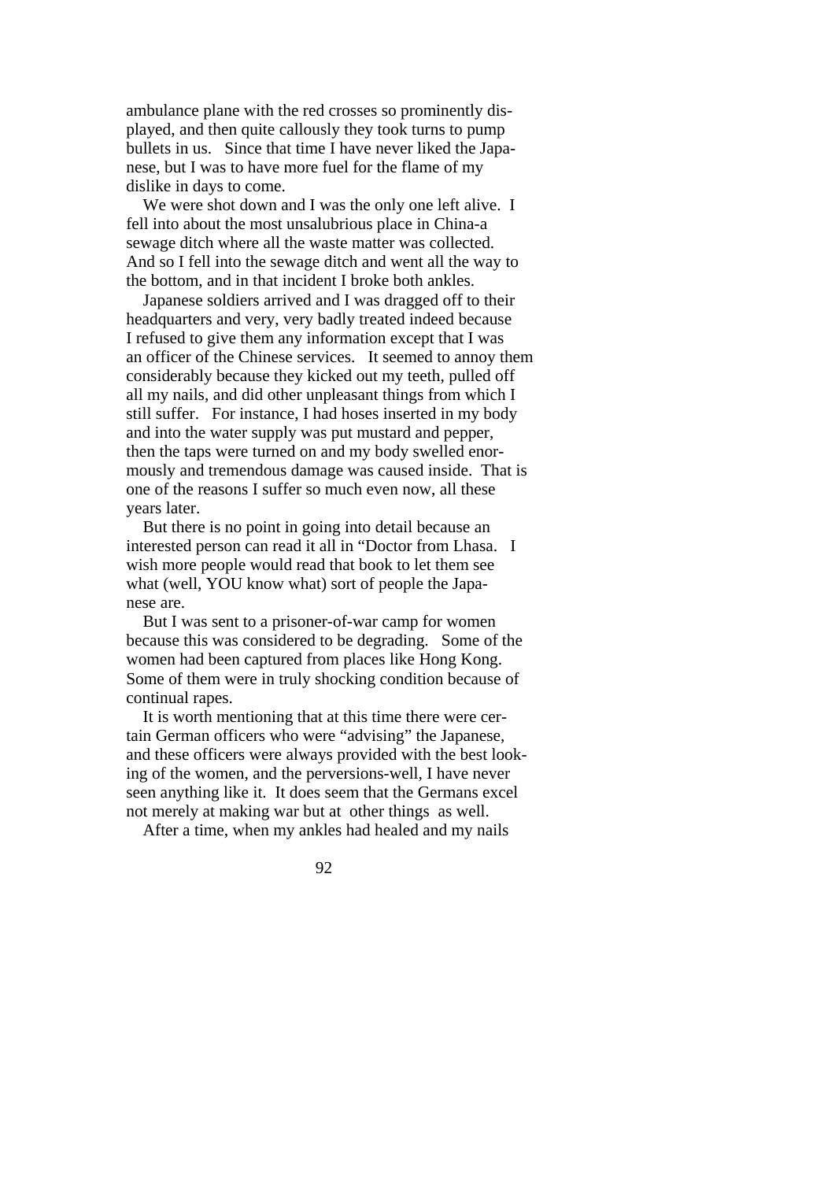ambulance plane with the red crosses so prominently displayed, and then quite callously they took turns to pump bullets in us. Since that time I have never liked the Japanese, but I was to have more fuel for the flame of my dislike in days to come.

We were shot down and I was the only one left alive. I fell into about the most unsalubrious place in China-a sewage ditch where all the waste matter was collected. And so I fell into the sewage ditch and went all the way to the bottom, and in that incident I broke both ankles.

Japanese soldiers arrived and I was dragged off to their headquarters and very, very badly treated indeed because I refused to give them any information except that I was an officer of the Chinese services. It seemed to annoy them considerably because they kicked out my teeth, pulled off all my nails, and did other unpleasant things from which I still suffer. For instance, I had hoses inserted in my body and into the water supply was put mustard and pepper, then the taps were turned on and my body swelled enormously and tremendous damage was caused inside. That is one of the reasons I suffer so much even now, all these years later.

But there is no point in going into detail because an interested person can read it all in "Doctor from Lhasa. I wish more people would read that book to let them see what (well, YOU know what) sort of people the Japanese are.

But I was sent to a prisoner-of-war camp for women because this was considered to be degrading. Some of the women had been captured from places like Hong Kong. Some of them were in truly shocking condition because of continual rapes.

It is worth mentioning that at this time there were certain German officers who were "advising" the Japanese, and these officers were always provided with the best looking of the women, and the perversions-well, I have never seen anything like it. It does seem that the Germans excel not merely at making war but at other things as well.

After a time, when my ankles had healed and my nails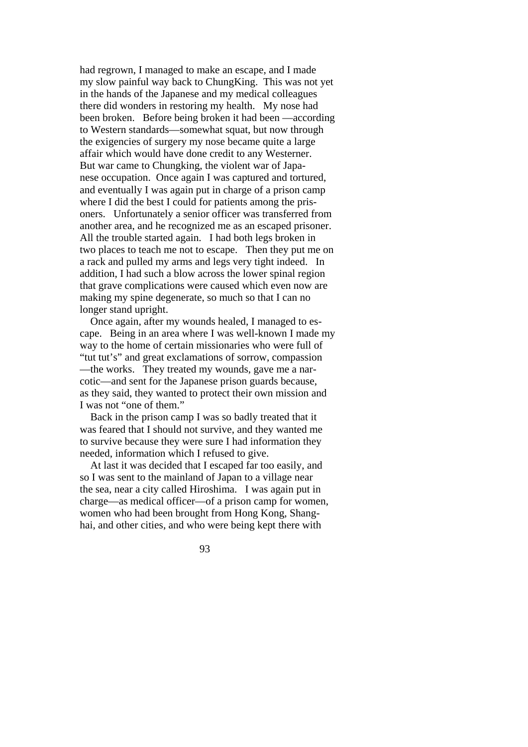had regrown, I managed to make an escape, and I made my slow painful way back to ChungKing. This was not yet in the hands of the Japanese and my medical colleagues there did wonders in restoring my health. My nose had been broken. Before being broken it had been —according to Western standards—somewhat squat, but now through the exigencies of surgery my nose became quite a large affair which would have done credit to any Westerner. But war came to Chungking, the violent war of Japanese occupation. Once again I was captured and tortured, and eventually I was again put in charge of a prison camp where I did the best I could for patients among the prisoners. Unfortunately a senior officer was transferred from another area, and he recognized me as an escaped prisoner. All the trouble started again. I had both legs broken in two places to teach me not to escape. Then they put me on a rack and pulled my arms and legs very tight indeed. In addition, I had such a blow across the lower spinal region that grave complications were caused which even now are making my spine degenerate, so much so that I can no longer stand upright.

Once again, after my wounds healed, I managed to escape. Being in an area where I was well-known I made my way to the home of certain missionaries who were full of "tut tut's" and great exclamations of sorrow, compassion —the works. They treated my wounds, gave me a narcotic—and sent for the Japanese prison guards because, as they said, they wanted to protect their own mission and I was not "one of them."

Back in the prison camp I was so badly treated that it was feared that I should not survive, and they wanted me to survive because they were sure I had information they needed, information which I refused to give.

At last it was decided that I escaped far too easily, and so I was sent to the mainland of Japan to a village near the sea, near a city called Hiroshima. I was again put in charge—as medical officer—of a prison camp for women, women who had been brought from Hong Kong, Shanghai, and other cities, and who were being kept there with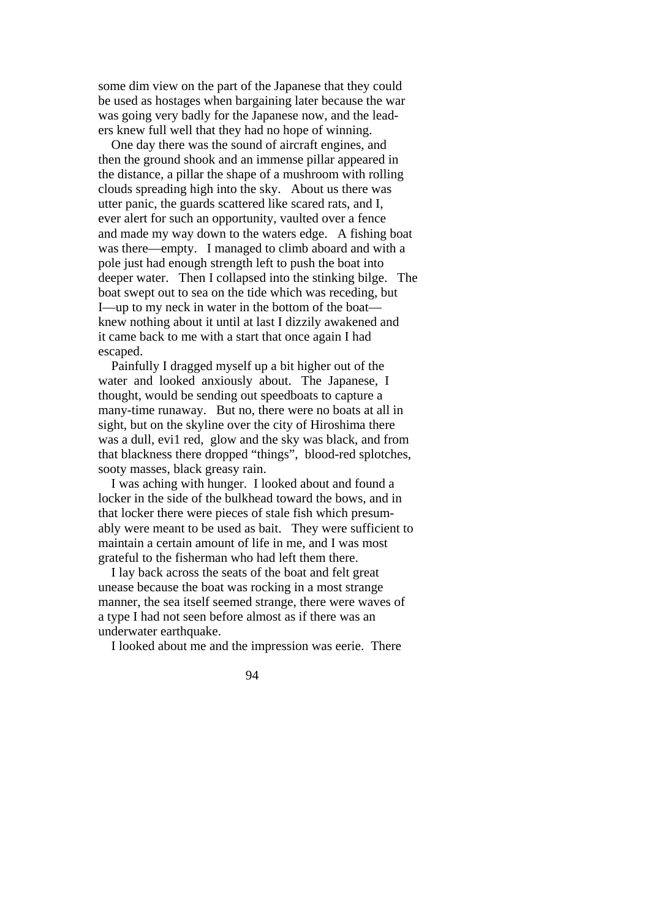some dim view on the part of the Japanese that they could be used as hostages when bargaining later because the war was going very badly for the Japanese now, and the leaders knew full well that they had no hope of winning.

One day there was the sound of aircraft engines, and then the ground shook and an immense pillar appeared in the distance, a pillar the shape of a mushroom with rolling clouds spreading high into the sky. About us there was utter panic, the guards scattered like scared rats, and I, ever alert for such an opportunity, vaulted over a fence and made my way down to the waters edge. A fishing boat was there—empty. I managed to climb aboard and with a pole just had enough strength left to push the boat into deeper water. Then I collapsed into the stinking bilge. The boat swept out to sea on the tide which was receding, but I—up to my neck in water in the bottom of the boat—knew nothing about it until at last I dizzily awakened and it came back to me with a start that once again I had escaped.

Painfully I dragged myself up a bit higher out of the water and looked anxiously about. The Japanese, I thought, would be sending out speedboats to capture a many-time runaway. But no, there were no boats at all in sight, but on the skyline over the city of Hiroshima there was a dull, evi1 red, glow and the sky was black, and from that blackness there dropped "things", blood-red splotches, sooty masses, black greasy rain.

I was aching with hunger. I looked about and found a locker in the side of the bulkhead toward the bows, and in that locker there were pieces of stale fish which presumably were meant to be used as bait. They were sufficient to maintain a certain amount of life in me, and I was most grateful to the fisherman who had left them there.

I lay back across the seats of the boat and felt great unease because the boat was rocking in a most strange manner, the sea itself seemed strange, there were waves of a type I had not seen before almost as if there was an underwater earthquake.

I looked about me and the impression was eerie. There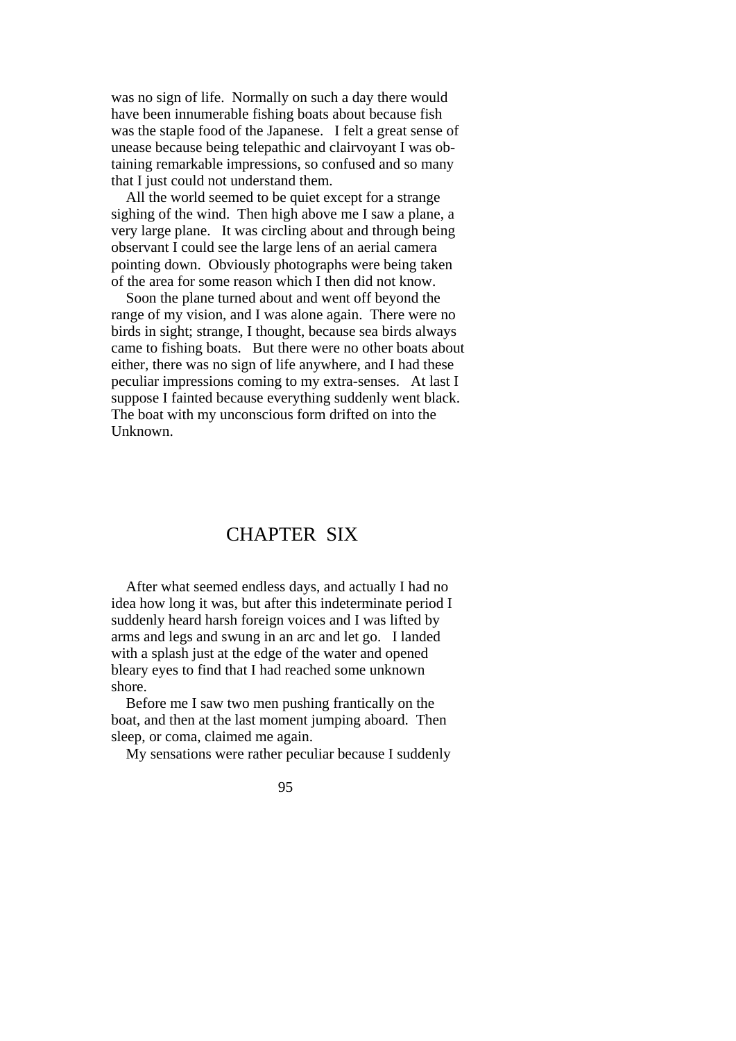was no sign of life. Normally on such a day there would have been innumerable fishing boats about because fish was the staple food of the Japanese. I felt a great sense of unease because being telepathic and clairvoyant I was obtaining remarkable impressions, so confused and so many that I just could not understand them.

All the world seemed to be quiet except for a strange sighing of the wind. Then high above me I saw a plane, a very large plane. It was circling about and through being observant I could see the large lens of an aerial camera pointing down. Obviously photographs were being taken of the area for some reason which I then did not know.

Soon the plane turned about and went off beyond the range of my vision, and I was alone again. There were no birds in sight; strange, I thought, because sea birds always came to fishing boats. But there were no other boats about either, there was no sign of life anywhere, and I had these peculiar impressions coming to my extra-senses. At last I suppose I fainted because everything suddenly went black. The boat with my unconscious form drifted on into the Unknown.

# CHAPTER SIX

After what seemed endless days, and actually I had no idea how long it was, but after this indeterminate period I suddenly heard harsh foreign voices and I was lifted by arms and legs and swung in an arc and let go. I landed with a splash just at the edge of the water and opened bleary eyes to find that I had reached some unknown shore.

Before me I saw two men pushing frantically on the boat, and then at the last moment jumping aboard. Then sleep, or coma, claimed me again.

My sensations were rather peculiar because I suddenly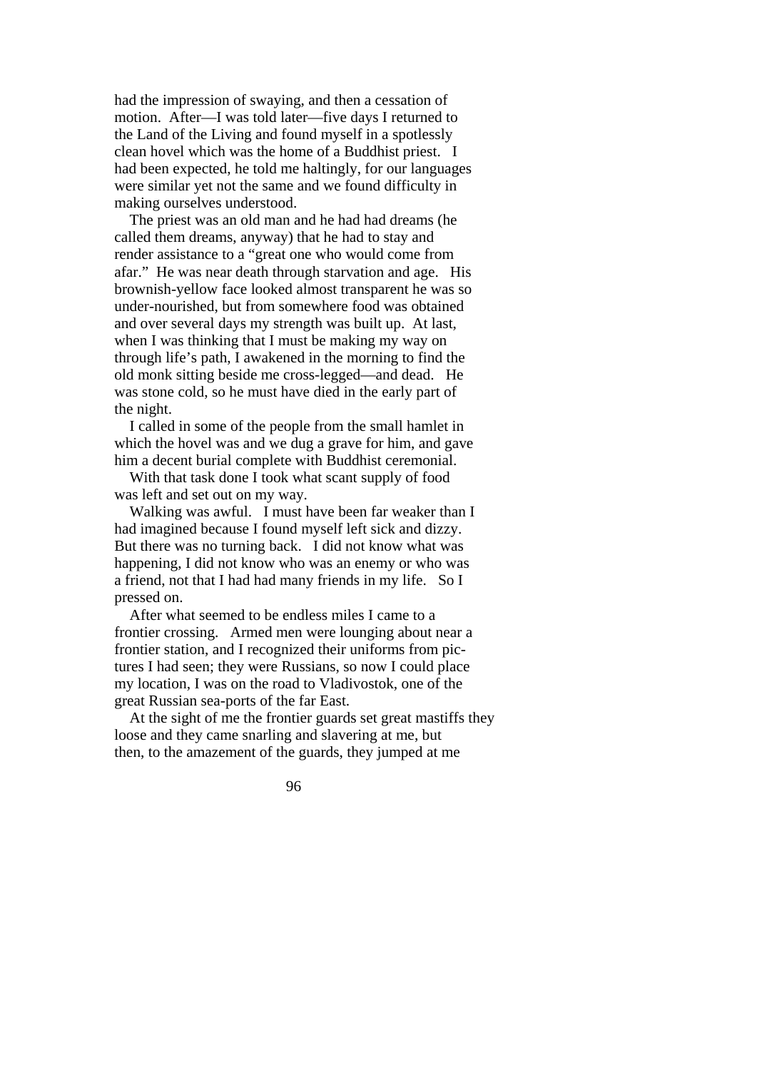had the impression of swaying, and then a cessation of motion. After—I was told later—five days I returned to the Land of the Living and found myself in a spotlessly clean hovel which was the home of a Buddhist priest. I had been expected, he told me haltingly, for our languages were similar yet not the same and we found difficulty in making ourselves understood.

The priest was an old man and he had had dreams (he called them dreams, anyway) that he had to stay and render assistance to a "great one who would come from afar." He was near death through starvation and age. His brownish-yellow face looked almost transparent he was so under-nourished, but from somewhere food was obtained and over several days my strength was built up. At last, when I was thinking that I must be making my way on through life's path, I awakened in the morning to find the old monk sitting beside me cross-legged—and dead. He was stone cold, so he must have died in the early part of the night.

I called in some of the people from the small hamlet in which the hovel was and we dug a grave for him, and gave him a decent burial complete with Buddhist ceremonial.

With that task done I took what scant supply of food was left and set out on my way.

Walking was awful. I must have been far weaker than I had imagined because I found myself left sick and dizzy. But there was no turning back. I did not know what was happening, I did not know who was an enemy or who was a friend, not that I had had many friends in my life. So I pressed on.

After what seemed to be endless miles I came to a frontier crossing. Armed men were lounging about near a frontier station, and I recognized their uniforms from pictures I had seen; they were Russians, so now I could place my location, I was on the road to Vladivostok, one of the great Russian sea-ports of the far East.

At the sight of me the frontier guards set great mastiffs they loose and they came snarling and slavering at me, but then, to the amazement of the guards, they jumped at me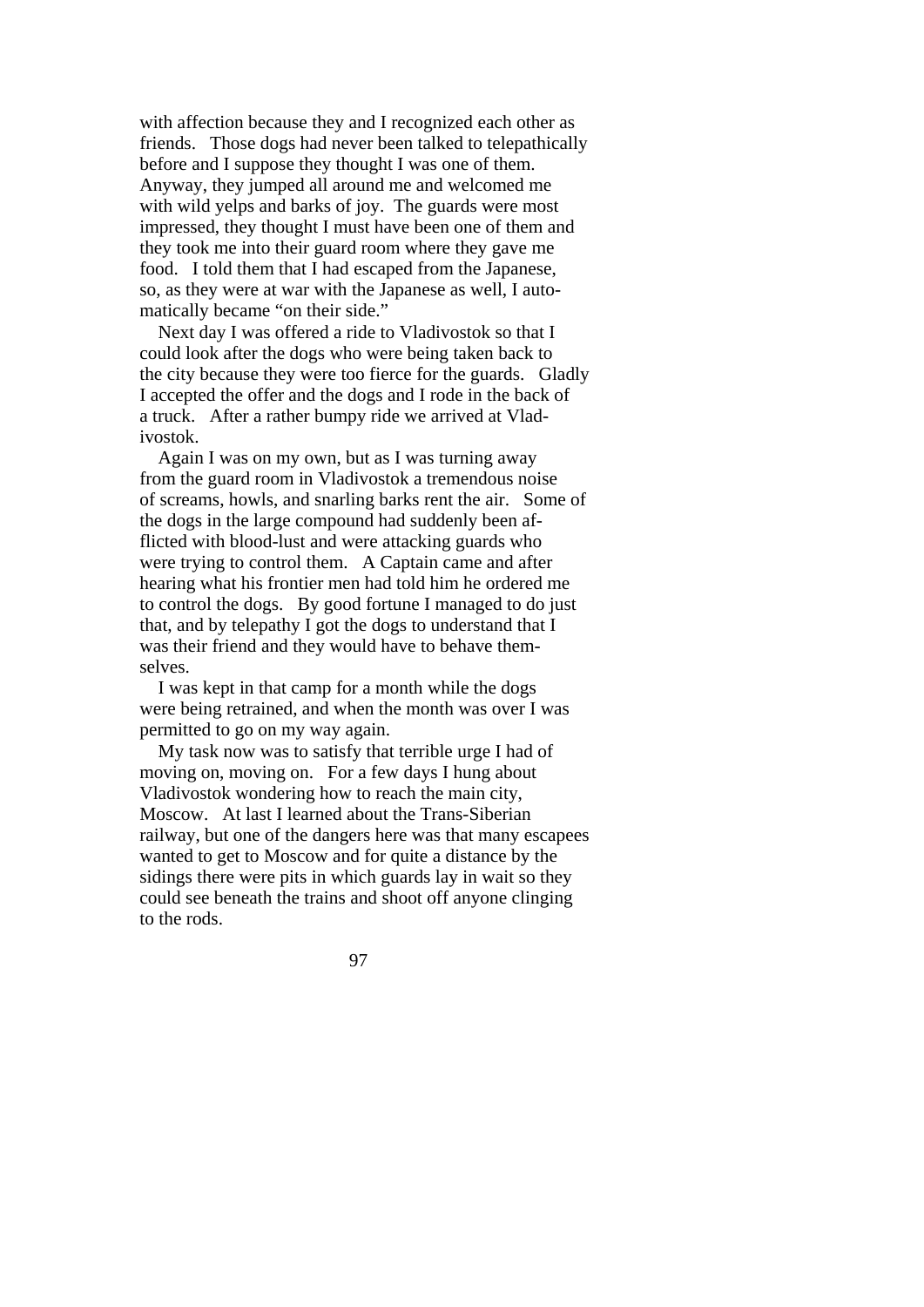with affection because they and I recognized each other as friends. Those dogs had never been talked to telepathically before and I suppose they thought I was one of them. Anyway, they jumped all around me and welcomed me with wild yelps and barks of joy. The guards were most impressed, they thought I must have been one of them and they took me into their guard room where they gave me food. I told them that I had escaped from the Japanese, so, as they were at war with the Japanese as well, I automatically became "on their side."

Next day I was offered a ride to Vladivostok so that I could look after the dogs who were being taken back to the city because they were too fierce for the guards. Gladly I accepted the offer and the dogs and I rode in the back of a truck. After a rather bumpy ride we arrived at Vladivostok.

Again I was on my own, but as I was turning away from the guard room in Vladivostok a tremendous noise of screams, howls, and snarling barks rent the air. Some of the dogs in the large compound had suddenly been afflicted with blood-lust and were attacking guards who were trying to control them. A Captain came and after hearing what his frontier men had told him he ordered me to control the dogs. By good fortune I managed to do just that, and by telepathy I got the dogs to understand that I was their friend and they would have to behave themselves.

I was kept in that camp for a month while the dogs were being retrained, and when the month was over I was permitted to go on my way again.

My task now was to satisfy that terrible urge I had of moving on, moving on. For a few days I hung about Vladivostok wondering how to reach the main city, Moscow. At last I learned about the Trans-Siberian railway, but one of the dangers here was that many escapees wanted to get to Moscow and for quite a distance by the sidings there were pits in which guards lay in wait so they could see beneath the trains and shoot off anyone clinging to the rods.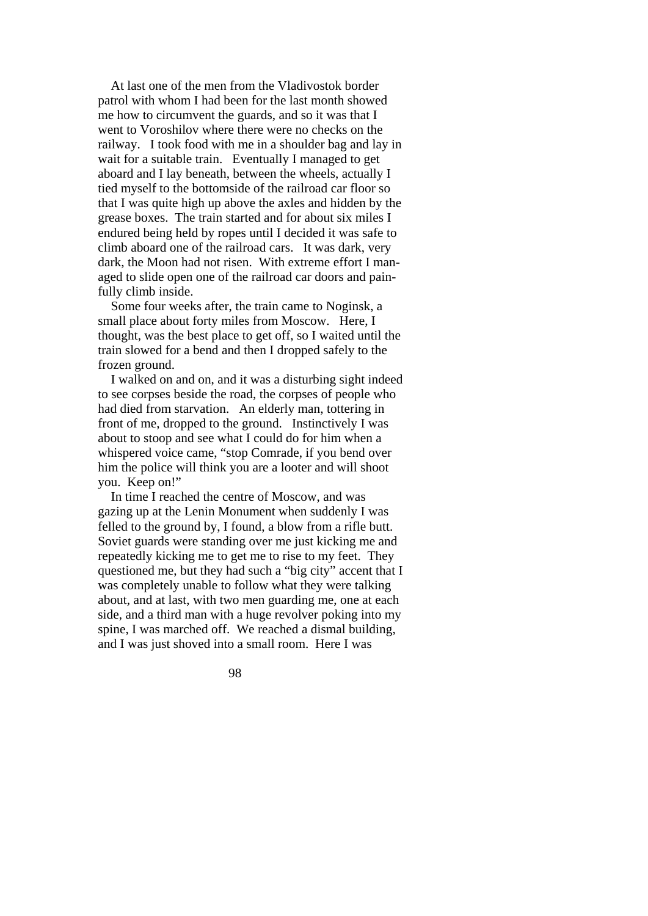At last one of the men from the Vladivostok border patrol with whom I had been for the last month showed me how to circumvent the guards, and so it was that I went to Voroshilov where there were no checks on the railway. I took food with me in a shoulder bag and lay in wait for a suitable train. Eventually I managed to get aboard and I lay beneath, between the wheels, actually I tied myself to the bottomside of the railroad car floor so that I was quite high up above the axles and hidden by the grease boxes. The train started and for about six miles I endured being held by ropes until I decided it was safe to climb aboard one of the railroad cars. It was dark, very dark, the Moon had not risen. With extreme effort I managed to slide open one of the railroad car doors and painfully climb inside.

Some four weeks after, the train came to Noginsk, a small place about forty miles from Moscow. Here, I thought, was the best place to get off, so I waited until the train slowed for a bend and then I dropped safely to the frozen ground.

I walked on and on, and it was a disturbing sight indeed to see corpses beside the road, the corpses of people who had died from starvation. An elderly man, tottering in front of me, dropped to the ground. Instinctively I was about to stoop and see what I could do for him when a whispered voice came, "stop Comrade, if you bend over him the police will think you are a looter and will shoot you. Keep on!"

In time I reached the centre of Moscow, and was gazing up at the Lenin Monument when suddenly I was felled to the ground by, I found, a blow from a rifle butt. Soviet guards were standing over me just kicking me and repeatedly kicking me to get me to rise to my feet. They questioned me, but they had such a "big city" accent that I was completely unable to follow what they were talking about, and at last, with two men guarding me, one at each side, and a third man with a huge revolver poking into my spine, I was marched off. We reached a dismal building, and I was just shoved into a small room. Here I was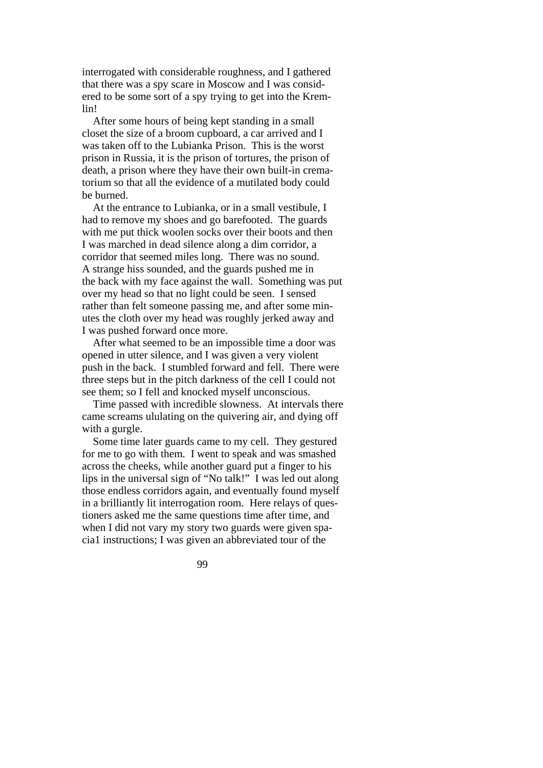interrogated with considerable roughness, and I gathered that there was a spy scare in Moscow and I was considered to be some sort of a spy trying to get into the Kremlin!

After some hours of being kept standing in a small closet the size of a broom cupboard, a car arrived and I was taken off to the Lubianka Prison. This is the worst prison in Russia, it is the prison of tortures, the prison of death, a prison where they have their own built-in crematorium so that all the evidence of a mutilated body could be burned.

At the entrance to Lubianka, or in a small vestibule, I had to remove my shoes and go barefooted. The guards with me put thick woolen socks over their boots and then I was marched in dead silence along a dim corridor, a corridor that seemed miles long. There was no sound. A strange hiss sounded, and the guards pushed me in the back with my face against the wall. Something was put over my head so that no light could be seen. I sensed rather than felt someone passing me, and after some minutes the cloth over my head was roughly jerked away and I was pushed forward once more.

After what seemed to be an impossible time a door was opened in utter silence, and I was given a very violent push in the back. I stumbled forward and fell. There were three steps but in the pitch darkness of the cell I could not see them; so I fell and knocked myself unconscious.

Time passed with incredible slowness. At intervals there came screams ululating on the quivering air, and dying off with a gurgle.

Some time later guards came to my cell. They gestured for me to go with them. I went to speak and was smashed across the cheeks, while another guard put a finger to his lips in the universal sign of "No talk!" I was led out along those endless corridors again, and eventually found myself in a brilliantly lit interrogation room. Here relays of questioners asked me the same questions time after time, and when I did not vary my story two guards were given spacia1 instructions; I was given an abbreviated tour of the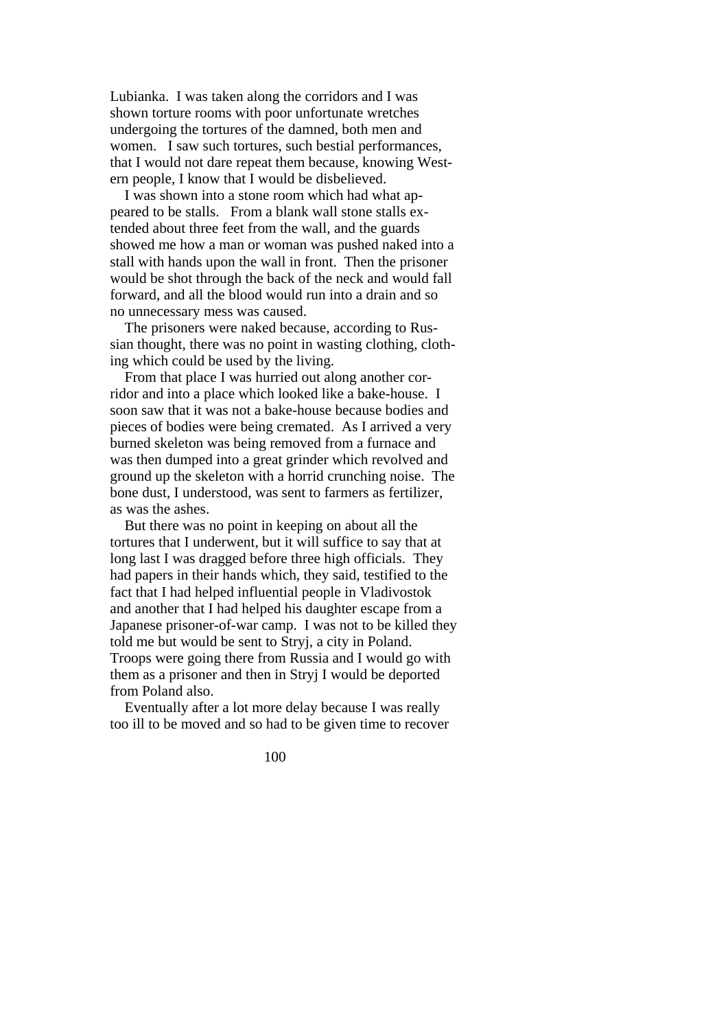Lubianka. I was taken along the corridors and I was shown torture rooms with poor unfortunate wretches undergoing the tortures of the damned, both men and women. I saw such tortures, such bestial performances, that I would not dare repeat them because, knowing Western people, I know that I would be disbelieved.

I was shown into a stone room which had what appeared to be stalls. From a blank wall stone stalls extended about three feet from the wall, and the guards showed me how a man or woman was pushed naked into a stall with hands upon the wall in front. Then the prisoner would be shot through the back of the neck and would fall forward, and all the blood would run into a drain and so no unnecessary mess was caused.

The prisoners were naked because, according to Russian thought, there was no point in wasting clothing, clothing which could be used by the living.

From that place I was hurried out along another corridor and into a place which looked like a bake-house. I soon saw that it was not a bake-house because bodies and pieces of bodies were being cremated. As I arrived a very burned skeleton was being removed from a furnace and was then dumped into a great grinder which revolved and ground up the skeleton with a horrid crunching noise. The bone dust, I understood, was sent to farmers as fertilizer, as was the ashes.

But there was no point in keeping on about all the tortures that I underwent, but it will suffice to say that at long last I was dragged before three high officials. They had papers in their hands which, they said, testified to the fact that I had helped influential people in Vladivostok and another that I had helped his daughter escape from a Japanese prisoner-of-war camp. I was not to be killed they told me but would be sent to Stryj, a city in Poland. Troops were going there from Russia and I would go with them as a prisoner and then in Stryj I would be deported from Poland also.

Eventually after a lot more delay because I was really too ill to be moved and so had to be given time to recover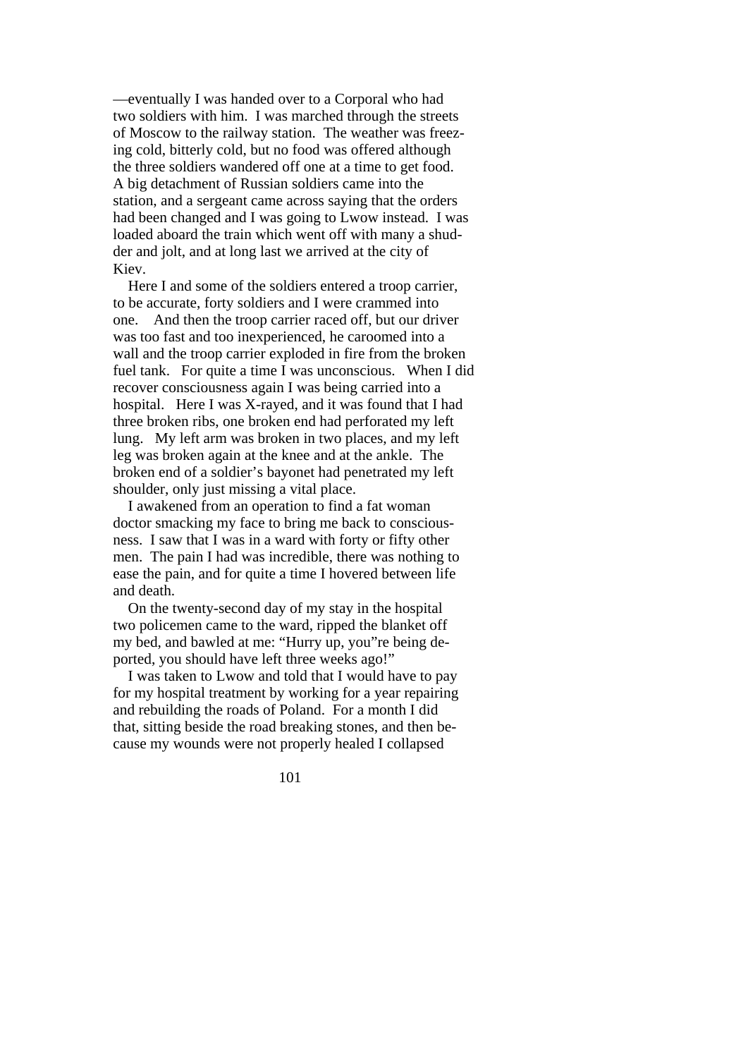—eventually I was handed over to a Corporal who had two soldiers with him. I was marched through the streets of Moscow to the railway station. The weather was freezing cold, bitterly cold, but no food was offered although the three soldiers wandered off one at a time to get food. A big detachment of Russian soldiers came into the station, and a sergeant came across saying that the orders had been changed and I was going to Lwow instead. I was loaded aboard the train which went off with many a shudder and jolt, and at long last we arrived at the city of Kiev.

Here I and some of the soldiers entered a troop carrier, to be accurate, forty soldiers and I were crammed into one. And then the troop carrier raced off, but our driver was too fast and too inexperienced, he caroomed into a wall and the troop carrier exploded in fire from the broken fuel tank. For quite a time I was unconscious. When I did recover consciousness again I was being carried into a hospital. Here I was X-rayed, and it was found that I had three broken ribs, one broken end had perforated my left lung. My left arm was broken in two places, and my left leg was broken again at the knee and at the ankle. The broken end of a soldier's bayonet had penetrated my left shoulder, only just missing a vital place.

I awakened from an operation to find a fat woman doctor smacking my face to bring me back to consciousness. I saw that I was in a ward with forty or fifty other men. The pain I had was incredible, there was nothing to ease the pain, and for quite a time I hovered between life and death.

On the twenty-second day of my stay in the hospital two policemen came to the ward, ripped the blanket off my bed, and bawled at me: "Hurry up, you"re being deported, you should have left three weeks ago!"

I was taken to Lwow and told that I would have to pay for my hospital treatment by working for a year repairing and rebuilding the roads of Poland. For a month I did that, sitting beside the road breaking stones, and then because my wounds were not properly healed I collapsed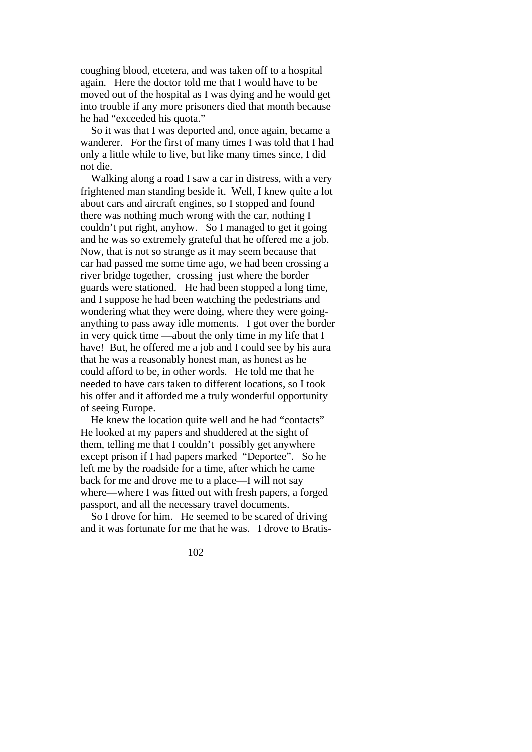coughing blood, etcetera, and was taken off to a hospital again. Here the doctor told me that I would have to be moved out of the hospital as I was dying and he would get into trouble if any more prisoners died that month because he had "exceeded his quota."

So it was that I was deported and, once again, became a wanderer. For the first of many times I was told that I had only a little while to live, but like many times since, I did not die.

Walking along a road I saw a car in distress, with a very frightened man standing beside it. Well, I knew quite a lot about cars and aircraft engines, so I stopped and found there was nothing much wrong with the car, nothing I couldn't put right, anyhow. So I managed to get it going and he was so extremely grateful that he offered me a job. Now, that is not so strange as it may seem because that car had passed me some time ago, we had been crossing a river bridge together, crossing just where the border guards were stationed. He had been stopped a long time, and I suppose he had been watching the pedestrians and wondering what they were doing, where they were going- anything to pass away idle moments. I got over the border in very quick time —about the only time in my life that I have! But, he offered me a job and I could see by his aura that he was a reasonably honest man, as honest as he could afford to be, in other words. He told me that he needed to have cars taken to different locations, so I took his offer and it afforded me a truly wonderful opportunity of seeing Europe.

He knew the location quite well and he had "contacts" He looked at my papers and shuddered at the sight of them, telling me that I couldn't possibly get anywhere except prison if I had papers marked "Deportee". So he left me by the roadside for a time, after which he came back for me and drove me to a place—I will not say where—where I was fitted out with fresh papers, a forged passport, and all the necessary travel documents.

So I drove for him. He seemed to be scared of driving and it was fortunate for me that he was. I drove to Bratis-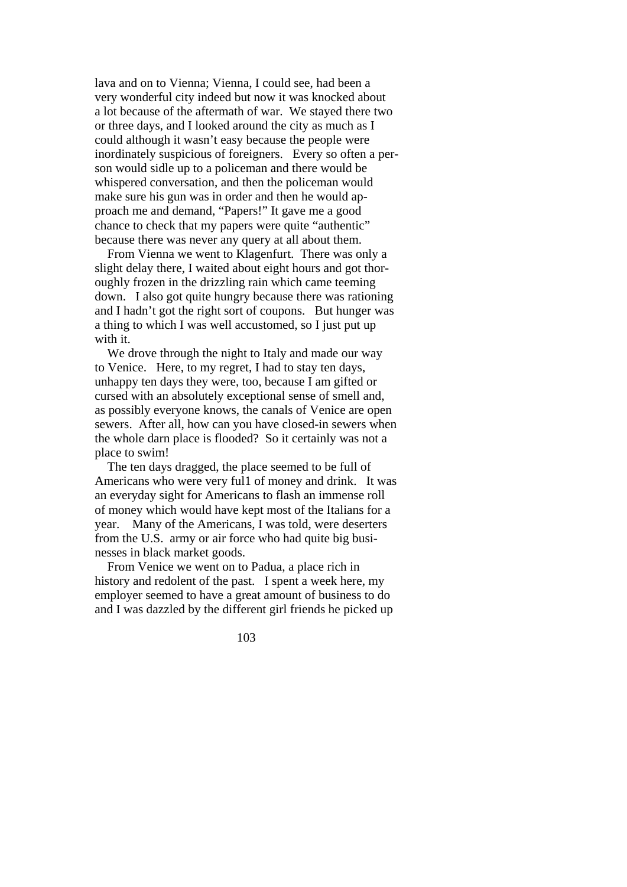lava and on to Vienna; Vienna, I could see, had been a very wonderful city indeed but now it was knocked about a lot because of the aftermath of war. We stayed there two or three days, and I looked around the city as much as I could although it wasn't easy because the people were inordinately suspicious of foreigners. Every so often a person would sidle up to a policeman and there would be whispered conversation, and then the policeman would make sure his gun was in order and then he would approach me and demand, "Papers!" It gave me a good chance to check that my papers were quite "authentic" because there was never any query at all about them.

From Vienna we went to Klagenfurt. There was only a slight delay there, I waited about eight hours and got thoroughly frozen in the drizzling rain which came teeming down. I also got quite hungry because there was rationing and I hadn't got the right sort of coupons. But hunger was a thing to which I was well accustomed, so I just put up with it.

We drove through the night to Italy and made our way to Venice. Here, to my regret, I had to stay ten days, unhappy ten days they were, too, because I am gifted or cursed with an absolutely exceptional sense of smell and, as possibly everyone knows, the canals of Venice are open sewers. After all, how can you have closed-in sewers when the whole darn place is flooded? So it certainly was not a place to swim!

The ten days dragged, the place seemed to be full of Americans who were very ful1 of money and drink. It was an everyday sight for Americans to flash an immense roll of money which would have kept most of the Italians for a year. Many of the Americans, I was told, were deserters from the U.S. army or air force who had quite big businesses in black market goods.

From Venice we went on to Padua, a place rich in history and redolent of the past. I spent a week here, my employer seemed to have a great amount of business to do and I was dazzled by the different girl friends he picked up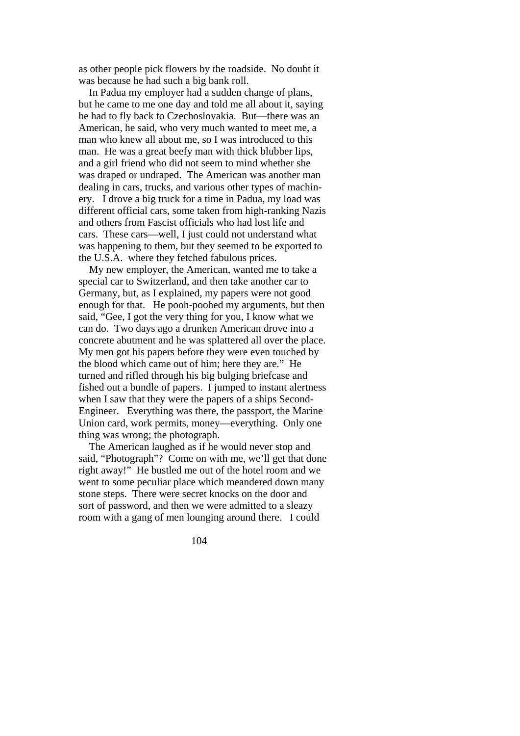as other people pick flowers by the roadside. No doubt it was because he had such a big bank roll.

In Padua my employer had a sudden change of plans, but he came to me one day and told me all about it, saying he had to fly back to Czechoslovakia. But—there was an American, he said, who very much wanted to meet me, a man who knew all about me, so I was introduced to this man. He was a great beefy man with thick blubber lips, and a girl friend who did not seem to mind whether she was draped or undraped. The American was another man dealing in cars, trucks, and various other types of machinery. I drove a big truck for a time in Padua, my load was different official cars, some taken from high-ranking Nazis and others from Fascist officials who had lost life and cars. These cars—well, I just could not understand what was happening to them, but they seemed to be exported to the U.S.A. where they fetched fabulous prices.

My new employer, the American, wanted me to take a special car to Switzerland, and then take another car to Germany, but, as I explained, my papers were not good enough for that. He pooh-poohed my arguments, but then said, "Gee, I got the very thing for you, I know what we can do. Two days ago a drunken American drove into a concrete abutment and he was splattered all over the place. My men got his papers before they were even touched by the blood which came out of him; here they are." He turned and rifled through his big bulging briefcase and fished out a bundle of papers. I jumped to instant alertness when I saw that they were the papers of a ships Second-Engineer. Everything was there, the passport, the Marine Union card, work permits, money—everything. Only one thing was wrong; the photograph.

The American laughed as if he would never stop and said, "Photograph"? Come on with me, we'll get that done right away!" He bustled me out of the hotel room and we went to some peculiar place which meandered down many stone steps. There were secret knocks on the door and sort of password, and then we were admitted to a sleazy room with a gang of men lounging around there. I could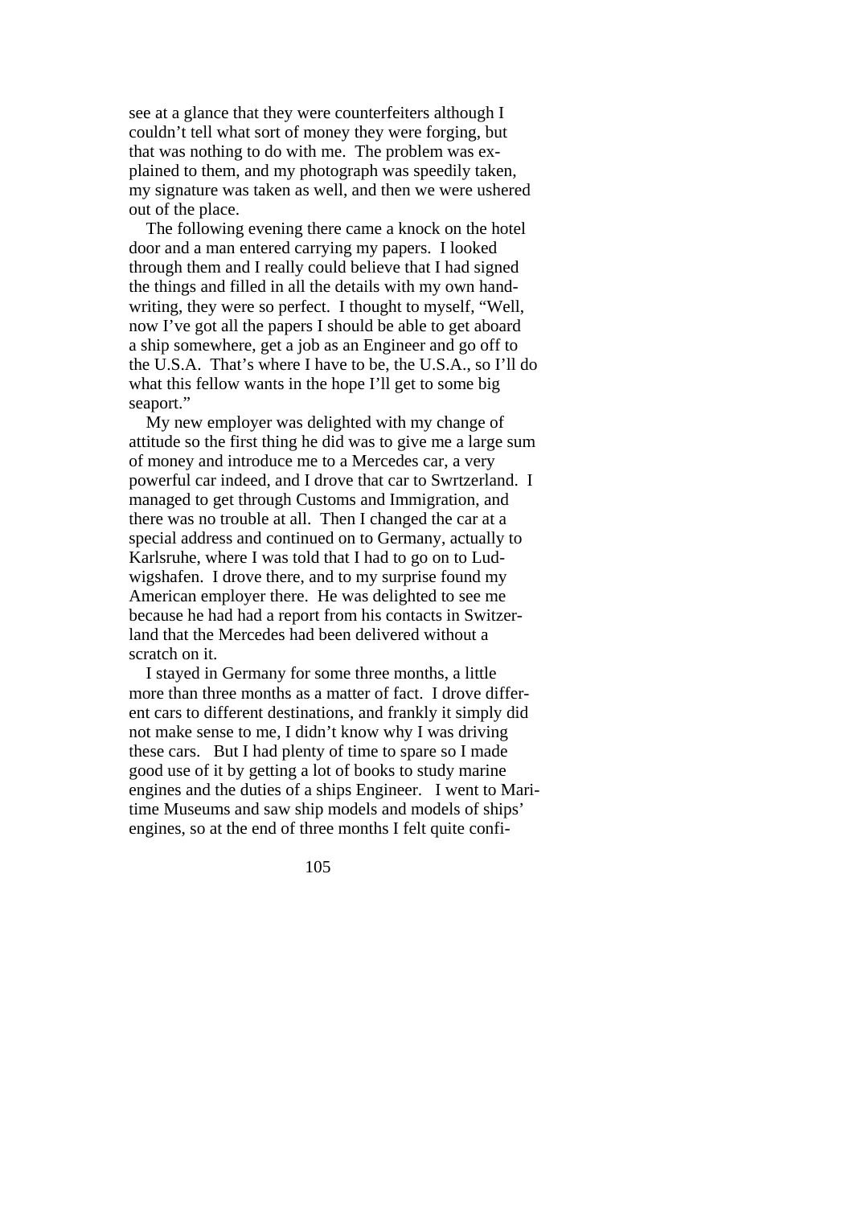see at a glance that they were counterfeiters although I couldn't tell what sort of money they were forging, but that was nothing to do with me. The problem was explained to them, and my photograph was speedily taken, my signature was taken as well, and then we were ushered out of the place.

The following evening there came a knock on the hotel door and a man entered carrying my papers. I looked through them and I really could believe that I had signed the things and filled in all the details with my own handwriting, they were so perfect. I thought to myself, "Well, now I've got all the papers I should be able to get aboard a ship somewhere, get a job as an Engineer and go off to the U.S.A. That's where I have to be, the U.S.A., so I'll do what this fellow wants in the hope I'll get to some big seaport."

My new employer was delighted with my change of attitude so the first thing he did was to give me a large sum of money and introduce me to a Mercedes car, a very powerful car indeed, and I drove that car to Swrtzerland. I managed to get through Customs and Immigration, and there was no trouble at all. Then I changed the car at a special address and continued on to Germany, actually to Karlsruhe, where I was told that I had to go on to Ludwigshafen. I drove there, and to my surprise found my American employer there. He was delighted to see me because he had had a report from his contacts in Switzerland that the Mercedes had been delivered without a scratch on it.

I stayed in Germany for some three months, a little more than three months as a matter of fact. I drove different cars to different destinations, and frankly it simply did not make sense to me, I didn't know why I was driving these cars. But I had plenty of time to spare so I made good use of it by getting a lot of books to study marine engines and the duties of a ships Engineer. I went to Maritime Museums and saw ship models and models of ships' engines, so at the end of three months I felt quite confi-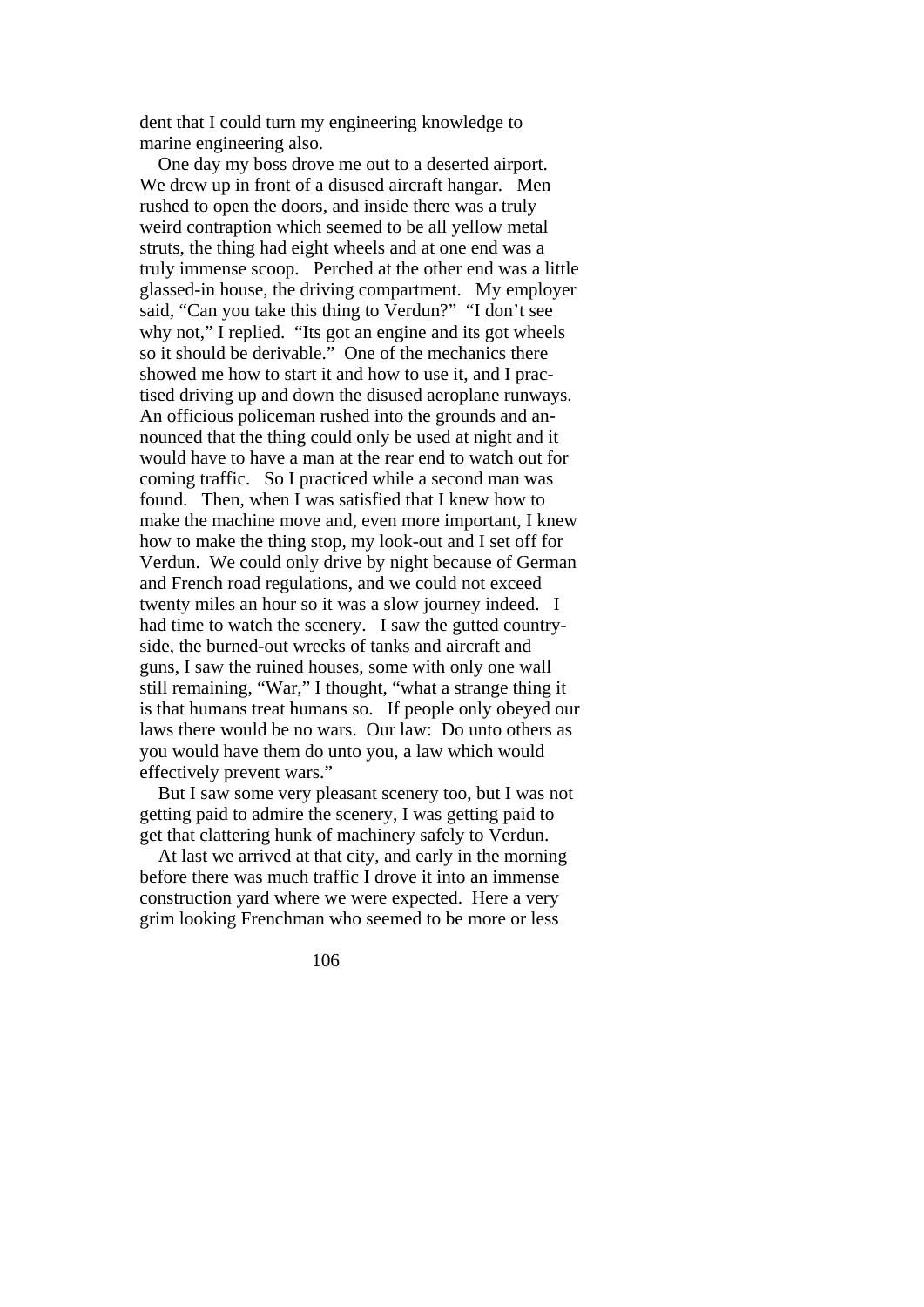dent that I could turn my engineering knowledge to marine engineering also.

One day my boss drove me out to a deserted airport. We drew up in front of a disused aircraft hangar. Men rushed to open the doors, and inside there was a truly weird contraption which seemed to be all yellow metal struts, the thing had eight wheels and at one end was a truly immense scoop. Perched at the other end was a little glassed-in house, the driving compartment. My employer said, "Can you take this thing to Verdun?" "I don't see why not," I replied. "Its got an engine and its got wheels so it should be derivable." One of the mechanics there showed me how to start it and how to use it, and I practised driving up and down the disused aeroplane runways. An officious policeman rushed into the grounds and announced that the thing could only be used at night and it would have to have a man at the rear end to watch out for coming traffic. So I practiced while a second man was found. Then, when I was satisfied that I knew how to make the machine move and, even more important, I knew how to make the thing stop, my look-out and I set off for Verdun. We could only drive by night because of German and French road regulations, and we could not exceed twenty miles an hour so it was a slow journey indeed. I had time to watch the scenery. I saw the gutted countryside, the burned-out wrecks of tanks and aircraft and guns, I saw the ruined houses, some with only one wall still remaining, "War," I thought, "what a strange thing it is that humans treat humans so. If people only obeyed our laws there would be no wars. Our law: Do unto others as you would have them do unto you, a law which would effectively prevent wars."

But I saw some very pleasant scenery too, but I was not getting paid to admire the scenery, I was getting paid to get that clattering hunk of machinery safely to Verdun.

At last we arrived at that city, and early in the morning before there was much traffic I drove it into an immense construction yard where we were expected. Here a very grim looking Frenchman who seemed to be more or less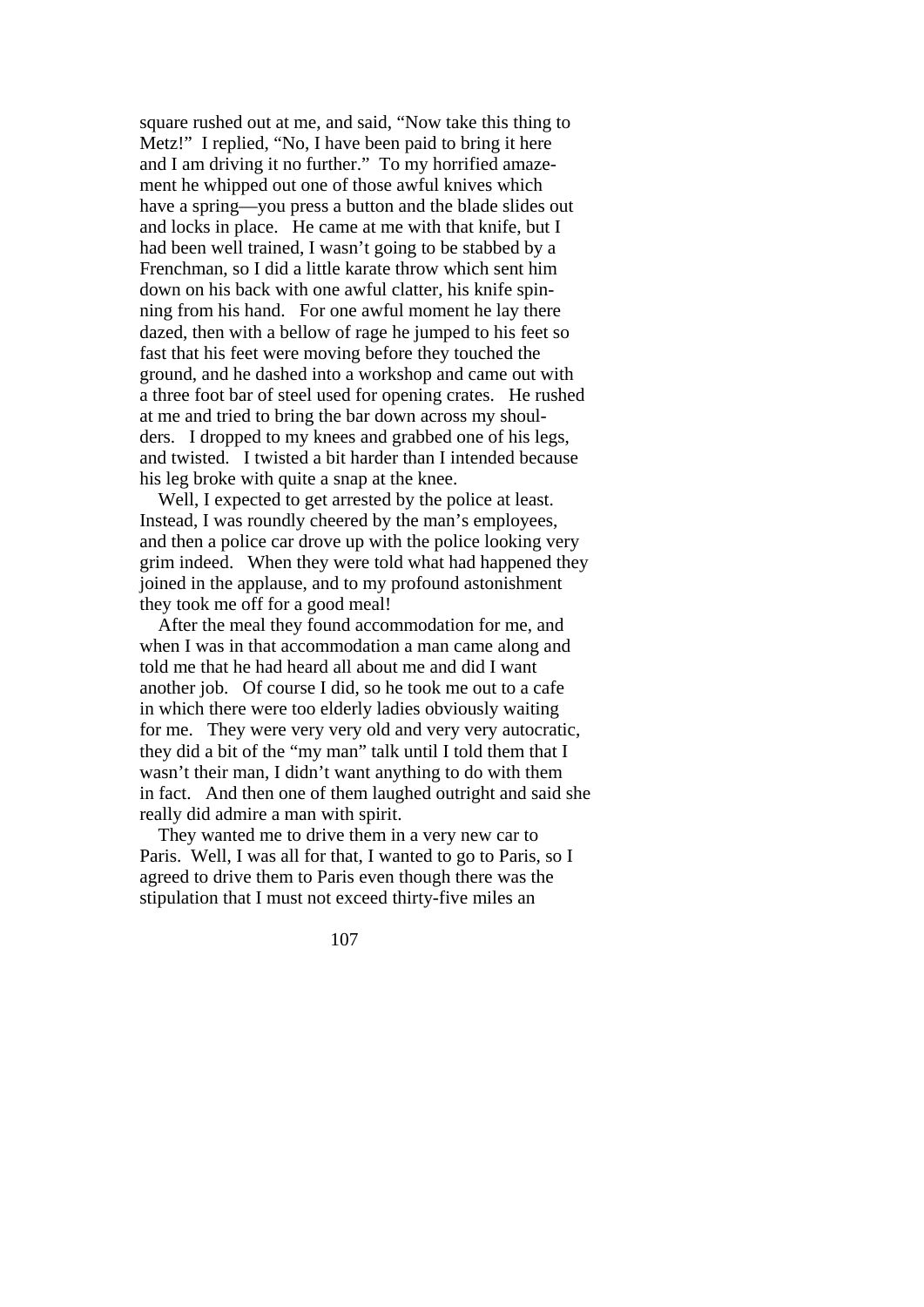square rushed out at me, and said, "Now take this thing to Metz!" I replied, "No, I have been paid to bring it here and I am driving it no further." To my horrified amazement he whipped out one of those awful knives which have a spring—you press a button and the blade slides out and locks in place. He came at me with that knife, but I had been well trained, I wasn't going to be stabbed by a Frenchman, so I did a little karate throw which sent him down on his back with one awful clatter, his knife spinning from his hand. For one awful moment he lay there dazed, then with a bellow of rage he jumped to his feet so fast that his feet were moving before they touched the ground, and he dashed into a workshop and came out with a three foot bar of steel used for opening crates. He rushed at me and tried to bring the bar down across my shoulders. I dropped to my knees and grabbed one of his legs, and twisted. I twisted a bit harder than I intended because his leg broke with quite a snap at the knee.

Well, I expected to get arrested by the police at least. Instead, I was roundly cheered by the man's employees, and then a police car drove up with the police looking very grim indeed. When they were told what had happened they joined in the applause, and to my profound astonishment they took me off for a good meal!

After the meal they found accommodation for me, and when I was in that accommodation a man came along and told me that he had heard all about me and did I want another job. Of course I did, so he took me out to a cafe in which there were too elderly ladies obviously waiting for me. They were very very old and very very autocratic, they did a bit of the "my man" talk until I told them that I wasn't their man, I didn't want anything to do with them in fact. And then one of them laughed outright and said she really did admire a man with spirit.

They wanted me to drive them in a very new car to Paris. Well, I was all for that, I wanted to go to Paris, so I agreed to drive them to Paris even though there was the stipulation that I must not exceed thirty-five miles an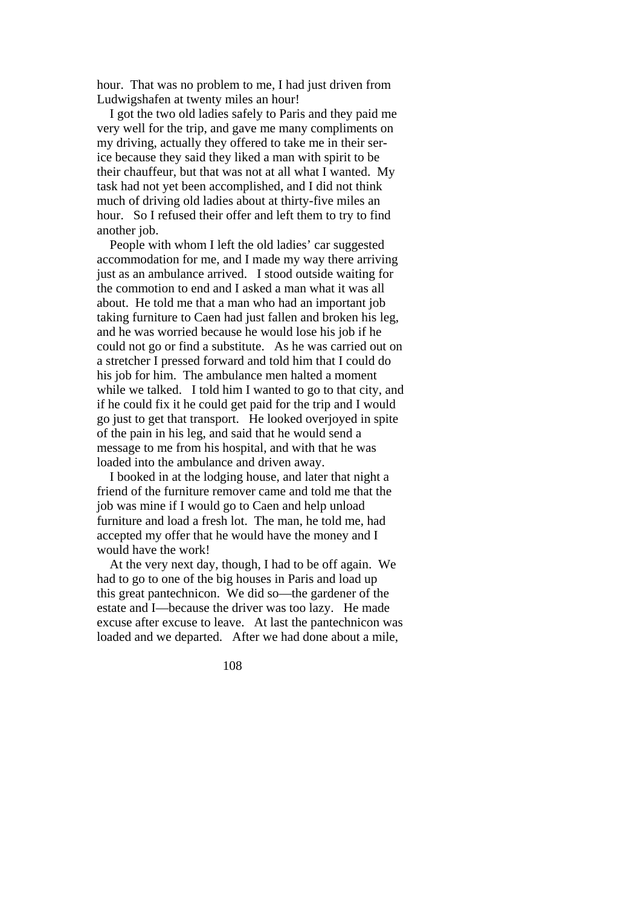hour. That was no problem to me, I had just driven from Ludwigshafen at twenty miles an hour!

I got the two old ladies safely to Paris and they paid me very well for the trip, and gave me many compliments on my driving, actually they offered to take me in their service because they said they liked a man with spirit to be their chauffeur, but that was not at all what I wanted. My task had not yet been accomplished, and I did not think much of driving old ladies about at thirty-five miles an hour. So I refused their offer and left them to try to find another job.

People with whom I left the old ladies' car suggested accommodation for me, and I made my way there arriving just as an ambulance arrived. I stood outside waiting for the commotion to end and I asked a man what it was all about. He told me that a man who had an important job taking furniture to Caen had just fallen and broken his leg, and he was worried because he would lose his job if he could not go or find a substitute. As he was carried out on a stretcher I pressed forward and told him that I could do his job for him. The ambulance men halted a moment while we talked. I told him I wanted to go to that city, and if he could fix it he could get paid for the trip and I would go just to get that transport. He looked overjoyed in spite of the pain in his leg, and said that he would send a message to me from his hospital, and with that he was loaded into the ambulance and driven away.

I booked in at the lodging house, and later that night a friend of the furniture remover came and told me that the job was mine if I would go to Caen and help unload furniture and load a fresh lot. The man, he told me, had accepted my offer that he would have the money and I would have the work!

At the very next day, though, I had to be off again. We had to go to one of the big houses in Paris and load up this great pantechnicon. We did so—the gardener of the estate and I—because the driver was too lazy. He made excuse after excuse to leave. At last the pantechnicon was loaded and we departed. After we had done about a mile,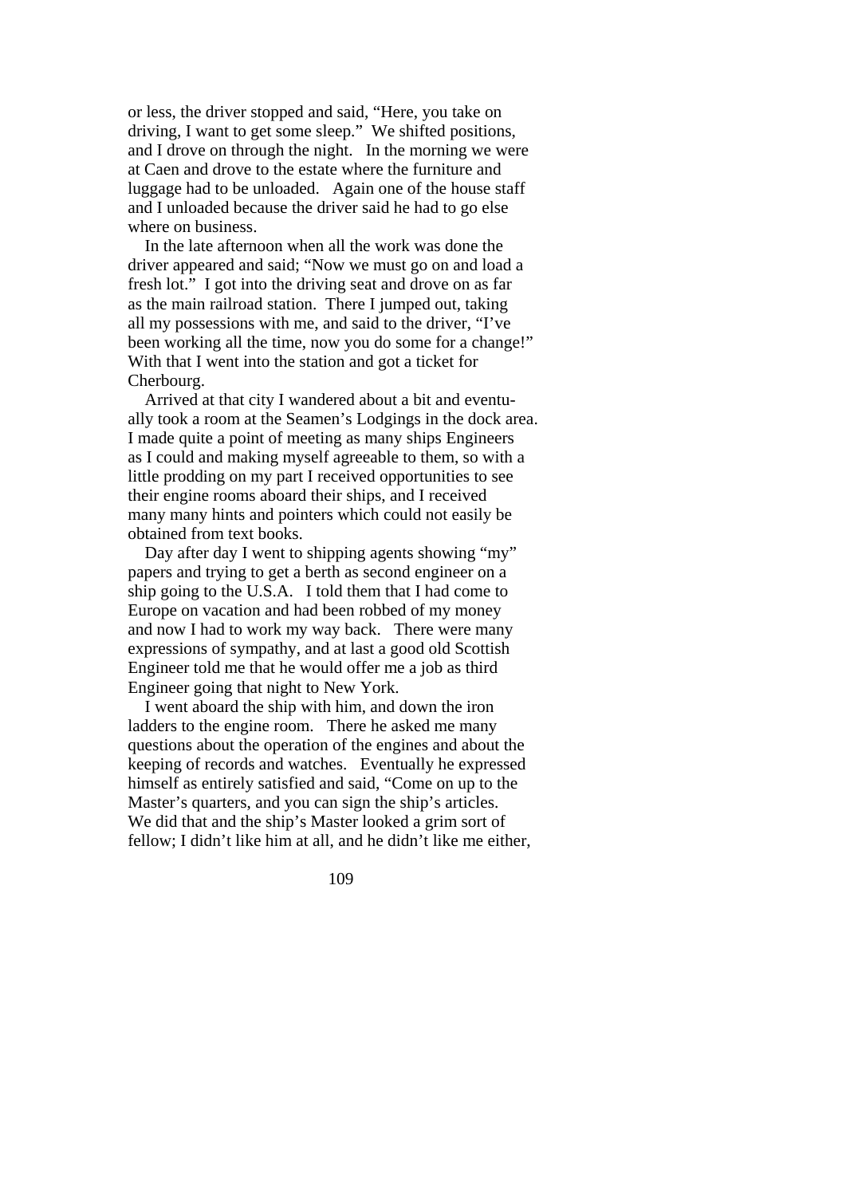or less, the driver stopped and said, "Here, you take on driving, I want to get some sleep." We shifted positions, and I drove on through the night. In the morning we were at Caen and drove to the estate where the furniture and luggage had to be unloaded. Again one of the house staff and I unloaded because the driver said he had to go else where on business.

In the late afternoon when all the work was done the driver appeared and said; "Now we must go on and load a fresh lot." I got into the driving seat and drove on as far as the main railroad station. There I jumped out, taking all my possessions with me, and said to the driver, "I've been working all the time, now you do some for a change!" With that I went into the station and got a ticket for Cherbourg.

Arrived at that city I wandered about a bit and eventually took a room at the Seamen's Lodgings in the dock area. I made quite a point of meeting as many ships Engineers as I could and making myself agreeable to them, so with a little prodding on my part I received opportunities to see their engine rooms aboard their ships, and I received many many hints and pointers which could not easily be obtained from text books.

Day after day I went to shipping agents showing "my" papers and trying to get a berth as second engineer on a ship going to the U.S.A. I told them that I had come to Europe on vacation and had been robbed of my money and now I had to work my way back. There were many expressions of sympathy, and at last a good old Scottish Engineer told me that he would offer me a job as third Engineer going that night to New York.

I went aboard the ship with him, and down the iron ladders to the engine room. There he asked me many questions about the operation of the engines and about the keeping of records and watches. Eventually he expressed himself as entirely satisfied and said, "Come on up to the Master's quarters, and you can sign the ship's articles. We did that and the ship's Master looked a grim sort of fellow; I didn't like him at all, and he didn't like me either,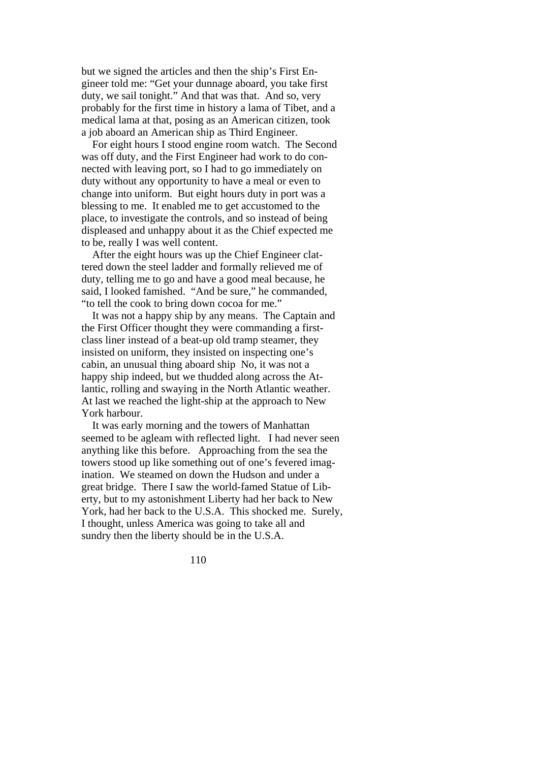but we signed the articles and then the ship's First Engineer told me: "Get your dunnage aboard, you take first duty, we sail tonight." And that was that. And so, very probably for the first time in history a lama of Tibet, and a medical lama at that, posing as an American citizen, took a job aboard an American ship as Third Engineer.

For eight hours I stood engine room watch. The Second was off duty, and the First Engineer had work to do connected with leaving port, so I had to go immediately on duty without any opportunity to have a meal or even to change into uniform. But eight hours duty in port was a blessing to me. It enabled me to get accustomed to the place, to investigate the controls, and so instead of being displeased and unhappy about it as the Chief expected me to be, really I was well content.

After the eight hours was up the Chief Engineer clattered down the steel ladder and formally relieved me of duty, telling me to go and have a good meal because, he said, I looked famished. "And be sure," he commanded, "to tell the cook to bring down cocoa for me."

It was not a happy ship by any means. The Captain and the First Officer thought they were commanding a first-class liner instead of a beat-up old tramp steamer, they insisted on uniform, they insisted on inspecting one's cabin, an unusual thing aboard ship No, it was not a happy ship indeed, but we thudded along across the Atlantic, rolling and swaying in the North Atlantic weather. At last we reached the light-ship at the approach to New York harbour.

It was early morning and the towers of Manhattan seemed to be agleam with reflected light. I had never seen anything like this before. Approaching from the sea the towers stood up like something out of one's fevered imagination. We steamed on down the Hudson and under a great bridge. There I saw the world-famed Statue of Liberty, but to my astonishment Liberty had her back to New York, had her back to the U.S.A. This shocked me. Surely, I thought, unless America was going to take all and sundry then the liberty should be in the U.S.A.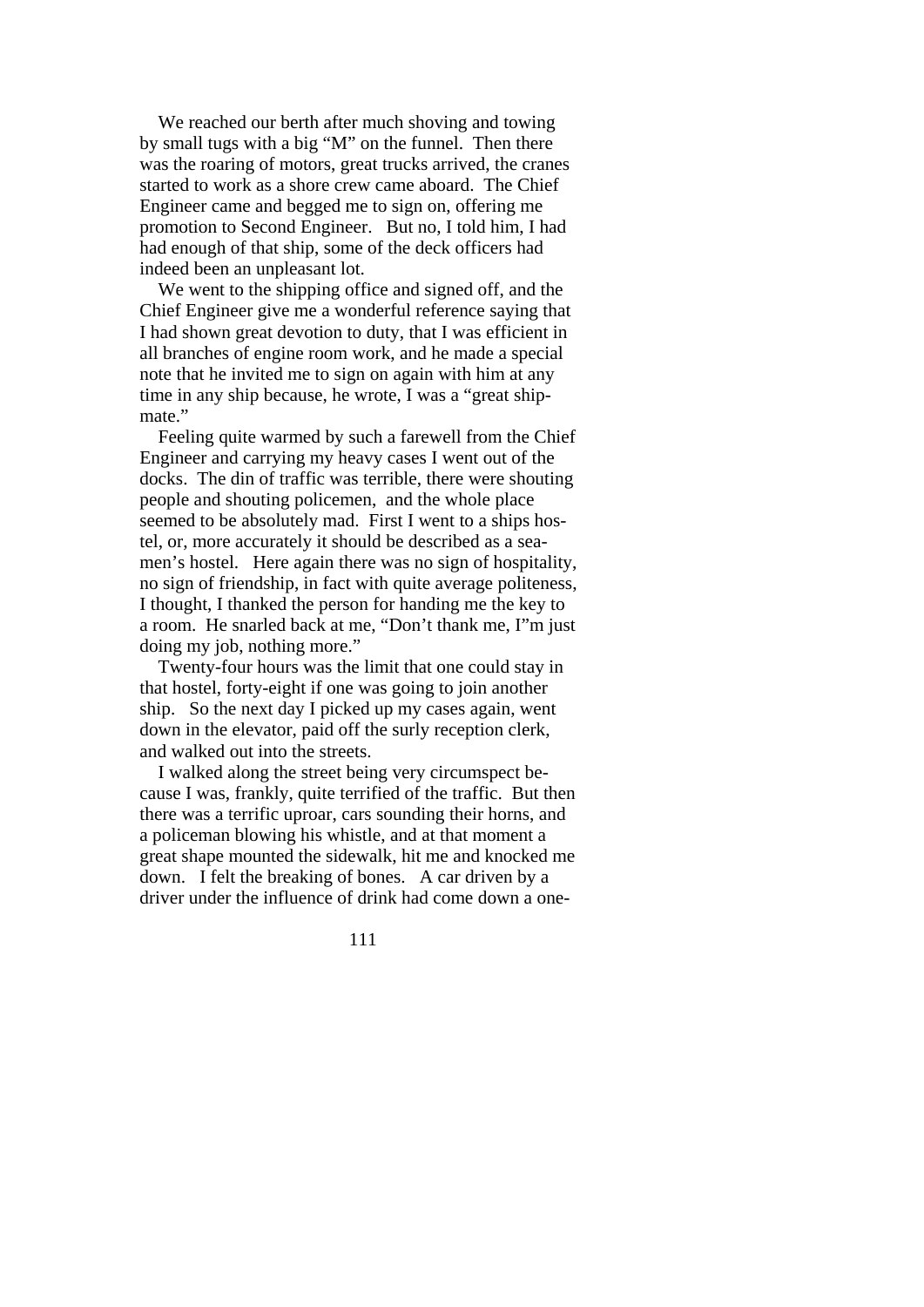We reached our berth after much shoving and towing by small tugs with a big “M” on the funnel. Then there was the roaring of motors, great trucks arrived, the cranes started to work as a shore crew came aboard. The Chief Engineer came and begged me to sign on, offering me promotion to Second Engineer. But no, I told him, I had had enough of that ship, some of the deck officers had indeed been an unpleasant lot.

We went to the shipping office and signed off, and the Chief Engineer give me a wonderful reference saying that I had shown great devotion to duty, that I was efficient in all branches of engine room work, and he made a special note that he invited me to sign on again with him at any time in any ship because, he wrote, I was a “great shipmate.”

Feeling quite warmed by such a farewell from the Chief Engineer and carrying my heavy cases I went out of the docks. The din of traffic was terrible, there were shouting people and shouting policemen, and the whole place seemed to be absolutely mad. First I went to a ships hostel, or, more accurately it should be described as a seamen’s hostel. Here again there was no sign of hospitality, no sign of friendship, in fact with quite average politeness, I thought, I thanked the person for handing me the key to a room. He snarled back at me, “Don’t thank me, I”m just doing my job, nothing more.”

Twenty-four hours was the limit that one could stay in that hostel, forty-eight if one was going to join another ship. So the next day I picked up my cases again, went down in the elevator, paid off the surly reception clerk, and walked out into the streets.

I walked along the street being very circumspect because I was, frankly, quite terrified of the traffic. But then there was a terrific uproar, cars sounding their horns, and a policeman blowing his whistle, and at that moment a great shape mounted the sidewalk, hit me and knocked me down. I felt the breaking of bones. A car driven by a driver under the influence of drink had come down a one-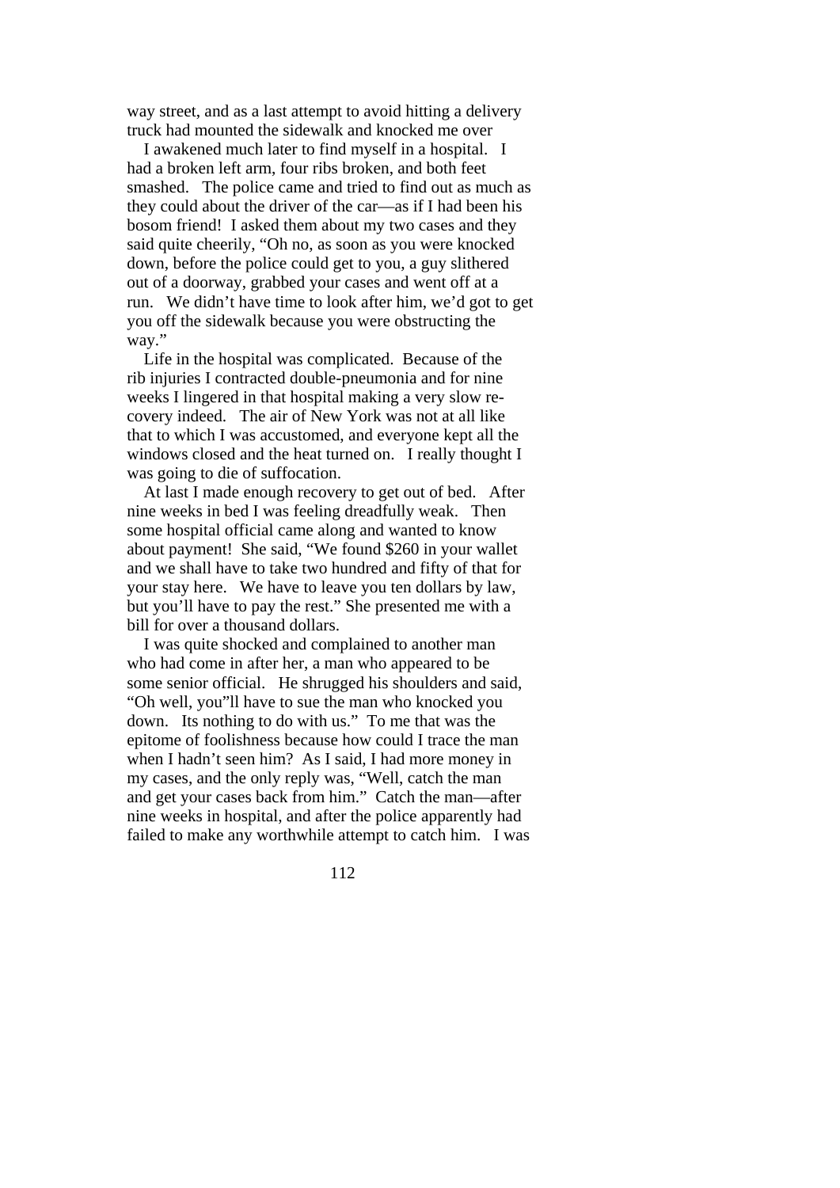way street, and as a last attempt to avoid hitting a delivery truck had mounted the sidewalk and knocked me over

I awakened much later to find myself in a hospital. I had a broken left arm, four ribs broken, and both feet smashed. The police came and tried to find out as much as they could about the driver of the car—as if I had been his bosom friend! I asked them about my two cases and they said quite cheerily, “Oh no, as soon as you were knocked down, before the police could get to you, a guy slithered out of a doorway, grabbed your cases and went off at a run. We didn’t have time to look after him, we’d got to get you off the sidewalk because you were obstructing the way.”

Life in the hospital was complicated. Because of the rib injuries I contracted double-pneumonia and for nine weeks I lingered in that hospital making a very slow recovery indeed. The air of New York was not at all like that to which I was accustomed, and everyone kept all the windows closed and the heat turned on. I really thought I was going to die of suffocation.

At last I made enough recovery to get out of bed. After nine weeks in bed I was feeling dreadfully weak. Then some hospital official came along and wanted to know about payment! She said, “We found $260 in your wallet and we shall have to take two hundred and fifty of that for your stay here. We have to leave you ten dollars by law, but you’ll have to pay the rest.” She presented me with a bill for over a thousand dollars.

I was quite shocked and complained to another man who had come in after her, a man who appeared to be some senior official. He shrugged his shoulders and said, “Oh well, you”ll have to sue the man who knocked you down. Its nothing to do with us.” To me that was the epitome of foolishness because how could I trace the man when I hadn’t seen him? As I said, I had more money in my cases, and the only reply was, “Well, catch the man and get your cases back from him.” Catch the man—after nine weeks in hospital, and after the police apparently had failed to make any worthwhile attempt to catch him. I was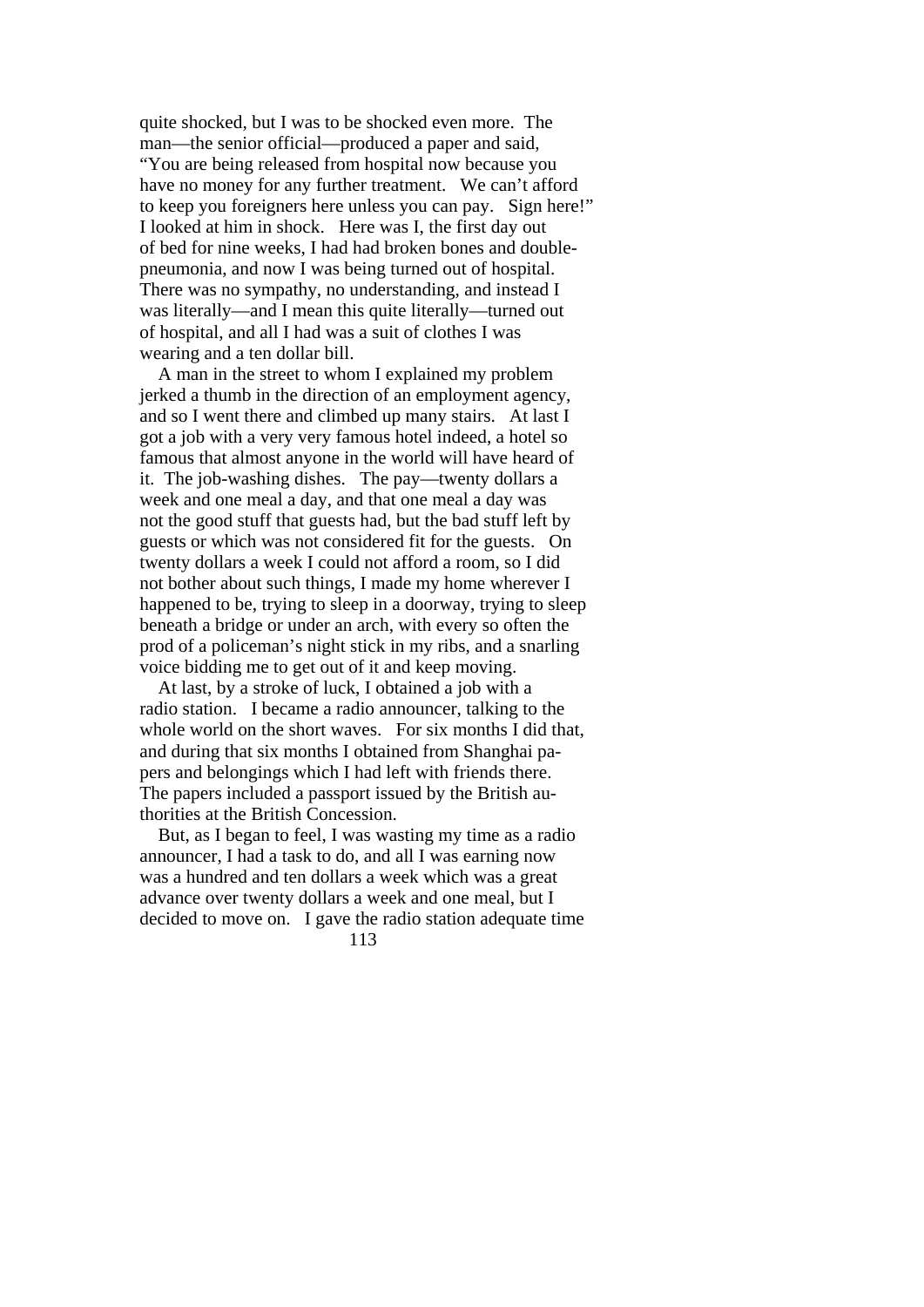quite shocked, but I was to be shocked even more. The man—the senior official—produced a paper and said, "You are being released from hospital now because you have no money for any further treatment. We can't afford to keep you foreigners here unless you can pay. Sign here!" I looked at him in shock. Here was I, the first day out of bed for nine weeks, I had had broken bones and double-pneumonia, and now I was being turned out of hospital. There was no sympathy, no understanding, and instead I was literally—and I mean this quite literally—turned out of hospital, and all I had was a suit of clothes I was wearing and a ten dollar bill.

A man in the street to whom I explained my problem jerked a thumb in the direction of an employment agency, and so I went there and climbed up many stairs. At last I got a job with a very very famous hotel indeed, a hotel so famous that almost anyone in the world will have heard of it. The job-washing dishes. The pay—twenty dollars a week and one meal a day, and that one meal a day was not the good stuff that guests had, but the bad stuff left by guests or which was not considered fit for the guests. On twenty dollars a week I could not afford a room, so I did not bother about such things, I made my home wherever I happened to be, trying to sleep in a doorway, trying to sleep beneath a bridge or under an arch, with every so often the prod of a policeman's night stick in my ribs, and a snarling voice bidding me to get out of it and keep moving.

At last, by a stroke of luck, I obtained a job with a radio station. I became a radio announcer, talking to the whole world on the short waves. For six months I did that, and during that six months I obtained from Shanghai papers and belongings which I had left with friends there. The papers included a passport issued by the British authorities at the British Concession.

But, as I began to feel, I was wasting my time as a radio announcer, I had a task to do, and all I was earning now was a hundred and ten dollars a week which was a great advance over twenty dollars a week and one meal, but I decided to move on. I gave the radio station adequate time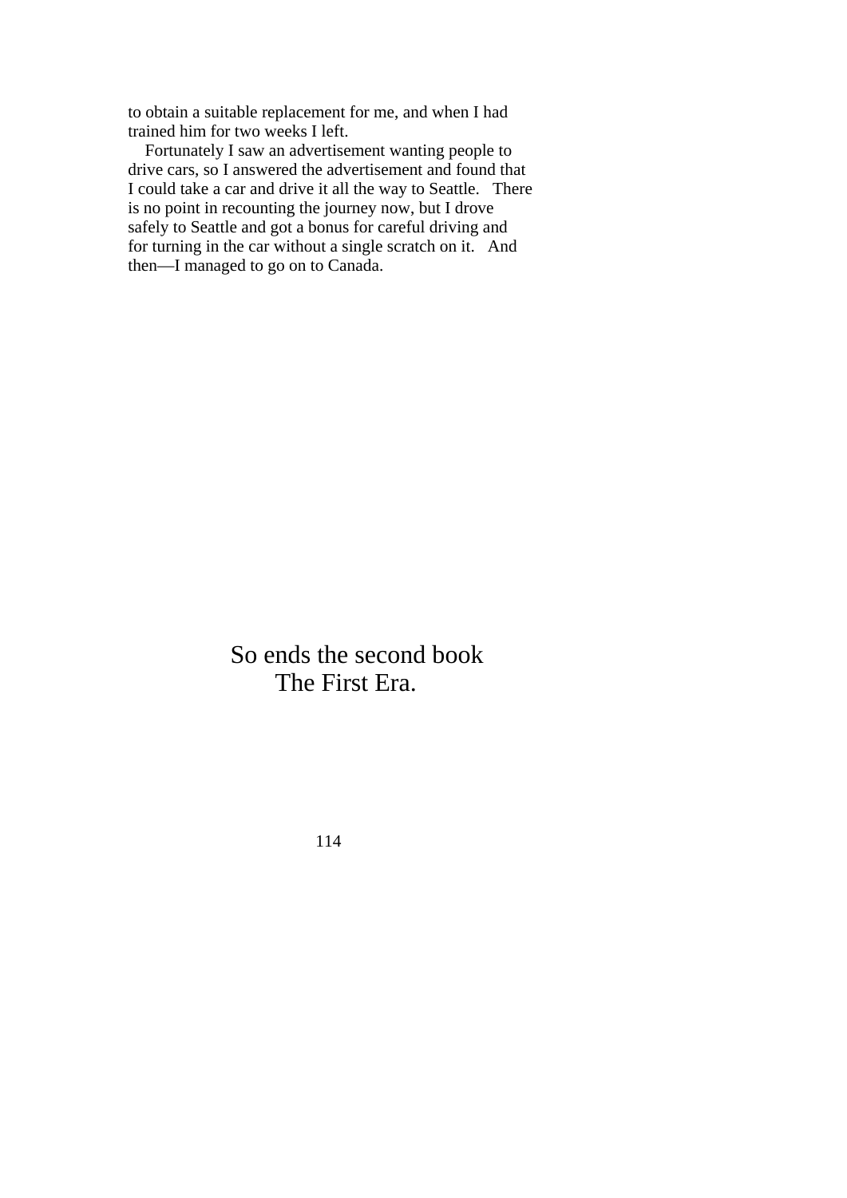to obtain a suitable replacement for me, and when I had trained him for two weeks I left.

Fortunately I saw an advertisement wanting people to drive cars, so I answered the advertisement and found that I could take a car and drive it all the way to Seattle. There is no point in recounting the journey now, but I drove safely to Seattle and got a bonus for careful driving and for turning in the car without a single scratch on it. And then—I managed to go on to Canada.

So ends the second book
The First Era.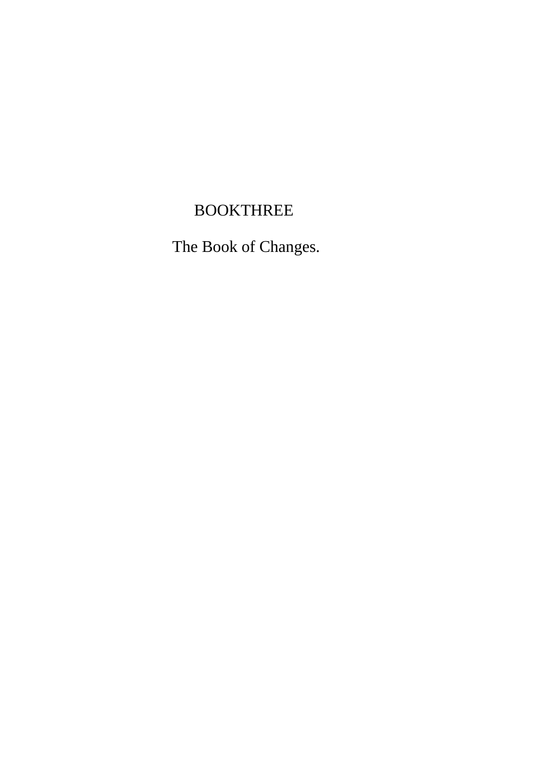# BOOKTHREE

## The Book of Changes.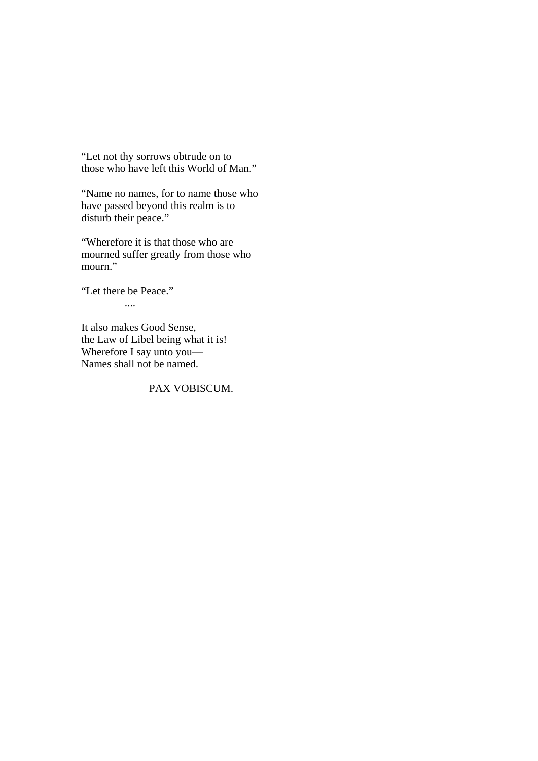"Let not thy sorrows obtrude on to
those who have left this World of Man."

"Name no names, for to name those who
have passed beyond this realm is to
disturb their peace."

"Wherefore it is that those who are
mourned suffer greatly from those who
mourn."

"Let there be Peace."

....

It also makes Good Sense,
the Law of Libel being what it is!
Wherefore I say unto you—
Names shall not be named.

PAX VOBISCUM.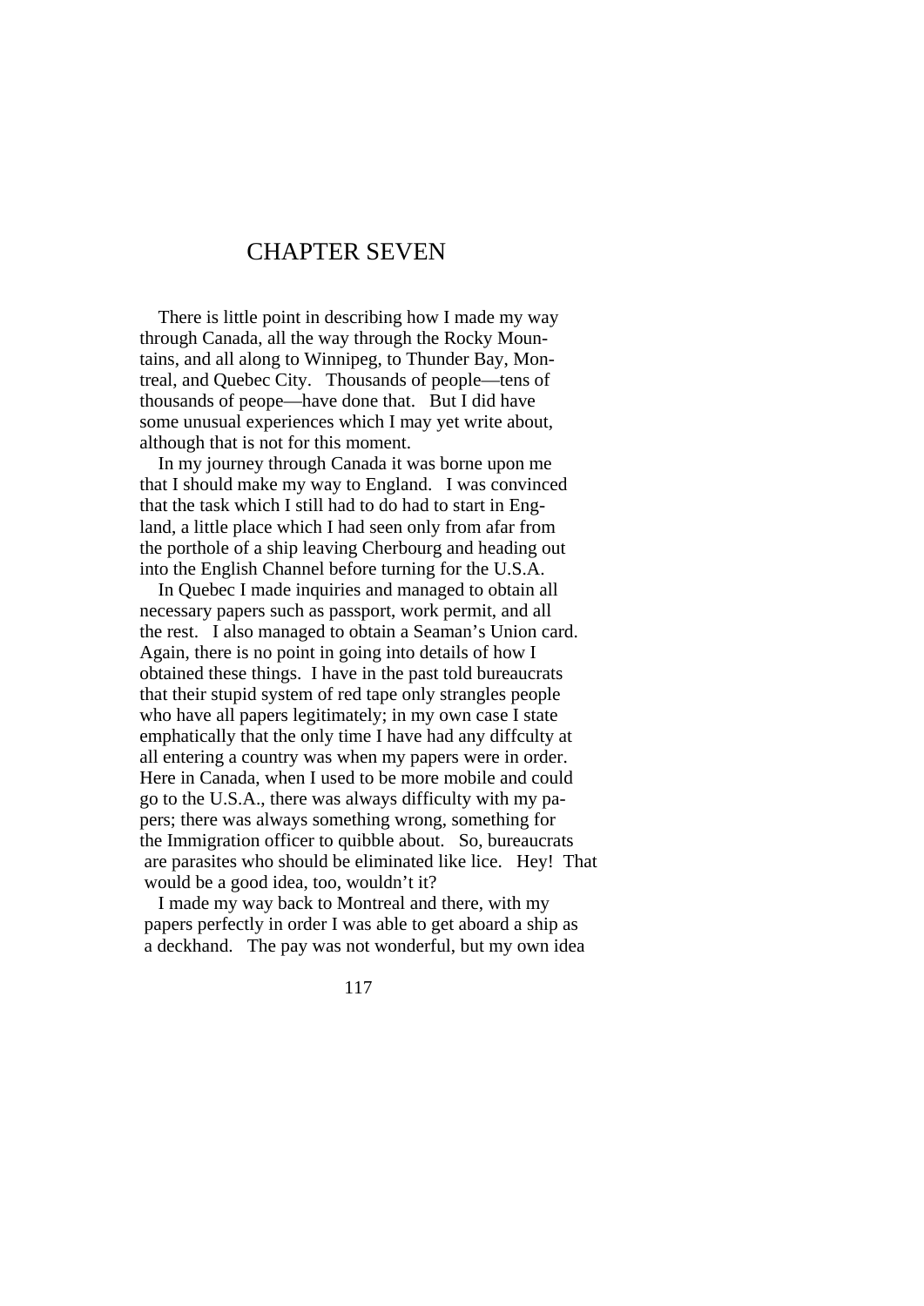# CHAPTER SEVEN

There is little point in describing how I made my way through Canada, all the way through the Rocky Mountains, and all along to Winnipeg, to Thunder Bay, Montreal, and Quebec City. Thousands of people—tens of thousands of peope—have done that. But I did have some unusual experiences which I may yet write about, although that is not for this moment.

In my journey through Canada it was borne upon me that I should make my way to England. I was convinced that the task which I still had to do had to start in England, a little place which I had seen only from afar from the porthole of a ship leaving Cherbourg and heading out into the English Channel before turning for the U.S.A.

In Quebec I made inquiries and managed to obtain all necessary papers such as passport, work permit, and all the rest. I also managed to obtain a Seaman's Union card. Again, there is no point in going into details of how I obtained these things. I have in the past told bureaucrats that their stupid system of red tape only strangles people who have all papers legitimately; in my own case I state emphatically that the only time I have had any diffculty at all entering a country was when my papers were in order. Here in Canada, when I used to be more mobile and could go to the U.S.A., there was always difficulty with my papers; there was always something wrong, something for the Immigration officer to quibble about. So, bureaucrats are parasites who should be eliminated like lice. Hey! That would be a good idea, too, wouldn't it?

I made my way back to Montreal and there, with my papers perfectly in order I was able to get aboard a ship as a deckhand. The pay was not wonderful, but my own idea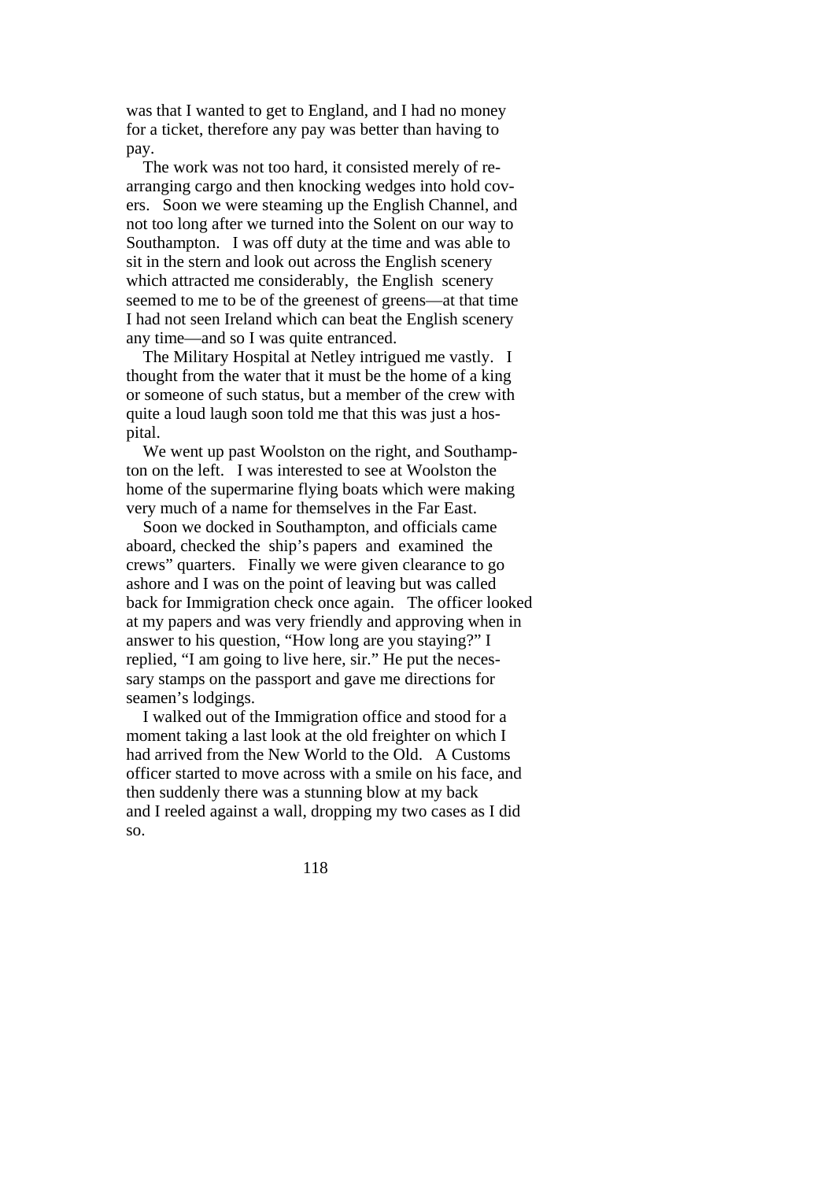was that I wanted to get to England, and I had no money for a ticket, therefore any pay was better than having to pay.

The work was not too hard, it consisted merely of re-arranging cargo and then knocking wedges into hold covers. Soon we were steaming up the English Channel, and not too long after we turned into the Solent on our way to Southampton. I was off duty at the time and was able to sit in the stern and look out across the English scenery which attracted me considerably, the English scenery seemed to me to be of the greenest of greens—at that time I had not seen Ireland which can beat the English scenery any time—and so I was quite entranced.

The Military Hospital at Netley intrigued me vastly. I thought from the water that it must be the home of a king or someone of such status, but a member of the crew with quite a loud laugh soon told me that this was just a hospital.

We went up past Woolston on the right, and Southampton on the left. I was interested to see at Woolston the home of the supermarine flying boats which were making very much of a name for themselves in the Far East.

Soon we docked in Southampton, and officials came aboard, checked the ship's papers and examined the crews" quarters. Finally we were given clearance to go ashore and I was on the point of leaving but was called back for Immigration check once again. The officer looked at my papers and was very friendly and approving when in answer to his question, "How long are you staying?" I replied, "I am going to live here, sir." He put the necessary stamps on the passport and gave me directions for seamen's lodgings.

I walked out of the Immigration office and stood for a moment taking a last look at the old freighter on which I had arrived from the New World to the Old. A Customs officer started to move across with a smile on his face, and then suddenly there was a stunning blow at my back and I reeled against a wall, dropping my two cases as I did so.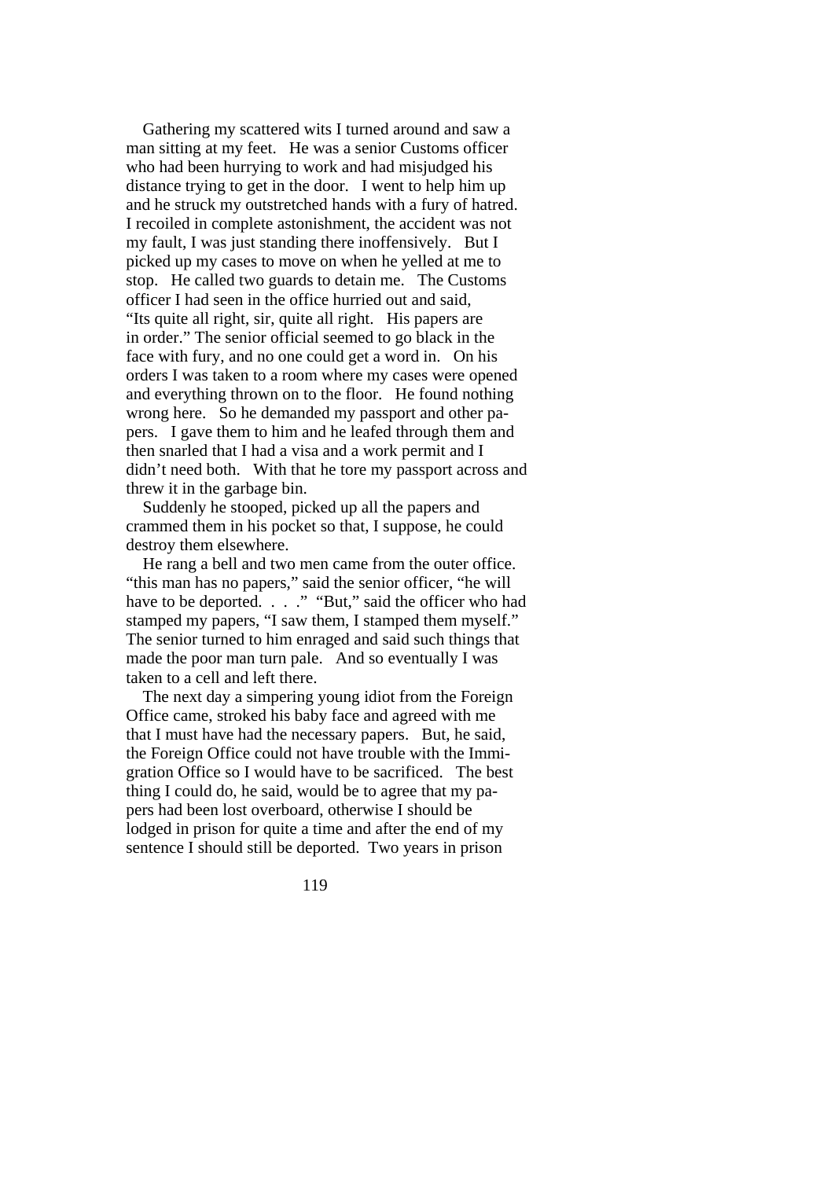Gathering my scattered wits I turned around and saw a man sitting at my feet. He was a senior Customs officer who had been hurrying to work and had misjudged his distance trying to get in the door. I went to help him up and he struck my outstretched hands with a fury of hatred. I recoiled in complete astonishment, the accident was not my fault, I was just standing there inoffensively. But I picked up my cases to move on when he yelled at me to stop. He called two guards to detain me. The Customs officer I had seen in the office hurried out and said, "Its quite all right, sir, quite all right. His papers are in order." The senior official seemed to go black in the face with fury, and no one could get a word in. On his orders I was taken to a room where my cases were opened and everything thrown on to the floor. He found nothing wrong here. So he demanded my passport and other papers. I gave them to him and he leafed through them and then snarled that I had a visa and a work permit and I didn't need both. With that he tore my passport across and threw it in the garbage bin.

Suddenly he stooped, picked up all the papers and crammed them in his pocket so that, I suppose, he could destroy them elsewhere.

He rang a bell and two men came from the outer office. "this man has no papers," said the senior officer, "he will have to be deported. . . ." "But," said the officer who had stamped my papers, "I saw them, I stamped them myself." The senior turned to him enraged and said such things that made the poor man turn pale. And so eventually I was taken to a cell and left there.

The next day a simpering young idiot from the Foreign Office came, stroked his baby face and agreed with me that I must have had the necessary papers. But, he said, the Foreign Office could not have trouble with the Immigration Office so I would have to be sacrificed. The best thing I could do, he said, would be to agree that my papers had been lost overboard, otherwise I should be lodged in prison for quite a time and after the end of my sentence I should still be deported. Two years in prison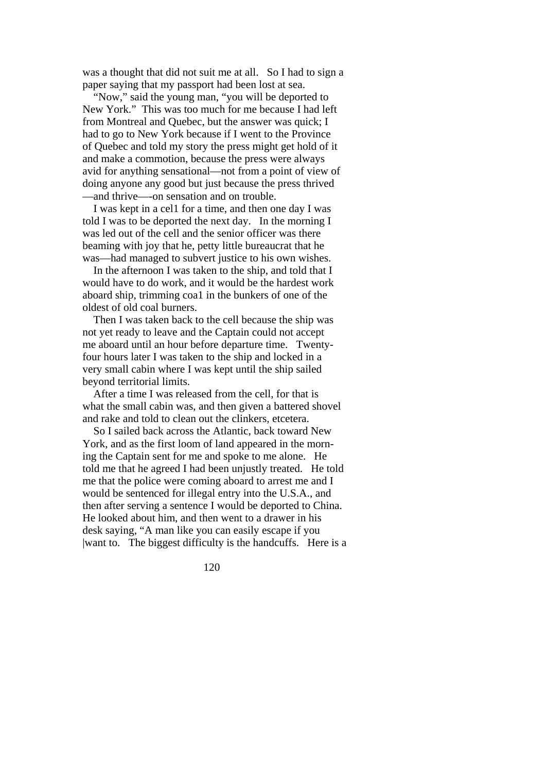was a thought that did not suit me at all. So I had to sign a paper saying that my passport had been lost at sea.

"Now," said the young man, "you will be deported to New York." This was too much for me because I had left from Montreal and Quebec, but the answer was quick; I had to go to New York because if I went to the Province of Quebec and told my story the press might get hold of it and make a commotion, because the press were always avid for anything sensational—not from a point of view of doing anyone any good but just because the press thrived —and thrive—-on sensation and on trouble.

I was kept in a cel1 for a time, and then one day I was told I was to be deported the next day. In the morning I was led out of the cell and the senior officer was there beaming with joy that he, petty little bureaucrat that he was—had managed to subvert justice to his own wishes.

In the afternoon I was taken to the ship, and told that I would have to do work, and it would be the hardest work aboard ship, trimming coa1 in the bunkers of one of the oldest of old coal burners.

Then I was taken back to the cell because the ship was not yet ready to leave and the Captain could not accept me aboard until an hour before departure time. Twenty-four hours later I was taken to the ship and locked in a very small cabin where I was kept until the ship sailed beyond territorial limits.

After a time I was released from the cell, for that is what the small cabin was, and then given a battered shovel and rake and told to clean out the clinkers, etcetera.

So I sailed back across the Atlantic, back toward New York, and as the first loom of land appeared in the morning the Captain sent for me and spoke to me alone. He told me that he agreed I had been unjustly treated. He told me that the police were coming aboard to arrest me and I would be sentenced for illegal entry into the U.S.A., and then after serving a sentence I would be deported to China. He looked about him, and then went to a drawer in his desk saying, "A man like you can easily escape if you |want to. The biggest difficulty is the handcuffs. Here is a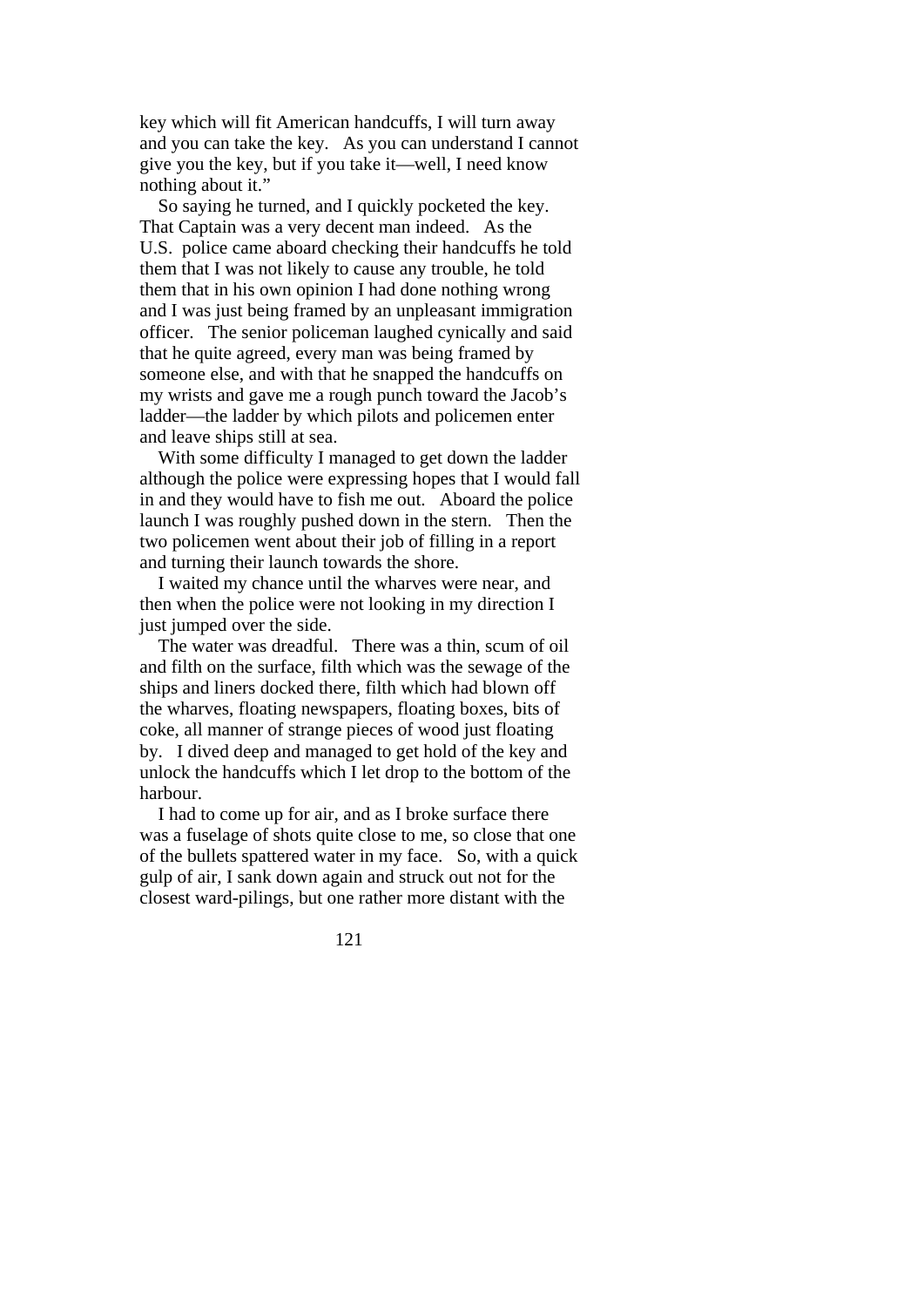key which will fit American handcuffs, I will turn away and you can take the key. As you can understand I cannot give you the key, but if you take it—well, I need know nothing about it."

So saying he turned, and I quickly pocketed the key. That Captain was a very decent man indeed. As the U.S. police came aboard checking their handcuffs he told them that I was not likely to cause any trouble, he told them that in his own opinion I had done nothing wrong and I was just being framed by an unpleasant immigration officer. The senior policeman laughed cynically and said that he quite agreed, every man was being framed by someone else, and with that he snapped the handcuffs on my wrists and gave me a rough punch toward the Jacob's ladder—the ladder by which pilots and policemen enter and leave ships still at sea.

With some difficulty I managed to get down the ladder although the police were expressing hopes that I would fall in and they would have to fish me out. Aboard the police launch I was roughly pushed down in the stern. Then the two policemen went about their job of filling in a report and turning their launch towards the shore.

I waited my chance until the wharves were near, and then when the police were not looking in my direction I just jumped over the side.

The water was dreadful. There was a thin, scum of oil and filth on the surface, filth which was the sewage of the ships and liners docked there, filth which had blown off the wharves, floating newspapers, floating boxes, bits of coke, all manner of strange pieces of wood just floating by. I dived deep and managed to get hold of the key and unlock the handcuffs which I let drop to the bottom of the harbour.

I had to come up for air, and as I broke surface there was a fuselage of shots quite close to me, so close that one of the bullets spattered water in my face. So, with a quick gulp of air, I sank down again and struck out not for the closest ward-pilings, but one rather more distant with the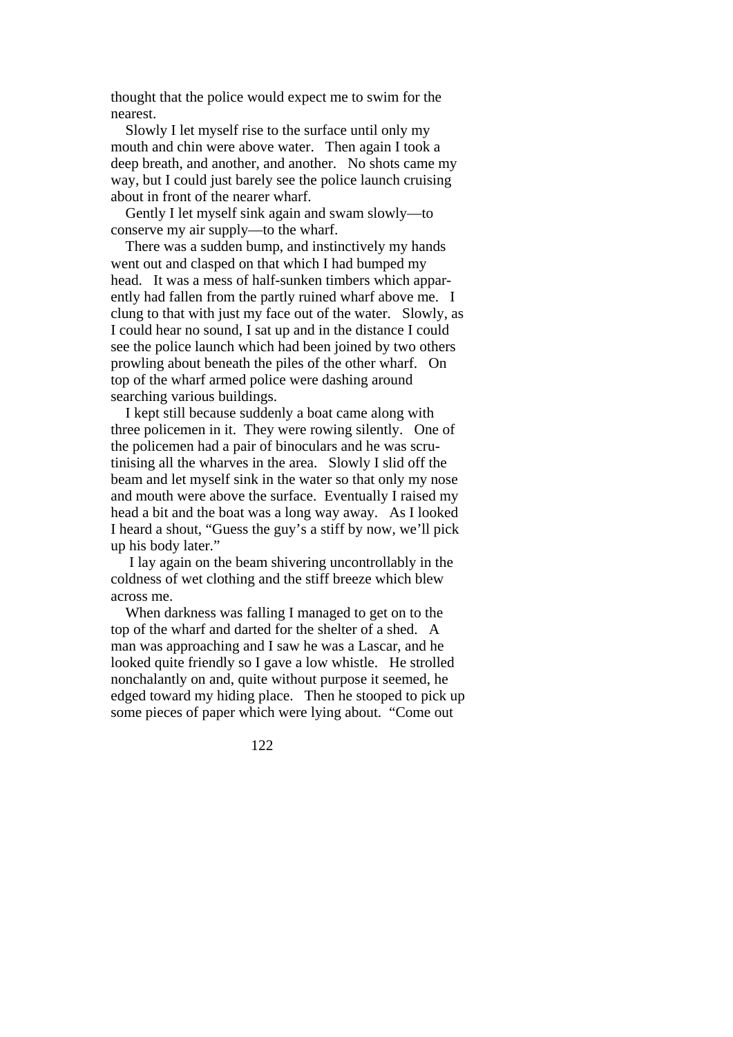thought that the police would expect me to swim for the nearest.

Slowly I let myself rise to the surface until only my mouth and chin were above water. Then again I took a deep breath, and another, and another. No shots came my way, but I could just barely see the police launch cruising about in front of the nearer wharf.

Gently I let myself sink again and swam slowly—to conserve my air supply—to the wharf.

There was a sudden bump, and instinctively my hands went out and clasped on that which I had bumped my head. It was a mess of half-sunken timbers which apparently had fallen from the partly ruined wharf above me. I clung to that with just my face out of the water. Slowly, as I could hear no sound, I sat up and in the distance I could see the police launch which had been joined by two others prowling about beneath the piles of the other wharf. On top of the wharf armed police were dashing around searching various buildings.

I kept still because suddenly a boat came along with three policemen in it. They were rowing silently. One of the policemen had a pair of binoculars and he was scrutinising all the wharves in the area. Slowly I slid off the beam and let myself sink in the water so that only my nose and mouth were above the surface. Eventually I raised my head a bit and the boat was a long way away. As I looked I heard a shout, "Guess the guy's a stiff by now, we'll pick up his body later."

I lay again on the beam shivering uncontrollably in the coldness of wet clothing and the stiff breeze which blew across me.

When darkness was falling I managed to get on to the top of the wharf and darted for the shelter of a shed. A man was approaching and I saw he was a Lascar, and he looked quite friendly so I gave a low whistle. He strolled nonchalantly on and, quite without purpose it seemed, he edged toward my hiding place. Then he stooped to pick up some pieces of paper which were lying about. "Come out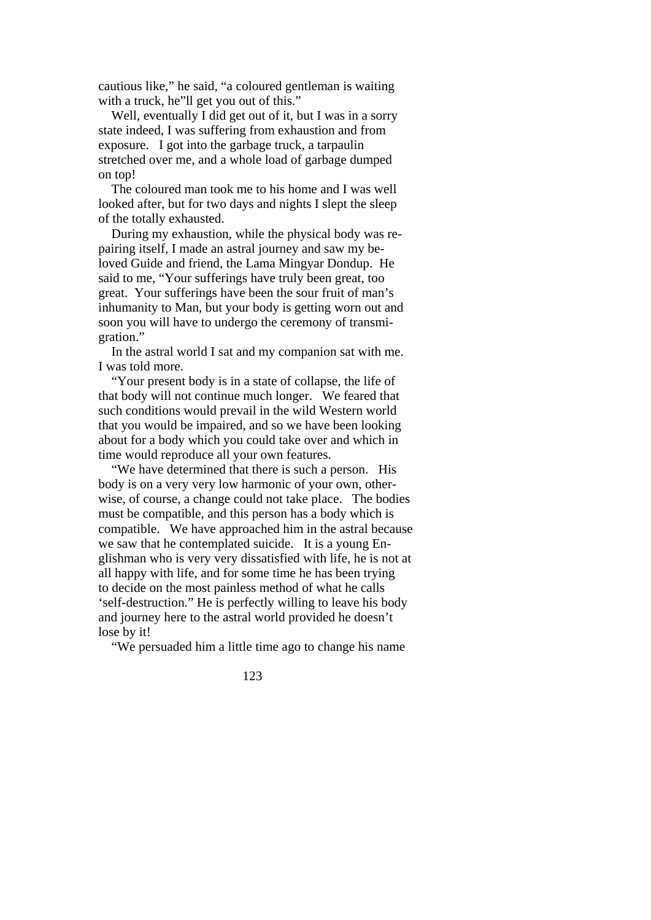cautious like," he said, "a coloured gentleman is waiting with a truck, he"ll get you out of this."

Well, eventually I did get out of it, but I was in a sorry state indeed, I was suffering from exhaustion and from exposure. I got into the garbage truck, a tarpaulin stretched over me, and a whole load of garbage dumped on top!

The coloured man took me to his home and I was well looked after, but for two days and nights I slept the sleep of the totally exhausted.

During my exhaustion, while the physical body was repairing itself, I made an astral journey and saw my beloved Guide and friend, the Lama Mingyar Dondup. He said to me, "Your sufferings have truly been great, too great. Your sufferings have been the sour fruit of man's inhumanity to Man, but your body is getting worn out and soon you will have to undergo the ceremony of transmigration."

In the astral world I sat and my companion sat with me. I was told more.

"Your present body is in a state of collapse, the life of that body will not continue much longer. We feared that such conditions would prevail in the wild Western world that you would be impaired, and so we have been looking about for a body which you could take over and which in time would reproduce all your own features.

"We have determined that there is such a person. His body is on a very very low harmonic of your own, otherwise, of course, a change could not take place. The bodies must be compatible, and this person has a body which is compatible. We have approached him in the astral because we saw that he contemplated suicide. It is a young Englishman who is very very dissatisfied with life, he is not at all happy with life, and for some time he has been trying to decide on the most painless method of what he calls 'self-destruction." He is perfectly willing to leave his body and journey here to the astral world provided he doesn't lose by it!

"We persuaded him a little time ago to change his name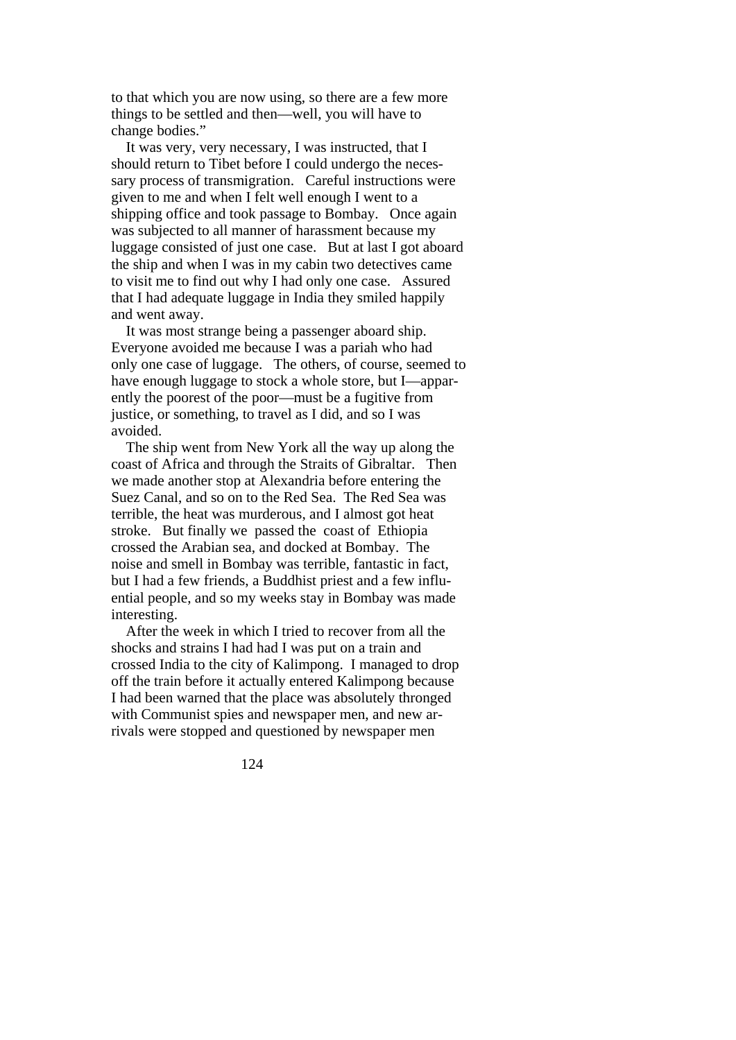to that which you are now using, so there are a few more things to be settled and then—well, you will have to change bodies."

It was very, very necessary, I was instructed, that I should return to Tibet before I could undergo the necessary process of transmigration. Careful instructions were given to me and when I felt well enough I went to a shipping office and took passage to Bombay. Once again was subjected to all manner of harassment because my luggage consisted of just one case. But at last I got aboard the ship and when I was in my cabin two detectives came to visit me to find out why I had only one case. Assured that I had adequate luggage in India they smiled happily and went away.

It was most strange being a passenger aboard ship. Everyone avoided me because I was a pariah who had only one case of luggage. The others, of course, seemed to have enough luggage to stock a whole store, but I—apparently the poorest of the poor—must be a fugitive from justice, or something, to travel as I did, and so I was avoided.

The ship went from New York all the way up along the coast of Africa and through the Straits of Gibraltar. Then we made another stop at Alexandria before entering the Suez Canal, and so on to the Red Sea. The Red Sea was terrible, the heat was murderous, and I almost got heat stroke. But finally we passed the coast of Ethiopia crossed the Arabian sea, and docked at Bombay. The noise and smell in Bombay was terrible, fantastic in fact, but I had a few friends, a Buddhist priest and a few influential people, and so my weeks stay in Bombay was made interesting.

After the week in which I tried to recover from all the shocks and strains I had had I was put on a train and crossed India to the city of Kalimpong. I managed to drop off the train before it actually entered Kalimpong because I had been warned that the place was absolutely thronged with Communist spies and newspaper men, and new arrivals were stopped and questioned by newspaper men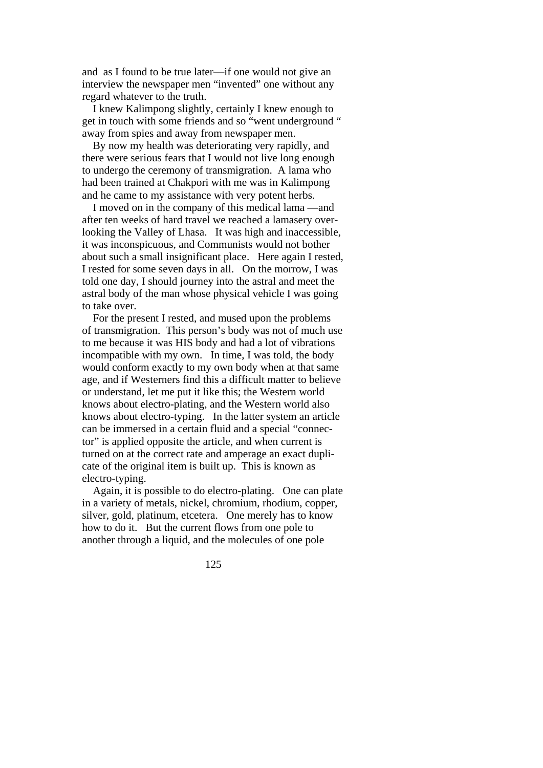and as I found to be true later—if one would not give an interview the newspaper men "invented" one without any regard whatever to the truth.

I knew Kalimpong slightly, certainly I knew enough to get in touch with some friends and so "went underground " away from spies and away from newspaper men.

By now my health was deteriorating very rapidly, and there were serious fears that I would not live long enough to undergo the ceremony of transmigration. A lama who had been trained at Chakpori with me was in Kalimpong and he came to my assistance with very potent herbs.

I moved on in the company of this medical lama —and after ten weeks of hard travel we reached a lamasery overlooking the Valley of Lhasa. It was high and inaccessible, it was inconspicuous, and Communists would not bother about such a small insignificant place. Here again I rested, I rested for some seven days in all. On the morrow, I was told one day, I should journey into the astral and meet the astral body of the man whose physical vehicle I was going to take over.

For the present I rested, and mused upon the problems of transmigration. This person's body was not of much use to me because it was HIS body and had a lot of vibrations incompatible with my own. In time, I was told, the body would conform exactly to my own body when at that same age, and if Westerners find this a difficult matter to believe or understand, let me put it like this; the Western world knows about electro-plating, and the Western world also knows about electro-typing. In the latter system an article can be immersed in a certain fluid and a special "connector" is applied opposite the article, and when current is turned on at the correct rate and amperage an exact duplicate of the original item is built up. This is known as electro-typing.

Again, it is possible to do electro-plating. One can plate in a variety of metals, nickel, chromium, rhodium, copper, silver, gold, platinum, etcetera. One merely has to know how to do it. But the current flows from one pole to another through a liquid, and the molecules of one pole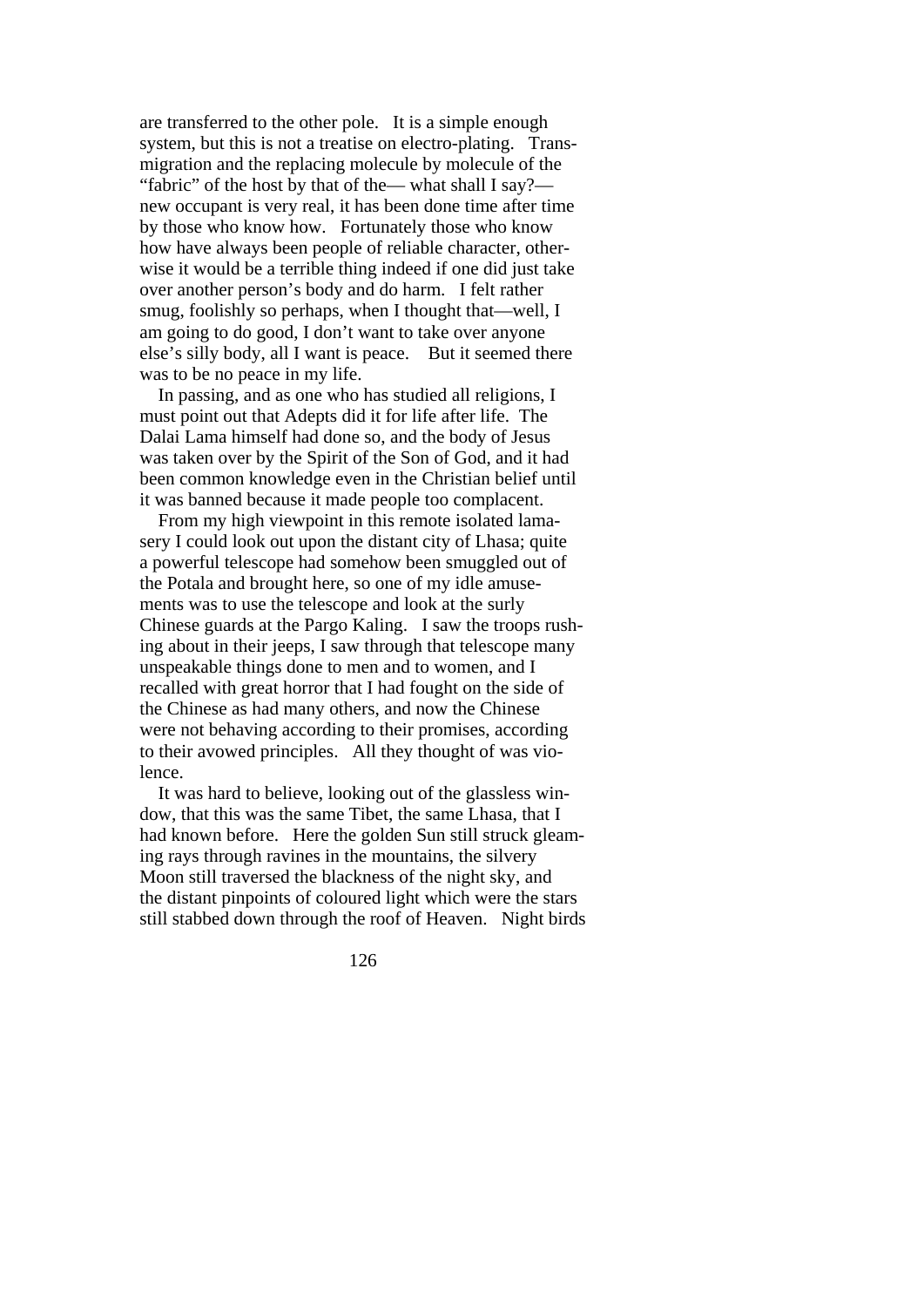are transferred to the other pole. It is a simple enough system, but this is not a treatise on electro-plating. Transmigration and the replacing molecule by molecule of the "fabric" of the host by that of the— what shall I say?— new occupant is very real, it has been done time after time by those who know how. Fortunately those who know how have always been people of reliable character, otherwise it would be a terrible thing indeed if one did just take over another person's body and do harm. I felt rather smug, foolishly so perhaps, when I thought that—well, I am going to do good, I don't want to take over anyone else's silly body, all I want is peace. But it seemed there was to be no peace in my life.

In passing, and as one who has studied all religions, I must point out that Adepts did it for life after life. The Dalai Lama himself had done so, and the body of Jesus was taken over by the Spirit of the Son of God, and it had been common knowledge even in the Christian belief until it was banned because it made people too complacent.

From my high viewpoint in this remote isolated lamasery I could look out upon the distant city of Lhasa; quite a powerful telescope had somehow been smuggled out of the Potala and brought here, so one of my idle amusements was to use the telescope and look at the surly Chinese guards at the Pargo Kaling. I saw the troops rushing about in their jeeps, I saw through that telescope many unspeakable things done to men and to women, and I recalled with great horror that I had fought on the side of the Chinese as had many others, and now the Chinese were not behaving according to their promises, according to their avowed principles. All they thought of was violence.

It was hard to believe, looking out of the glassless window, that this was the same Tibet, the same Lhasa, that I had known before. Here the golden Sun still struck gleaming rays through ravines in the mountains, the silvery Moon still traversed the blackness of the night sky, and the distant pinpoints of coloured light which were the stars still stabbed down through the roof of Heaven. Night birds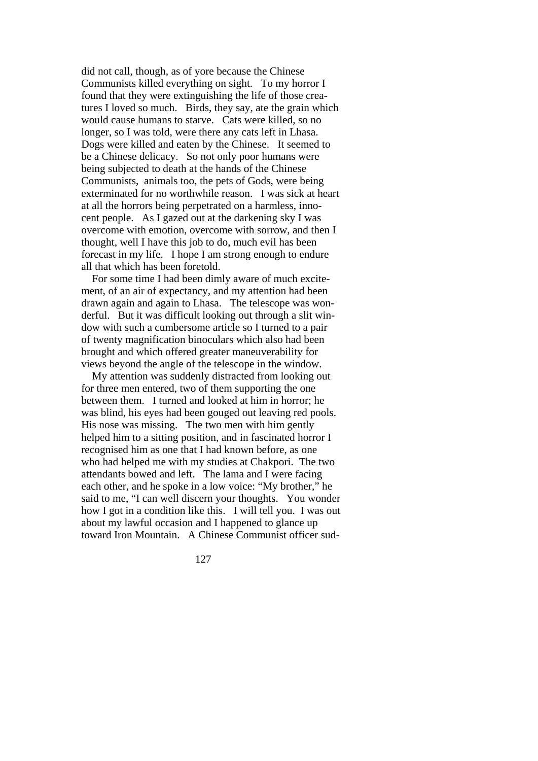did not call, though, as of yore because the Chinese Communists killed everything on sight. To my horror I found that they were extinguishing the life of those creatures I loved so much. Birds, they say, ate the grain which would cause humans to starve. Cats were killed, so no longer, so I was told, were there any cats left in Lhasa. Dogs were killed and eaten by the Chinese. It seemed to be a Chinese delicacy. So not only poor humans were being subjected to death at the hands of the Chinese Communists, animals too, the pets of Gods, were being exterminated for no worthwhile reason. I was sick at heart at all the horrors being perpetrated on a harmless, innocent people. As I gazed out at the darkening sky I was overcome with emotion, overcome with sorrow, and then I thought, well I have this job to do, much evil has been forecast in my life. I hope I am strong enough to endure all that which has been foretold.

For some time I had been dimly aware of much excitement, of an air of expectancy, and my attention had been drawn again and again to Lhasa. The telescope was wonderful. But it was difficult looking out through a slit window with such a cumbersome article so I turned to a pair of twenty magnification binoculars which also had been brought and which offered greater maneuverability for views beyond the angle of the telescope in the window.

My attention was suddenly distracted from looking out for three men entered, two of them supporting the one between them. I turned and looked at him in horror; he was blind, his eyes had been gouged out leaving red pools. His nose was missing. The two men with him gently helped him to a sitting position, and in fascinated horror I recognised him as one that I had known before, as one who had helped me with my studies at Chakpori. The two attendants bowed and left. The lama and I were facing each other, and he spoke in a low voice: "My brother," he said to me, "I can well discern your thoughts. You wonder how I got in a condition like this. I will tell you. I was out about my lawful occasion and I happened to glance up toward Iron Mountain. A Chinese Communist officer sud-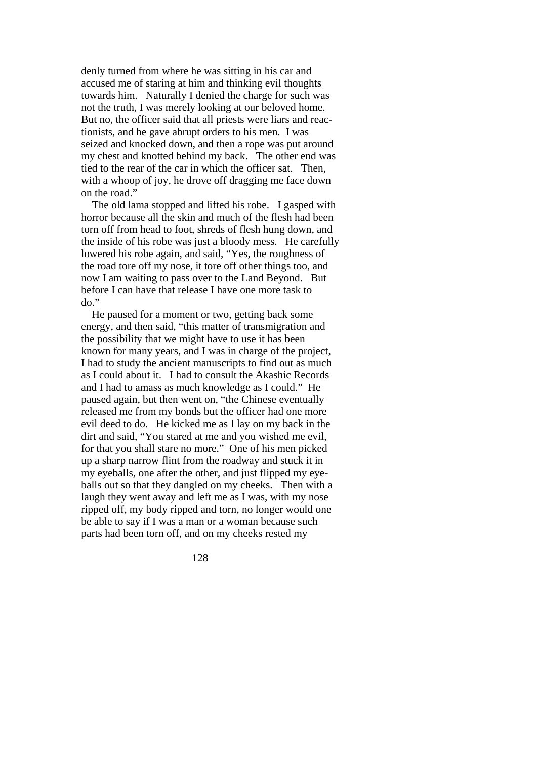denly turned from where he was sitting in his car and accused me of staring at him and thinking evil thoughts towards him. Naturally I denied the charge for such was not the truth, I was merely looking at our beloved home. But no, the officer said that all priests were liars and reactionists, and he gave abrupt orders to his men. I was seized and knocked down, and then a rope was put around my chest and knotted behind my back. The other end was tied to the rear of the car in which the officer sat. Then, with a whoop of joy, he drove off dragging me face down on the road."

The old lama stopped and lifted his robe. I gasped with horror because all the skin and much of the flesh had been torn off from head to foot, shreds of flesh hung down, and the inside of his robe was just a bloody mess. He carefully lowered his robe again, and said, "Yes, the roughness of the road tore off my nose, it tore off other things too, and now I am waiting to pass over to the Land Beyond. But before I can have that release I have one more task to do."

He paused for a moment or two, getting back some energy, and then said, "this matter of transmigration and the possibility that we might have to use it has been known for many years, and I was in charge of the project, I had to study the ancient manuscripts to find out as much as I could about it. I had to consult the Akashic Records and I had to amass as much knowledge as I could." He paused again, but then went on, "the Chinese eventually released me from my bonds but the officer had one more evil deed to do. He kicked me as I lay on my back in the dirt and said, "You stared at me and you wished me evil, for that you shall stare no more." One of his men picked up a sharp narrow flint from the roadway and stuck it in my eyeballs, one after the other, and just flipped my eyeballs out so that they dangled on my cheeks. Then with a laugh they went away and left me as I was, with my nose ripped off, my body ripped and torn, no longer would one be able to say if I was a man or a woman because such parts had been torn off, and on my cheeks rested my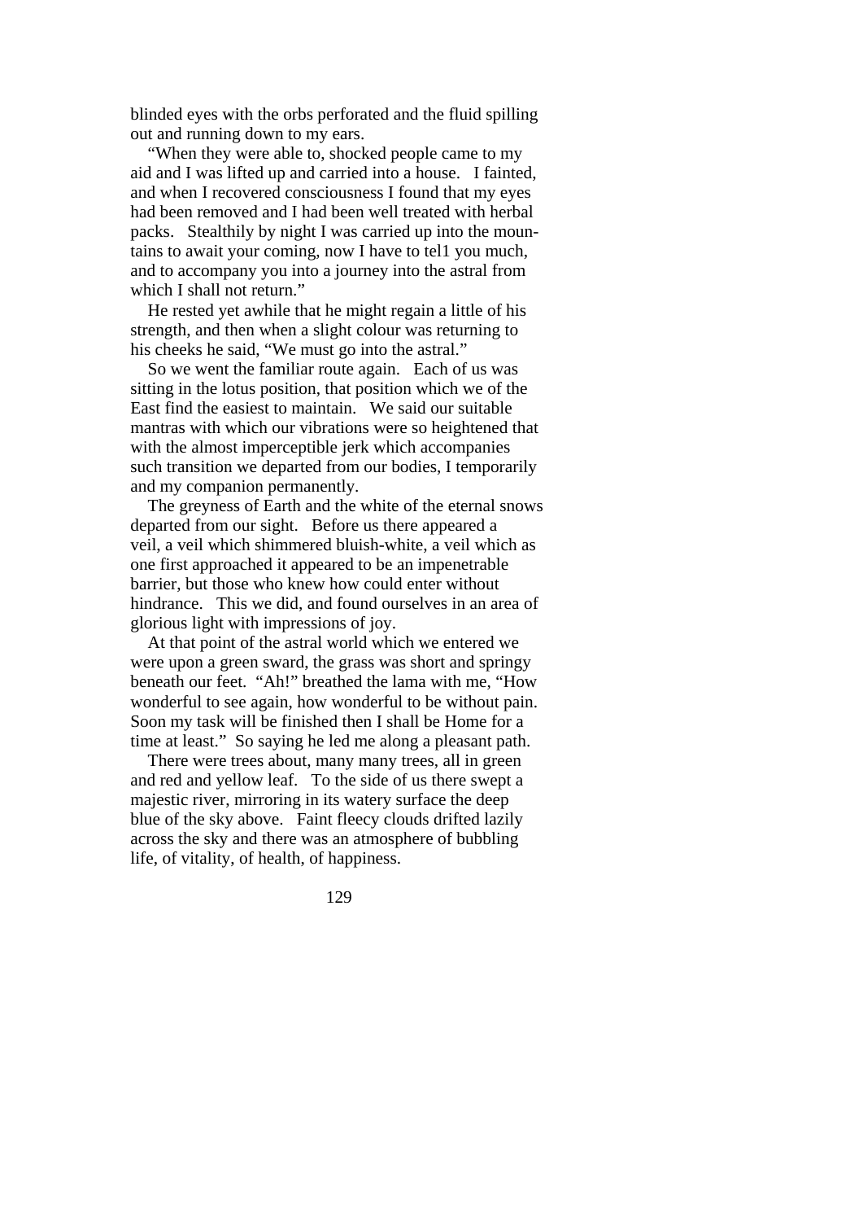blinded eyes with the orbs perforated and the fluid spilling out and running down to my ears.

"When they were able to, shocked people came to my aid and I was lifted up and carried into a house. I fainted, and when I recovered consciousness I found that my eyes had been removed and I had been well treated with herbal packs. Stealthily by night I was carried up into the mountains to await your coming, now I have to tel1 you much, and to accompany you into a journey into the astral from which I shall not return."

He rested yet awhile that he might regain a little of his strength, and then when a slight colour was returning to his cheeks he said, "We must go into the astral."

So we went the familiar route again. Each of us was sitting in the lotus position, that position which we of the East find the easiest to maintain. We said our suitable mantras with which our vibrations were so heightened that with the almost imperceptible jerk which accompanies such transition we departed from our bodies, I temporarily and my companion permanently.

The greyness of Earth and the white of the eternal snows departed from our sight. Before us there appeared a veil, a veil which shimmered bluish-white, a veil which as one first approached it appeared to be an impenetrable barrier, but those who knew how could enter without hindrance. This we did, and found ourselves in an area of glorious light with impressions of joy.

At that point of the astral world which we entered we were upon a green sward, the grass was short and springy beneath our feet. "Ah!" breathed the lama with me, "How wonderful to see again, how wonderful to be without pain. Soon my task will be finished then I shall be Home for a time at least." So saying he led me along a pleasant path.

There were trees about, many many trees, all in green and red and yellow leaf. To the side of us there swept a majestic river, mirroring in its watery surface the deep blue of the sky above. Faint fleecy clouds drifted lazily across the sky and there was an atmosphere of bubbling life, of vitality, of health, of happiness.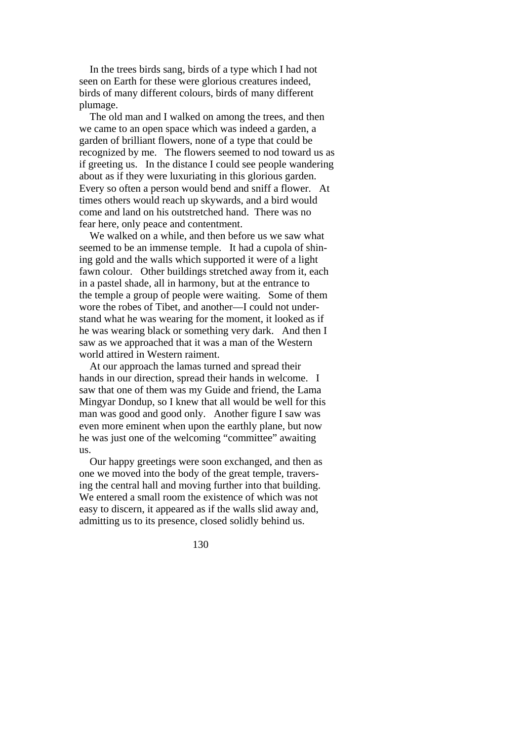In the trees birds sang, birds of a type which I had not seen on Earth for these were glorious creatures indeed, birds of many different colours, birds of many different plumage.

The old man and I walked on among the trees, and then we came to an open space which was indeed a garden, a garden of brilliant flowers, none of a type that could be recognized by me. The flowers seemed to nod toward us as if greeting us. In the distance I could see people wandering about as if they were luxuriating in this glorious garden. Every so often a person would bend and sniff a flower. At times others would reach up skywards, and a bird would come and land on his outstretched hand. There was no fear here, only peace and contentment.

We walked on a while, and then before us we saw what seemed to be an immense temple. It had a cupola of shining gold and the walls which supported it were of a light fawn colour. Other buildings stretched away from it, each in a pastel shade, all in harmony, but at the entrance to the temple a group of people were waiting. Some of them wore the robes of Tibet, and another—I could not understand what he was wearing for the moment, it looked as if he was wearing black or something very dark. And then I saw as we approached that it was a man of the Western world attired in Western raiment.

At our approach the lamas turned and spread their hands in our direction, spread their hands in welcome. I saw that one of them was my Guide and friend, the Lama Mingyar Dondup, so I knew that all would be well for this man was good and good only. Another figure I saw was even more eminent when upon the earthly plane, but now he was just one of the welcoming "committee" awaiting us.

Our happy greetings were soon exchanged, and then as one we moved into the body of the great temple, traversing the central hall and moving further into that building. We entered a small room the existence of which was not easy to discern, it appeared as if the walls slid away and, admitting us to its presence, closed solidly behind us.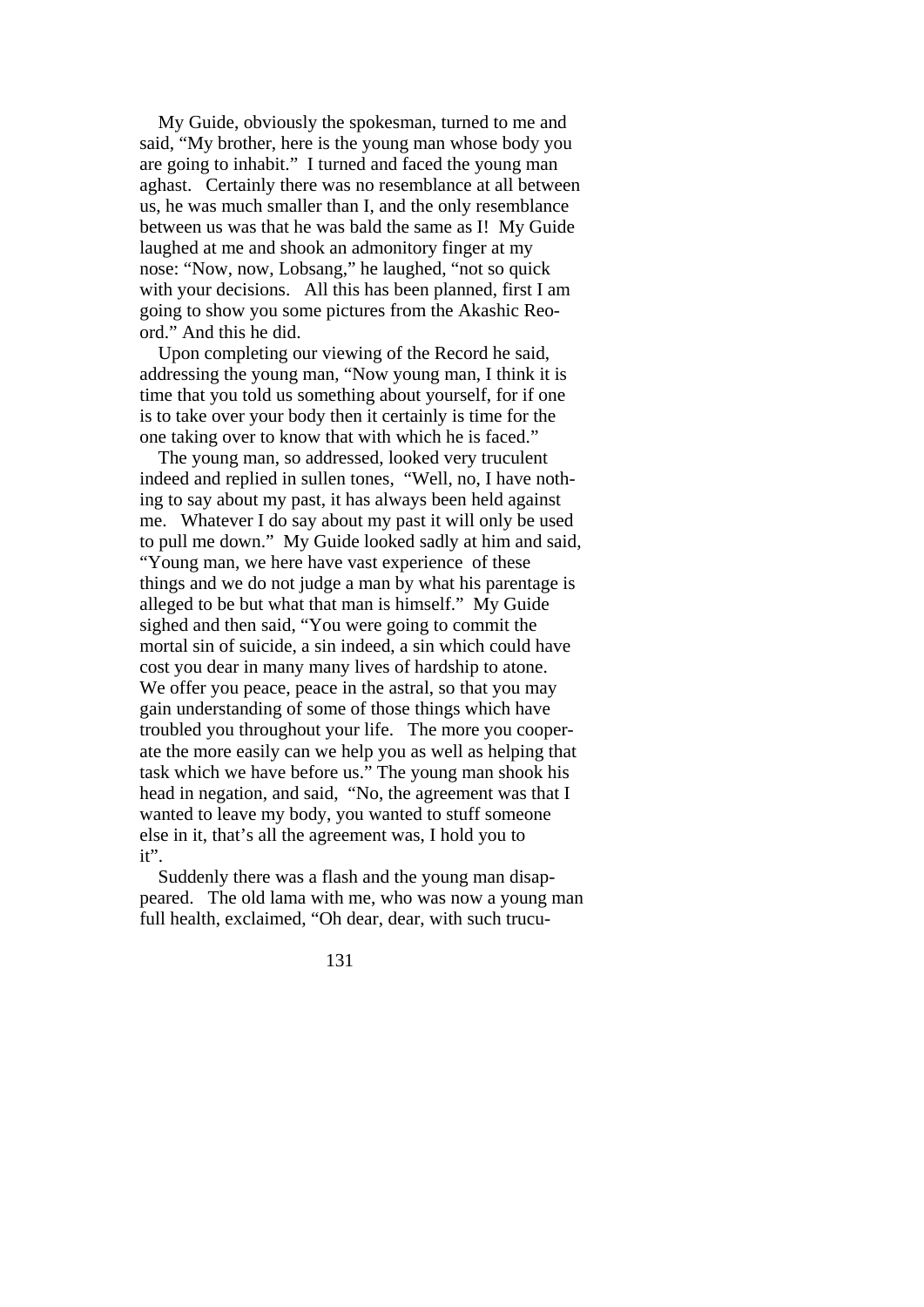My Guide, obviously the spokesman, turned to me and said, "My brother, here is the young man whose body you are going to inhabit." I turned and faced the young man aghast. Certainly there was no resemblance at all between us, he was much smaller than I, and the only resemblance between us was that he was bald the same as I! My Guide laughed at me and shook an admonitory finger at my nose: "Now, now, Lobsang," he laughed, "not so quick with your decisions. All this has been planned, first I am going to show you some pictures from the Akashic Record." And this he did.

Upon completing our viewing of the Record he said, addressing the young man, "Now young man, I think it is time that you told us something about yourself, for if one is to take over your body then it certainly is time for the one taking over to know that with which he is faced."

The young man, so addressed, looked very truculent indeed and replied in sullen tones, "Well, no, I have nothing to say about my past, it has always been held against me. Whatever I do say about my past it will only be used to pull me down." My Guide looked sadly at him and said, "Young man, we here have vast experience of these things and we do not judge a man by what his parentage is alleged to be but what that man is himself." My Guide sighed and then said, "You were going to commit the mortal sin of suicide, a sin indeed, a sin which could have cost you dear in many many lives of hardship to atone. We offer you peace, peace in the astral, so that you may gain understanding of some of those things which have troubled you throughout your life. The more you cooperate the more easily can we help you as well as helping that task which we have before us." The young man shook his head in negation, and said, "No, the agreement was that I wanted to leave my body, you wanted to stuff someone else in it, that's all the agreement was, I hold you to it".

Suddenly there was a flash and the young man disappeared. The old lama with me, who was now a young man full health, exclaimed, "Oh dear, dear, with such trucu-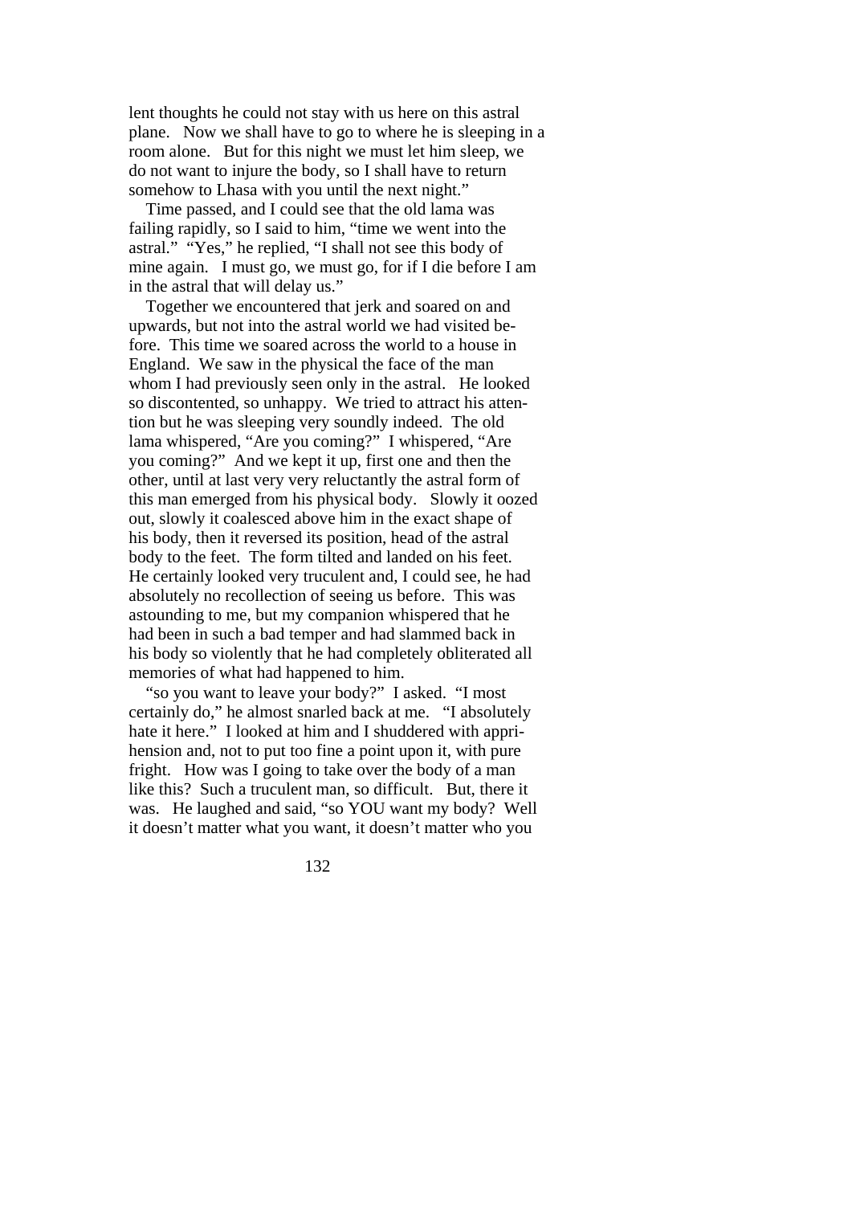lent thoughts he could not stay with us here on this astral plane. Now we shall have to go to where he is sleeping in a room alone. But for this night we must let him sleep, we do not want to injure the body, so I shall have to return somehow to Lhasa with you until the next night."

Time passed, and I could see that the old lama was failing rapidly, so I said to him, "time we went into the astral." "Yes," he replied, "I shall not see this body of mine again. I must go, we must go, for if I die before I am in the astral that will delay us."

Together we encountered that jerk and soared on and upwards, but not into the astral world we had visited before. This time we soared across the world to a house in England. We saw in the physical the face of the man whom I had previously seen only in the astral. He looked so discontented, so unhappy. We tried to attract his attention but he was sleeping very soundly indeed. The old lama whispered, "Are you coming?" I whispered, "Are you coming?" And we kept it up, first one and then the other, until at last very very reluctantly the astral form of this man emerged from his physical body. Slowly it oozed out, slowly it coalesced above him in the exact shape of his body, then it reversed its position, head of the astral body to the feet. The form tilted and landed on his feet. He certainly looked very truculent and, I could see, he had absolutely no recollection of seeing us before. This was astounding to me, but my companion whispered that he had been in such a bad temper and had slammed back in his body so violently that he had completely obliterated all memories of what had happened to him.

"so you want to leave your body?" I asked. "I most certainly do," he almost snarled back at me. "I absolutely hate it here." I looked at him and I shuddered with apprihension and, not to put too fine a point upon it, with pure fright. How was I going to take over the body of a man like this? Such a truculent man, so difficult. But, there it was. He laughed and said, "so YOU want my body? Well it doesn't matter what you want, it doesn't matter who you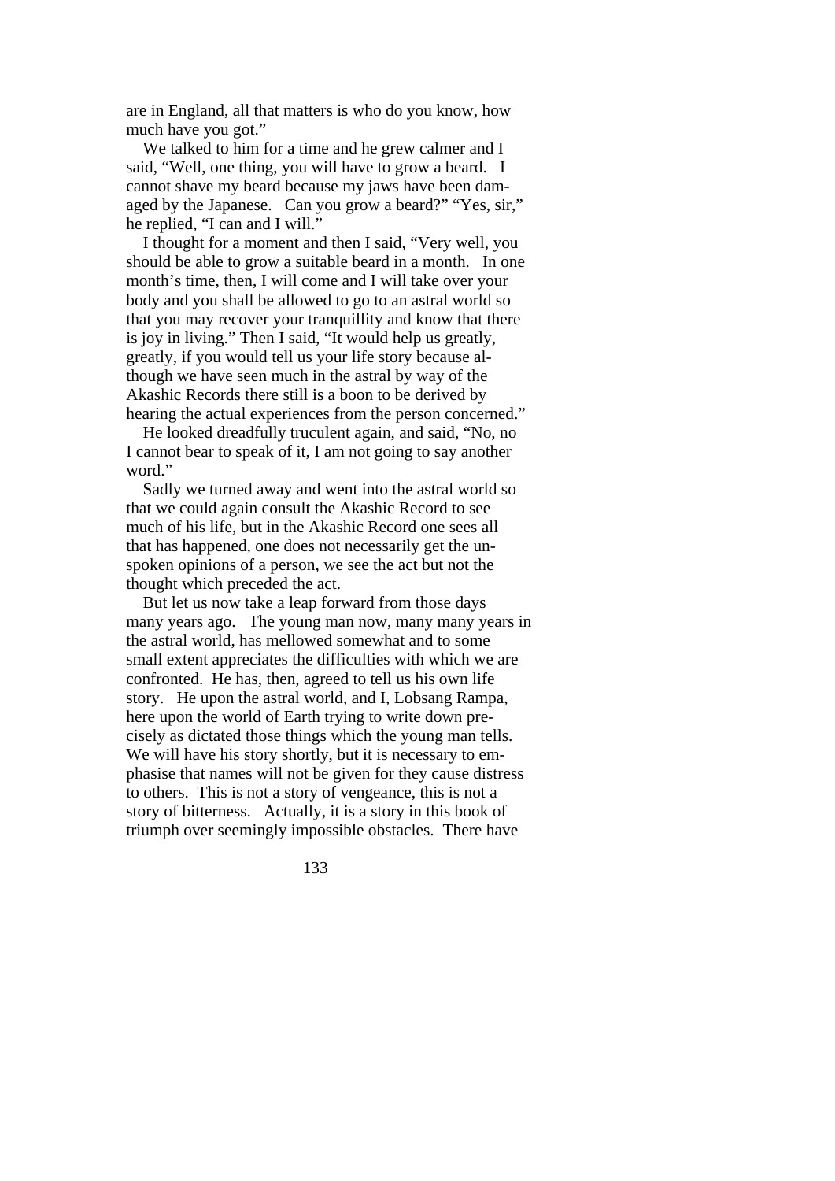are in England, all that matters is who do you know, how much have you got."

We talked to him for a time and he grew calmer and I said, "Well, one thing, you will have to grow a beard. I cannot shave my beard because my jaws have been damaged by the Japanese. Can you grow a beard?" "Yes, sir," he replied, "I can and I will."

I thought for a moment and then I said, "Very well, you should be able to grow a suitable beard in a month. In one month's time, then, I will come and I will take over your body and you shall be allowed to go to an astral world so that you may recover your tranquillity and know that there is joy in living." Then I said, "It would help us greatly, greatly, if you would tell us your life story because although we have seen much in the astral by way of the Akashic Records there still is a boon to be derived by hearing the actual experiences from the person concerned."

He looked dreadfully truculent again, and said, "No, no I cannot bear to speak of it, I am not going to say another word."

Sadly we turned away and went into the astral world so that we could again consult the Akashic Record to see much of his life, but in the Akashic Record one sees all that has happened, one does not necessarily get the unspoken opinions of a person, we see the act but not the thought which preceded the act.

But let us now take a leap forward from those days many years ago. The young man now, many many years in the astral world, has mellowed somewhat and to some small extent appreciates the difficulties with which we are confronted. He has, then, agreed to tell us his own life story. He upon the astral world, and I, Lobsang Rampa, here upon the world of Earth trying to write down precisely as dictated those things which the young man tells. We will have his story shortly, but it is necessary to emphasise that names will not be given for they cause distress to others. This is not a story of vengeance, this is not a story of bitterness. Actually, it is a story in this book of triumph over seemingly impossible obstacles. There have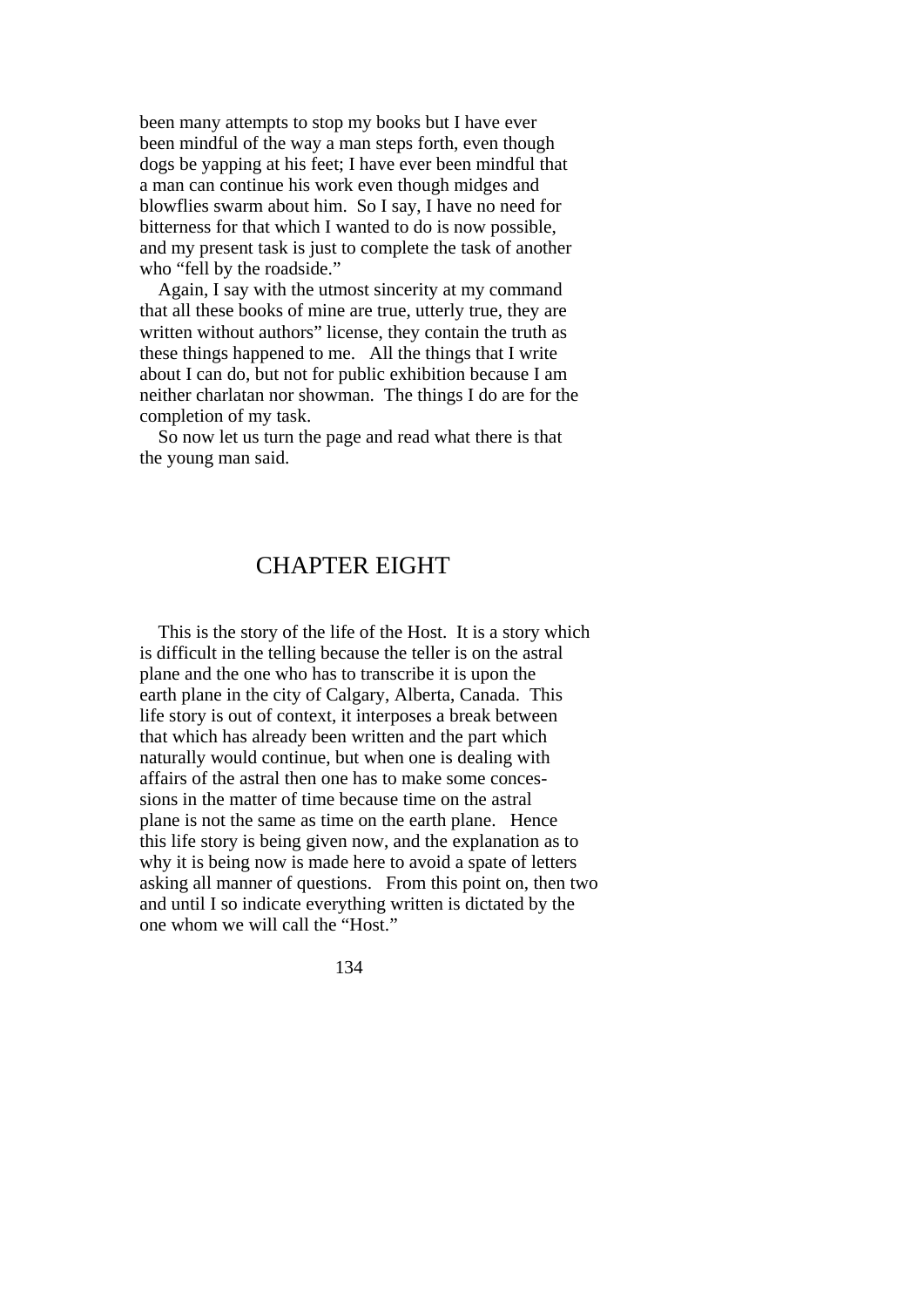been many attempts to stop my books but I have ever been mindful of the way a man steps forth, even though dogs be yapping at his feet; I have ever been mindful that a man can continue his work even though midges and blowflies swarm about him. So I say, I have no need for bitterness for that which I wanted to do is now possible, and my present task is just to complete the task of another who "fell by the roadside."

Again, I say with the utmost sincerity at my command that all these books of mine are true, utterly true, they are written without authors" license, they contain the truth as these things happened to me. All the things that I write about I can do, but not for public exhibition because I am neither charlatan nor showman. The things I do are for the completion of my task.

So now let us turn the page and read what there is that the young man said.

## CHAPTER EIGHT

This is the story of the life of the Host. It is a story which is difficult in the telling because the teller is on the astral plane and the one who has to transcribe it is upon the earth plane in the city of Calgary, Alberta, Canada. This life story is out of context, it interposes a break between that which has already been written and the part which naturally would continue, but when one is dealing with affairs of the astral then one has to make some concessions in the matter of time because time on the astral plane is not the same as time on the earth plane. Hence this life story is being given now, and the explanation as to why it is being now is made here to avoid a spate of letters asking all manner of questions. From this point on, then two and until I so indicate everything written is dictated by the one whom we will call the "Host."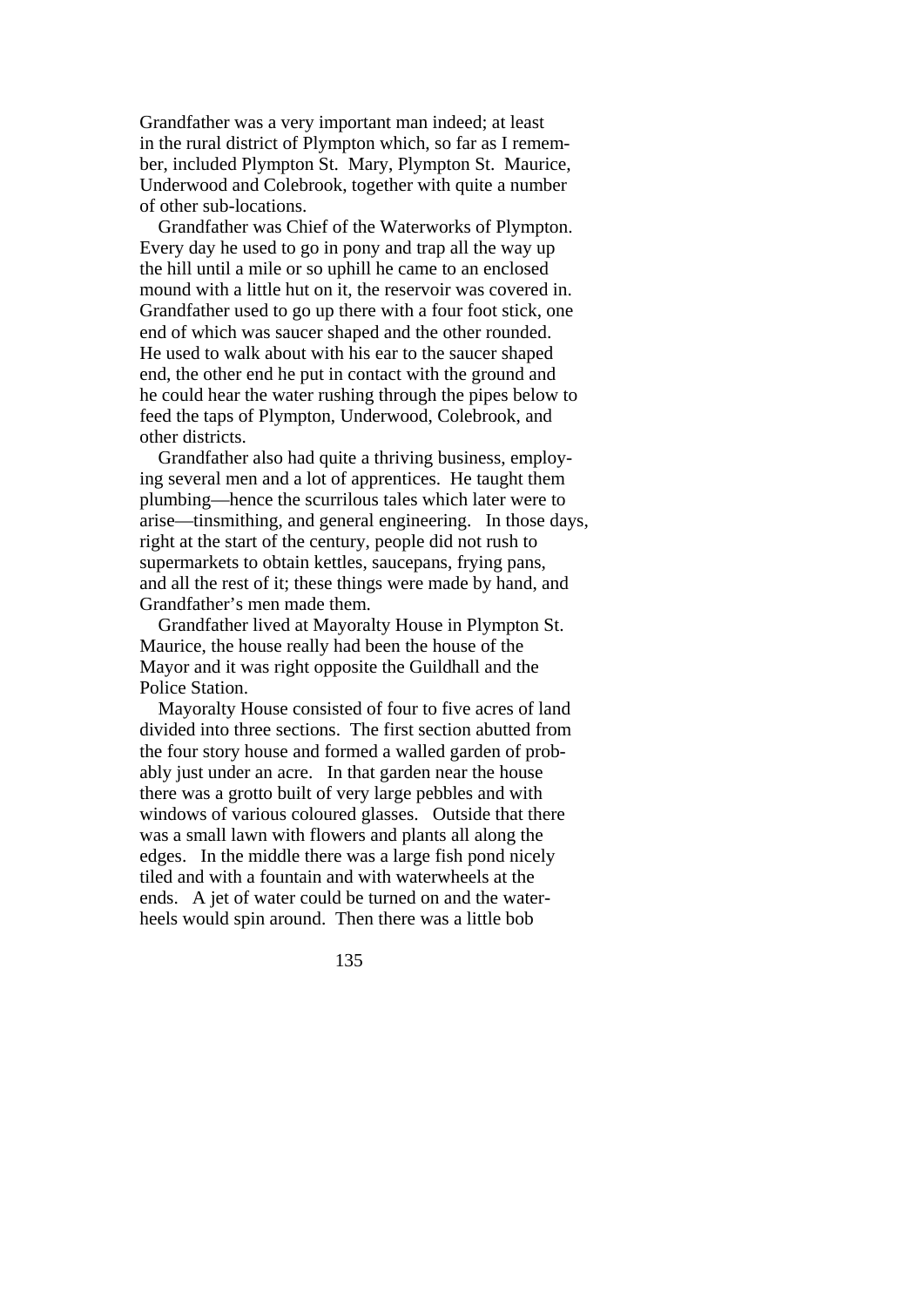Grandfather was a very important man indeed; at least in the rural district of Plympton which, so far as I remember, included Plympton St. Mary, Plympton St. Maurice, Underwood and Colebrook, together with quite a number of other sub-locations.

Grandfather was Chief of the Waterworks of Plympton. Every day he used to go in pony and trap all the way up the hill until a mile or so uphill he came to an enclosed mound with a little hut on it, the reservoir was covered in. Grandfather used to go up there with a four foot stick, one end of which was saucer shaped and the other rounded. He used to walk about with his ear to the saucer shaped end, the other end he put in contact with the ground and he could hear the water rushing through the pipes below to feed the taps of Plympton, Underwood, Colebrook, and other districts.

Grandfather also had quite a thriving business, employing several men and a lot of apprentices. He taught them plumbing—hence the scurrilous tales which later were to arise—tinsmithing, and general engineering. In those days, right at the start of the century, people did not rush to supermarkets to obtain kettles, saucepans, frying pans, and all the rest of it; these things were made by hand, and Grandfather's men made them.

Grandfather lived at Mayoralty House in Plympton St. Maurice, the house really had been the house of the Mayor and it was right opposite the Guildhall and the Police Station.

Mayoralty House consisted of four to five acres of land divided into three sections. The first section abutted from the four story house and formed a walled garden of probably just under an acre. In that garden near the house there was a grotto built of very large pebbles and with windows of various coloured glasses. Outside that there was a small lawn with flowers and plants all along the edges. In the middle there was a large fish pond nicely tiled and with a fountain and with waterwheels at the ends. A jet of water could be turned on and the waterheels would spin around. Then there was a little bob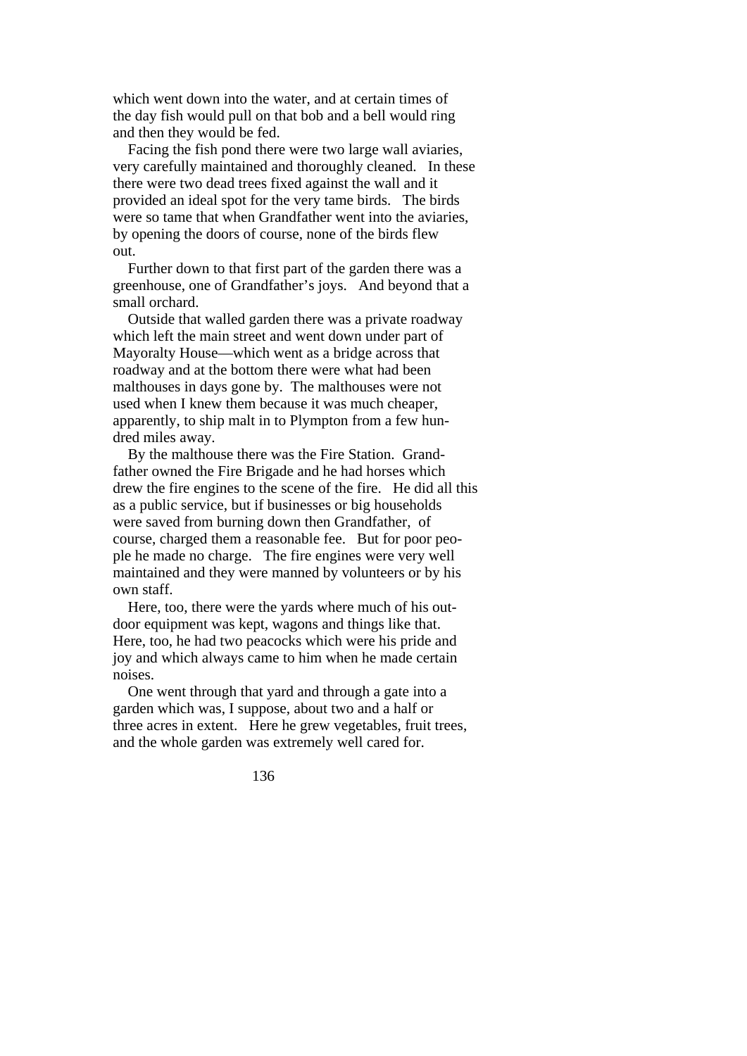which went down into the water, and at certain times of the day fish would pull on that bob and a bell would ring and then they would be fed.

Facing the fish pond there were two large wall aviaries, very carefully maintained and thoroughly cleaned. In these there were two dead trees fixed against the wall and it provided an ideal spot for the very tame birds. The birds were so tame that when Grandfather went into the aviaries, by opening the doors of course, none of the birds flew out.

Further down to that first part of the garden there was a greenhouse, one of Grandfather's joys. And beyond that a small orchard.

Outside that walled garden there was a private roadway which left the main street and went down under part of Mayoralty House—which went as a bridge across that roadway and at the bottom there were what had been malthouses in days gone by. The malthouses were not used when I knew them because it was much cheaper, apparently, to ship malt in to Plympton from a few hundred miles away.

By the malthouse there was the Fire Station. Grandfather owned the Fire Brigade and he had horses which drew the fire engines to the scene of the fire. He did all this as a public service, but if businesses or big households were saved from burning down then Grandfather, of course, charged them a reasonable fee. But for poor people he made no charge. The fire engines were very well maintained and they were manned by volunteers or by his own staff.

Here, too, there were the yards where much of his outdoor equipment was kept, wagons and things like that. Here, too, he had two peacocks which were his pride and joy and which always came to him when he made certain noises.

One went through that yard and through a gate into a garden which was, I suppose, about two and a half or three acres in extent. Here he grew vegetables, fruit trees, and the whole garden was extremely well cared for.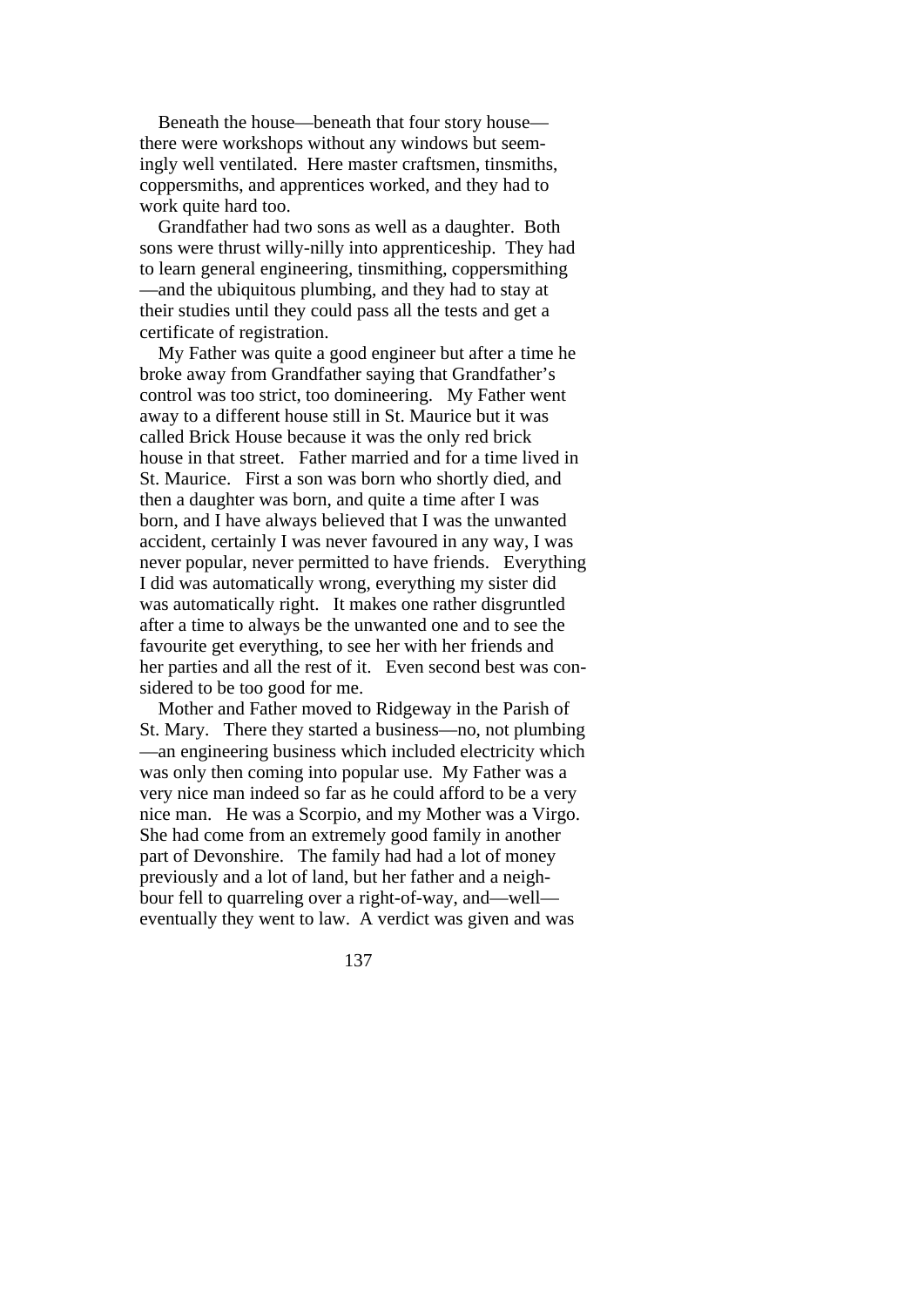Beneath the house—beneath that four story house—there were workshops without any windows but seemingly well ventilated. Here master craftsmen, tinsmiths, coppersmiths, and apprentices worked, and they had to work quite hard too.

Grandfather had two sons as well as a daughter. Both sons were thrust willy-nilly into apprenticeship. They had to learn general engineering, tinsmithing, coppersmithing—and the ubiquitous plumbing, and they had to stay at their studies until they could pass all the tests and get a certificate of registration.

My Father was quite a good engineer but after a time he broke away from Grandfather saying that Grandfather's control was too strict, too domineering. My Father went away to a different house still in St. Maurice but it was called Brick House because it was the only red brick house in that street. Father married and for a time lived in St. Maurice. First a son was born who shortly died, and then a daughter was born, and quite a time after I was born, and I have always believed that I was the unwanted accident, certainly I was never favoured in any way, I was never popular, never permitted to have friends. Everything I did was automatically wrong, everything my sister did was automatically right. It makes one rather disgruntled after a time to always be the unwanted one and to see the favourite get everything, to see her with her friends and her parties and all the rest of it. Even second best was considered to be too good for me.

Mother and Father moved to Ridgeway in the Parish of St. Mary. There they started a business—no, not plumbing—an engineering business which included electricity which was only then coming into popular use. My Father was a very nice man indeed so far as he could afford to be a very nice man. He was a Scorpio, and my Mother was a Virgo. She had come from an extremely good family in another part of Devonshire. The family had had a lot of money previously and a lot of land, but her father and a neighbour fell to quarreling over a right-of-way, and—well—eventually they went to law. A verdict was given and was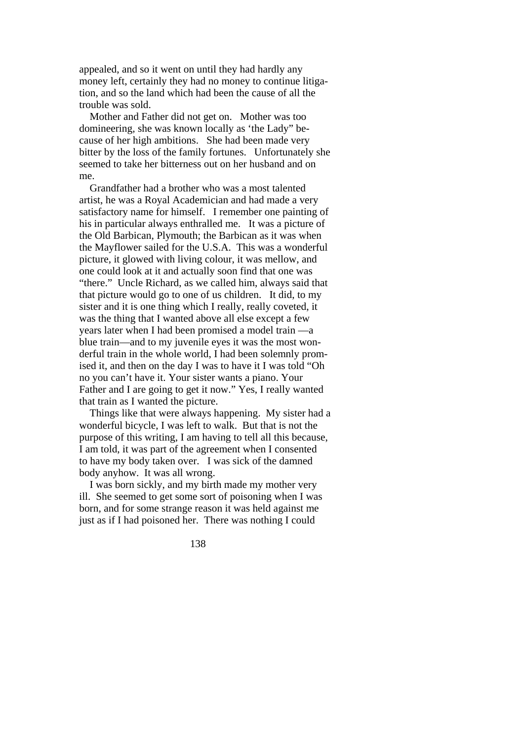appealed, and so it went on until they had hardly any money left, certainly they had no money to continue litigation, and so the land which had been the cause of all the trouble was sold.

Mother and Father did not get on. Mother was too domineering, she was known locally as 'the Lady" because of her high ambitions. She had been made very bitter by the loss of the family fortunes. Unfortunately she seemed to take her bitterness out on her husband and on me.

Grandfather had a brother who was a most talented artist, he was a Royal Academician and had made a very satisfactory name for himself. I remember one painting of his in particular always enthralled me. It was a picture of the Old Barbican, Plymouth; the Barbican as it was when the Mayflower sailed for the U.S.A. This was a wonderful picture, it glowed with living colour, it was mellow, and one could look at it and actually soon find that one was "there." Uncle Richard, as we called him, always said that that picture would go to one of us children. It did, to my sister and it is one thing which I really, really coveted, it was the thing that I wanted above all else except a few years later when I had been promised a model train —a blue train—and to my juvenile eyes it was the most wonderful train in the whole world, I had been solemnly promised it, and then on the day I was to have it I was told "Oh no you can't have it. Your sister wants a piano. Your Father and I are going to get it now." Yes, I really wanted that train as I wanted the picture.

Things like that were always happening. My sister had a wonderful bicycle, I was left to walk. But that is not the purpose of this writing, I am having to tell all this because, I am told, it was part of the agreement when I consented to have my body taken over. I was sick of the damned body anyhow. It was all wrong.

I was born sickly, and my birth made my mother very ill. She seemed to get some sort of poisoning when I was born, and for some strange reason it was held against me just as if I had poisoned her. There was nothing I could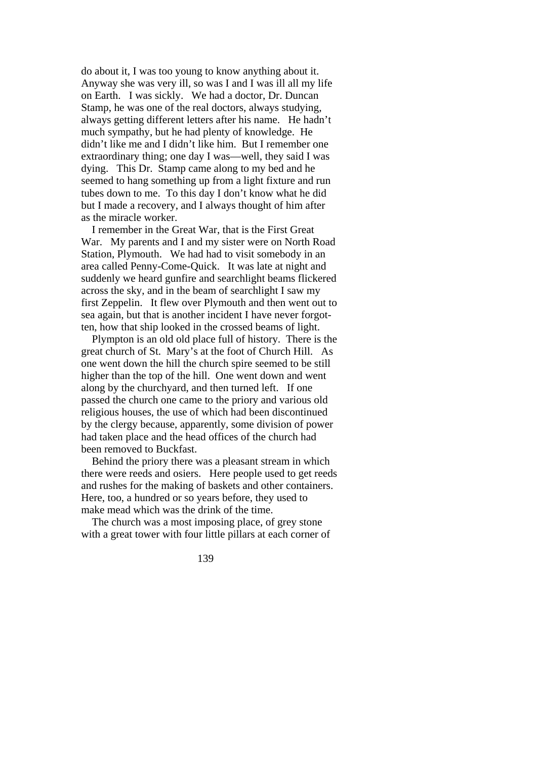do about it, I was too young to know anything about it. Anyway she was very ill, so was I and I was ill all my life on Earth. I was sickly. We had a doctor, Dr. Duncan Stamp, he was one of the real doctors, always studying, always getting different letters after his name. He hadn't much sympathy, but he had plenty of knowledge. He didn't like me and I didn't like him. But I remember one extraordinary thing; one day I was—well, they said I was dying. This Dr. Stamp came along to my bed and he seemed to hang something up from a light fixture and run tubes down to me. To this day I don't know what he did but I made a recovery, and I always thought of him after as the miracle worker.

I remember in the Great War, that is the First Great War. My parents and I and my sister were on North Road Station, Plymouth. We had had to visit somebody in an area called Penny-Come-Quick. It was late at night and suddenly we heard gunfire and searchlight beams flickered across the sky, and in the beam of searchlight I saw my first Zeppelin. It flew over Plymouth and then went out to sea again, but that is another incident I have never forgotten, how that ship looked in the crossed beams of light.

Plympton is an old old place full of history. There is the great church of St. Mary's at the foot of Church Hill. As one went down the hill the church spire seemed to be still higher than the top of the hill. One went down and went along by the churchyard, and then turned left. If one passed the church one came to the priory and various old religious houses, the use of which had been discontinued by the clergy because, apparently, some division of power had taken place and the head offices of the church had been removed to Buckfast.

Behind the priory there was a pleasant stream in which there were reeds and osiers. Here people used to get reeds and rushes for the making of baskets and other containers. Here, too, a hundred or so years before, they used to make mead which was the drink of the time.

The church was a most imposing place, of grey stone with a great tower with four little pillars at each corner of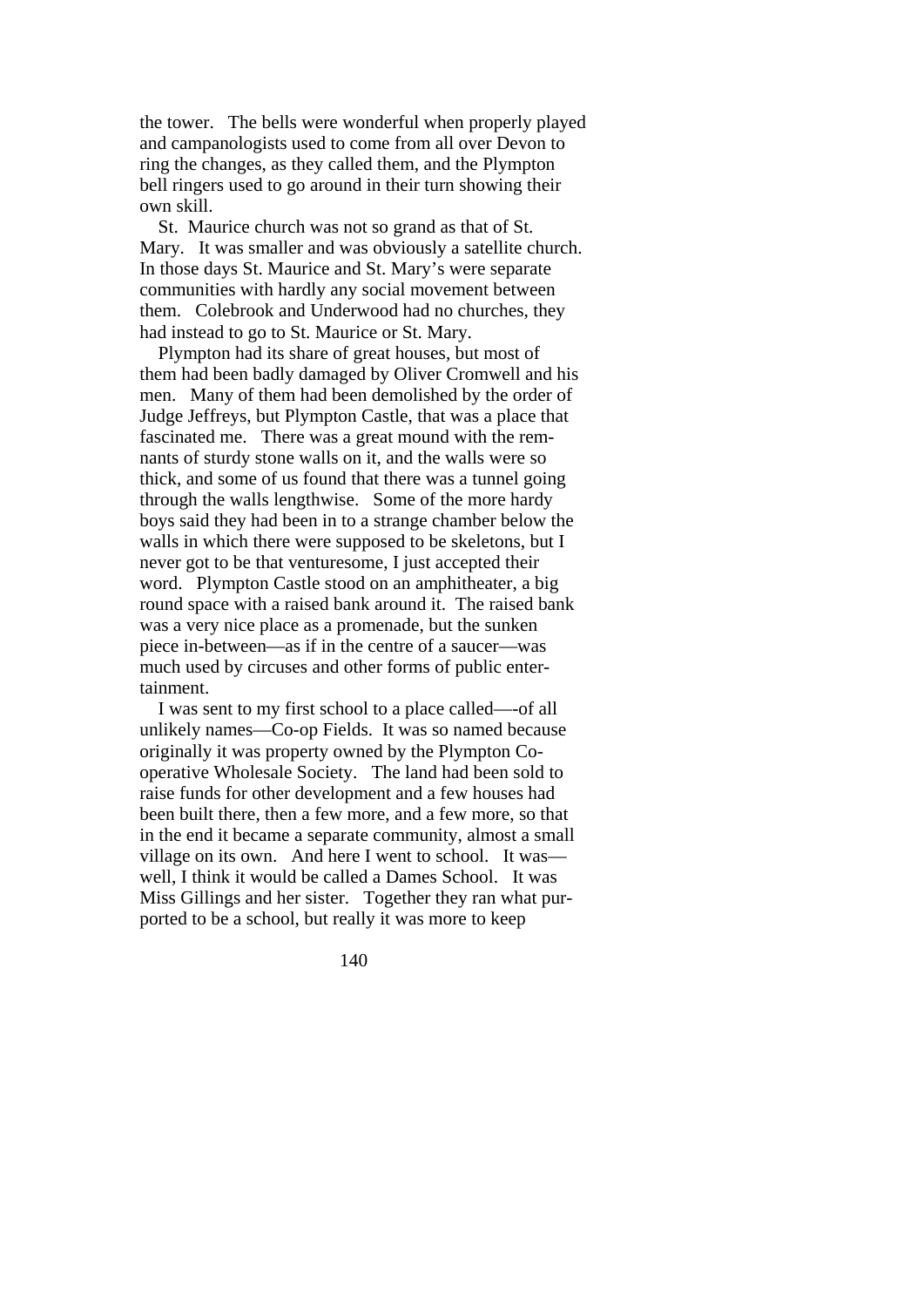the tower. The bells were wonderful when properly played and campanologists used to come from all over Devon to ring the changes, as they called them, and the Plympton bell ringers used to go around in their turn showing their own skill.

St. Maurice church was not so grand as that of St. Mary. It was smaller and was obviously a satellite church. In those days St. Maurice and St. Mary's were separate communities with hardly any social movement between them. Colebrook and Underwood had no churches, they had instead to go to St. Maurice or St. Mary.

Plympton had its share of great houses, but most of them had been badly damaged by Oliver Cromwell and his men. Many of them had been demolished by the order of Judge Jeffreys, but Plympton Castle, that was a place that fascinated me. There was a great mound with the remnants of sturdy stone walls on it, and the walls were so thick, and some of us found that there was a tunnel going through the walls lengthwise. Some of the more hardy boys said they had been in to a strange chamber below the walls in which there were supposed to be skeletons, but I never got to be that venturesome, I just accepted their word. Plympton Castle stood on an amphitheater, a big round space with a raised bank around it. The raised bank was a very nice place as a promenade, but the sunken piece in-between—as if in the centre of a saucer—was much used by circuses and other forms of public entertainment.

I was sent to my first school to a place called—-of all unlikely names—Co-op Fields. It was so named because originally it was property owned by the Plympton Co-operative Wholesale Society. The land had been sold to raise funds for other development and a few houses had been built there, then a few more, and a few more, so that in the end it became a separate community, almost a small village on its own. And here I went to school. It was—well, I think it would be called a Dames School. It was Miss Gillings and her sister. Together they ran what purported to be a school, but really it was more to keep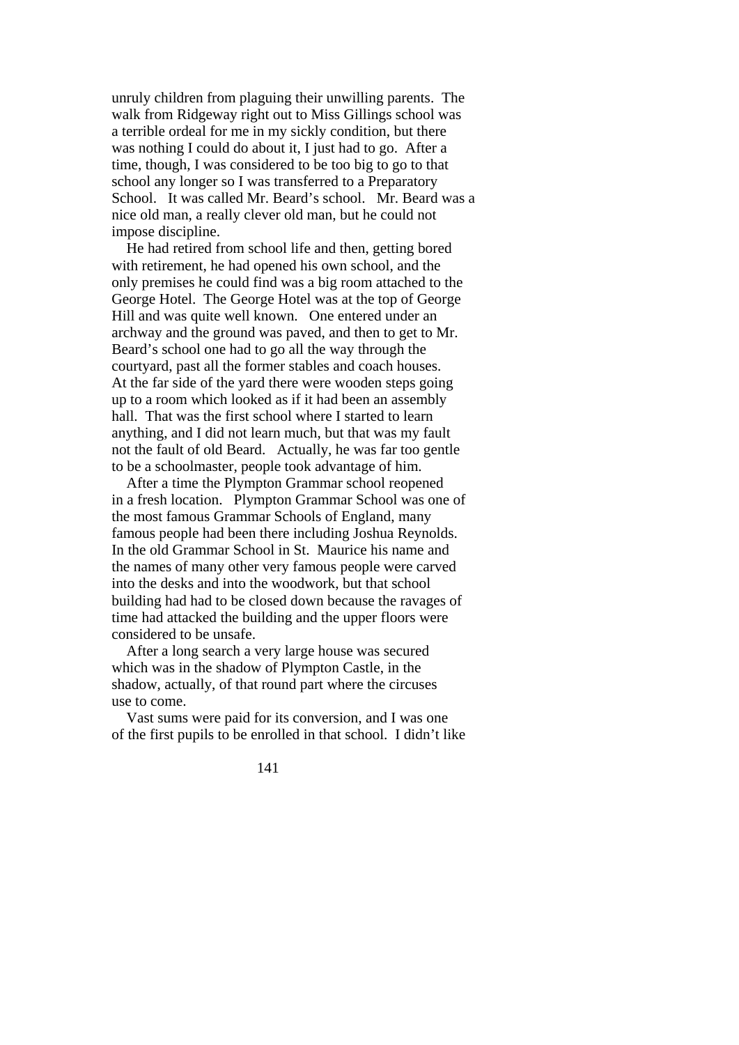unruly children from plaguing their unwilling parents. The walk from Ridgeway right out to Miss Gillings school was a terrible ordeal for me in my sickly condition, but there was nothing I could do about it, I just had to go. After a time, though, I was considered to be too big to go to that school any longer so I was transferred to a Preparatory School. It was called Mr. Beard's school. Mr. Beard was a nice old man, a really clever old man, but he could not impose discipline.

He had retired from school life and then, getting bored with retirement, he had opened his own school, and the only premises he could find was a big room attached to the George Hotel. The George Hotel was at the top of George Hill and was quite well known. One entered under an archway and the ground was paved, and then to get to Mr. Beard's school one had to go all the way through the courtyard, past all the former stables and coach houses. At the far side of the yard there were wooden steps going up to a room which looked as if it had been an assembly hall. That was the first school where I started to learn anything, and I did not learn much, but that was my fault not the fault of old Beard. Actually, he was far too gentle to be a schoolmaster, people took advantage of him.

After a time the Plympton Grammar school reopened in a fresh location. Plympton Grammar School was one of the most famous Grammar Schools of England, many famous people had been there including Joshua Reynolds. In the old Grammar School in St. Maurice his name and the names of many other very famous people were carved into the desks and into the woodwork, but that school building had had to be closed down because the ravages of time had attacked the building and the upper floors were considered to be unsafe.

After a long search a very large house was secured which was in the shadow of Plympton Castle, in the shadow, actually, of that round part where the circuses use to come.

Vast sums were paid for its conversion, and I was one of the first pupils to be enrolled in that school. I didn't like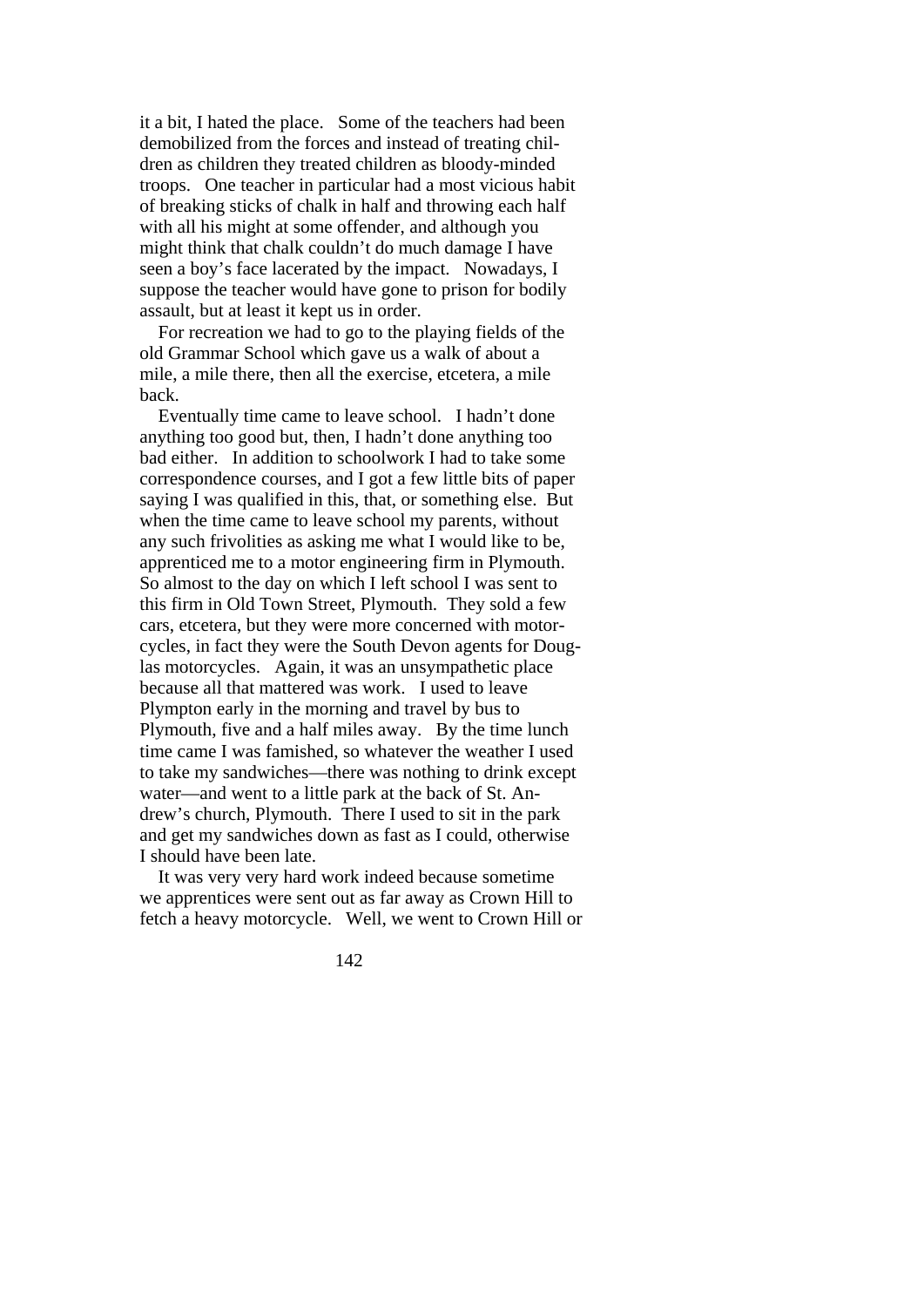it a bit, I hated the place. Some of the teachers had been demobilized from the forces and instead of treating children as children they treated children as bloody-minded troops. One teacher in particular had a most vicious habit of breaking sticks of chalk in half and throwing each half with all his might at some offender, and although you might think that chalk couldn't do much damage I have seen a boy's face lacerated by the impact. Nowadays, I suppose the teacher would have gone to prison for bodily assault, but at least it kept us in order.

For recreation we had to go to the playing fields of the old Grammar School which gave us a walk of about a mile, a mile there, then all the exercise, etcetera, a mile back.

Eventually time came to leave school. I hadn't done anything too good but, then, I hadn't done anything too bad either. In addition to schoolwork I had to take some correspondence courses, and I got a few little bits of paper saying I was qualified in this, that, or something else. But when the time came to leave school my parents, without any such frivolities as asking me what I would like to be, apprenticed me to a motor engineering firm in Plymouth. So almost to the day on which I left school I was sent to this firm in Old Town Street, Plymouth. They sold a few cars, etcetera, but they were more concerned with motorcycles, in fact they were the South Devon agents for Douglas motorcycles. Again, it was an unsympathetic place because all that mattered was work. I used to leave Plympton early in the morning and travel by bus to Plymouth, five and a half miles away. By the time lunch time came I was famished, so whatever the weather I used to take my sandwiches—there was nothing to drink except water—and went to a little park at the back of St. Andrew's church, Plymouth. There I used to sit in the park and get my sandwiches down as fast as I could, otherwise I should have been late.

It was very very hard work indeed because sometime we apprentices were sent out as far away as Crown Hill to fetch a heavy motorcycle. Well, we went to Crown Hill or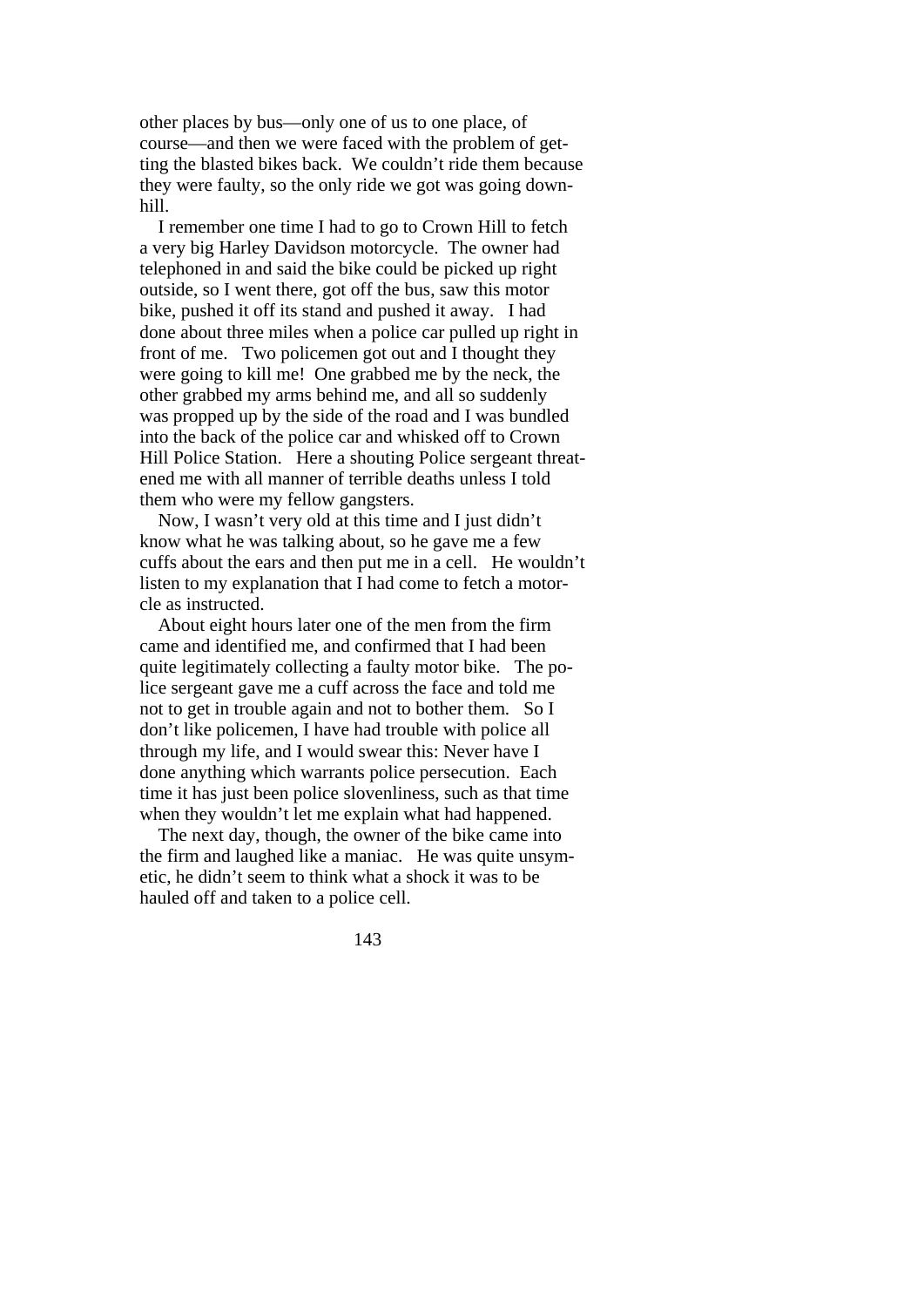other places by bus—only one of us to one place, of course—and then we were faced with the problem of getting the blasted bikes back. We couldn't ride them because they were faulty, so the only ride we got was going downhill.

I remember one time I had to go to Crown Hill to fetch a very big Harley Davidson motorcycle. The owner had telephoned in and said the bike could be picked up right outside, so I went there, got off the bus, saw this motor bike, pushed it off its stand and pushed it away. I had done about three miles when a police car pulled up right in front of me. Two policemen got out and I thought they were going to kill me! One grabbed me by the neck, the other grabbed my arms behind me, and all so suddenly was propped up by the side of the road and I was bundled into the back of the police car and whisked off to Crown Hill Police Station. Here a shouting Police sergeant threatened me with all manner of terrible deaths unless I told them who were my fellow gangsters.

Now, I wasn't very old at this time and I just didn't know what he was talking about, so he gave me a few cuffs about the ears and then put me in a cell. He wouldn't listen to my explanation that I had come to fetch a motorcle as instructed.

About eight hours later one of the men from the firm came and identified me, and confirmed that I had been quite legitimately collecting a faulty motor bike. The police sergeant gave me a cuff across the face and told me not to get in trouble again and not to bother them. So I don't like policemen, I have had trouble with police all through my life, and I would swear this: Never have I done anything which warrants police persecution. Each time it has just been police slovenliness, such as that time when they wouldn't let me explain what had happened.

The next day, though, the owner of the bike came into the firm and laughed like a maniac. He was quite unsymetic, he didn't seem to think what a shock it was to be hauled off and taken to a police cell.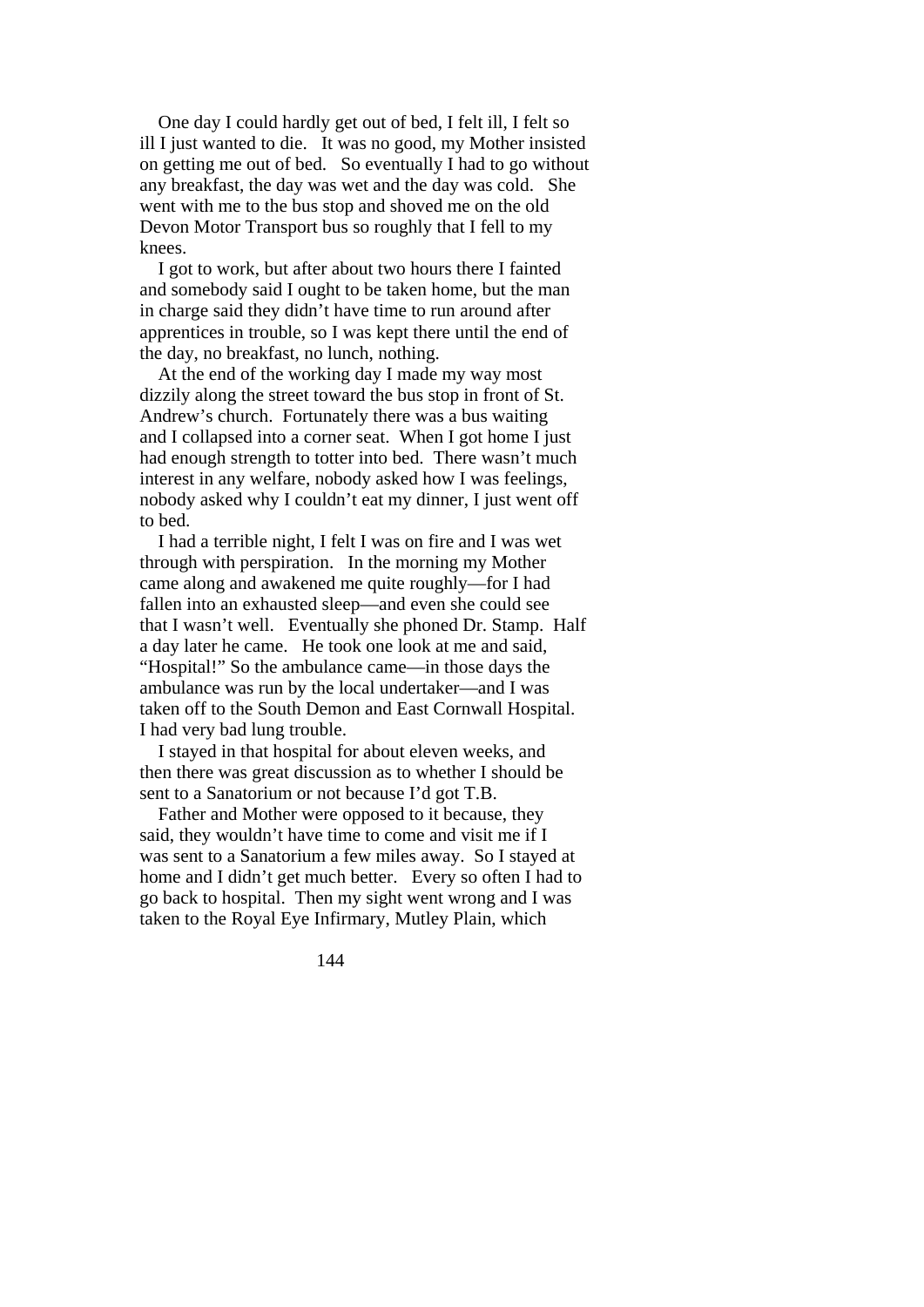One day I could hardly get out of bed, I felt ill, I felt so ill I just wanted to die. It was no good, my Mother insisted on getting me out of bed. So eventually I had to go without any breakfast, the day was wet and the day was cold. She went with me to the bus stop and shoved me on the old Devon Motor Transport bus so roughly that I fell to my knees.

I got to work, but after about two hours there I fainted and somebody said I ought to be taken home, but the man in charge said they didn't have time to run around after apprentices in trouble, so I was kept there until the end of the day, no breakfast, no lunch, nothing.

At the end of the working day I made my way most dizzily along the street toward the bus stop in front of St. Andrew's church. Fortunately there was a bus waiting and I collapsed into a corner seat. When I got home I just had enough strength to totter into bed. There wasn't much interest in any welfare, nobody asked how I was feelings, nobody asked why I couldn't eat my dinner, I just went off to bed.

I had a terrible night, I felt I was on fire and I was wet through with perspiration. In the morning my Mother came along and awakened me quite roughly—for I had fallen into an exhausted sleep—and even she could see that I wasn't well. Eventually she phoned Dr. Stamp. Half a day later he came. He took one look at me and said, "Hospital!" So the ambulance came—in those days the ambulance was run by the local undertaker—and I was taken off to the South Demon and East Cornwall Hospital. I had very bad lung trouble.

I stayed in that hospital for about eleven weeks, and then there was great discussion as to whether I should be sent to a Sanatorium or not because I'd got T.B.

Father and Mother were opposed to it because, they said, they wouldn't have time to come and visit me if I was sent to a Sanatorium a few miles away. So I stayed at home and I didn't get much better. Every so often I had to go back to hospital. Then my sight went wrong and I was taken to the Royal Eye Infirmary, Mutley Plain, which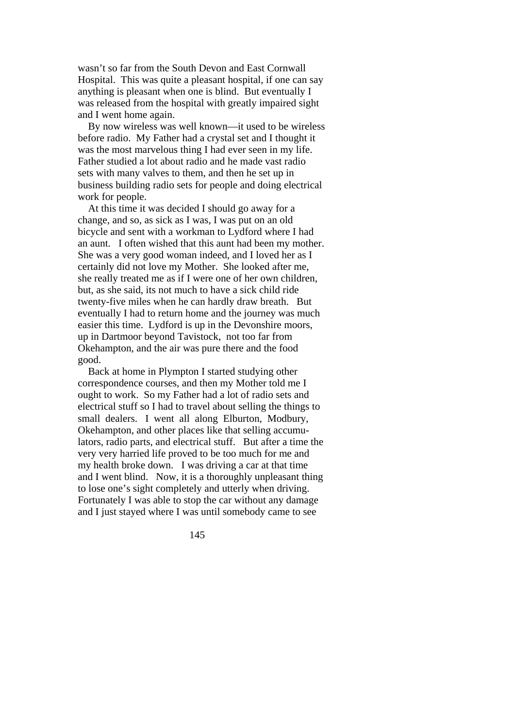wasn't so far from the South Devon and East Cornwall Hospital. This was quite a pleasant hospital, if one can say anything is pleasant when one is blind. But eventually I was released from the hospital with greatly impaired sight and I went home again.

By now wireless was well known—it used to be wireless before radio. My Father had a crystal set and I thought it was the most marvelous thing I had ever seen in my life. Father studied a lot about radio and he made vast radio sets with many valves to them, and then he set up in business building radio sets for people and doing electrical work for people.

At this time it was decided I should go away for a change, and so, as sick as I was, I was put on an old bicycle and sent with a workman to Lydford where I had an aunt. I often wished that this aunt had been my mother. She was a very good woman indeed, and I loved her as I certainly did not love my Mother. She looked after me, she really treated me as if I were one of her own children, but, as she said, its not much to have a sick child ride twenty-five miles when he can hardly draw breath. But eventually I had to return home and the journey was much easier this time. Lydford is up in the Devonshire moors, up in Dartmoor beyond Tavistock, not too far from Okehampton, and the air was pure there and the food good.

Back at home in Plympton I started studying other correspondence courses, and then my Mother told me I ought to work. So my Father had a lot of radio sets and electrical stuff so I had to travel about selling the things to small dealers. I went all along Elburton, Modbury, Okehampton, and other places like that selling accumulators, radio parts, and electrical stuff. But after a time the very very harried life proved to be too much for me and my health broke down. I was driving a car at that time and I went blind. Now, it is a thoroughly unpleasant thing to lose one's sight completely and utterly when driving. Fortunately I was able to stop the car without any damage and I just stayed where I was until somebody came to see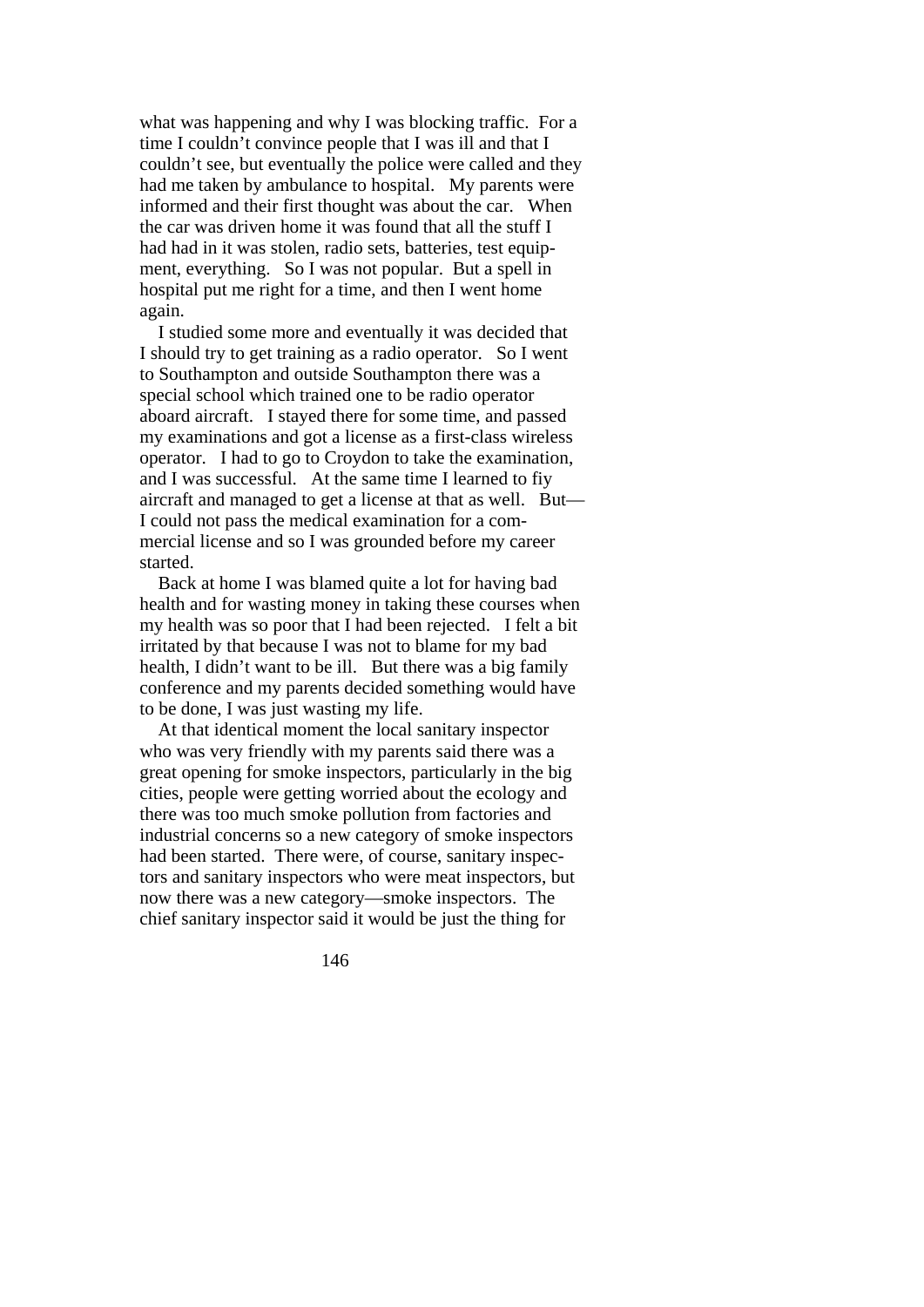what was happening and why I was blocking traffic. For a time I couldn't convince people that I was ill and that I couldn't see, but eventually the police were called and they had me taken by ambulance to hospital. My parents were informed and their first thought was about the car. When the car was driven home it was found that all the stuff I had had in it was stolen, radio sets, batteries, test equipment, everything. So I was not popular. But a spell in hospital put me right for a time, and then I went home again.

I studied some more and eventually it was decided that I should try to get training as a radio operator. So I went to Southampton and outside Southampton there was a special school which trained one to be radio operator aboard aircraft. I stayed there for some time, and passed my examinations and got a license as a first-class wireless operator. I had to go to Croydon to take the examination, and I was successful. At the same time I learned to fiy aircraft and managed to get a license at that as well. But—I could not pass the medical examination for a commercial license and so I was grounded before my career started.

Back at home I was blamed quite a lot for having bad health and for wasting money in taking these courses when my health was so poor that I had been rejected. I felt a bit irritated by that because I was not to blame for my bad health, I didn't want to be ill. But there was a big family conference and my parents decided something would have to be done, I was just wasting my life.

At that identical moment the local sanitary inspector who was very friendly with my parents said there was a great opening for smoke inspectors, particularly in the big cities, people were getting worried about the ecology and there was too much smoke pollution from factories and industrial concerns so a new category of smoke inspectors had been started. There were, of course, sanitary inspectors and sanitary inspectors who were meat inspectors, but now there was a new category—smoke inspectors. The chief sanitary inspector said it would be just the thing for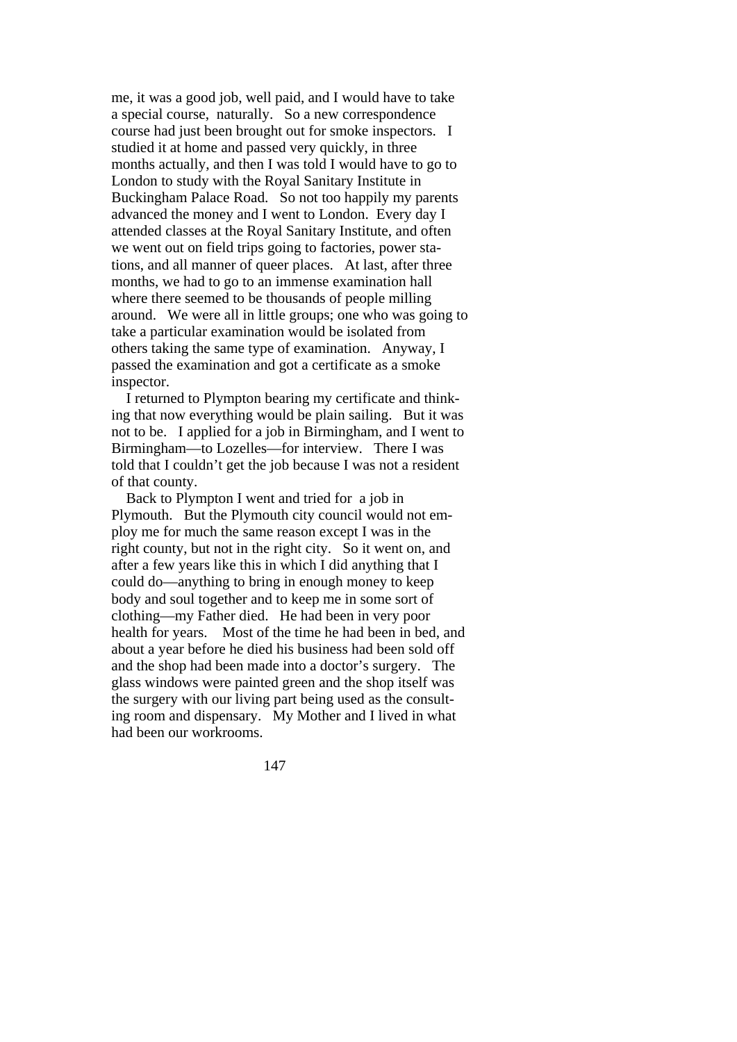me, it was a good job, well paid, and I would have to take a special course, naturally. So a new correspondence course had just been brought out for smoke inspectors. I studied it at home and passed very quickly, in three months actually, and then I was told I would have to go to London to study with the Royal Sanitary Institute in Buckingham Palace Road. So not too happily my parents advanced the money and I went to London. Every day I attended classes at the Royal Sanitary Institute, and often we went out on field trips going to factories, power stations, and all manner of queer places. At last, after three months, we had to go to an immense examination hall where there seemed to be thousands of people milling around. We were all in little groups; one who was going to take a particular examination would be isolated from others taking the same type of examination. Anyway, I passed the examination and got a certificate as a smoke inspector.

I returned to Plympton bearing my certificate and thinking that now everything would be plain sailing. But it was not to be. I applied for a job in Birmingham, and I went to Birmingham—to Lozelles—for interview. There I was told that I couldn't get the job because I was not a resident of that county.

Back to Plympton I went and tried for a job in Plymouth. But the Plymouth city council would not employ me for much the same reason except I was in the right county, but not in the right city. So it went on, and after a few years like this in which I did anything that I could do—anything to bring in enough money to keep body and soul together and to keep me in some sort of clothing—my Father died. He had been in very poor health for years. Most of the time he had been in bed, and about a year before he died his business had been sold off and the shop had been made into a doctor's surgery. The glass windows were painted green and the shop itself was the surgery with our living part being used as the consulting room and dispensary. My Mother and I lived in what had been our workrooms.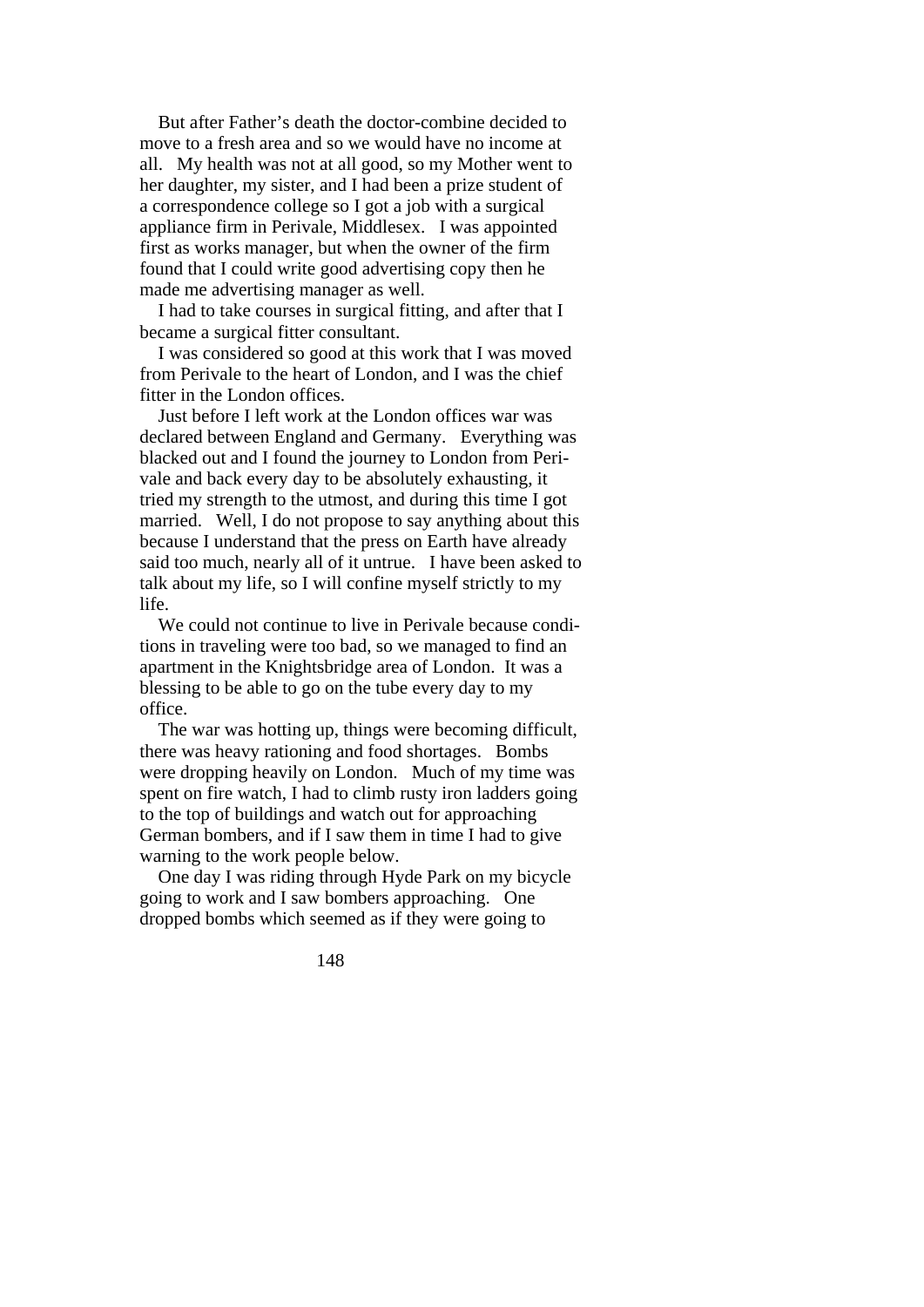But after Father's death the doctor-combine decided to move to a fresh area and so we would have no income at all. My health was not at all good, so my Mother went to her daughter, my sister, and I had been a prize student of a correspondence college so I got a job with a surgical appliance firm in Perivale, Middlesex. I was appointed first as works manager, but when the owner of the firm found that I could write good advertising copy then he made me advertising manager as well.

I had to take courses in surgical fitting, and after that I became a surgical fitter consultant.

I was considered so good at this work that I was moved from Perivale to the heart of London, and I was the chief fitter in the London offices.

Just before I left work at the London offices war was declared between England and Germany. Everything was blacked out and I found the journey to London from Perivale and back every day to be absolutely exhausting, it tried my strength to the utmost, and during this time I got married. Well, I do not propose to say anything about this because I understand that the press on Earth have already said too much, nearly all of it untrue. I have been asked to talk about my life, so I will confine myself strictly to my life.

We could not continue to live in Perivale because conditions in traveling were too bad, so we managed to find an apartment in the Knightsbridge area of London. It was a blessing to be able to go on the tube every day to my office.

The war was hotting up, things were becoming difficult, there was heavy rationing and food shortages. Bombs were dropping heavily on London. Much of my time was spent on fire watch, I had to climb rusty iron ladders going to the top of buildings and watch out for approaching German bombers, and if I saw them in time I had to give warning to the work people below.

One day I was riding through Hyde Park on my bicycle going to work and I saw bombers approaching. One dropped bombs which seemed as if they were going to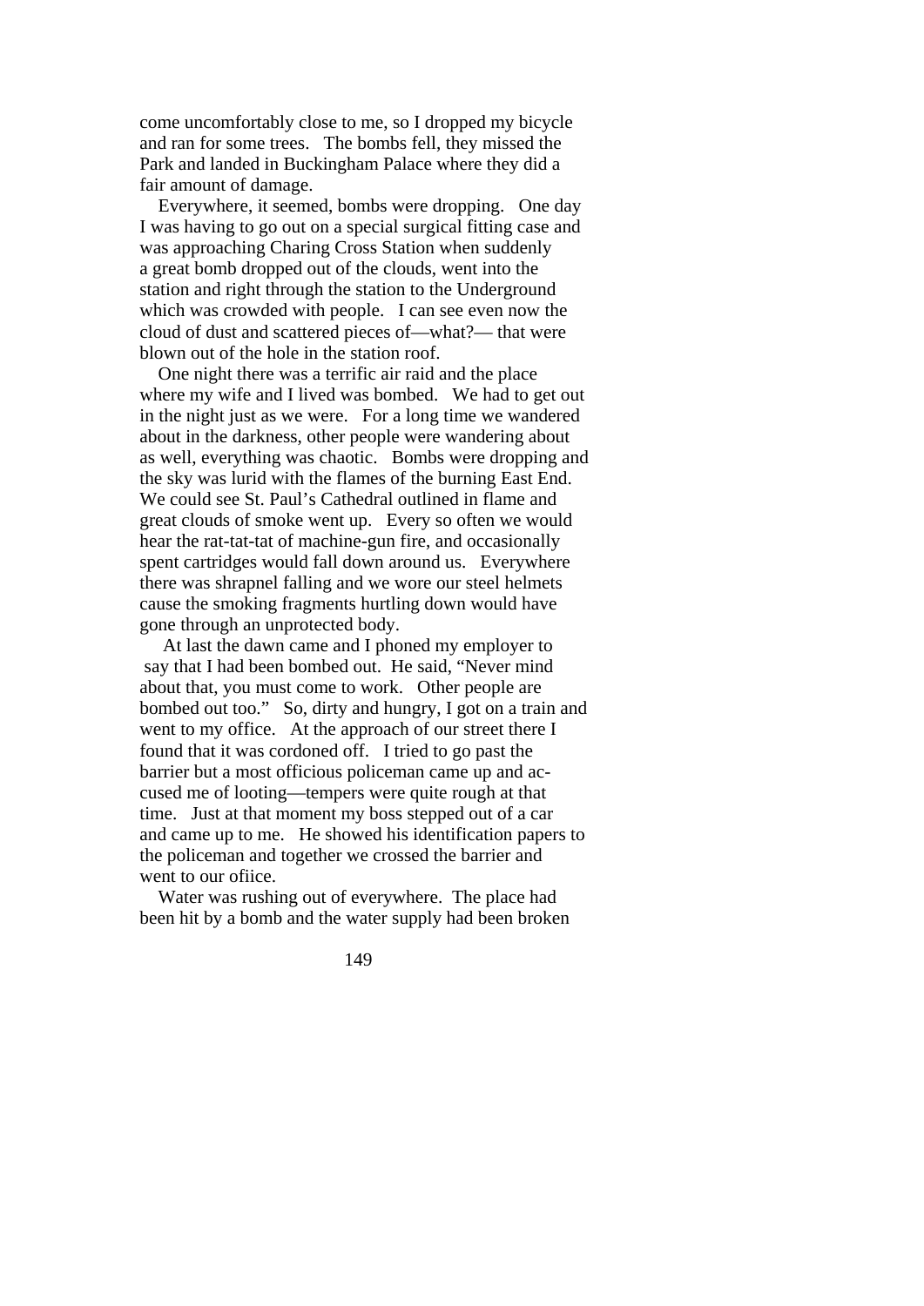come uncomfortably close to me, so I dropped my bicycle and ran for some trees. The bombs fell, they missed the Park and landed in Buckingham Palace where they did a fair amount of damage.

Everywhere, it seemed, bombs were dropping. One day I was having to go out on a special surgical fitting case and was approaching Charing Cross Station when suddenly a great bomb dropped out of the clouds, went into the station and right through the station to the Underground which was crowded with people. I can see even now the cloud of dust and scattered pieces of—what?— that were blown out of the hole in the station roof.

One night there was a terrific air raid and the place where my wife and I lived was bombed. We had to get out in the night just as we were. For a long time we wandered about in the darkness, other people were wandering about as well, everything was chaotic. Bombs were dropping and the sky was lurid with the flames of the burning East End. We could see St. Paul's Cathedral outlined in flame and great clouds of smoke went up. Every so often we would hear the rat-tat-tat of machine-gun fire, and occasionally spent cartridges would fall down around us. Everywhere there was shrapnel falling and we wore our steel helmets cause the smoking fragments hurtling down would have gone through an unprotected body.

At last the dawn came and I phoned my employer to say that I had been bombed out. He said, "Never mind about that, you must come to work. Other people are bombed out too." So, dirty and hungry, I got on a train and went to my office. At the approach of our street there I found that it was cordoned off. I tried to go past the barrier but a most officious policeman came up and accused me of looting—tempers were quite rough at that time. Just at that moment my boss stepped out of a car and came up to me. He showed his identification papers to the policeman and together we crossed the barrier and went to our ofiice.

Water was rushing out of everywhere. The place had been hit by a bomb and the water supply had been broken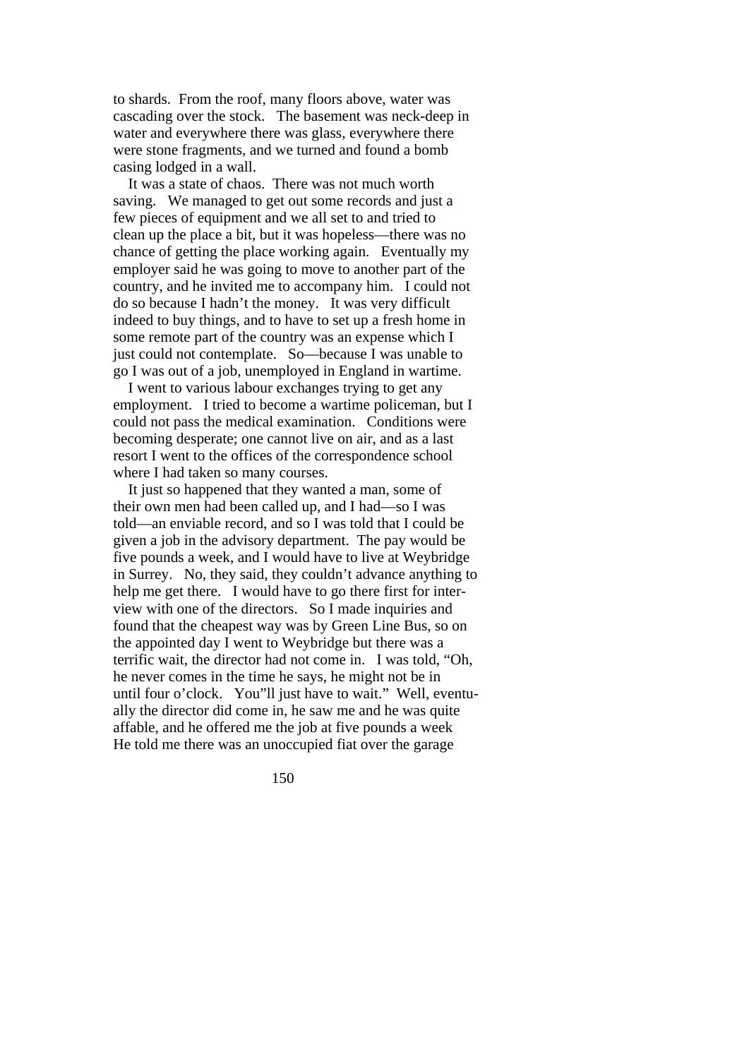to shards. From the roof, many floors above, water was cascading over the stock. The basement was neck-deep in water and everywhere there was glass, everywhere there were stone fragments, and we turned and found a bomb casing lodged in a wall.

It was a state of chaos. There was not much worth saving. We managed to get out some records and just a few pieces of equipment and we all set to and tried to clean up the place a bit, but it was hopeless—there was no chance of getting the place working again. Eventually my employer said he was going to move to another part of the country, and he invited me to accompany him. I could not do so because I hadn't the money. It was very difficult indeed to buy things, and to have to set up a fresh home in some remote part of the country was an expense which I just could not contemplate. So—because I was unable to go I was out of a job, unemployed in England in wartime.

I went to various labour exchanges trying to get any employment. I tried to become a wartime policeman, but I could not pass the medical examination. Conditions were becoming desperate; one cannot live on air, and as a last resort I went to the offices of the correspondence school where I had taken so many courses.

It just so happened that they wanted a man, some of their own men had been called up, and I had—so I was told—an enviable record, and so I was told that I could be given a job in the advisory department. The pay would be five pounds a week, and I would have to live at Weybridge in Surrey. No, they said, they couldn't advance anything to help me get there. I would have to go there first for interview with one of the directors. So I made inquiries and found that the cheapest way was by Green Line Bus, so on the appointed day I went to Weybridge but there was a terrific wait, the director had not come in. I was told, "Oh, he never comes in the time he says, he might not be in until four o'clock. You"ll just have to wait." Well, eventually the director did come in, he saw me and he was quite affable, and he offered me the job at five pounds a week He told me there was an unoccupied fiat over the garage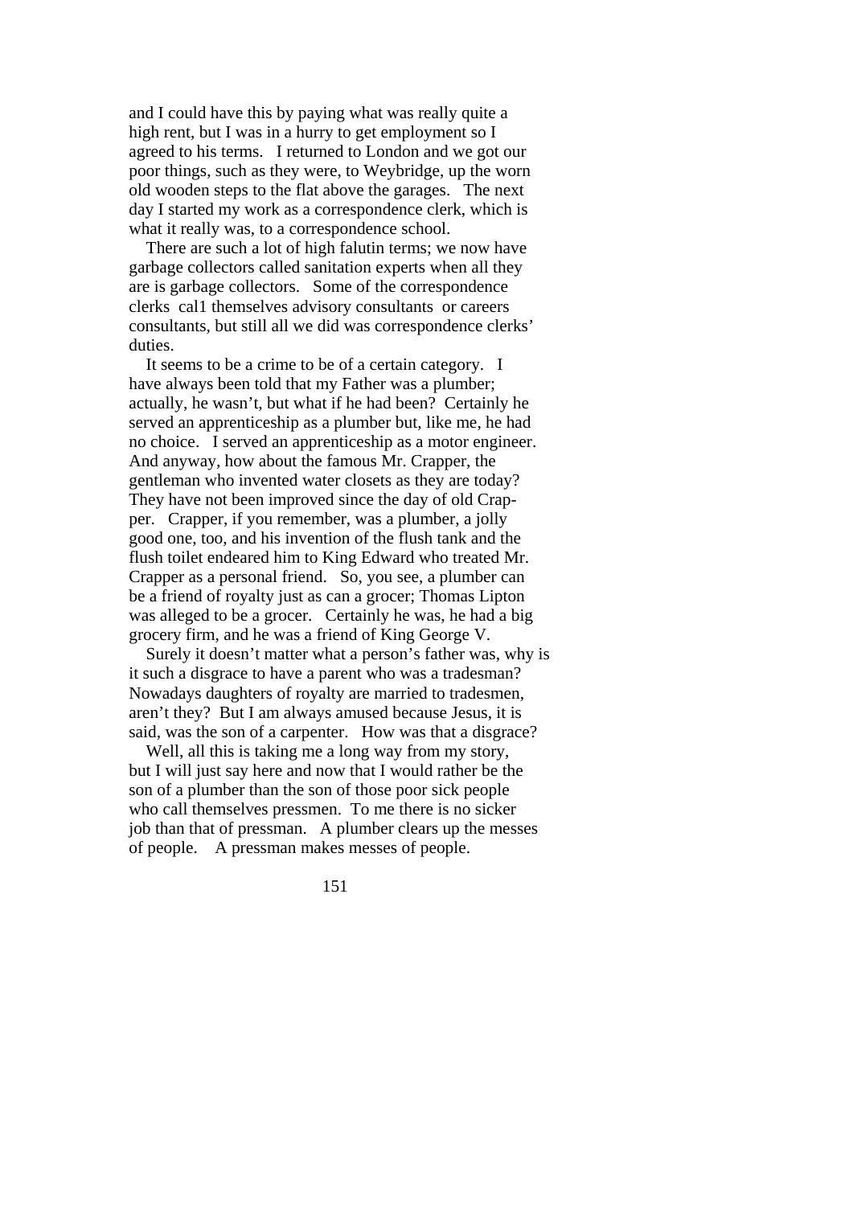and I could have this by paying what was really quite a high rent, but I was in a hurry to get employment so I agreed to his terms. I returned to London and we got our poor things, such as they were, to Weybridge, up the worn old wooden steps to the flat above the garages. The next day I started my work as a correspondence clerk, which is what it really was, to a correspondence school.

There are such a lot of high falutin terms; we now have garbage collectors called sanitation experts when all they are is garbage collectors. Some of the correspondence clerks cal1 themselves advisory consultants or careers consultants, but still all we did was correspondence clerks' duties.

It seems to be a crime to be of a certain category. I have always been told that my Father was a plumber; actually, he wasn't, but what if he had been? Certainly he served an apprenticeship as a plumber but, like me, he had no choice. I served an apprenticeship as a motor engineer. And anyway, how about the famous Mr. Crapper, the gentleman who invented water closets as they are today? They have not been improved since the day of old Crapper. Crapper, if you remember, was a plumber, a jolly good one, too, and his invention of the flush tank and the flush toilet endeared him to King Edward who treated Mr. Crapper as a personal friend. So, you see, a plumber can be a friend of royalty just as can a grocer; Thomas Lipton was alleged to be a grocer. Certainly he was, he had a big grocery firm, and he was a friend of King George V.

Surely it doesn't matter what a person's father was, why is it such a disgrace to have a parent who was a tradesman? Nowadays daughters of royalty are married to tradesmen, aren't they? But I am always amused because Jesus, it is said, was the son of a carpenter. How was that a disgrace?

Well, all this is taking me a long way from my story, but I will just say here and now that I would rather be the son of a plumber than the son of those poor sick people who call themselves pressmen. To me there is no sicker job than that of pressman. A plumber clears up the messes of people. A pressman makes messes of people.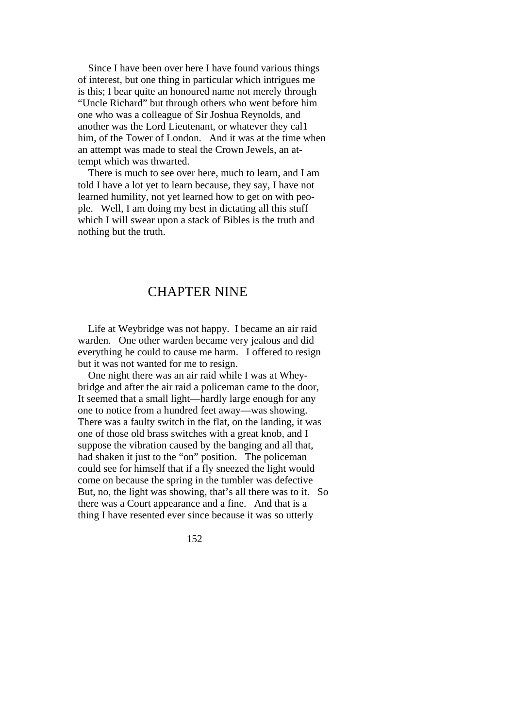Since I have been over here I have found various things of interest, but one thing in particular which intrigues me is this; I bear quite an honoured name not merely through "Uncle Richard" but through others who went before him one who was a colleague of Sir Joshua Reynolds, and another was the Lord Lieutenant, or whatever they cal1 him, of the Tower of London. And it was at the time when an attempt was made to steal the Crown Jewels, an attempt which was thwarted.

There is much to see over here, much to learn, and I am told I have a lot yet to learn because, they say, I have not learned humility, not yet learned how to get on with people. Well, I am doing my best in dictating all this stuff which I will swear upon a stack of Bibles is the truth and nothing but the truth.

## CHAPTER NINE

Life at Weybridge was not happy. I became an air raid warden. One other warden became very jealous and did everything he could to cause me harm. I offered to resign but it was not wanted for me to resign.

One night there was an air raid while I was at Wheybridge and after the air raid a policeman came to the door, It seemed that a small light—hardly large enough for any one to notice from a hundred feet away—was showing. There was a faulty switch in the flat, on the landing, it was one of those old brass switches with a great knob, and I suppose the vibration caused by the banging and all that, had shaken it just to the "on" position. The policeman could see for himself that if a fly sneezed the light would come on because the spring in the tumbler was defective But, no, the light was showing, that's all there was to it. So there was a Court appearance and a fine. And that is a thing I have resented ever since because it was so utterly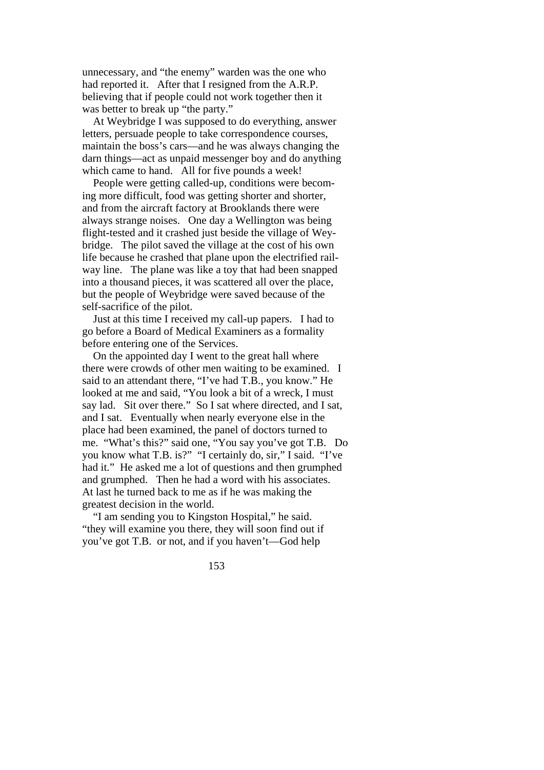unnecessary, and "the enemy" warden was the one who had reported it. After that I resigned from the A.R.P. believing that if people could not work together then it was better to break up "the party."

At Weybridge I was supposed to do everything, answer letters, persuade people to take correspondence courses, maintain the boss's cars—and he was always changing the darn things—act as unpaid messenger boy and do anything which came to hand. All for five pounds a week!

People were getting called-up, conditions were becoming more difficult, food was getting shorter and shorter, and from the aircraft factory at Brooklands there were always strange noises. One day a Wellington was being flight-tested and it crashed just beside the village of Weybridge. The pilot saved the village at the cost of his own life because he crashed that plane upon the electrified railway line. The plane was like a toy that had been snapped into a thousand pieces, it was scattered all over the place, but the people of Weybridge were saved because of the self-sacrifice of the pilot.

Just at this time I received my call-up papers. I had to go before a Board of Medical Examiners as a formality before entering one of the Services.

On the appointed day I went to the great hall where there were crowds of other men waiting to be examined. I said to an attendant there, "I've had T.B., you know." He looked at me and said, "You look a bit of a wreck, I must say lad. Sit over there." So I sat where directed, and I sat, and I sat. Eventually when nearly everyone else in the place had been examined, the panel of doctors turned to me. "What's this?" said one, "You say you've got T.B. Do you know what T.B. is?" "I certainly do, sir," I said. "I've had it." He asked me a lot of questions and then grumphed and grumphed. Then he had a word with his associates. At last he turned back to me as if he was making the greatest decision in the world.

"I am sending you to Kingston Hospital," he said. "they will examine you there, they will soon find out if you've got T.B. or not, and if you haven't—God help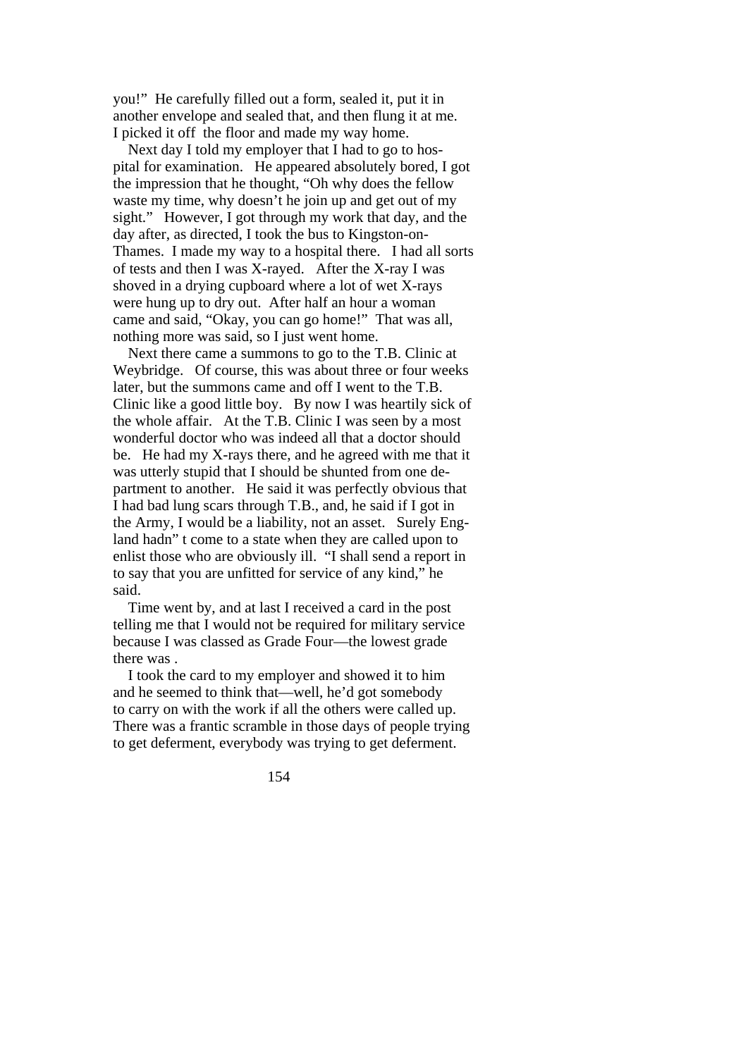you!" He carefully filled out a form, sealed it, put it in another envelope and sealed that, and then flung it at me. I picked it off the floor and made my way home.

Next day I told my employer that I had to go to hospital for examination. He appeared absolutely bored, I got the impression that he thought, "Oh why does the fellow waste my time, why doesn't he join up and get out of my sight." However, I got through my work that day, and the day after, as directed, I took the bus to Kingston-on-Thames. I made my way to a hospital there. I had all sorts of tests and then I was X-rayed. After the X-ray I was shoved in a drying cupboard where a lot of wet X-rays were hung up to dry out. After half an hour a woman came and said, "Okay, you can go home!" That was all, nothing more was said, so I just went home.

Next there came a summons to go to the T.B. Clinic at Weybridge. Of course, this was about three or four weeks later, but the summons came and off I went to the T.B. Clinic like a good little boy. By now I was heartily sick of the whole affair. At the T.B. Clinic I was seen by a most wonderful doctor who was indeed all that a doctor should be. He had my X-rays there, and he agreed with me that it was utterly stupid that I should be shunted from one department to another. He said it was perfectly obvious that I had bad lung scars through T.B., and, he said if I got in the Army, I would be a liability, not an asset. Surely England hadn" t come to a state when they are called upon to enlist those who are obviously ill. "I shall send a report in to say that you are unfitted for service of any kind," he said.

Time went by, and at last I received a card in the post telling me that I would not be required for military service because I was classed as Grade Four—the lowest grade there was .

I took the card to my employer and showed it to him and he seemed to think that—well, he'd got somebody to carry on with the work if all the others were called up. There was a frantic scramble in those days of people trying to get deferment, everybody was trying to get deferment.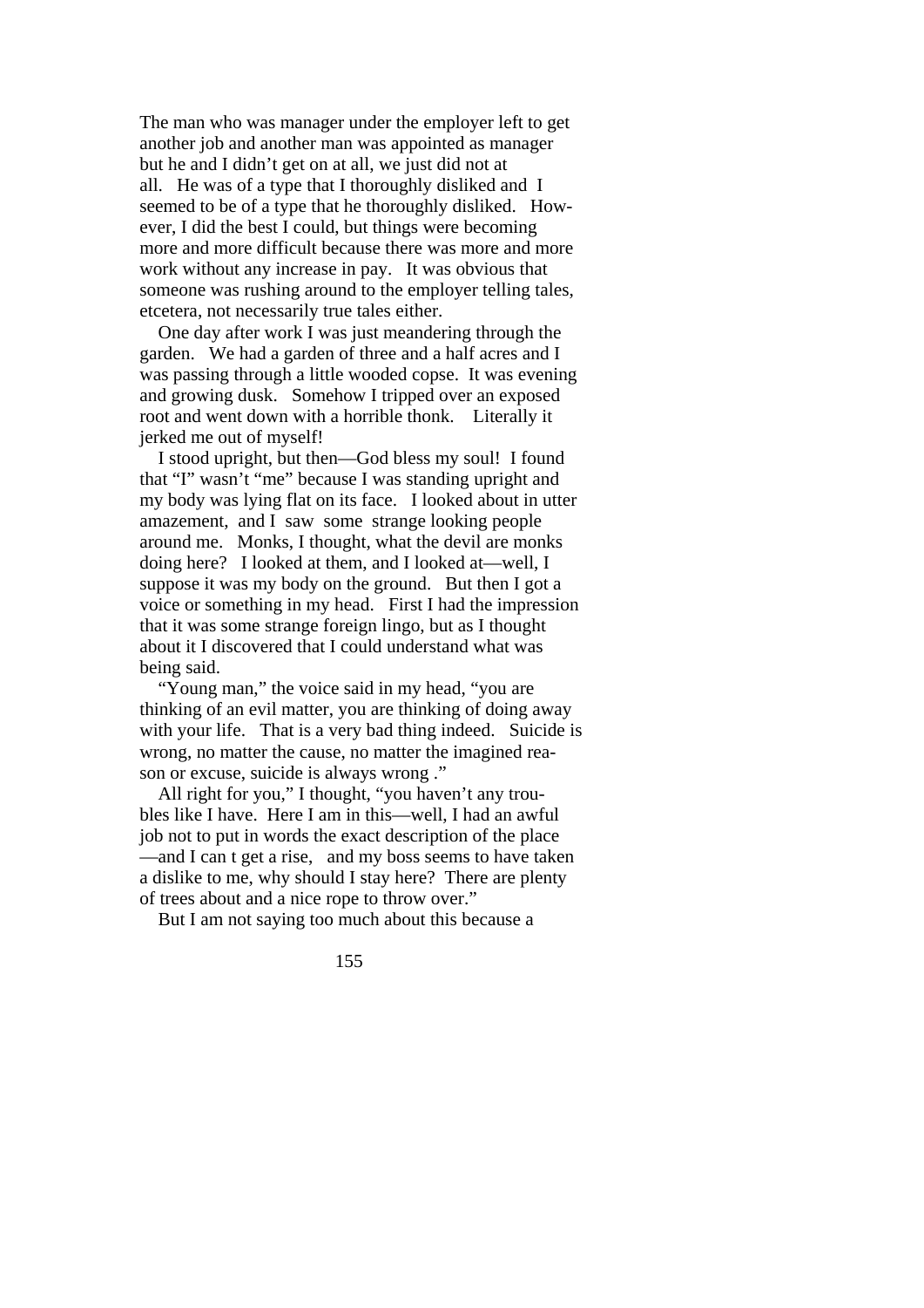The man who was manager under the employer left to get another job and another man was appointed as manager but he and I didn't get on at all, we just did not at all. He was of a type that I thoroughly disliked and I seemed to be of a type that he thoroughly disliked. However, I did the best I could, but things were becoming more and more difficult because there was more and more work without any increase in pay. It was obvious that someone was rushing around to the employer telling tales, etcetera, not necessarily true tales either.

One day after work I was just meandering through the garden. We had a garden of three and a half acres and I was passing through a little wooded copse. It was evening and growing dusk. Somehow I tripped over an exposed root and went down with a horrible thonk. Literally it jerked me out of myself!

I stood upright, but then—God bless my soul! I found that "I" wasn't "me" because I was standing upright and my body was lying flat on its face. I looked about in utter amazement, and I saw some strange looking people around me. Monks, I thought, what the devil are monks doing here? I looked at them, and I looked at—well, I suppose it was my body on the ground. But then I got a voice or something in my head. First I had the impression that it was some strange foreign lingo, but as I thought about it I discovered that I could understand what was being said.

"Young man," the voice said in my head, "you are thinking of an evil matter, you are thinking of doing away with your life. That is a very bad thing indeed. Suicide is wrong, no matter the cause, no matter the imagined reason or excuse, suicide is always wrong ."

All right for you," I thought, "you haven't any troubles like I have. Here I am in this—well, I had an awful job not to put in words the exact description of the place —and I can t get a rise, and my boss seems to have taken a dislike to me, why should I stay here? There are plenty of trees about and a nice rope to throw over."

But I am not saying too much about this because a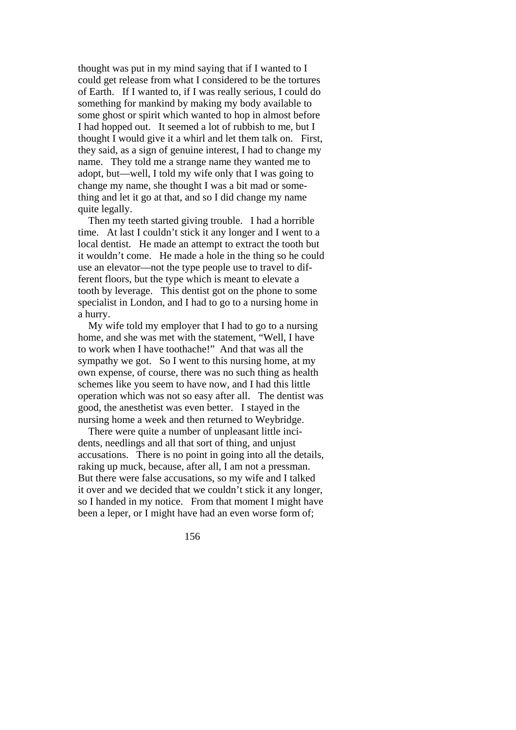thought was put in my mind saying that if I wanted to I could get release from what I considered to be the tortures of Earth. If I wanted to, if I was really serious, I could do something for mankind by making my body available to some ghost or spirit which wanted to hop in almost before I had hopped out. It seemed a lot of rubbish to me, but I thought I would give it a whirl and let them talk on. First, they said, as a sign of genuine interest, I had to change my name. They told me a strange name they wanted me to adopt, but—well, I told my wife only that I was going to change my name, she thought I was a bit mad or something and let it go at that, and so I did change my name quite legally.

Then my teeth started giving trouble. I had a horrible time. At last I couldn't stick it any longer and I went to a local dentist. He made an attempt to extract the tooth but it wouldn't come. He made a hole in the thing so he could use an elevator—not the type people use to travel to different floors, but the type which is meant to elevate a tooth by leverage. This dentist got on the phone to some specialist in London, and I had to go to a nursing home in a hurry.

My wife told my employer that I had to go to a nursing home, and she was met with the statement, "Well, I have to work when I have toothache!" And that was all the sympathy we got. So I went to this nursing home, at my own expense, of course, there was no such thing as health schemes like you seem to have now, and I had this little operation which was not so easy after all. The dentist was good, the anesthetist was even better. I stayed in the nursing home a week and then returned to Weybridge.

There were quite a number of unpleasant little incidents, needlings and all that sort of thing, and unjust accusations. There is no point in going into all the details, raking up muck, because, after all, I am not a pressman. But there were false accusations, so my wife and I talked it over and we decided that we couldn't stick it any longer, so I handed in my notice. From that moment I might have been a leper, or I might have had an even worse form of;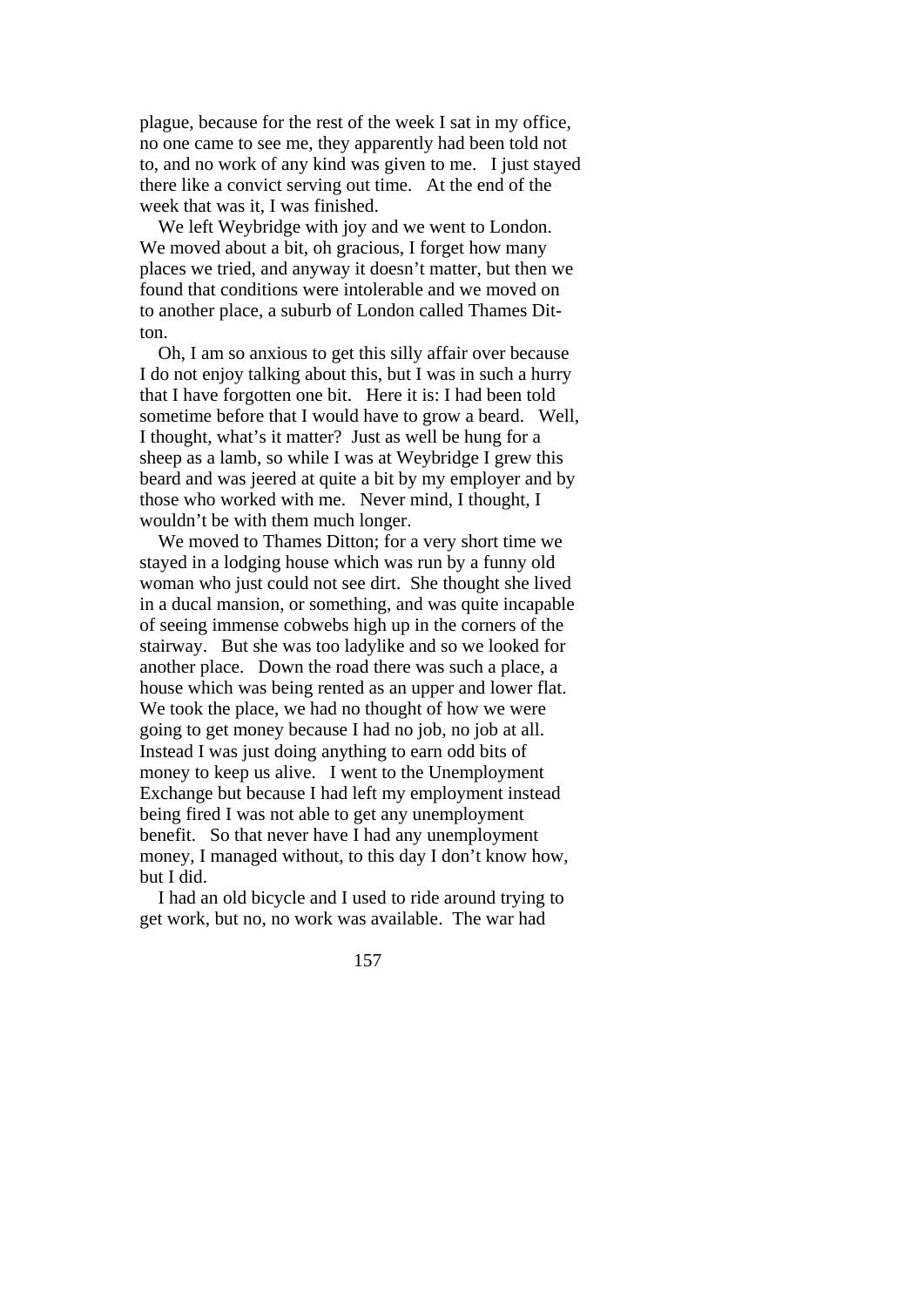plague, because for the rest of the week I sat in my office, no one came to see me, they apparently had been told not to, and no work of any kind was given to me. I just stayed there like a convict serving out time. At the end of the week that was it, I was finished.

We left Weybridge with joy and we went to London. We moved about a bit, oh gracious, I forget how many places we tried, and anyway it doesn't matter, but then we found that conditions were intolerable and we moved on to another place, a suburb of London called Thames Ditton.

Oh, I am so anxious to get this silly affair over because I do not enjoy talking about this, but I was in such a hurry that I have forgotten one bit. Here it is: I had been told sometime before that I would have to grow a beard. Well, I thought, what's it matter? Just as well be hung for a sheep as a lamb, so while I was at Weybridge I grew this beard and was jeered at quite a bit by my employer and by those who worked with me. Never mind, I thought, I wouldn't be with them much longer.

We moved to Thames Ditton; for a very short time we stayed in a lodging house which was run by a funny old woman who just could not see dirt. She thought she lived in a ducal mansion, or something, and was quite incapable of seeing immense cobwebs high up in the corners of the stairway. But she was too ladylike and so we looked for another place. Down the road there was such a place, a house which was being rented as an upper and lower flat. We took the place, we had no thought of how we were going to get money because I had no job, no job at all. Instead I was just doing anything to earn odd bits of money to keep us alive. I went to the Unemployment Exchange but because I had left my employment instead being fired I was not able to get any unemployment benefit. So that never have I had any unemployment money, I managed without, to this day I don't know how, but I did.

I had an old bicycle and I used to ride around trying to get work, but no, no work was available. The war had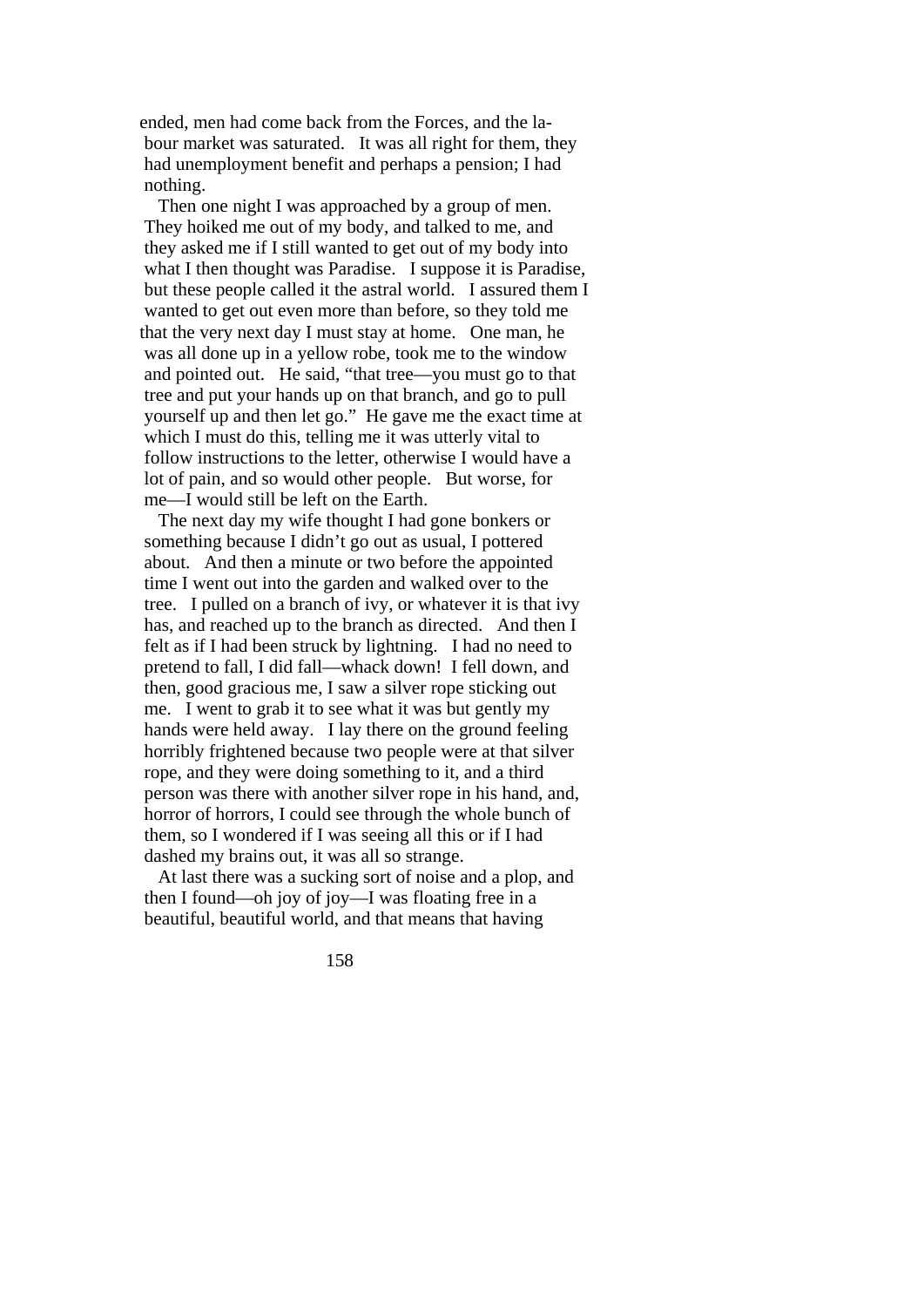ended, men had come back from the Forces, and the labour market was saturated. It was all right for them, they had unemployment benefit and perhaps a pension; I had nothing.

Then one night I was approached by a group of men. They hoiked me out of my body, and talked to me, and they asked me if I still wanted to get out of my body into what I then thought was Paradise. I suppose it is Paradise, but these people called it the astral world. I assured them I wanted to get out even more than before, so they told me that the very next day I must stay at home. One man, he was all done up in a yellow robe, took me to the window and pointed out. He said, "that tree—you must go to that tree and put your hands up on that branch, and go to pull yourself up and then let go." He gave me the exact time at which I must do this, telling me it was utterly vital to follow instructions to the letter, otherwise I would have a lot of pain, and so would other people. But worse, for me—I would still be left on the Earth.

The next day my wife thought I had gone bonkers or something because I didn't go out as usual, I pottered about. And then a minute or two before the appointed time I went out into the garden and walked over to the tree. I pulled on a branch of ivy, or whatever it is that ivy has, and reached up to the branch as directed. And then I felt as if I had been struck by lightning. I had no need to pretend to fall, I did fall—whack down! I fell down, and then, good gracious me, I saw a silver rope sticking out me. I went to grab it to see what it was but gently my hands were held away. I lay there on the ground feeling horribly frightened because two people were at that silver rope, and they were doing something to it, and a third person was there with another silver rope in his hand, and, horror of horrors, I could see through the whole bunch of them, so I wondered if I was seeing all this or if I had dashed my brains out, it was all so strange.

At last there was a sucking sort of noise and a plop, and then I found—oh joy of joy—I was floating free in a beautiful, beautiful world, and that means that having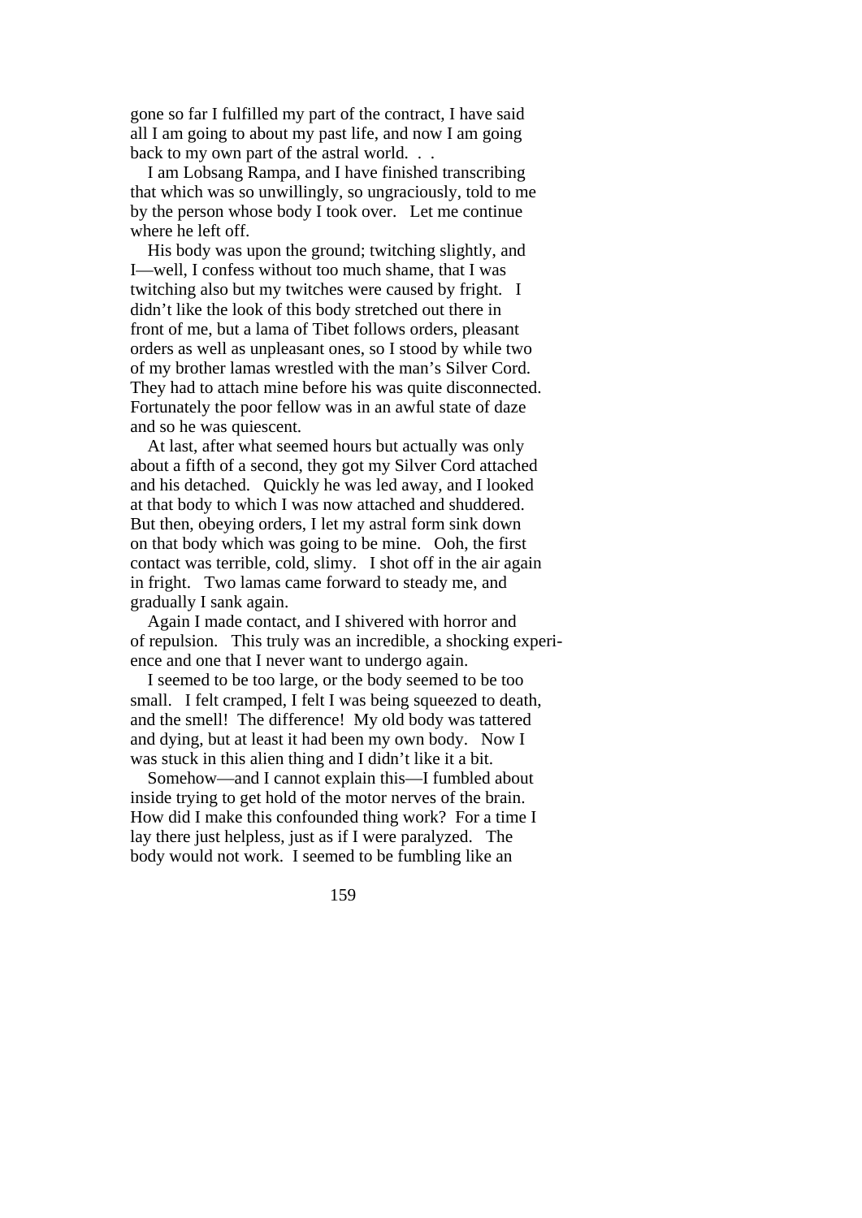gone so far I fulfilled my part of the contract, I have said all I am going to about my past life, and now I am going back to my own part of the astral world. . .

I am Lobsang Rampa, and I have finished transcribing that which was so unwillingly, so ungraciously, told to me by the person whose body I took over. Let me continue where he left off.

His body was upon the ground; twitching slightly, and I—well, I confess without too much shame, that I was twitching also but my twitches were caused by fright. I didn't like the look of this body stretched out there in front of me, but a lama of Tibet follows orders, pleasant orders as well as unpleasant ones, so I stood by while two of my brother lamas wrestled with the man's Silver Cord. They had to attach mine before his was quite disconnected. Fortunately the poor fellow was in an awful state of daze and so he was quiescent.

At last, after what seemed hours but actually was only about a fifth of a second, they got my Silver Cord attached and his detached. Quickly he was led away, and I looked at that body to which I was now attached and shuddered. But then, obeying orders, I let my astral form sink down on that body which was going to be mine. Ooh, the first contact was terrible, cold, slimy. I shot off in the air again in fright. Two lamas came forward to steady me, and gradually I sank again.

Again I made contact, and I shivered with horror and of repulsion. This truly was an incredible, a shocking experience and one that I never want to undergo again.

I seemed to be too large, or the body seemed to be too small. I felt cramped, I felt I was being squeezed to death, and the smell! The difference! My old body was tattered and dying, but at least it had been my own body. Now I was stuck in this alien thing and I didn't like it a bit.

Somehow—and I cannot explain this—I fumbled about inside trying to get hold of the motor nerves of the brain. How did I make this confounded thing work? For a time I lay there just helpless, just as if I were paralyzed. The body would not work. I seemed to be fumbling like an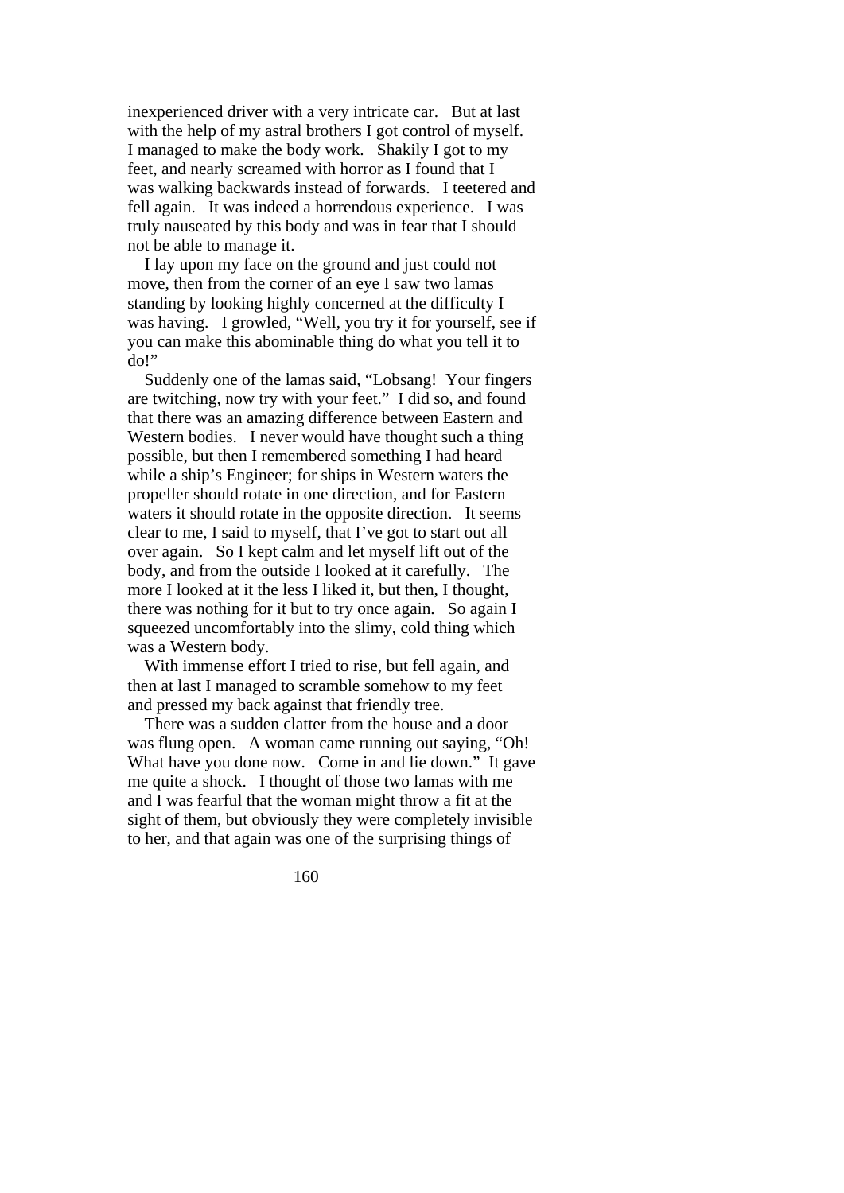inexperienced driver with a very intricate car. But at last with the help of my astral brothers I got control of myself. I managed to make the body work. Shakily I got to my feet, and nearly screamed with horror as I found that I was walking backwards instead of forwards. I teetered and fell again. It was indeed a horrendous experience. I was truly nauseated by this body and was in fear that I should not be able to manage it.

I lay upon my face on the ground and just could not move, then from the corner of an eye I saw two lamas standing by looking highly concerned at the difficulty I was having. I growled, "Well, you try it for yourself, see if you can make this abominable thing do what you tell it to do!"

Suddenly one of the lamas said, "Lobsang! Your fingers are twitching, now try with your feet." I did so, and found that there was an amazing difference between Eastern and Western bodies. I never would have thought such a thing possible, but then I remembered something I had heard while a ship's Engineer; for ships in Western waters the propeller should rotate in one direction, and for Eastern waters it should rotate in the opposite direction. It seems clear to me, I said to myself, that I've got to start out all over again. So I kept calm and let myself lift out of the body, and from the outside I looked at it carefully. The more I looked at it the less I liked it, but then, I thought, there was nothing for it but to try once again. So again I squeezed uncomfortably into the slimy, cold thing which was a Western body.

With immense effort I tried to rise, but fell again, and then at last I managed to scramble somehow to my feet and pressed my back against that friendly tree.

There was a sudden clatter from the house and a door was flung open. A woman came running out saying, "Oh! What have you done now. Come in and lie down." It gave me quite a shock. I thought of those two lamas with me and I was fearful that the woman might throw a fit at the sight of them, but obviously they were completely invisible to her, and that again was one of the surprising things of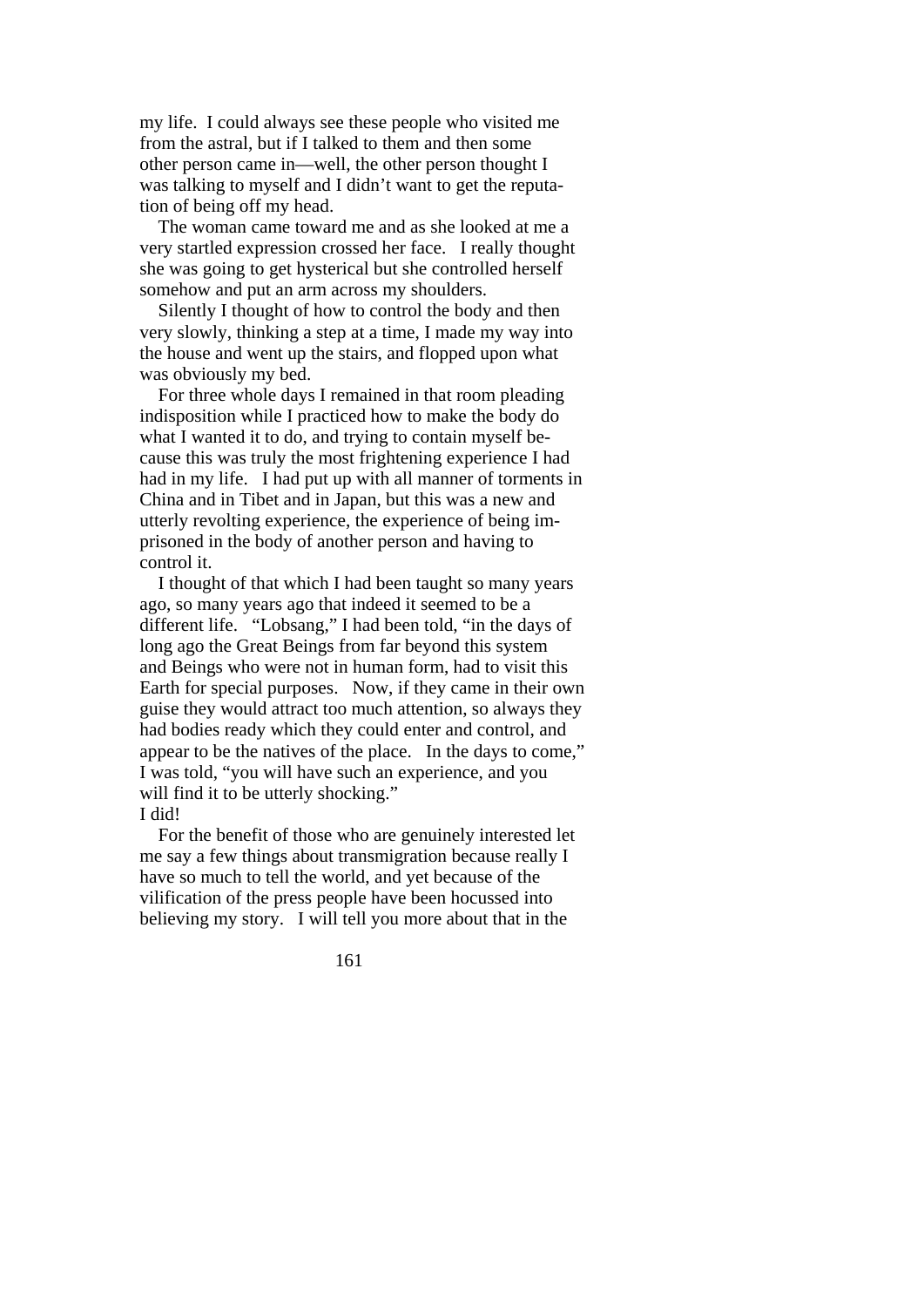my life. I could always see these people who visited me from the astral, but if I talked to them and then some other person came in—well, the other person thought I was talking to myself and I didn't want to get the reputation of being off my head.

The woman came toward me and as she looked at me a very startled expression crossed her face. I really thought she was going to get hysterical but she controlled herself somehow and put an arm across my shoulders.

Silently I thought of how to control the body and then very slowly, thinking a step at a time, I made my way into the house and went up the stairs, and flopped upon what was obviously my bed.

For three whole days I remained in that room pleading indisposition while I practiced how to make the body do what I wanted it to do, and trying to contain myself because this was truly the most frightening experience I had had in my life. I had put up with all manner of torments in China and in Tibet and in Japan, but this was a new and utterly revolting experience, the experience of being imprisoned in the body of another person and having to control it.

I thought of that which I had been taught so many years ago, so many years ago that indeed it seemed to be a different life. "Lobsang," I had been told, "in the days of long ago the Great Beings from far beyond this system and Beings who were not in human form, had to visit this Earth for special purposes. Now, if they came in their own guise they would attract too much attention, so always they had bodies ready which they could enter and control, and appear to be the natives of the place. In the days to come," I was told, "you will have such an experience, and you will find it to be utterly shocking."

I did!

For the benefit of those who are genuinely interested let me say a few things about transmigration because really I have so much to tell the world, and yet because of the vilification of the press people have been hocussed into believing my story. I will tell you more about that in the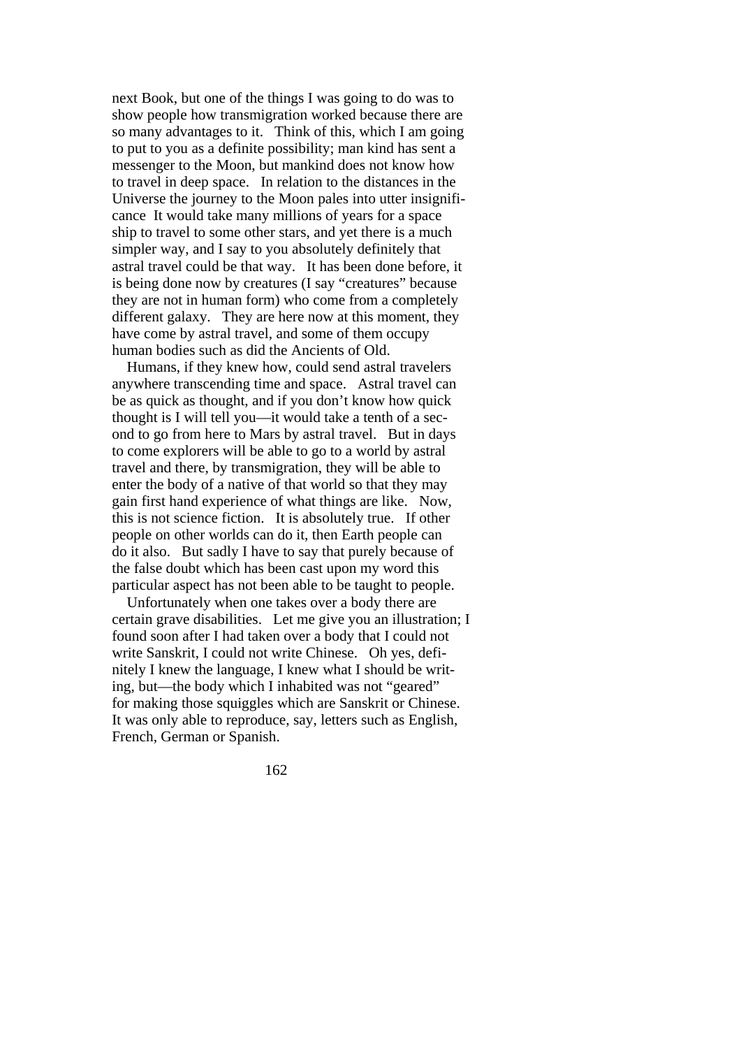next Book, but one of the things I was going to do was to show people how transmigration worked because there are so many advantages to it. Think of this, which I am going to put to you as a definite possibility; man kind has sent a messenger to the Moon, but mankind does not know how to travel in deep space. In relation to the distances in the Universe the journey to the Moon pales into utter insignificance It would take many millions of years for a space ship to travel to some other stars, and yet there is a much simpler way, and I say to you absolutely definitely that astral travel could be that way. It has been done before, it is being done now by creatures (I say "creatures" because they are not in human form) who come from a completely different galaxy. They are here now at this moment, they have come by astral travel, and some of them occupy human bodies such as did the Ancients of Old.

Humans, if they knew how, could send astral travelers anywhere transcending time and space. Astral travel can be as quick as thought, and if you don't know how quick thought is I will tell you—it would take a tenth of a second to go from here to Mars by astral travel. But in days to come explorers will be able to go to a world by astral travel and there, by transmigration, they will be able to enter the body of a native of that world so that they may gain first hand experience of what things are like. Now, this is not science fiction. It is absolutely true. If other people on other worlds can do it, then Earth people can do it also. But sadly I have to say that purely because of the false doubt which has been cast upon my word this particular aspect has not been able to be taught to people.

Unfortunately when one takes over a body there are certain grave disabilities. Let me give you an illustration; I found soon after I had taken over a body that I could not write Sanskrit, I could not write Chinese. Oh yes, definitely I knew the language, I knew what I should be writing, but—the body which I inhabited was not "geared" for making those squiggles which are Sanskrit or Chinese. It was only able to reproduce, say, letters such as English, French, German or Spanish.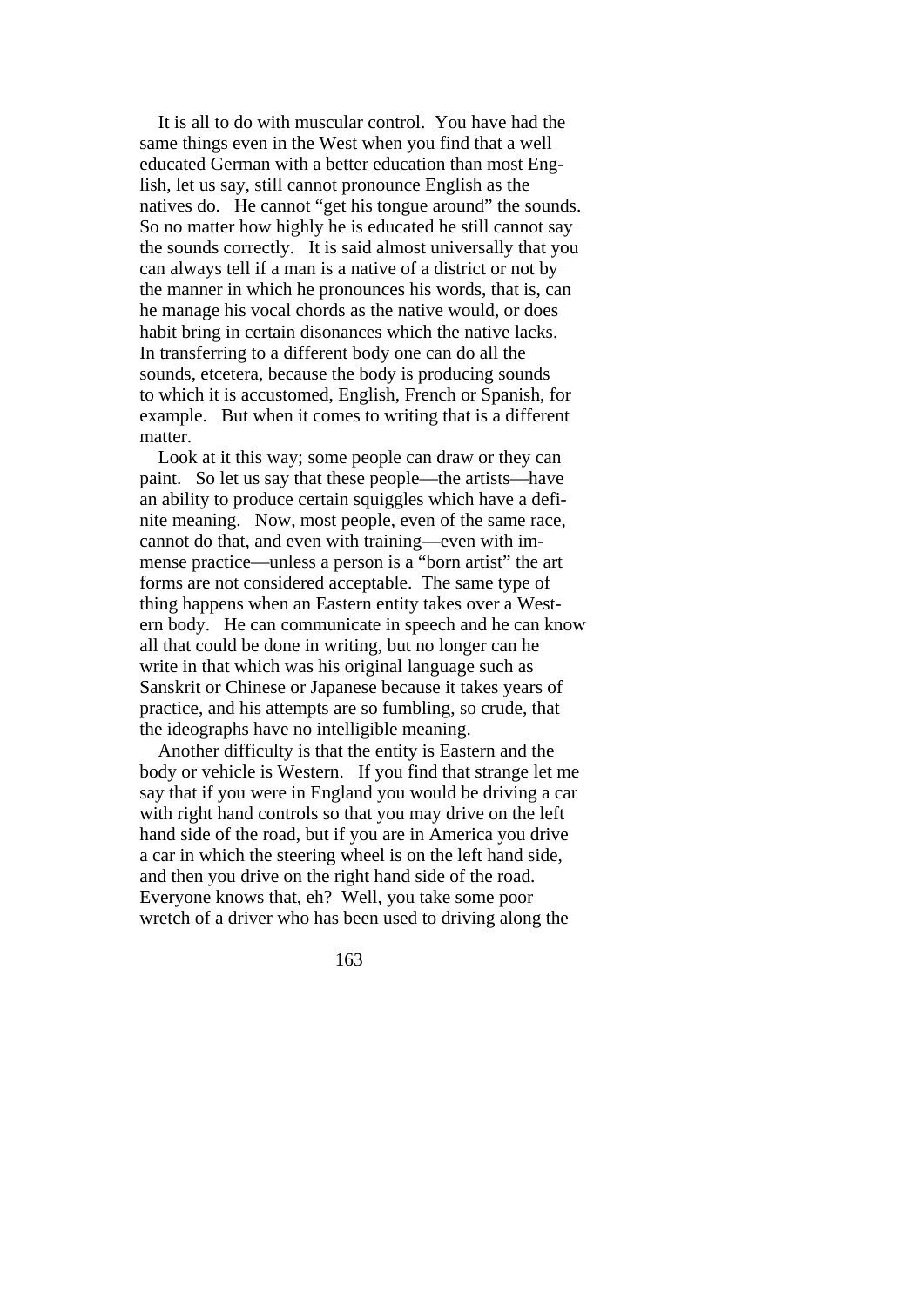It is all to do with muscular control. You have had the same things even in the West when you find that a well educated German with a better education than most English, let us say, still cannot pronounce English as the natives do. He cannot "get his tongue around" the sounds. So no matter how highly he is educated he still cannot say the sounds correctly. It is said almost universally that you can always tell if a man is a native of a district or not by the manner in which he pronounces his words, that is, can he manage his vocal chords as the native would, or does habit bring in certain disonances which the native lacks. In transferring to a different body one can do all the sounds, etcetera, because the body is producing sounds to which it is accustomed, English, French or Spanish, for example. But when it comes to writing that is a different matter.

Look at it this way; some people can draw or they can paint. So let us say that these people—the artists—have an ability to produce certain squiggles which have a definite meaning. Now, most people, even of the same race, cannot do that, and even with training—even with immense practice—unless a person is a "born artist" the art forms are not considered acceptable. The same type of thing happens when an Eastern entity takes over a Western body. He can communicate in speech and he can know all that could be done in writing, but no longer can he write in that which was his original language such as Sanskrit or Chinese or Japanese because it takes years of practice, and his attempts are so fumbling, so crude, that the ideographs have no intelligible meaning.

Another difficulty is that the entity is Eastern and the body or vehicle is Western. If you find that strange let me say that if you were in England you would be driving a car with right hand controls so that you may drive on the left hand side of the road, but if you are in America you drive a car in which the steering wheel is on the left hand side, and then you drive on the right hand side of the road. Everyone knows that, eh? Well, you take some poor wretch of a driver who has been used to driving along the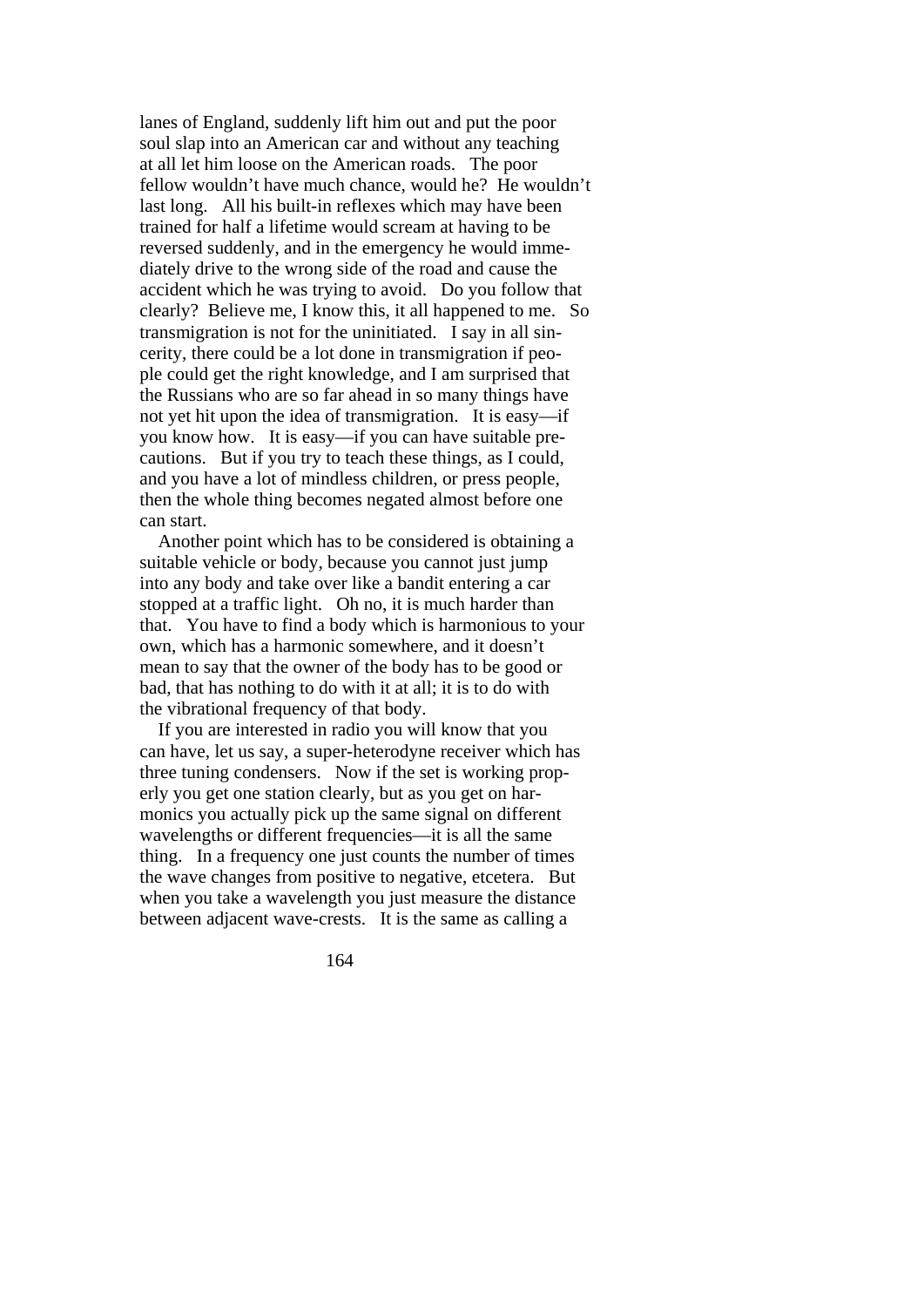lanes of England, suddenly lift him out and put the poor soul slap into an American car and without any teaching at all let him loose on the American roads. The poor fellow wouldn't have much chance, would he? He wouldn't last long. All his built-in reflexes which may have been trained for half a lifetime would scream at having to be reversed suddenly, and in the emergency he would immediately drive to the wrong side of the road and cause the accident which he was trying to avoid. Do you follow that clearly? Believe me, I know this, it all happened to me. So transmigration is not for the uninitiated. I say in all sincerity, there could be a lot done in transmigration if people could get the right knowledge, and I am surprised that the Russians who are so far ahead in so many things have not yet hit upon the idea of transmigration. It is easy—if you know how. It is easy—if you can have suitable precautions. But if you try to teach these things, as I could, and you have a lot of mindless children, or press people, then the whole thing becomes negated almost before one can start.

Another point which has to be considered is obtaining a suitable vehicle or body, because you cannot just jump into any body and take over like a bandit entering a car stopped at a traffic light. Oh no, it is much harder than that. You have to find a body which is harmonious to your own, which has a harmonic somewhere, and it doesn't mean to say that the owner of the body has to be good or bad, that has nothing to do with it at all; it is to do with the vibrational frequency of that body.

If you are interested in radio you will know that you can have, let us say, a super-heterodyne receiver which has three tuning condensers. Now if the set is working properly you get one station clearly, but as you get on harmonics you actually pick up the same signal on different wavelengths or different frequencies—it is all the same thing. In a frequency one just counts the number of times the wave changes from positive to negative, etcetera. But when you take a wavelength you just measure the distance between adjacent wave-crests. It is the same as calling a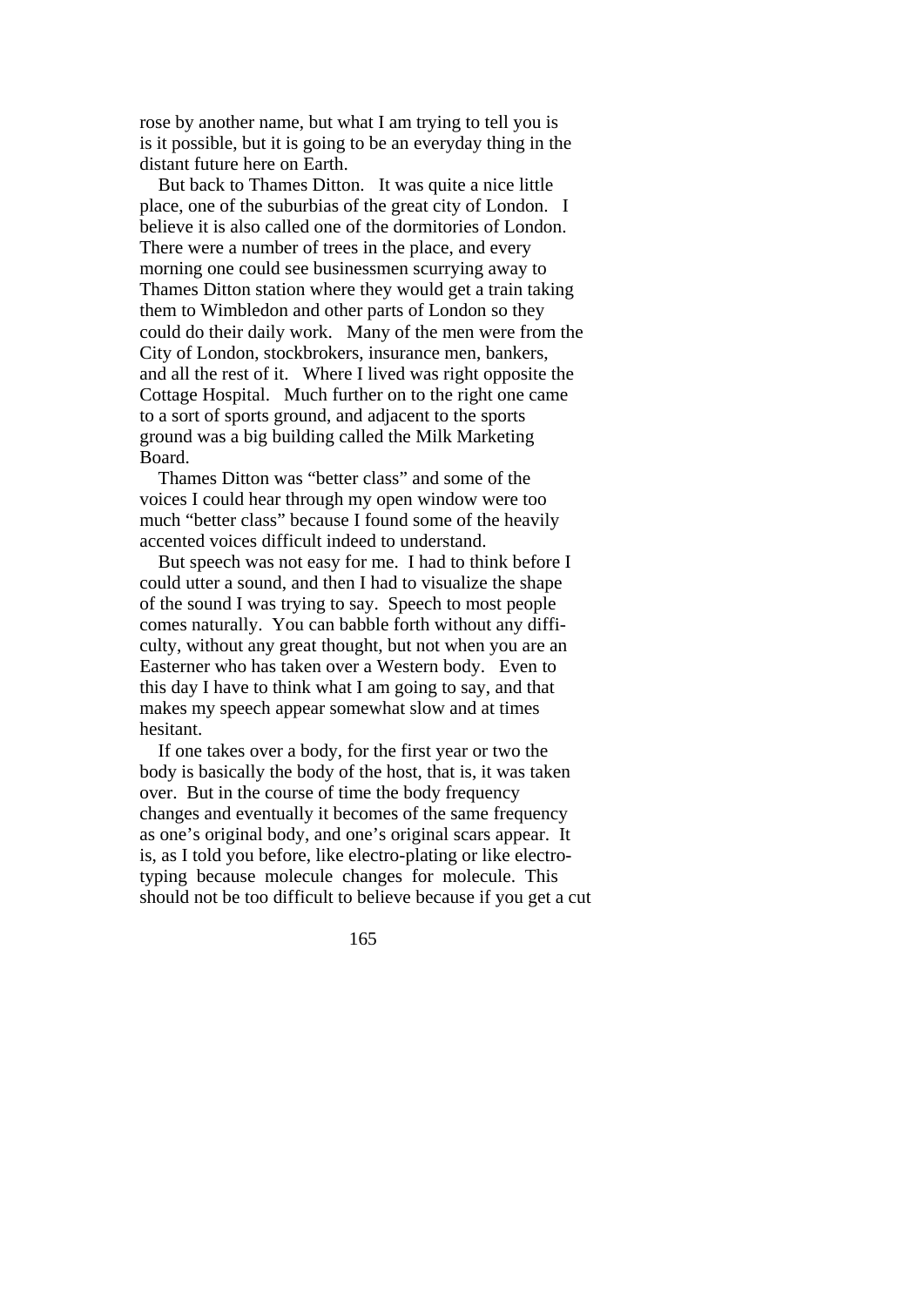rose by another name, but what I am trying to tell you is is it possible, but it is going to be an everyday thing in the distant future here on Earth.

But back to Thames Ditton. It was quite a nice little place, one of the suburbias of the great city of London. I believe it is also called one of the dormitories of London. There were a number of trees in the place, and every morning one could see businessmen scurrying away to Thames Ditton station where they would get a train taking them to Wimbledon and other parts of London so they could do their daily work. Many of the men were from the City of London, stockbrokers, insurance men, bankers, and all the rest of it. Where I lived was right opposite the Cottage Hospital. Much further on to the right one came to a sort of sports ground, and adjacent to the sports ground was a big building called the Milk Marketing Board.

Thames Ditton was "better class" and some of the voices I could hear through my open window were too much "better class" because I found some of the heavily accented voices difficult indeed to understand.

But speech was not easy for me. I had to think before I could utter a sound, and then I had to visualize the shape of the sound I was trying to say. Speech to most people comes naturally. You can babble forth without any difficulty, without any great thought, but not when you are an Easterner who has taken over a Western body. Even to this day I have to think what I am going to say, and that makes my speech appear somewhat slow and at times hesitant.

If one takes over a body, for the first year or two the body is basically the body of the host, that is, it was taken over. But in the course of time the body frequency changes and eventually it becomes of the same frequency as one's original body, and one's original scars appear. It is, as I told you before, like electro-plating or like electrotyping because molecule changes for molecule. This should not be too difficult to believe because if you get a cut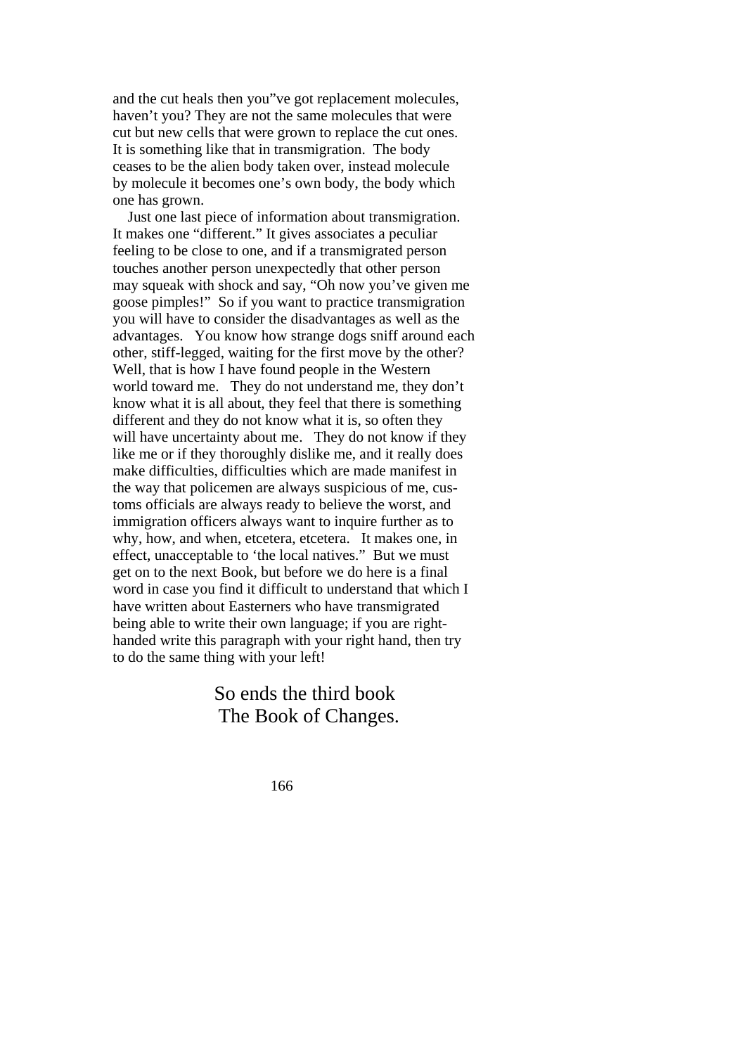and the cut heals then you"ve got replacement molecules, haven't you? They are not the same molecules that were cut but new cells that were grown to replace the cut ones. It is something like that in transmigration. The body ceases to be the alien body taken over, instead molecule by molecule it becomes one's own body, the body which one has grown.

Just one last piece of information about transmigration. It makes one "different." It gives associates a peculiar feeling to be close to one, and if a transmigrated person touches another person unexpectedly that other person may squeak with shock and say, "Oh now you've given me goose pimples!" So if you want to practice transmigration you will have to consider the disadvantages as well as the advantages. You know how strange dogs sniff around each other, stiff-legged, waiting for the first move by the other? Well, that is how I have found people in the Western world toward me. They do not understand me, they don't know what it is all about, they feel that there is something different and they do not know what it is, so often they will have uncertainty about me. They do not know if they like me or if they thoroughly dislike me, and it really does make difficulties, difficulties which are made manifest in the way that policemen are always suspicious of me, customs officials are always ready to believe the worst, and immigration officers always want to inquire further as to why, how, and when, etcetera, etcetera. It makes one, in effect, unacceptable to 'the local natives." But we must get on to the next Book, but before we do here is a final word in case you find it difficult to understand that which I have written about Easterners who have transmigrated being able to write their own language; if you are right-handed write this paragraph with your right hand, then try to do the same thing with your left!

So ends the third book
The Book of Changes.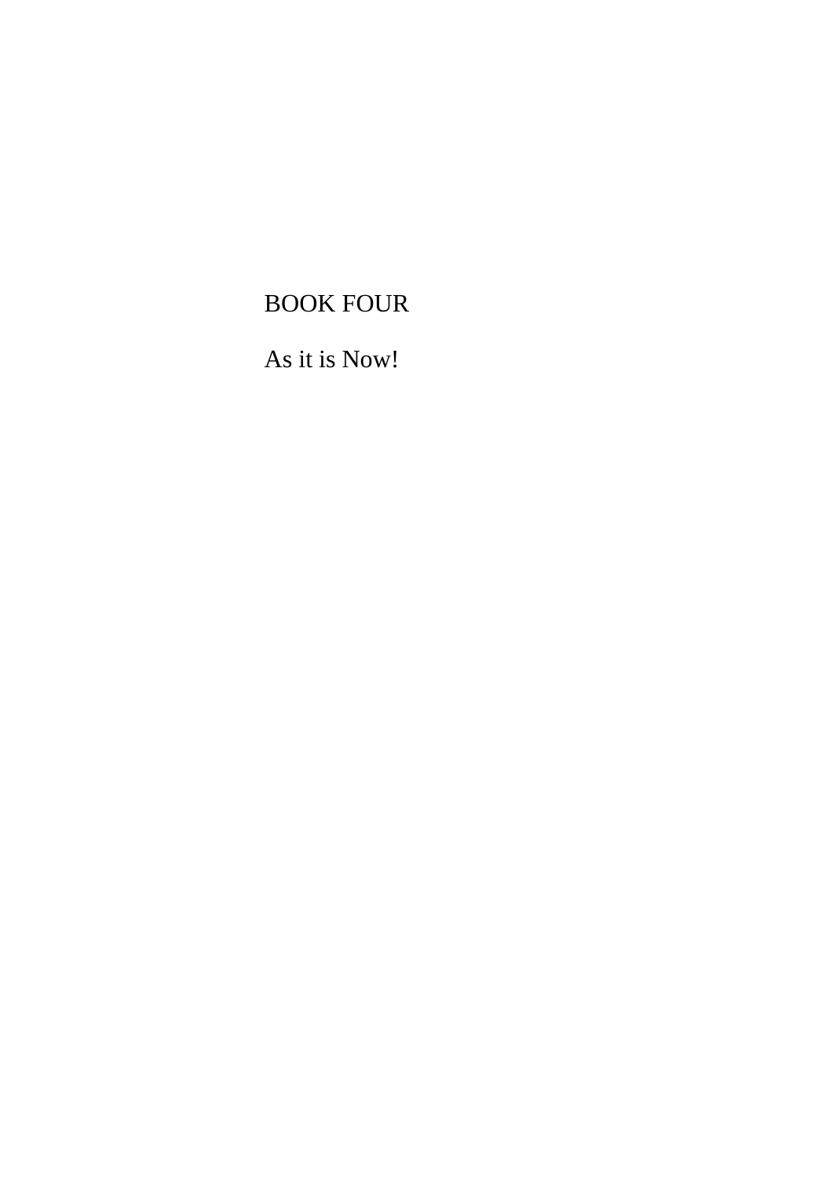# BOOK FOUR

## As it is Now!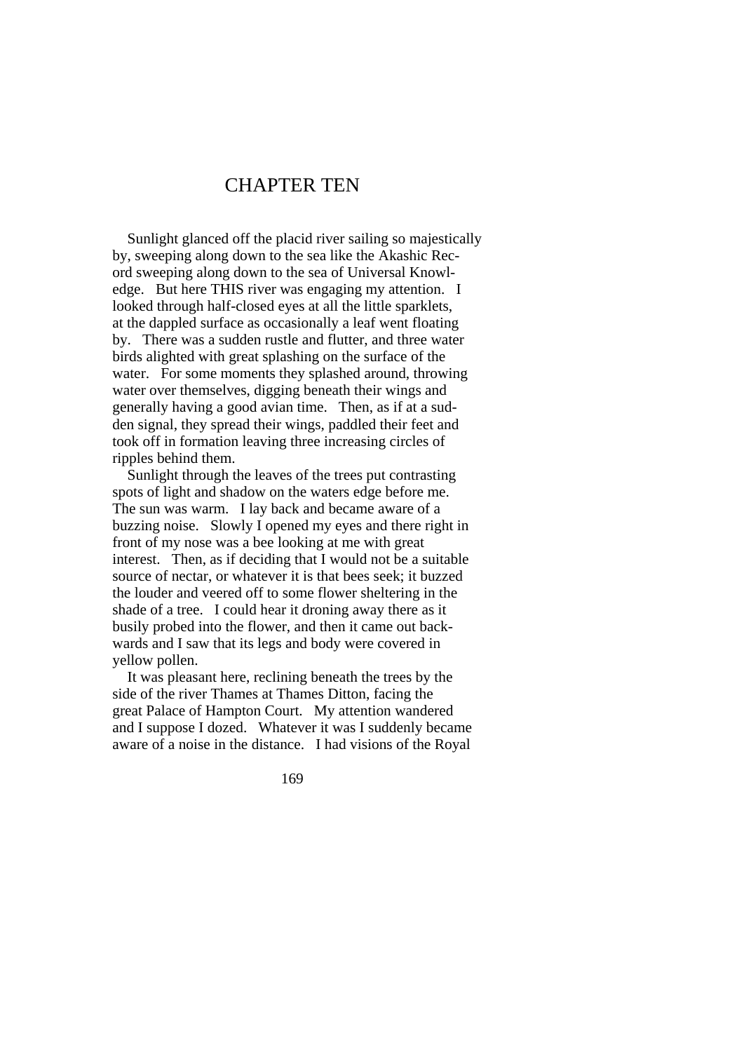# CHAPTER TEN

Sunlight glanced off the placid river sailing so majestically by, sweeping along down to the sea like the Akashic Record sweeping along down to the sea of Universal Knowledge. But here THIS river was engaging my attention. I looked through half-closed eyes at all the little sparklets, at the dappled surface as occasionally a leaf went floating by. There was a sudden rustle and flutter, and three water birds alighted with great splashing on the surface of the water. For some moments they splashed around, throwing water over themselves, digging beneath their wings and generally having a good avian time. Then, as if at a sudden signal, they spread their wings, paddled their feet and took off in formation leaving three increasing circles of ripples behind them.

Sunlight through the leaves of the trees put contrasting spots of light and shadow on the waters edge before me. The sun was warm. I lay back and became aware of a buzzing noise. Slowly I opened my eyes and there right in front of my nose was a bee looking at me with great interest. Then, as if deciding that I would not be a suitable source of nectar, or whatever it is that bees seek; it buzzed the louder and veered off to some flower sheltering in the shade of a tree. I could hear it droning away there as it busily probed into the flower, and then it came out backwards and I saw that its legs and body were covered in yellow pollen.

It was pleasant here, reclining beneath the trees by the side of the river Thames at Thames Ditton, facing the great Palace of Hampton Court. My attention wandered and I suppose I dozed. Whatever it was I suddenly became aware of a noise in the distance. I had visions of the Royal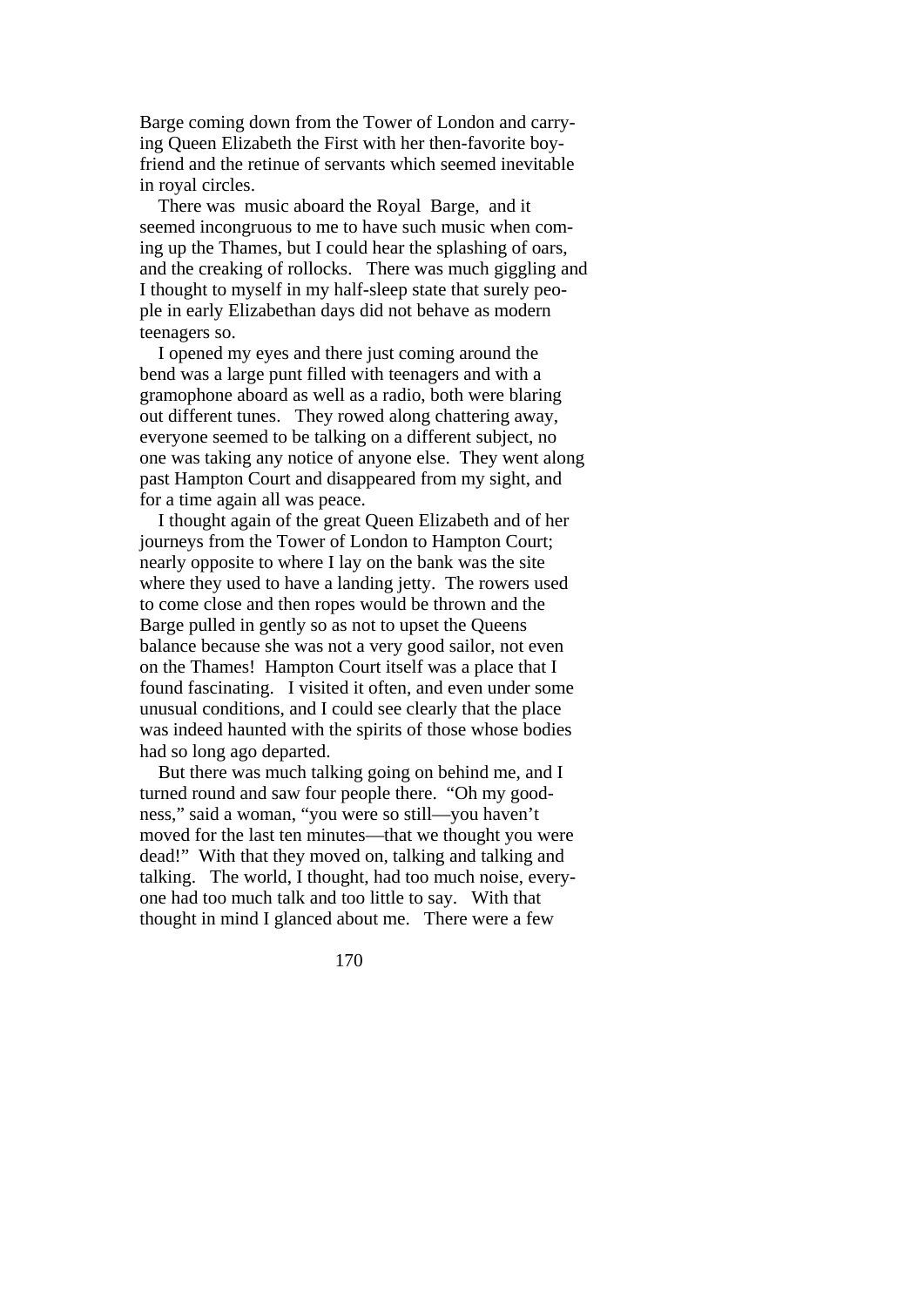Barge coming down from the Tower of London and carrying Queen Elizabeth the First with her then-favorite boyfriend and the retinue of servants which seemed inevitable in royal circles.

There was music aboard the Royal Barge, and it seemed incongruous to me to have such music when coming up the Thames, but I could hear the splashing of oars, and the creaking of rollocks. There was much giggling and I thought to myself in my half-sleep state that surely people in early Elizabethan days did not behave as modern teenagers so.

I opened my eyes and there just coming around the bend was a large punt filled with teenagers and with a gramophone aboard as well as a radio, both were blaring out different tunes. They rowed along chattering away, everyone seemed to be talking on a different subject, no one was taking any notice of anyone else. They went along past Hampton Court and disappeared from my sight, and for a time again all was peace.

I thought again of the great Queen Elizabeth and of her journeys from the Tower of London to Hampton Court; nearly opposite to where I lay on the bank was the site where they used to have a landing jetty. The rowers used to come close and then ropes would be thrown and the Barge pulled in gently so as not to upset the Queens balance because she was not a very good sailor, not even on the Thames! Hampton Court itself was a place that I found fascinating. I visited it often, and even under some unusual conditions, and I could see clearly that the place was indeed haunted with the spirits of those whose bodies had so long ago departed.

But there was much talking going on behind me, and I turned round and saw four people there. "Oh my goodness," said a woman, "you were so still—you haven't moved for the last ten minutes—that we thought you were dead!" With that they moved on, talking and talking and talking. The world, I thought, had too much noise, everyone had too much talk and too little to say. With that thought in mind I glanced about me. There were a few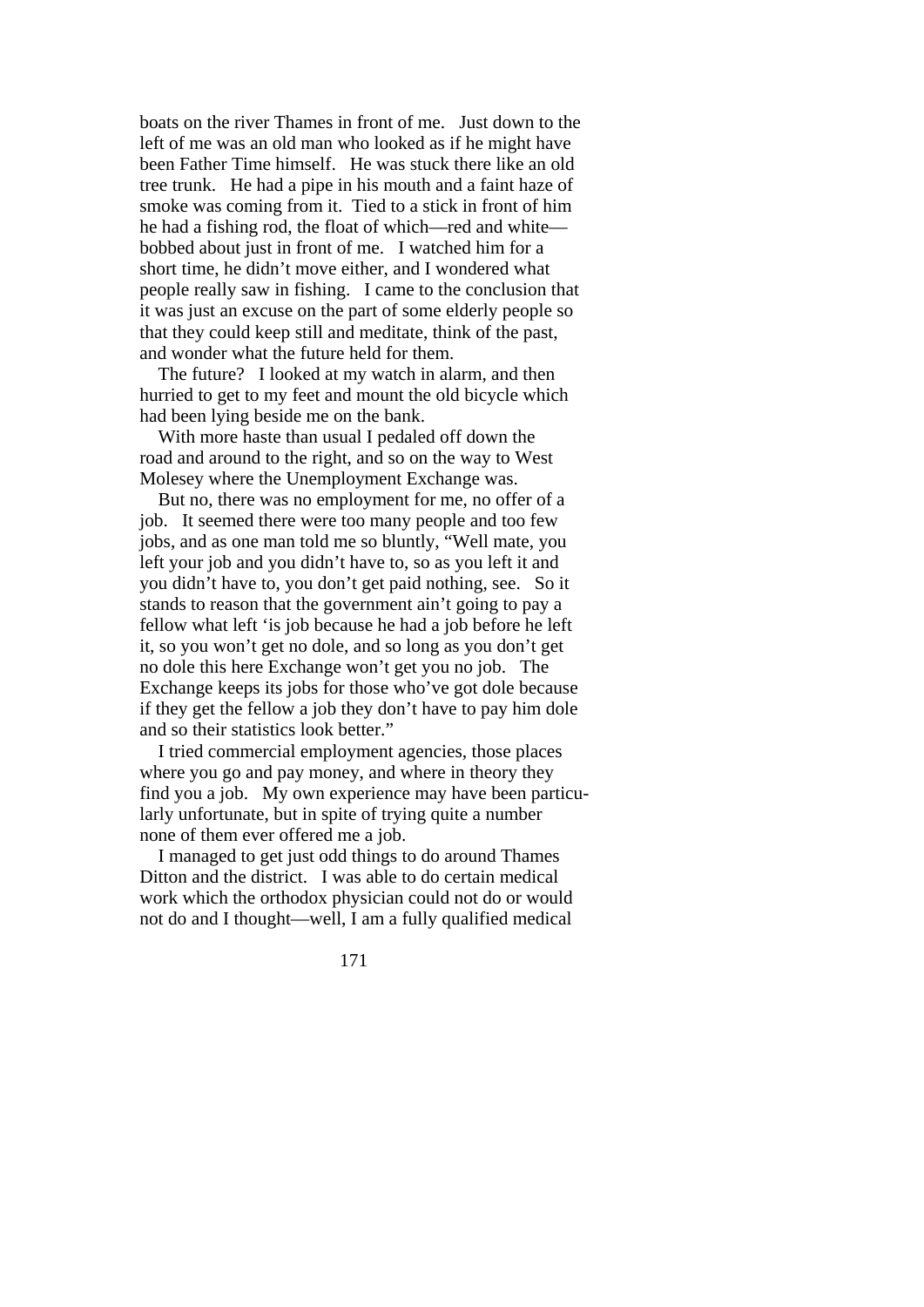boats on the river Thames in front of me. Just down to the left of me was an old man who looked as if he might have been Father Time himself. He was stuck there like an old tree trunk. He had a pipe in his mouth and a faint haze of smoke was coming from it. Tied to a stick in front of him he had a fishing rod, the float of which—red and white—bobbed about just in front of me. I watched him for a short time, he didn't move either, and I wondered what people really saw in fishing. I came to the conclusion that it was just an excuse on the part of some elderly people so that they could keep still and meditate, think of the past, and wonder what the future held for them.

The future? I looked at my watch in alarm, and then hurried to get to my feet and mount the old bicycle which had been lying beside me on the bank.

With more haste than usual I pedaled off down the road and around to the right, and so on the way to West Molesey where the Unemployment Exchange was.

But no, there was no employment for me, no offer of a job. It seemed there were too many people and too few jobs, and as one man told me so bluntly, "Well mate, you left your job and you didn't have to, so as you left it and you didn't have to, you don't get paid nothing, see. So it stands to reason that the government ain't going to pay a fellow what left 'is job because he had a job before he left it, so you won't get no dole, and so long as you don't get no dole this here Exchange won't get you no job. The Exchange keeps its jobs for those who've got dole because if they get the fellow a job they don't have to pay him dole and so their statistics look better."

I tried commercial employment agencies, those places where you go and pay money, and where in theory they find you a job. My own experience may have been particularly unfortunate, but in spite of trying quite a number none of them ever offered me a job.

I managed to get just odd things to do around Thames Ditton and the district. I was able to do certain medical work which the orthodox physician could not do or would not do and I thought—well, I am a fully qualified medical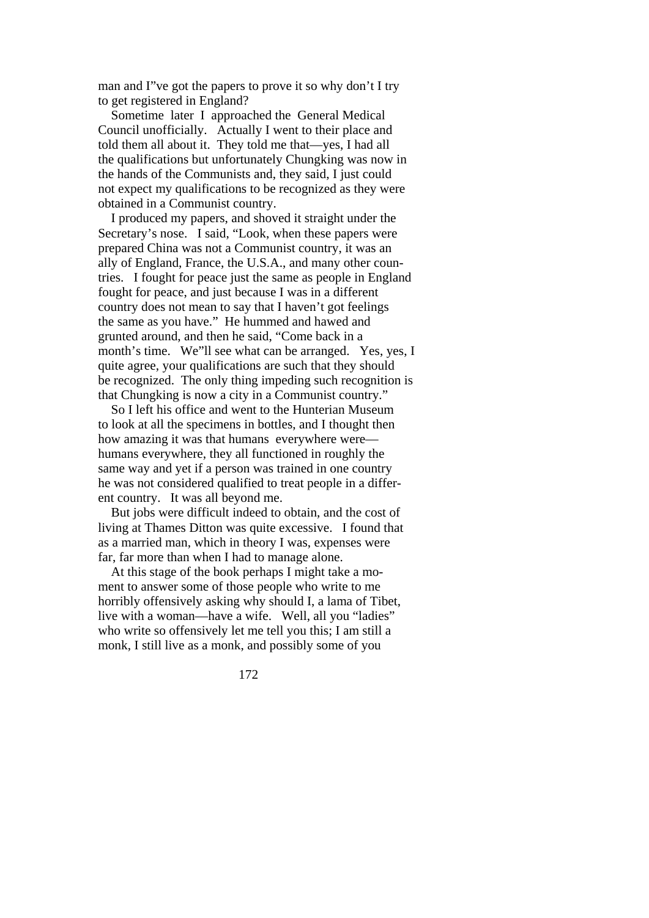man and I"ve got the papers to prove it so why don't I try to get registered in England?

Sometime later I approached the General Medical Council unofficially. Actually I went to their place and told them all about it. They told me that—yes, I had all the qualifications but unfortunately Chungking was now in the hands of the Communists and, they said, I just could not expect my qualifications to be recognized as they were obtained in a Communist country.

I produced my papers, and shoved it straight under the Secretary's nose. I said, "Look, when these papers were prepared China was not a Communist country, it was an ally of England, France, the U.S.A., and many other countries. I fought for peace just the same as people in England fought for peace, and just because I was in a different country does not mean to say that I haven't got feelings the same as you have." He hummed and hawed and grunted around, and then he said, "Come back in a month's time. We"ll see what can be arranged. Yes, yes, I quite agree, your qualifications are such that they should be recognized. The only thing impeding such recognition is that Chungking is now a city in a Communist country."

So I left his office and went to the Hunterian Museum to look at all the specimens in bottles, and I thought then how amazing it was that humans everywhere were—humans everywhere, they all functioned in roughly the same way and yet if a person was trained in one country he was not considered qualified to treat people in a different country. It was all beyond me.

But jobs were difficult indeed to obtain, and the cost of living at Thames Ditton was quite excessive. I found that as a married man, which in theory I was, expenses were far, far more than when I had to manage alone.

At this stage of the book perhaps I might take a moment to answer some of those people who write to me horribly offensively asking why should I, a lama of Tibet, live with a woman—have a wife. Well, all you "ladies" who write so offensively let me tell you this; I am still a monk, I still live as a monk, and possibly some of you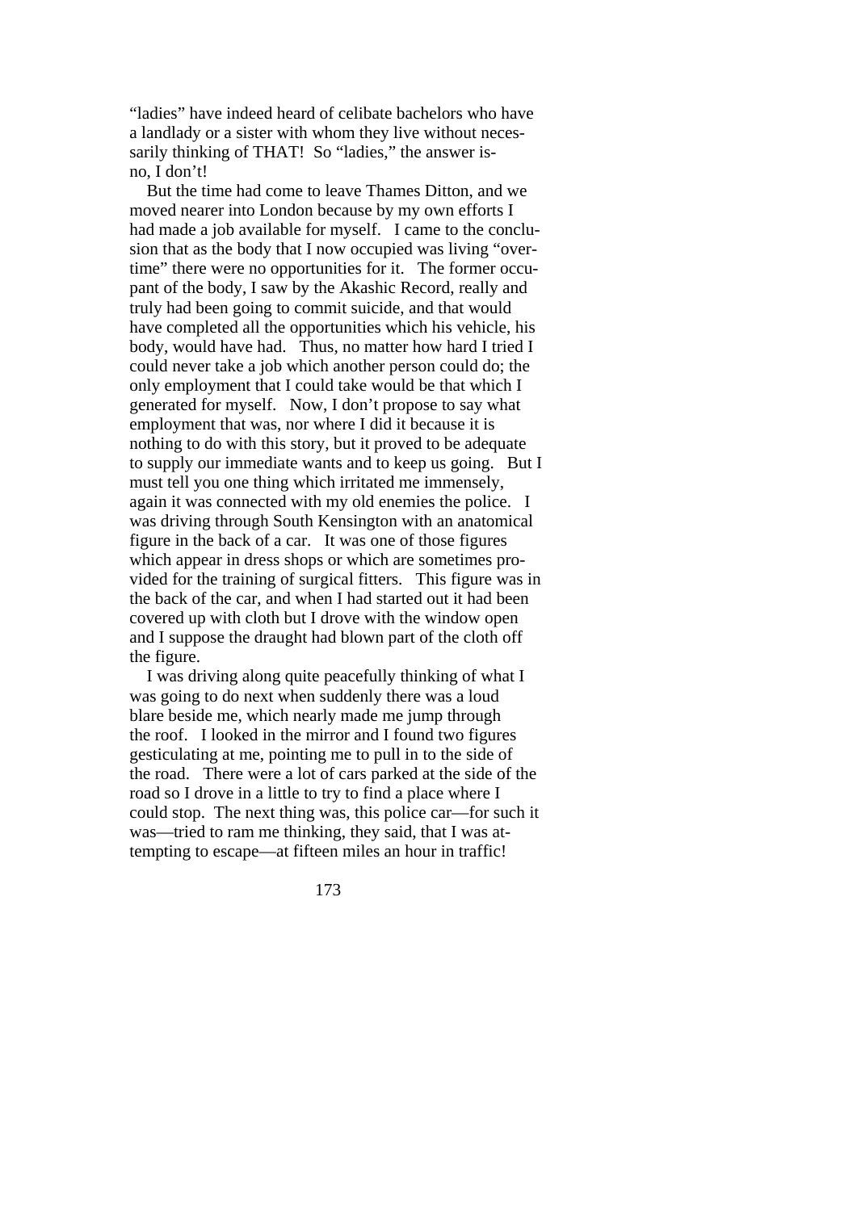"ladies" have indeed heard of celibate bachelors who have a landlady or a sister with whom they live without necessarily thinking of THAT! So "ladies," the answer is-no, I don't!

But the time had come to leave Thames Ditton, and we moved nearer into London because by my own efforts I had made a job available for myself. I came to the conclusion that as the body that I now occupied was living "overtime" there were no opportunities for it. The former occupant of the body, I saw by the Akashic Record, really and truly had been going to commit suicide, and that would have completed all the opportunities which his vehicle, his body, would have had. Thus, no matter how hard I tried I could never take a job which another person could do; the only employment that I could take would be that which I generated for myself. Now, I don't propose to say what employment that was, nor where I did it because it is nothing to do with this story, but it proved to be adequate to supply our immediate wants and to keep us going. But I must tell you one thing which irritated me immensely, again it was connected with my old enemies the police. I was driving through South Kensington with an anatomical figure in the back of a car. It was one of those figures which appear in dress shops or which are sometimes provided for the training of surgical fitters. This figure was in the back of the car, and when I had started out it had been covered up with cloth but I drove with the window open and I suppose the draught had blown part of the cloth off the figure.

I was driving along quite peacefully thinking of what I was going to do next when suddenly there was a loud blare beside me, which nearly made me jump through the roof. I looked in the mirror and I found two figures gesticulating at me, pointing me to pull in to the side of the road. There were a lot of cars parked at the side of the road so I drove in a little to try to find a place where I could stop. The next thing was, this police car—for such it was—tried to ram me thinking, they said, that I was attempting to escape—at fifteen miles an hour in traffic!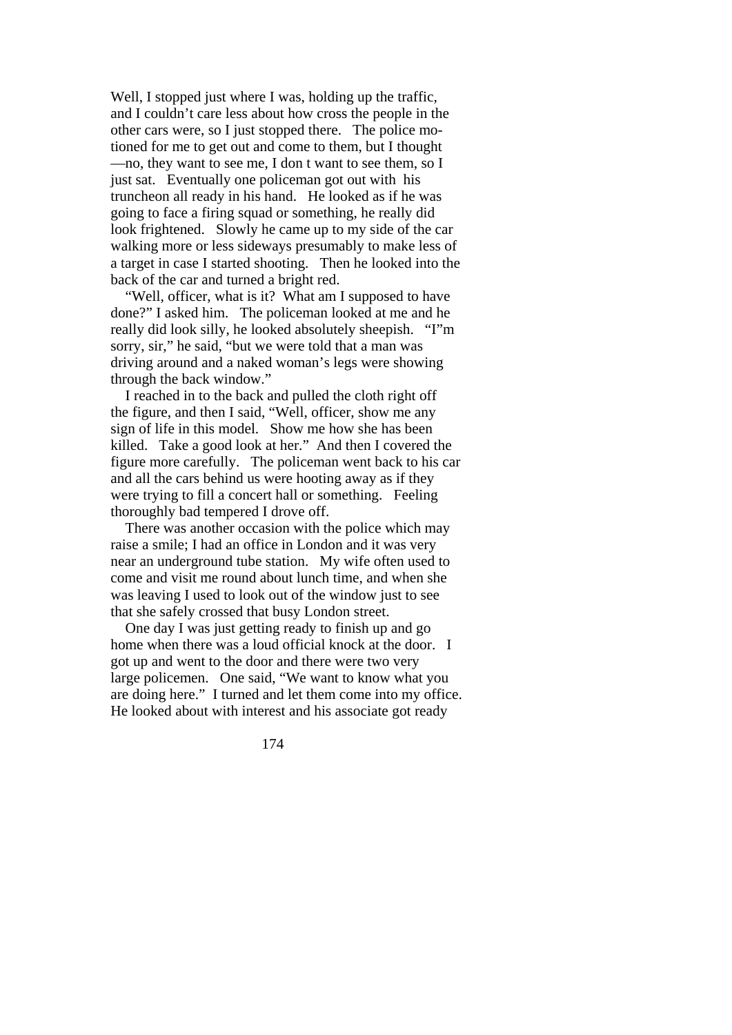Well, I stopped just where I was, holding up the traffic, and I couldn't care less about how cross the people in the other cars were, so I just stopped there. The police motioned for me to get out and come to them, but I thought —no, they want to see me, I don t want to see them, so I just sat. Eventually one policeman got out with his truncheon all ready in his hand. He looked as if he was going to face a firing squad or something, he really did look frightened. Slowly he came up to my side of the car walking more or less sideways presumably to make less of a target in case I started shooting. Then he looked into the back of the car and turned a bright red.

"Well, officer, what is it? What am I supposed to have done?" I asked him. The policeman looked at me and he really did look silly, he looked absolutely sheepish. "I"m sorry, sir," he said, "but we were told that a man was driving around and a naked woman's legs were showing through the back window."

I reached in to the back and pulled the cloth right off the figure, and then I said, "Well, officer, show me any sign of life in this model. Show me how she has been killed. Take a good look at her." And then I covered the figure more carefully. The policeman went back to his car and all the cars behind us were hooting away as if they were trying to fill a concert hall or something. Feeling thoroughly bad tempered I drove off.

There was another occasion with the police which may raise a smile; I had an office in London and it was very near an underground tube station. My wife often used to come and visit me round about lunch time, and when she was leaving I used to look out of the window just to see that she safely crossed that busy London street.

One day I was just getting ready to finish up and go home when there was a loud official knock at the door. I got up and went to the door and there were two very large policemen. One said, "We want to know what you are doing here." I turned and let them come into my office. He looked about with interest and his associate got ready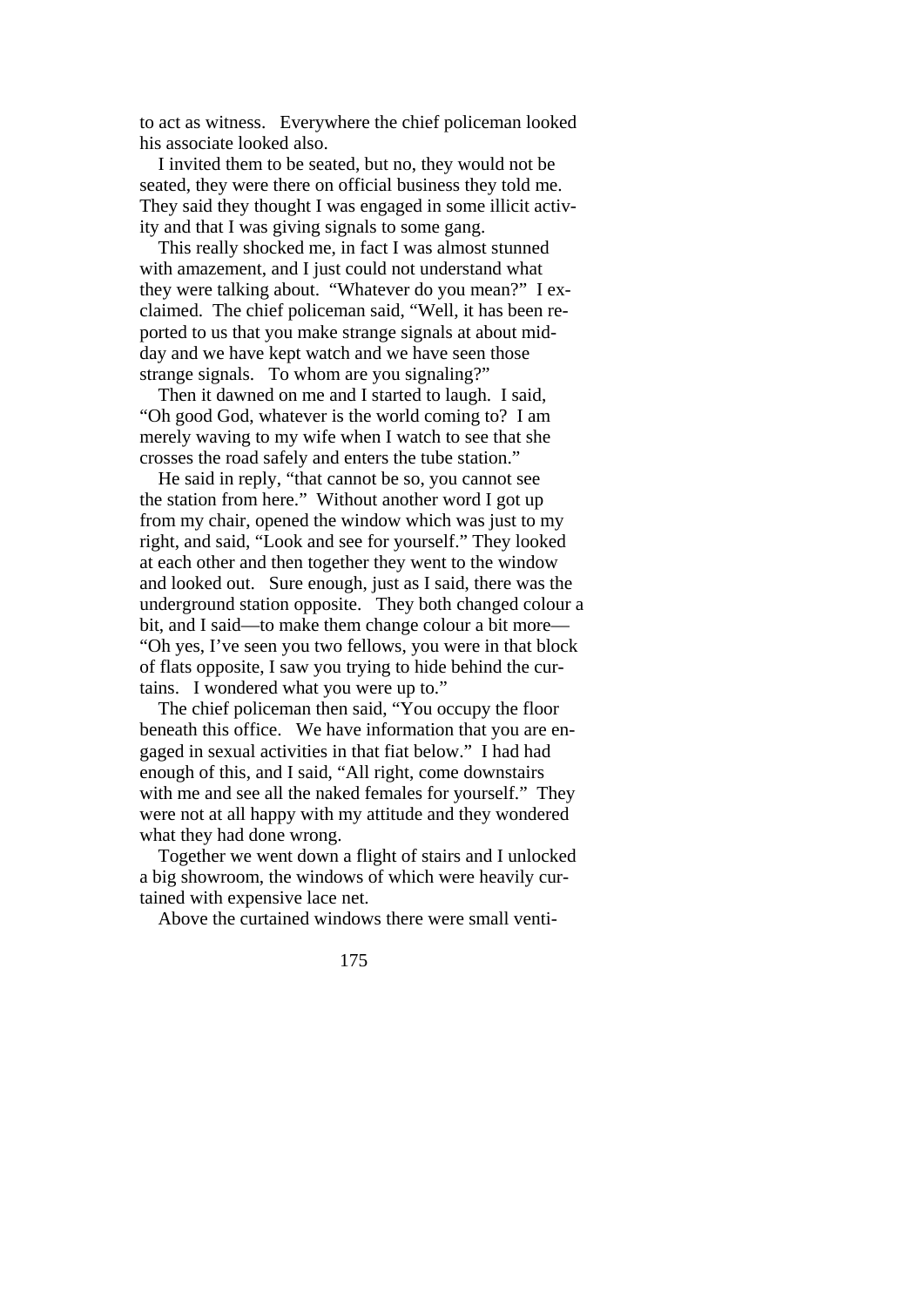to act as witness. Everywhere the chief policeman looked his associate looked also.

I invited them to be seated, but no, they would not be seated, they were there on official business they told me. They said they thought I was engaged in some illicit activity and that I was giving signals to some gang.

This really shocked me, in fact I was almost stunned with amazement, and I just could not understand what they were talking about. "Whatever do you mean?" I exclaimed. The chief policeman said, "Well, it has been reported to us that you make strange signals at about midday and we have kept watch and we have seen those strange signals. To whom are you signaling?"

Then it dawned on me and I started to laugh. I said, "Oh good God, whatever is the world coming to? I am merely waving to my wife when I watch to see that she crosses the road safely and enters the tube station."

He said in reply, "that cannot be so, you cannot see the station from here." Without another word I got up from my chair, opened the window which was just to my right, and said, "Look and see for yourself." They looked at each other and then together they went to the window and looked out. Sure enough, just as I said, there was the underground station opposite. They both changed colour a bit, and I said—to make them change colour a bit more—"Oh yes, I've seen you two fellows, you were in that block of flats opposite, I saw you trying to hide behind the curtains. I wondered what you were up to."

The chief policeman then said, "You occupy the floor beneath this office. We have information that you are engaged in sexual activities in that fiat below." I had had enough of this, and I said, "All right, come downstairs with me and see all the naked females for yourself." They were not at all happy with my attitude and they wondered what they had done wrong.

Together we went down a flight of stairs and I unlocked a big showroom, the windows of which were heavily curtained with expensive lace net.

Above the curtained windows there were small venti-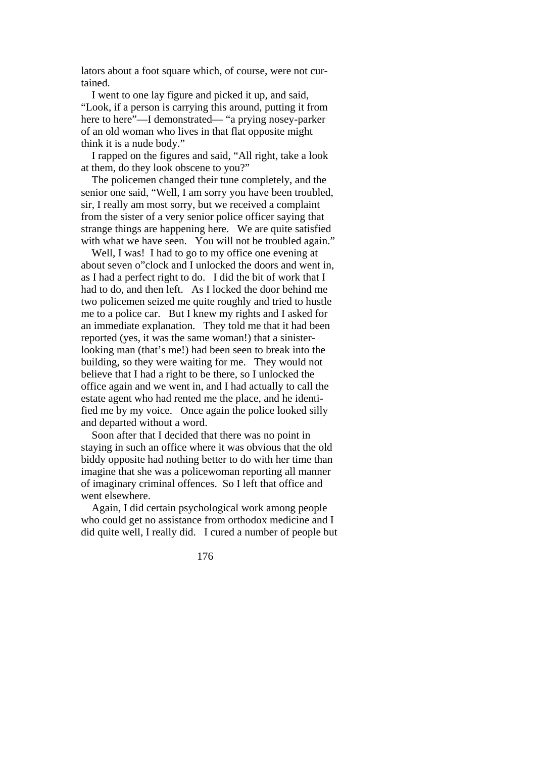lators about a foot square which, of course, were not curtained.

I went to one lay figure and picked it up, and said, "Look, if a person is carrying this around, putting it from here to here"—I demonstrated— "a prying nosey-parker of an old woman who lives in that flat opposite might think it is a nude body."

I rapped on the figures and said, "All right, take a look at them, do they look obscene to you?"

The policemen changed their tune completely, and the senior one said, "Well, I am sorry you have been troubled, sir, I really am most sorry, but we received a complaint from the sister of a very senior police officer saying that strange things are happening here. We are quite satisfied with what we have seen. You will not be troubled again."

Well, I was! I had to go to my office one evening at about seven o"clock and I unlocked the doors and went in, as I had a perfect right to do. I did the bit of work that I had to do, and then left. As I locked the door behind me two policemen seized me quite roughly and tried to hustle me to a police car. But I knew my rights and I asked for an immediate explanation. They told me that it had been reported (yes, it was the same woman!) that a sinister-looking man (that's me!) had been seen to break into the building, so they were waiting for me. They would not believe that I had a right to be there, so I unlocked the office again and we went in, and I had actually to call the estate agent who had rented me the place, and he identified me by my voice. Once again the police looked silly and departed without a word.

Soon after that I decided that there was no point in staying in such an office where it was obvious that the old biddy opposite had nothing better to do with her time than imagine that she was a policewoman reporting all manner of imaginary criminal offences. So I left that office and went elsewhere.

Again, I did certain psychological work among people who could get no assistance from orthodox medicine and I did quite well, I really did. I cured a number of people but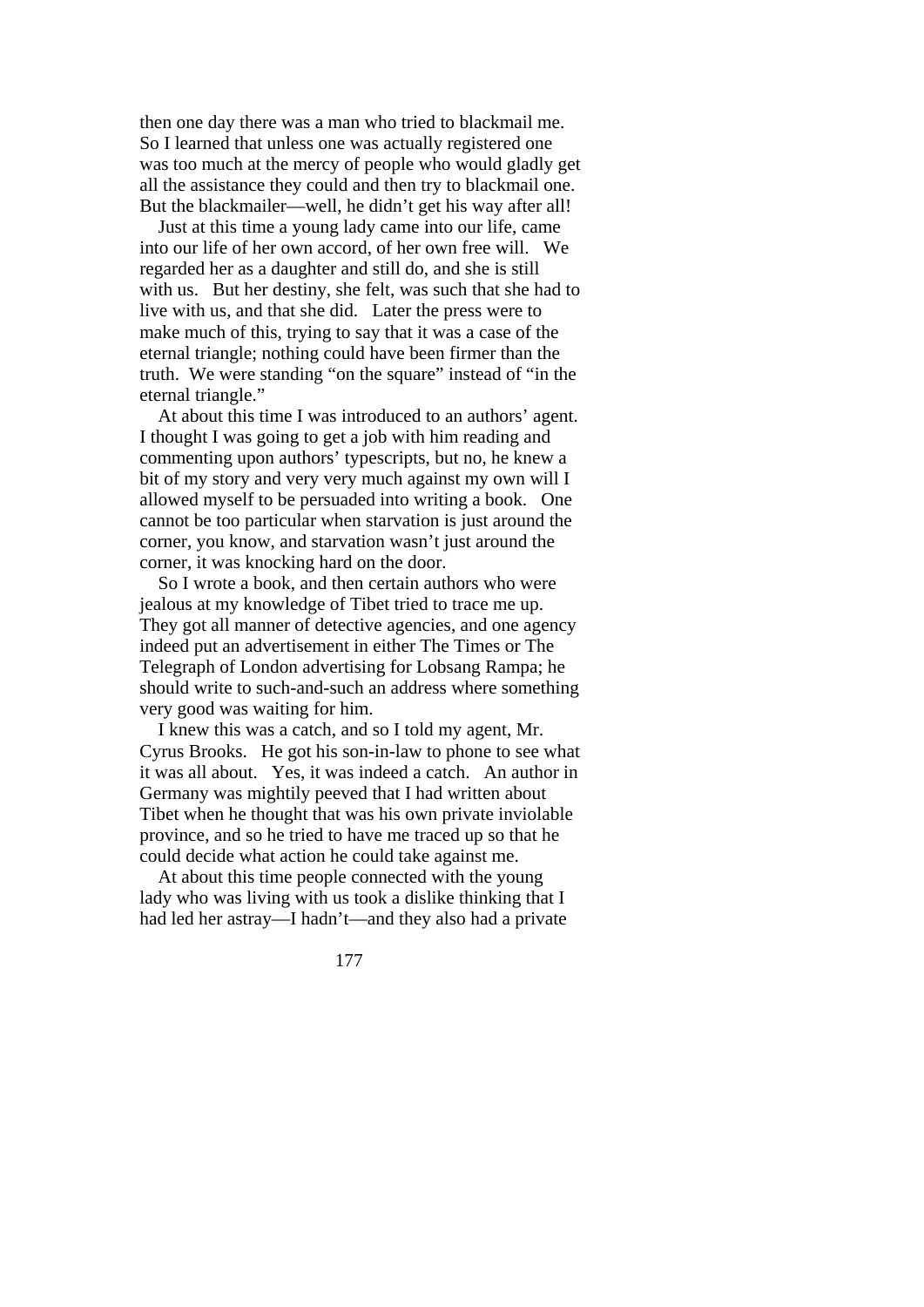then one day there was a man who tried to blackmail me. So I learned that unless one was actually registered one was too much at the mercy of people who would gladly get all the assistance they could and then try to blackmail one. But the blackmailer—well, he didn't get his way after all!

Just at this time a young lady came into our life, came into our life of her own accord, of her own free will. We regarded her as a daughter and still do, and she is still with us. But her destiny, she felt, was such that she had to live with us, and that she did. Later the press were to make much of this, trying to say that it was a case of the eternal triangle; nothing could have been firmer than the truth. We were standing "on the square" instead of "in the eternal triangle."

At about this time I was introduced to an authors' agent. I thought I was going to get a job with him reading and commenting upon authors' typescripts, but no, he knew a bit of my story and very very much against my own will I allowed myself to be persuaded into writing a book. One cannot be too particular when starvation is just around the corner, you know, and starvation wasn't just around the corner, it was knocking hard on the door.

So I wrote a book, and then certain authors who were jealous at my knowledge of Tibet tried to trace me up. They got all manner of detective agencies, and one agency indeed put an advertisement in either The Times or The Telegraph of London advertising for Lobsang Rampa; he should write to such-and-such an address where something very good was waiting for him.

I knew this was a catch, and so I told my agent, Mr. Cyrus Brooks. He got his son-in-law to phone to see what it was all about. Yes, it was indeed a catch. An author in Germany was mightily peeved that I had written about Tibet when he thought that was his own private inviolable province, and so he tried to have me traced up so that he could decide what action he could take against me.

At about this time people connected with the young lady who was living with us took a dislike thinking that I had led her astray—I hadn't—and they also had a private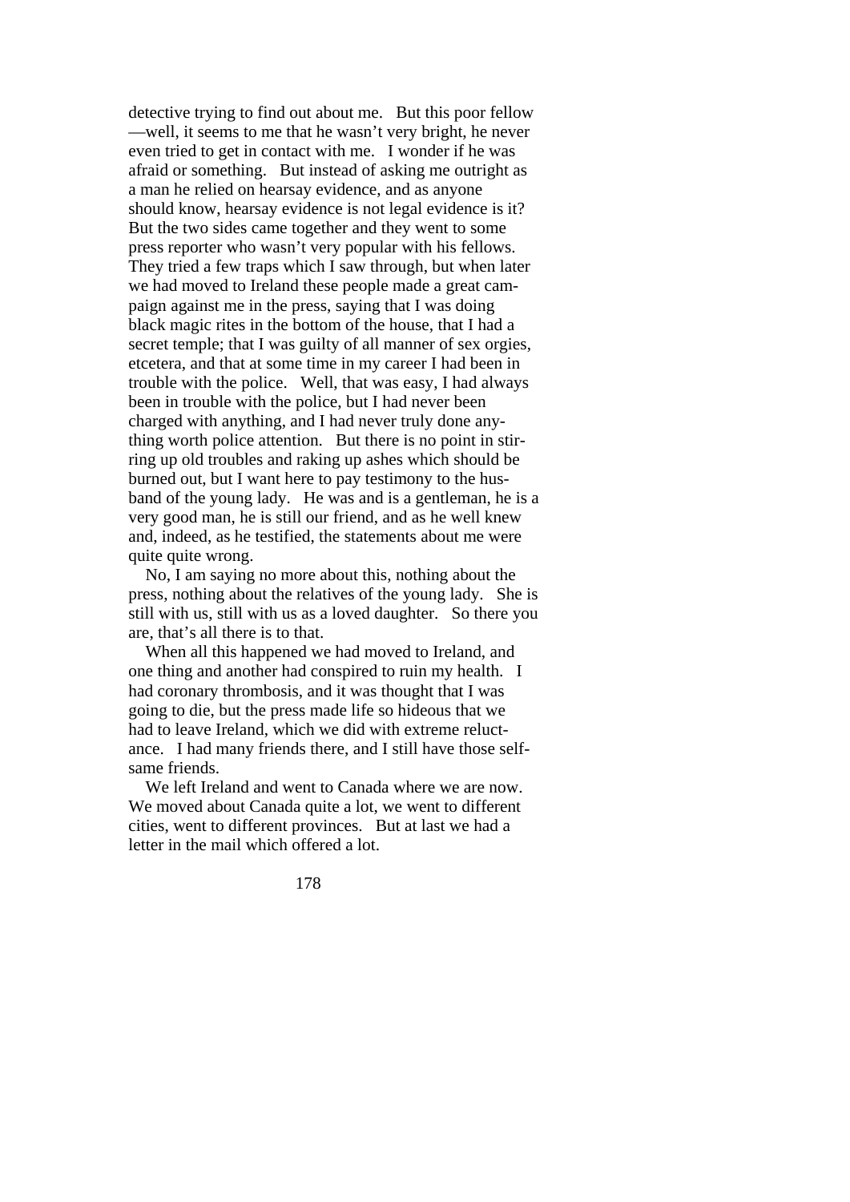detective trying to find out about me. But this poor fellow—well, it seems to me that he wasn't very bright, he never even tried to get in contact with me. I wonder if he was afraid or something. But instead of asking me outright as a man he relied on hearsay evidence, and as anyone should know, hearsay evidence is not legal evidence is it? But the two sides came together and they went to some press reporter who wasn't very popular with his fellows. They tried a few traps which I saw through, but when later we had moved to Ireland these people made a great campaign against me in the press, saying that I was doing black magic rites in the bottom of the house, that I had a secret temple; that I was guilty of all manner of sex orgies, etcetera, and that at some time in my career I had been in trouble with the police. Well, that was easy, I had always been in trouble with the police, but I had never been charged with anything, and I had never truly done anything worth police attention. But there is no point in stirring up old troubles and raking up ashes which should be burned out, but I want here to pay testimony to the husband of the young lady. He was and is a gentleman, he is a very good man, he is still our friend, and as he well knew and, indeed, as he testified, the statements about me were quite quite wrong.

No, I am saying no more about this, nothing about the press, nothing about the relatives of the young lady. She is still with us, still with us as a loved daughter. So there you are, that's all there is to that.

When all this happened we had moved to Ireland, and one thing and another had conspired to ruin my health. I had coronary thrombosis, and it was thought that I was going to die, but the press made life so hideous that we had to leave Ireland, which we did with extreme reluctance. I had many friends there, and I still have those selfsame friends.

We left Ireland and went to Canada where we are now. We moved about Canada quite a lot, we went to different cities, went to different provinces. But at last we had a letter in the mail which offered a lot.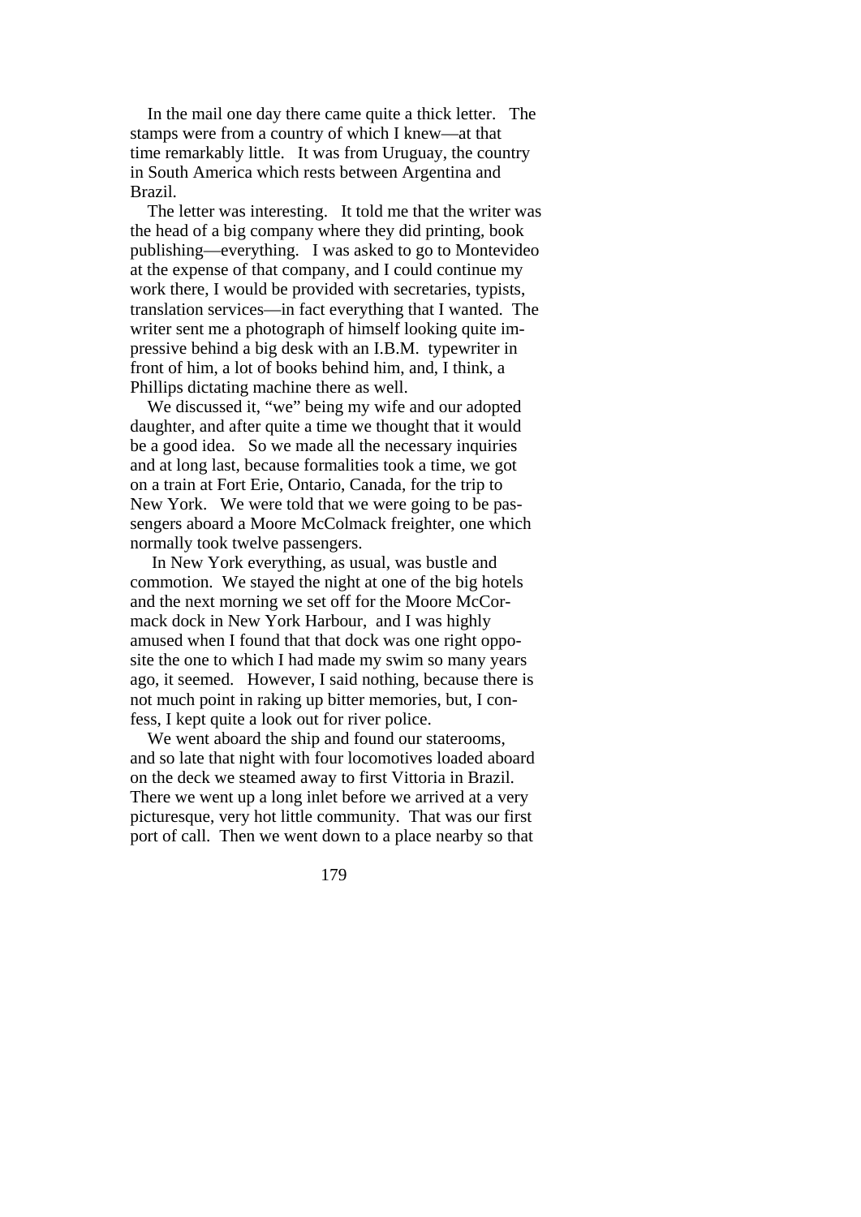In the mail one day there came quite a thick letter. The stamps were from a country of which I knew—at that time remarkably little. It was from Uruguay, the country in South America which rests between Argentina and Brazil.

The letter was interesting. It told me that the writer was the head of a big company where they did printing, book publishing—everything. I was asked to go to Montevideo at the expense of that company, and I could continue my work there, I would be provided with secretaries, typists, translation services—in fact everything that I wanted. The writer sent me a photograph of himself looking quite impressive behind a big desk with an I.B.M. typewriter in front of him, a lot of books behind him, and, I think, a Phillips dictating machine there as well.

We discussed it, "we" being my wife and our adopted daughter, and after quite a time we thought that it would be a good idea. So we made all the necessary inquiries and at long last, because formalities took a time, we got on a train at Fort Erie, Ontario, Canada, for the trip to New York. We were told that we were going to be passengers aboard a Moore McColmack freighter, one which normally took twelve passengers.

In New York everything, as usual, was bustle and commotion. We stayed the night at one of the big hotels and the next morning we set off for the Moore McCormack dock in New York Harbour, and I was highly amused when I found that that dock was one right opposite the one to which I had made my swim so many years ago, it seemed. However, I said nothing, because there is not much point in raking up bitter memories, but, I confess, I kept quite a look out for river police.

We went aboard the ship and found our staterooms, and so late that night with four locomotives loaded aboard on the deck we steamed away to first Vittoria in Brazil. There we went up a long inlet before we arrived at a very picturesque, very hot little community. That was our first port of call. Then we went down to a place nearby so that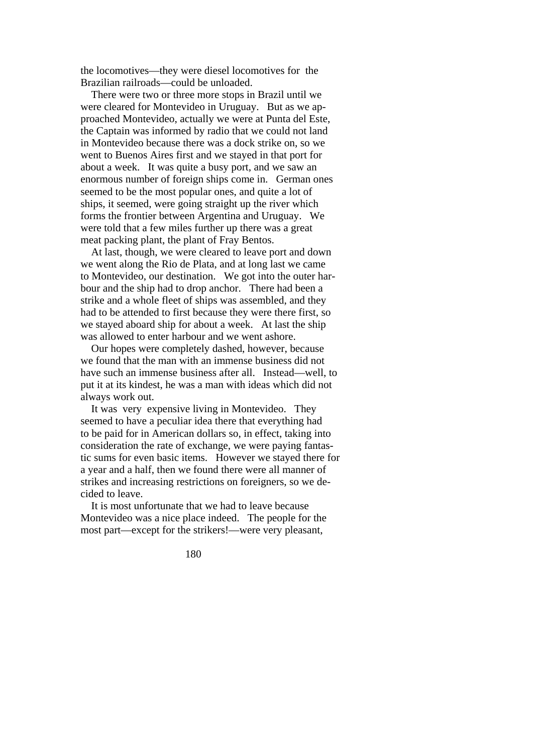the locomotives—they were diesel locomotives for the Brazilian railroads—could be unloaded.

There were two or three more stops in Brazil until we were cleared for Montevideo in Uruguay. But as we approached Montevideo, actually we were at Punta del Este, the Captain was informed by radio that we could not land in Montevideo because there was a dock strike on, so we went to Buenos Aires first and we stayed in that port for about a week. It was quite a busy port, and we saw an enormous number of foreign ships come in. German ones seemed to be the most popular ones, and quite a lot of ships, it seemed, were going straight up the river which forms the frontier between Argentina and Uruguay. We were told that a few miles further up there was a great meat packing plant, the plant of Fray Bentos.

At last, though, we were cleared to leave port and down we went along the Rio de Plata, and at long last we came to Montevideo, our destination. We got into the outer harbour and the ship had to drop anchor. There had been a strike and a whole fleet of ships was assembled, and they had to be attended to first because they were there first, so we stayed aboard ship for about a week. At last the ship was allowed to enter harbour and we went ashore.

Our hopes were completely dashed, however, because we found that the man with an immense business did not have such an immense business after all. Instead—well, to put it at its kindest, he was a man with ideas which did not always work out.

It was very expensive living in Montevideo. They seemed to have a peculiar idea there that everything had to be paid for in American dollars so, in effect, taking into consideration the rate of exchange, we were paying fantastic sums for even basic items. However we stayed there for a year and a half, then we found there were all manner of strikes and increasing restrictions on foreigners, so we decided to leave.

It is most unfortunate that we had to leave because Montevideo was a nice place indeed. The people for the most part—except for the strikers!—were very pleasant,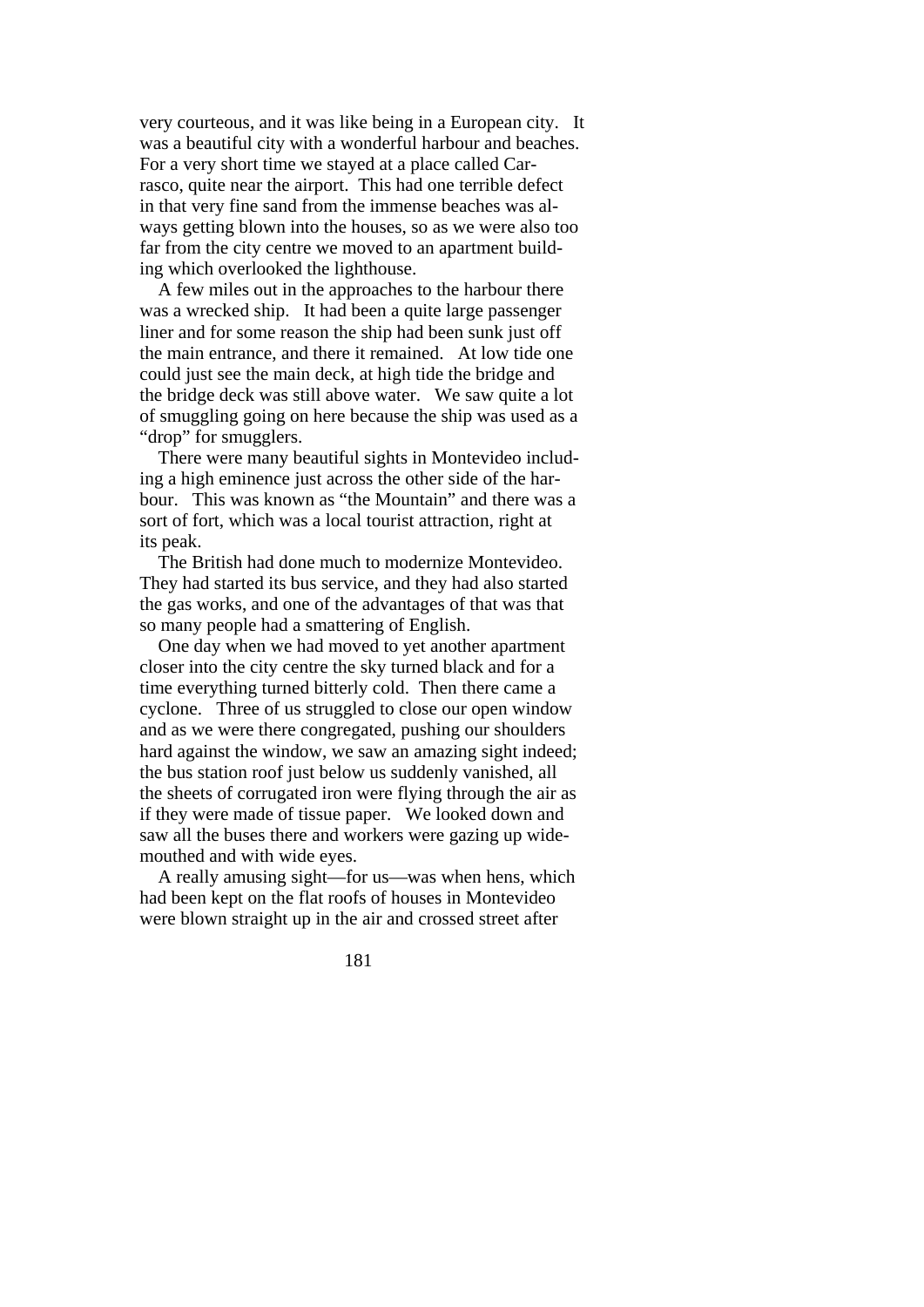very courteous, and it was like being in a European city. It was a beautiful city with a wonderful harbour and beaches. For a very short time we stayed at a place called Carrasco, quite near the airport. This had one terrible defect in that very fine sand from the immense beaches was always getting blown into the houses, so as we were also too far from the city centre we moved to an apartment building which overlooked the lighthouse.

A few miles out in the approaches to the harbour there was a wrecked ship. It had been a quite large passenger liner and for some reason the ship had been sunk just off the main entrance, and there it remained. At low tide one could just see the main deck, at high tide the bridge and the bridge deck was still above water. We saw quite a lot of smuggling going on here because the ship was used as a "drop" for smugglers.

There were many beautiful sights in Montevideo including a high eminence just across the other side of the harbour. This was known as "the Mountain" and there was a sort of fort, which was a local tourist attraction, right at its peak.

The British had done much to modernize Montevideo. They had started its bus service, and they had also started the gas works, and one of the advantages of that was that so many people had a smattering of English.

One day when we had moved to yet another apartment closer into the city centre the sky turned black and for a time everything turned bitterly cold. Then there came a cyclone. Three of us struggled to close our open window and as we were there congregated, pushing our shoulders hard against the window, we saw an amazing sight indeed; the bus station roof just below us suddenly vanished, all the sheets of corrugated iron were flying through the air as if they were made of tissue paper. We looked down and saw all the buses there and workers were gazing up wide-mouthed and with wide eyes.

A really amusing sight—for us—was when hens, which had been kept on the flat roofs of houses in Montevideo were blown straight up in the air and crossed street after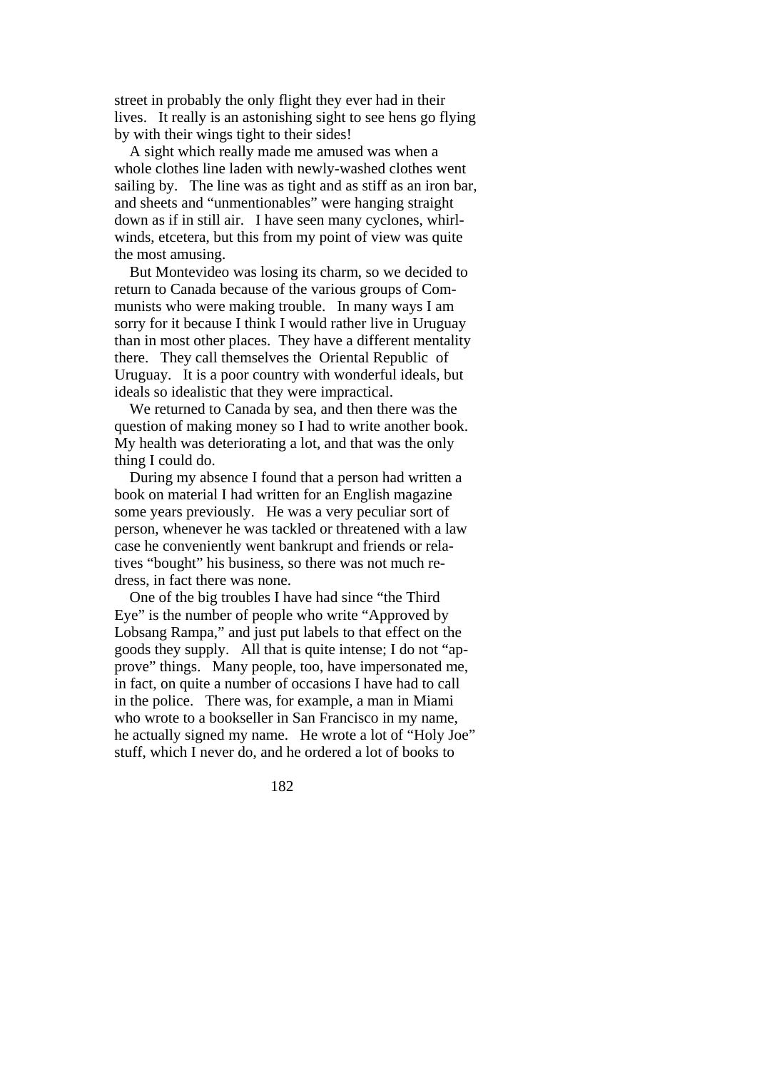street in probably the only flight they ever had in their lives. It really is an astonishing sight to see hens go flying by with their wings tight to their sides!

A sight which really made me amused was when a whole clothes line laden with newly-washed clothes went sailing by. The line was as tight and as stiff as an iron bar, and sheets and "unmentionables" were hanging straight down as if in still air. I have seen many cyclones, whirlwinds, etcetera, but this from my point of view was quite the most amusing.

But Montevideo was losing its charm, so we decided to return to Canada because of the various groups of Communists who were making trouble. In many ways I am sorry for it because I think I would rather live in Uruguay than in most other places. They have a different mentality there. They call themselves the Oriental Republic of Uruguay. It is a poor country with wonderful ideals, but ideals so idealistic that they were impractical.

We returned to Canada by sea, and then there was the question of making money so I had to write another book. My health was deteriorating a lot, and that was the only thing I could do.

During my absence I found that a person had written a book on material I had written for an English magazine some years previously. He was a very peculiar sort of person, whenever he was tackled or threatened with a law case he conveniently went bankrupt and friends or relatives "bought" his business, so there was not much redress, in fact there was none.

One of the big troubles I have had since "the Third Eye" is the number of people who write "Approved by Lobsang Rampa," and just put labels to that effect on the goods they supply. All that is quite intense; I do not "approve" things. Many people, too, have impersonated me, in fact, on quite a number of occasions I have had to call in the police. There was, for example, a man in Miami who wrote to a bookseller in San Francisco in my name, he actually signed my name. He wrote a lot of "Holy Joe" stuff, which I never do, and he ordered a lot of books to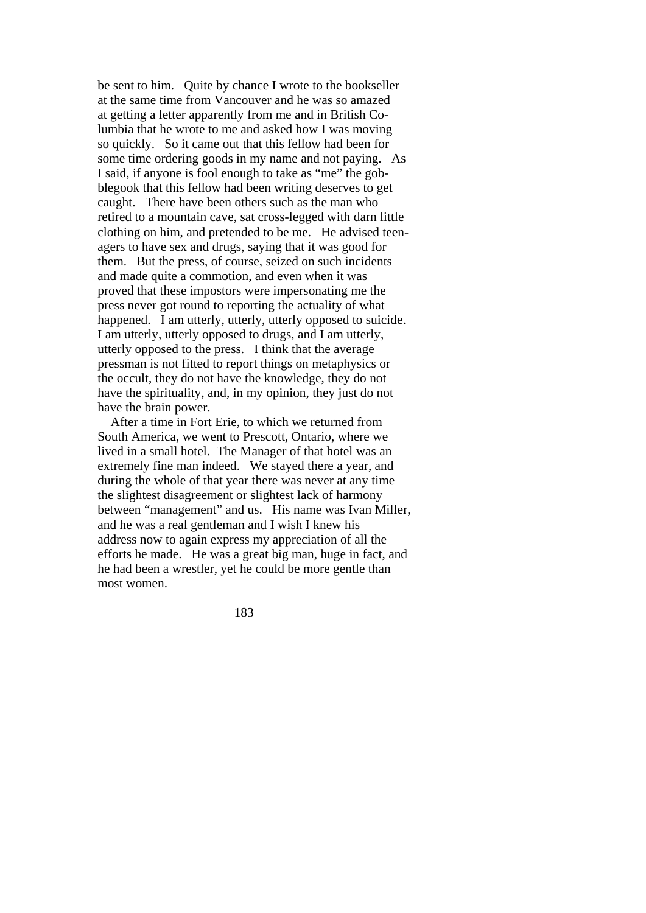be sent to him. Quite by chance I wrote to the bookseller at the same time from Vancouver and he was so amazed at getting a letter apparently from me and in British Columbia that he wrote to me and asked how I was moving so quickly. So it came out that this fellow had been for some time ordering goods in my name and not paying. As I said, if anyone is fool enough to take as "me" the gobblegook that this fellow had been writing deserves to get caught. There have been others such as the man who retired to a mountain cave, sat cross-legged with darn little clothing on him, and pretended to be me. He advised teenagers to have sex and drugs, saying that it was good for them. But the press, of course, seized on such incidents and made quite a commotion, and even when it was proved that these impostors were impersonating me the press never got round to reporting the actuality of what happened. I am utterly, utterly, utterly opposed to suicide. I am utterly, utterly opposed to drugs, and I am utterly, utterly opposed to the press. I think that the average pressman is not fitted to report things on metaphysics or the occult, they do not have the knowledge, they do not have the spirituality, and, in my opinion, they just do not have the brain power.

After a time in Fort Erie, to which we returned from South America, we went to Prescott, Ontario, where we lived in a small hotel. The Manager of that hotel was an extremely fine man indeed. We stayed there a year, and during the whole of that year there was never at any time the slightest disagreement or slightest lack of harmony between "management" and us. His name was Ivan Miller, and he was a real gentleman and I wish I knew his address now to again express my appreciation of all the efforts he made. He was a great big man, huge in fact, and he had been a wrestler, yet he could be more gentle than most women.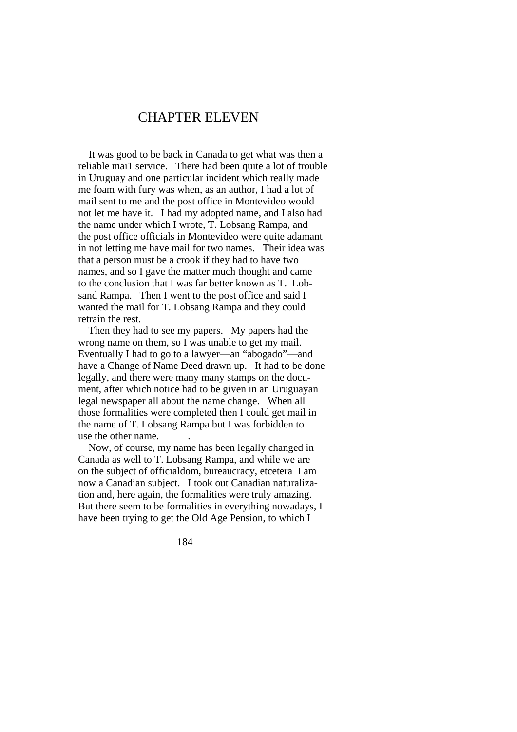# CHAPTER ELEVEN

It was good to be back in Canada to get what was then a reliable mai1 service. There had been quite a lot of trouble in Uruguay and one particular incident which really made me foam with fury was when, as an author, I had a lot of mail sent to me and the post office in Montevideo would not let me have it. I had my adopted name, and I also had the name under which I wrote, T. Lobsang Rampa, and the post office officials in Montevideo were quite adamant in not letting me have mail for two names. Their idea was that a person must be a crook if they had to have two names, and so I gave the matter much thought and came to the conclusion that I was far better known as T. Lobsand Rampa. Then I went to the post office and said I wanted the mail for T. Lobsang Rampa and they could retrain the rest.

Then they had to see my papers. My papers had the wrong name on them, so I was unable to get my mail. Eventually I had to go to a lawyer—an "abogado"—and have a Change of Name Deed drawn up. It had to be done legally, and there were many many stamps on the document, after which notice had to be given in an Uruguayan legal newspaper all about the name change. When all those formalities were completed then I could get mail in the name of T. Lobsang Rampa but I was forbidden to use the other name.

Now, of course, my name has been legally changed in Canada as well to T. Lobsang Rampa, and while we are on the subject of officialdom, bureaucracy, etcetera I am now a Canadian subject. I took out Canadian naturalization and, here again, the formalities were truly amazing. But there seem to be formalities in everything nowadays, I have been trying to get the Old Age Pension, to which I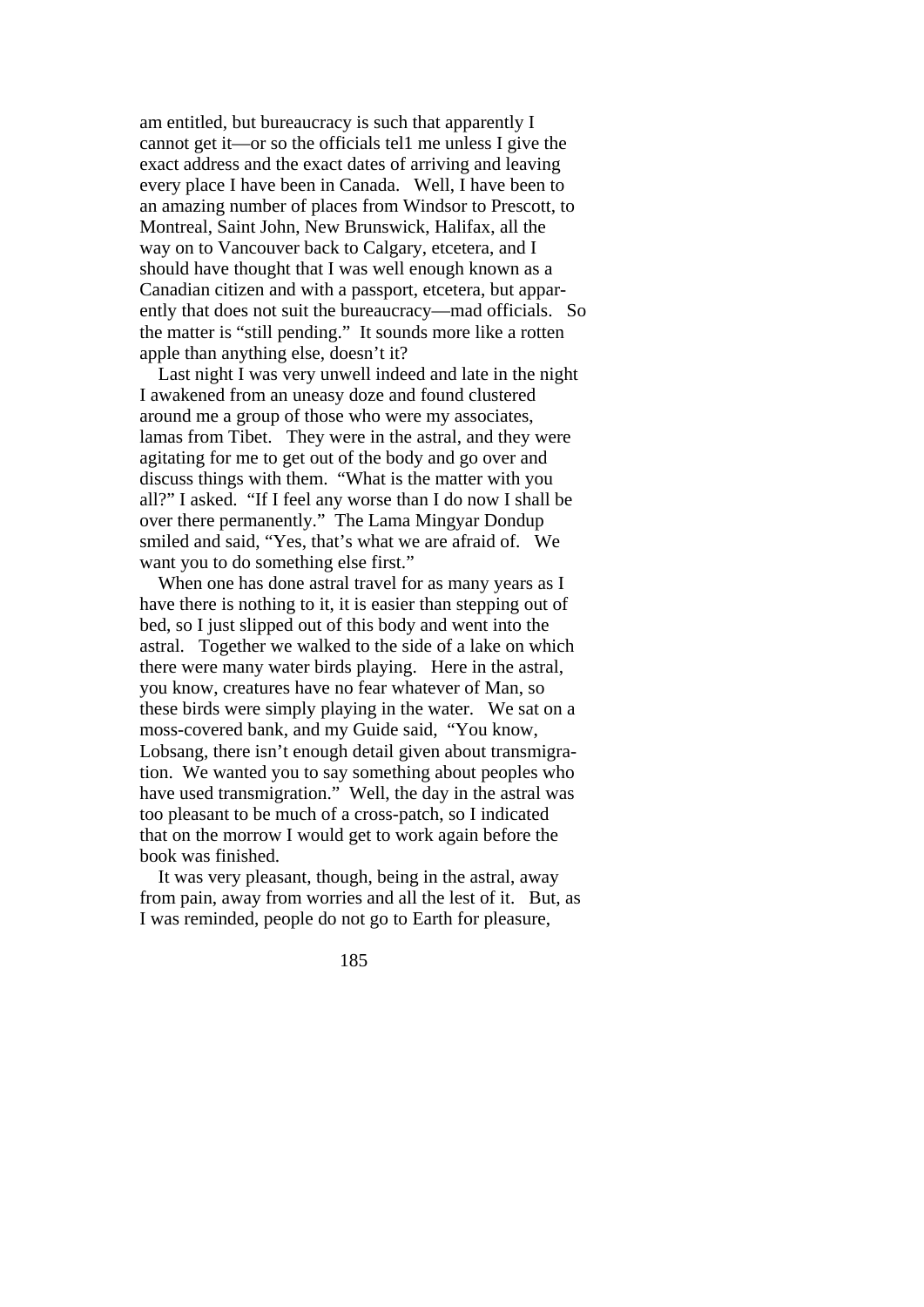am entitled, but bureaucracy is such that apparently I cannot get it—or so the officials tel1 me unless I give the exact address and the exact dates of arriving and leaving every place I have been in Canada. Well, I have been to an amazing number of places from Windsor to Prescott, to Montreal, Saint John, New Brunswick, Halifax, all the way on to Vancouver back to Calgary, etcetera, and I should have thought that I was well enough known as a Canadian citizen and with a passport, etcetera, but apparently that does not suit the bureaucracy—mad officials. So the matter is "still pending." It sounds more like a rotten apple than anything else, doesn't it?

Last night I was very unwell indeed and late in the night I awakened from an uneasy doze and found clustered around me a group of those who were my associates, lamas from Tibet. They were in the astral, and they were agitating for me to get out of the body and go over and discuss things with them. "What is the matter with you all?" I asked. "If I feel any worse than I do now I shall be over there permanently." The Lama Mingyar Dondup smiled and said, "Yes, that's what we are afraid of. We want you to do something else first."

When one has done astral travel for as many years as I have there is nothing to it, it is easier than stepping out of bed, so I just slipped out of this body and went into the astral. Together we walked to the side of a lake on which there were many water birds playing. Here in the astral, you know, creatures have no fear whatever of Man, so these birds were simply playing in the water. We sat on a moss-covered bank, and my Guide said, "You know, Lobsang, there isn't enough detail given about transmigration. We wanted you to say something about peoples who have used transmigration." Well, the day in the astral was too pleasant to be much of a cross-patch, so I indicated that on the morrow I would get to work again before the book was finished.

It was very pleasant, though, being in the astral, away from pain, away from worries and all the lest of it. But, as I was reminded, people do not go to Earth for pleasure,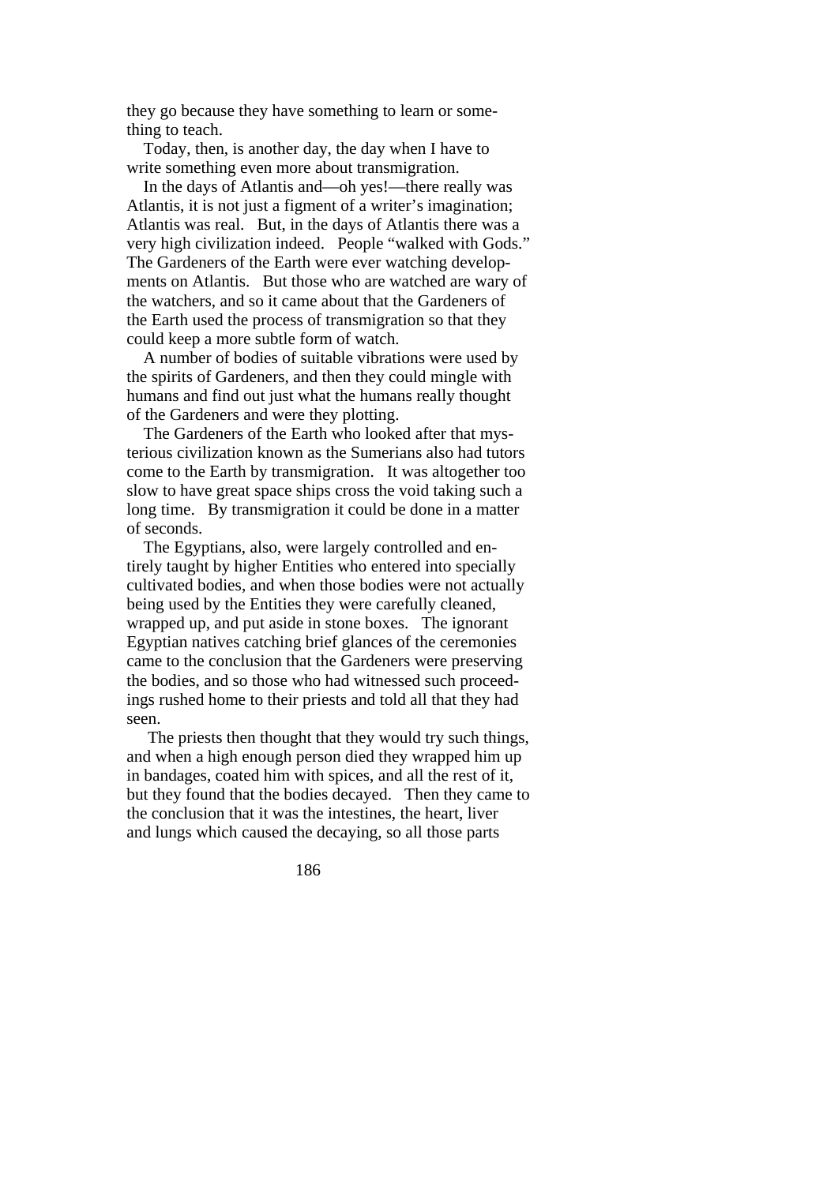they go because they have something to learn or something to teach.

Today, then, is another day, the day when I have to write something even more about transmigration.

In the days of Atlantis and—oh yes!—there really was Atlantis, it is not just a figment of a writer's imagination; Atlantis was real. But, in the days of Atlantis there was a very high civilization indeed. People "walked with Gods." The Gardeners of the Earth were ever watching developments on Atlantis. But those who are watched are wary of the watchers, and so it came about that the Gardeners of the Earth used the process of transmigration so that they could keep a more subtle form of watch.

A number of bodies of suitable vibrations were used by the spirits of Gardeners, and then they could mingle with humans and find out just what the humans really thought of the Gardeners and were they plotting.

The Gardeners of the Earth who looked after that mysterious civilization known as the Sumerians also had tutors come to the Earth by transmigration. It was altogether too slow to have great space ships cross the void taking such a long time. By transmigration it could be done in a matter of seconds.

The Egyptians, also, were largely controlled and entirely taught by higher Entities who entered into specially cultivated bodies, and when those bodies were not actually being used by the Entities they were carefully cleaned, wrapped up, and put aside in stone boxes. The ignorant Egyptian natives catching brief glances of the ceremonies came to the conclusion that the Gardeners were preserving the bodies, and so those who had witnessed such proceedings rushed home to their priests and told all that they had seen.

The priests then thought that they would try such things, and when a high enough person died they wrapped him up in bandages, coated him with spices, and all the rest of it, but they found that the bodies decayed. Then they came to the conclusion that it was the intestines, the heart, liver and lungs which caused the decaying, so all those parts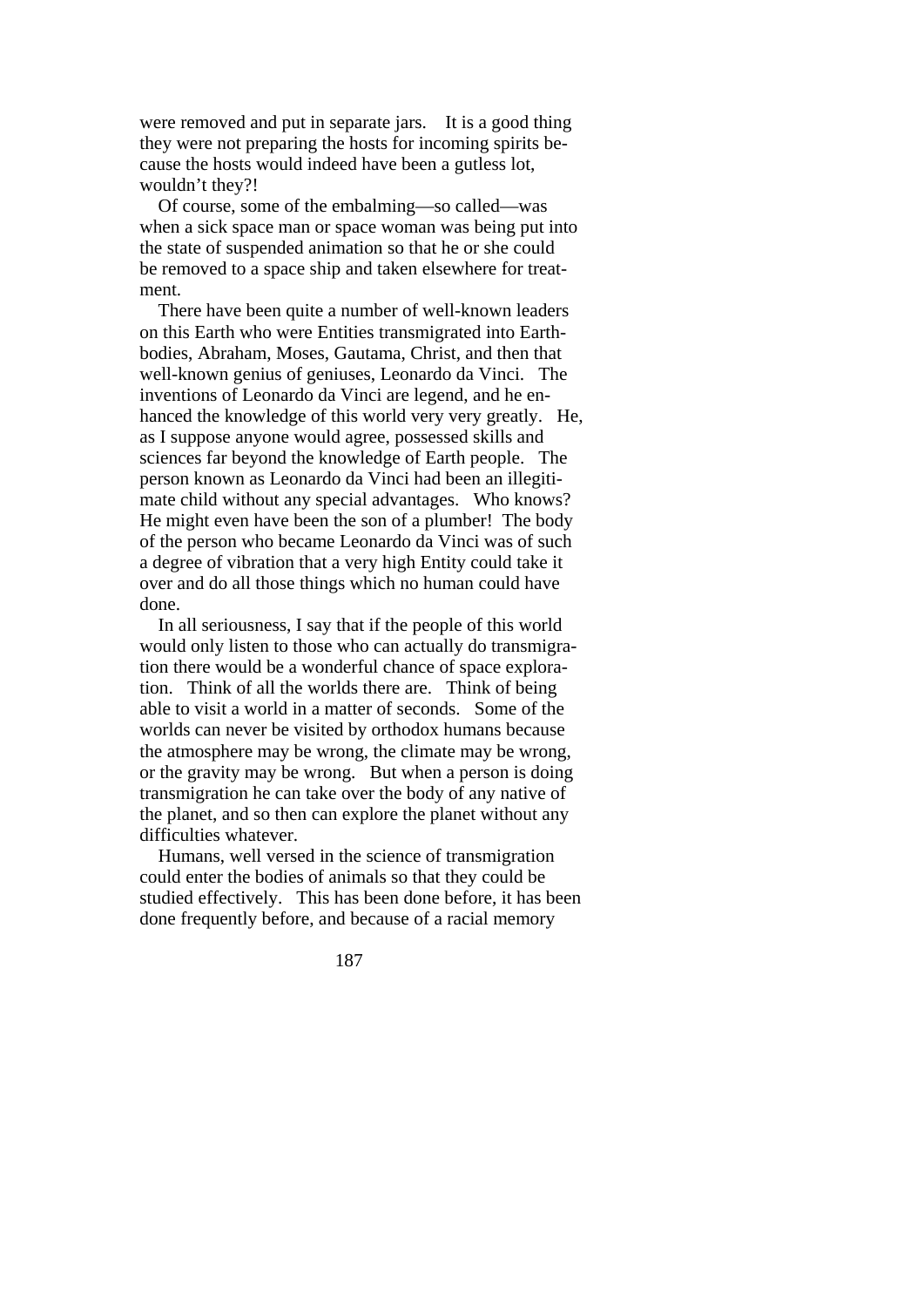were removed and put in separate jars. It is a good thing they were not preparing the hosts for incoming spirits because the hosts would indeed have been a gutless lot, wouldn't they?!

Of course, some of the embalming—so called—was when a sick space man or space woman was being put into the state of suspended animation so that he or she could be removed to a space ship and taken elsewhere for treatment.

There have been quite a number of well-known leaders on this Earth who were Entities transmigrated into Earth-bodies, Abraham, Moses, Gautama, Christ, and then that well-known genius of geniuses, Leonardo da Vinci. The inventions of Leonardo da Vinci are legend, and he enhanced the knowledge of this world very very greatly. He, as I suppose anyone would agree, possessed skills and sciences far beyond the knowledge of Earth people. The person known as Leonardo da Vinci had been an illegitimate child without any special advantages. Who knows? He might even have been the son of a plumber! The body of the person who became Leonardo da Vinci was of such a degree of vibration that a very high Entity could take it over and do all those things which no human could have done.

In all seriousness, I say that if the people of this world would only listen to those who can actually do transmigration there would be a wonderful chance of space exploration. Think of all the worlds there are. Think of being able to visit a world in a matter of seconds. Some of the worlds can never be visited by orthodox humans because the atmosphere may be wrong, the climate may be wrong, or the gravity may be wrong. But when a person is doing transmigration he can take over the body of any native of the planet, and so then can explore the planet without any difficulties whatever.

Humans, well versed in the science of transmigration could enter the bodies of animals so that they could be studied effectively. This has been done before, it has been done frequently before, and because of a racial memory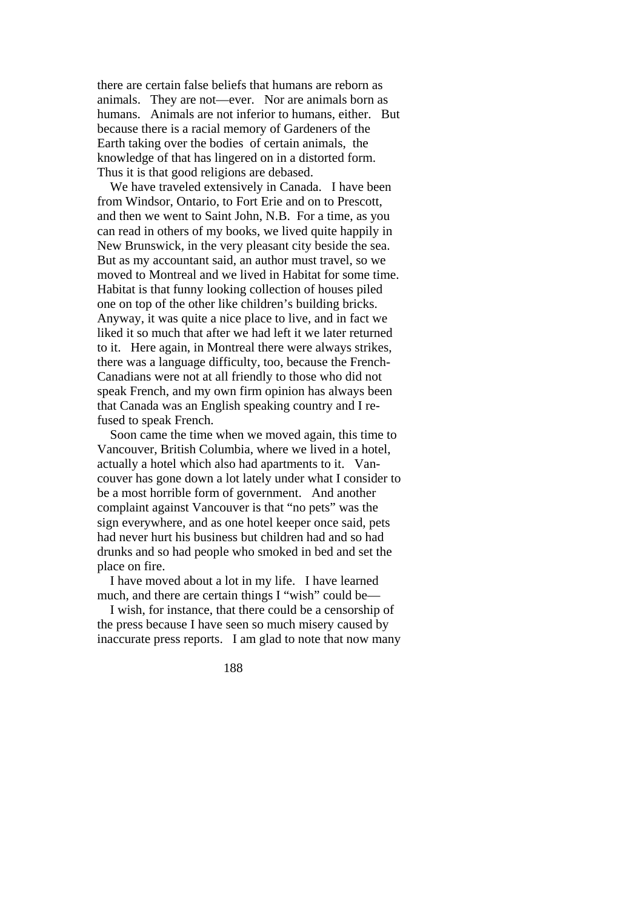there are certain false beliefs that humans are reborn as animals. They are not—ever. Nor are animals born as humans. Animals are not inferior to humans, either. But because there is a racial memory of Gardeners of the Earth taking over the bodies of certain animals, the knowledge of that has lingered on in a distorted form. Thus it is that good religions are debased.

We have traveled extensively in Canada. I have been from Windsor, Ontario, to Fort Erie and on to Prescott, and then we went to Saint John, N.B. For a time, as you can read in others of my books, we lived quite happily in New Brunswick, in the very pleasant city beside the sea. But as my accountant said, an author must travel, so we moved to Montreal and we lived in Habitat for some time. Habitat is that funny looking collection of houses piled one on top of the other like children's building bricks. Anyway, it was quite a nice place to live, and in fact we liked it so much that after we had left it we later returned to it. Here again, in Montreal there were always strikes, there was a language difficulty, too, because the French-Canadians were not at all friendly to those who did not speak French, and my own firm opinion has always been that Canada was an English speaking country and I refused to speak French.

Soon came the time when we moved again, this time to Vancouver, British Columbia, where we lived in a hotel, actually a hotel which also had apartments to it. Vancouver has gone down a lot lately under what I consider to be a most horrible form of government. And another complaint against Vancouver is that "no pets" was the sign everywhere, and as one hotel keeper once said, pets had never hurt his business but children had and so had drunks and so had people who smoked in bed and set the place on fire.

I have moved about a lot in my life. I have learned much, and there are certain things I "wish" could be—

I wish, for instance, that there could be a censorship of the press because I have seen so much misery caused by inaccurate press reports. I am glad to note that now many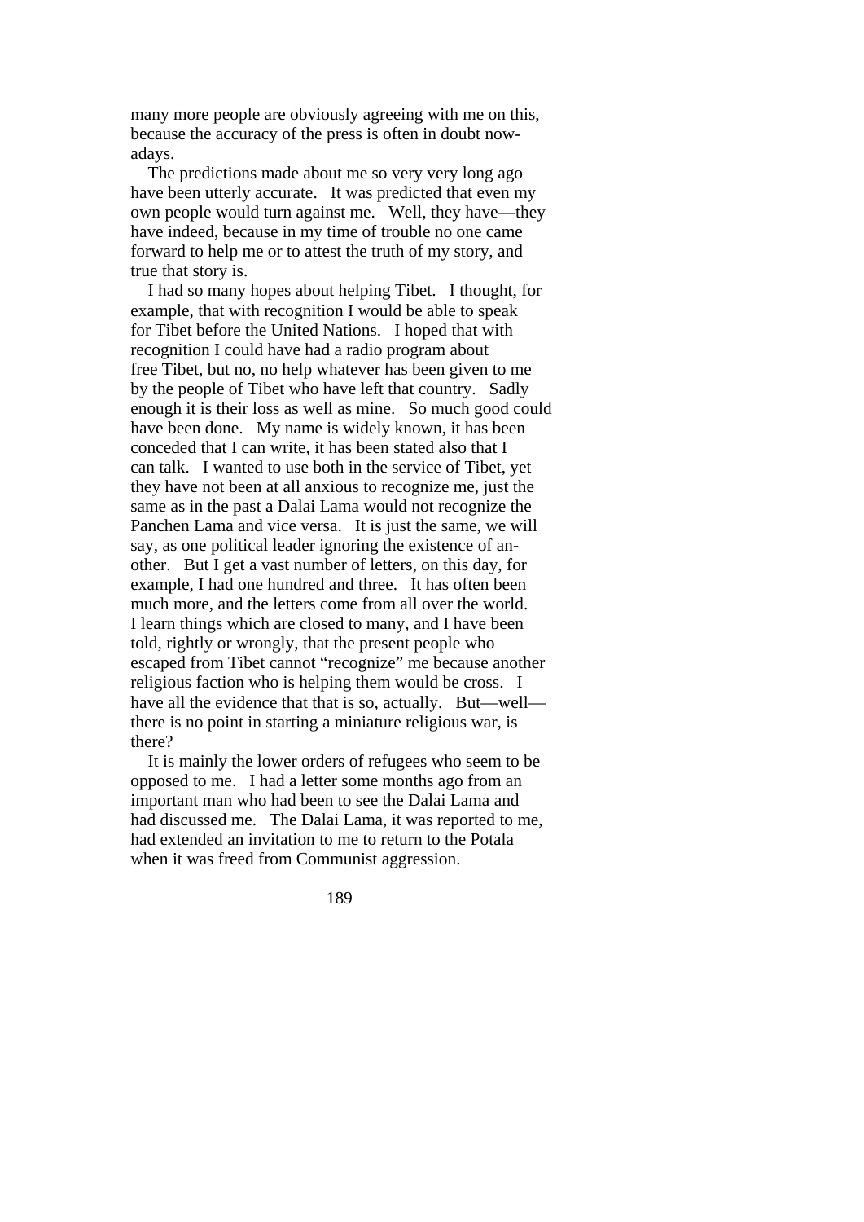many more people are obviously agreeing with me on this, because the accuracy of the press is often in doubt nowadays.

The predictions made about me so very very long ago have been utterly accurate. It was predicted that even my own people would turn against me. Well, they have—they have indeed, because in my time of trouble no one came forward to help me or to attest the truth of my story, and true that story is.

I had so many hopes about helping Tibet. I thought, for example, that with recognition I would be able to speak for Tibet before the United Nations. I hoped that with recognition I could have had a radio program about free Tibet, but no, no help whatever has been given to me by the people of Tibet who have left that country. Sadly enough it is their loss as well as mine. So much good could have been done. My name is widely known, it has been conceded that I can write, it has been stated also that I can talk. I wanted to use both in the service of Tibet, yet they have not been at all anxious to recognize me, just the same as in the past a Dalai Lama would not recognize the Panchen Lama and vice versa. It is just the same, we will say, as one political leader ignoring the existence of another. But I get a vast number of letters, on this day, for example, I had one hundred and three. It has often been much more, and the letters come from all over the world. I learn things which are closed to many, and I have been told, rightly or wrongly, that the present people who escaped from Tibet cannot "recognize" me because another religious faction who is helping them would be cross. I have all the evidence that that is so, actually. But—well—there is no point in starting a miniature religious war, is there?

It is mainly the lower orders of refugees who seem to be opposed to me. I had a letter some months ago from an important man who had been to see the Dalai Lama and had discussed me. The Dalai Lama, it was reported to me, had extended an invitation to me to return to the Potala when it was freed from Communist aggression.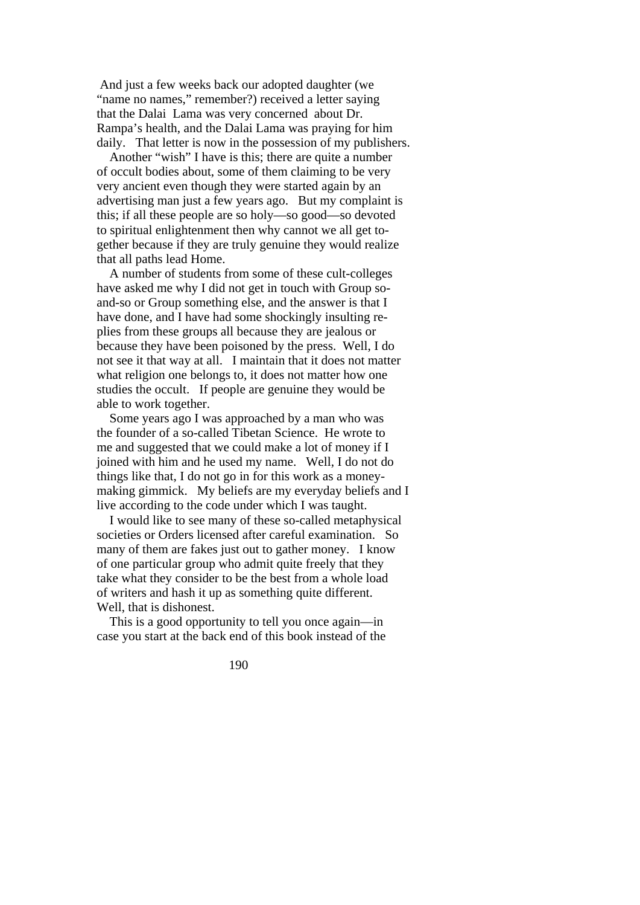And just a few weeks back our adopted daughter (we "name no names," remember?) received a letter saying that the Dalai Lama was very concerned about Dr. Rampa's health, and the Dalai Lama was praying for him daily. That letter is now in the possession of my publishers.

Another "wish" I have is this; there are quite a number of occult bodies about, some of them claiming to be very very ancient even though they were started again by an advertising man just a few years ago. But my complaint is this; if all these people are so holy—so good—so devoted to spiritual enlightenment then why cannot we all get together because if they are truly genuine they would realize that all paths lead Home.

A number of students from some of these cult-colleges have asked me why I did not get in touch with Group so-and-so or Group something else, and the answer is that I have done, and I have had some shockingly insulting replies from these groups all because they are jealous or because they have been poisoned by the press. Well, I do not see it that way at all. I maintain that it does not matter what religion one belongs to, it does not matter how one studies the occult. If people are genuine they would be able to work together.

Some years ago I was approached by a man who was the founder of a so-called Tibetan Science. He wrote to me and suggested that we could make a lot of money if I joined with him and he used my name. Well, I do not do things like that, I do not go in for this work as a money-making gimmick. My beliefs are my everyday beliefs and I live according to the code under which I was taught.

I would like to see many of these so-called metaphysical societies or Orders licensed after careful examination. So many of them are fakes just out to gather money. I know of one particular group who admit quite freely that they take what they consider to be the best from a whole load of writers and hash it up as something quite different. Well, that is dishonest.

This is a good opportunity to tell you once again—in case you start at the back end of this book instead of the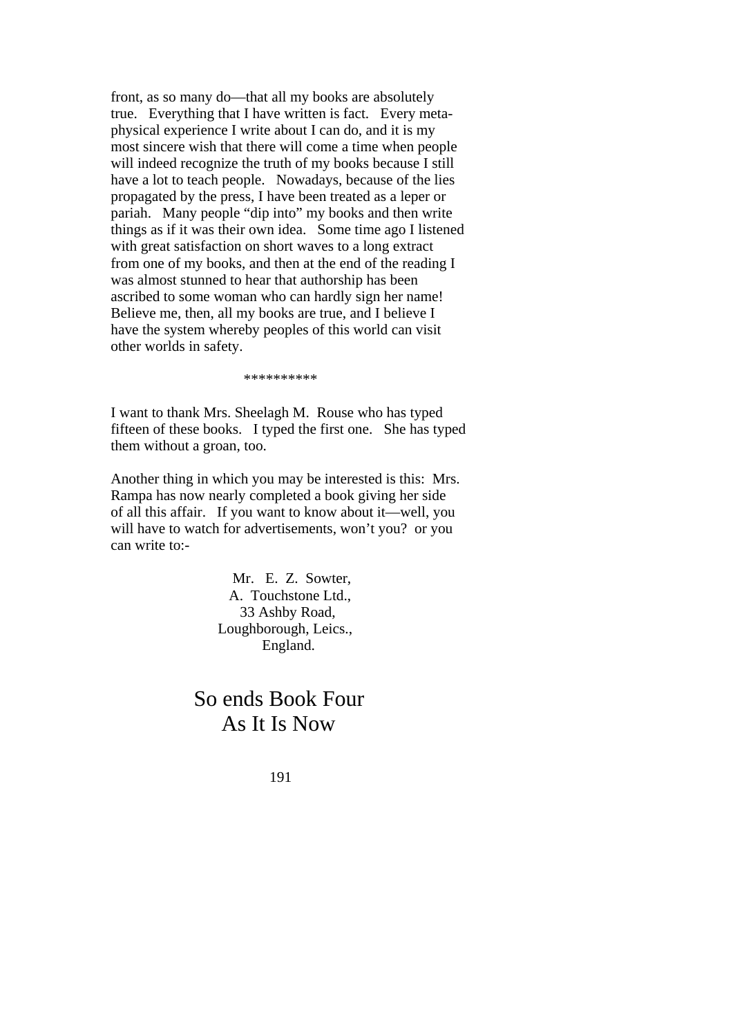front, as so many do—that all my books are absolutely true. Everything that I have written is fact. Every metaphysical experience I write about I can do, and it is my most sincere wish that there will come a time when people will indeed recognize the truth of my books because I still have a lot to teach people. Nowadays, because of the lies propagated by the press, I have been treated as a leper or pariah. Many people "dip into" my books and then write things as if it was their own idea. Some time ago I listened with great satisfaction on short waves to a long extract from one of my books, and then at the end of the reading I was almost stunned to hear that authorship has been ascribed to some woman who can hardly sign her name! Believe me, then, all my books are true, and I believe I have the system whereby peoples of this world can visit other worlds in safety.

**********

I want to thank Mrs. Sheelagh M. Rouse who has typed fifteen of these books. I typed the first one. She has typed them without a groan, too.

Another thing in which you may be interested is this: Mrs. Rampa has now nearly completed a book giving her side of all this affair. If you want to know about it—well, you will have to watch for advertisements, won't you? or you can write to:-

Mr. E. Z. Sowter,
A. Touchstone Ltd.,
33 Ashby Road,
Loughborough, Leics.,
England.

## So ends Book Four
## As It Is Now